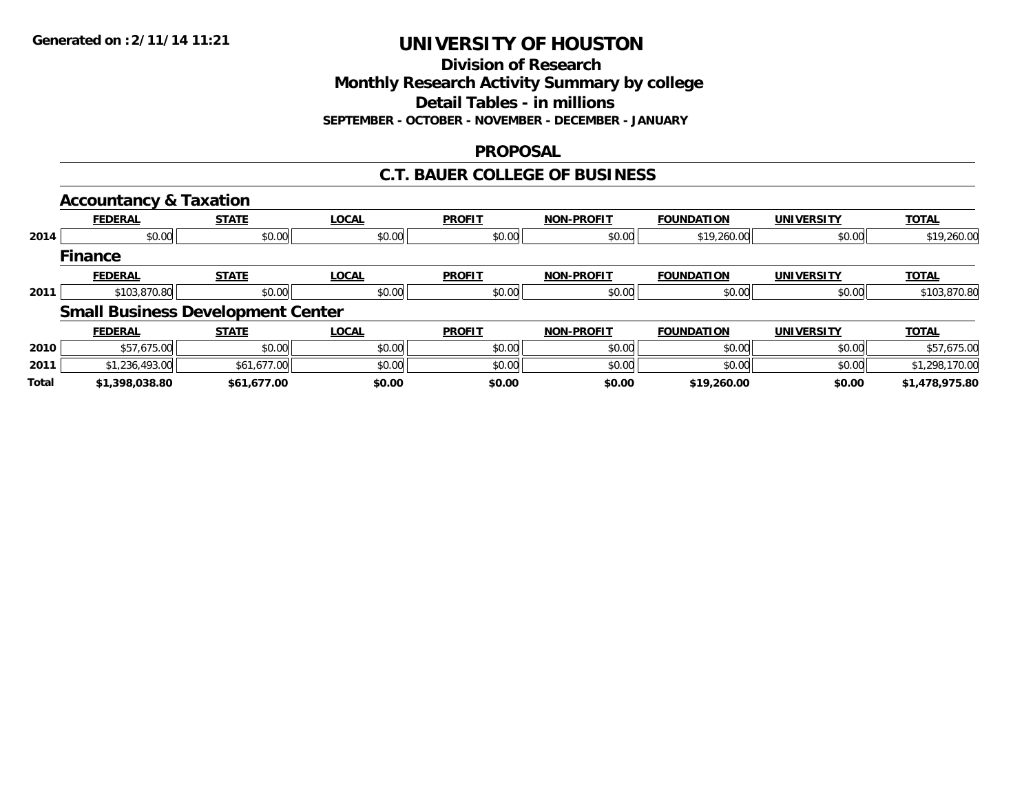**Generated on :2/11/14 11:21**

# UNIVERSITY OF HOUSTON

## Division of Research
## Monthly Research Activity Summary by college
## Detail Tables - in millions

**SEPTEMBER - OCTOBER - NOVEMBER - DECEMBER - JANUARY**

## PROPOSAL

## C.T. BAUER COLLEGE OF BUSINESS

### Accountancy & Taxation

| | FEDERAL | STATE | LOCAL | PROFIT | NON-PROFIT | FOUNDATION | UNIVERSITY | TOTAL |
|---|---|---|---|---|---|---|---|---|
| 2014 | $0.00 | $0.00 | $0.00 | $0.00 | $0.00 | $19,260.00 | $0.00 | $19,260.00 |

### Finance

| | FEDERAL | STATE | LOCAL | PROFIT | NON-PROFIT | FOUNDATION | UNIVERSITY | TOTAL |
|---|---|---|---|---|---|---|---|---|
| 2011 | $103,870.80 | $0.00 | $0.00 | $0.00 | $0.00 | $0.00 | $0.00 | $103,870.80 |

### Small Business Development Center

| | FEDERAL | STATE | LOCAL | PROFIT | NON-PROFIT | FOUNDATION | UNIVERSITY | TOTAL |
|---|---|---|---|---|---|---|---|---|
| 2010 | $57,675.00 | $0.00 | $0.00 | $0.00 | $0.00 | $0.00 | $0.00 | $57,675.00 |
| 2011 | $1,236,493.00 | $61,677.00 | $0.00 | $0.00 | $0.00 | $0.00 | $0.00 | $1,298,170.00 |
| **Total** | **$1,398,038.80** | **$61,677.00** | **$0.00** | **$0.00** | **$0.00** | **$19,260.00** | **$0.00** | **$1,478,975.80** |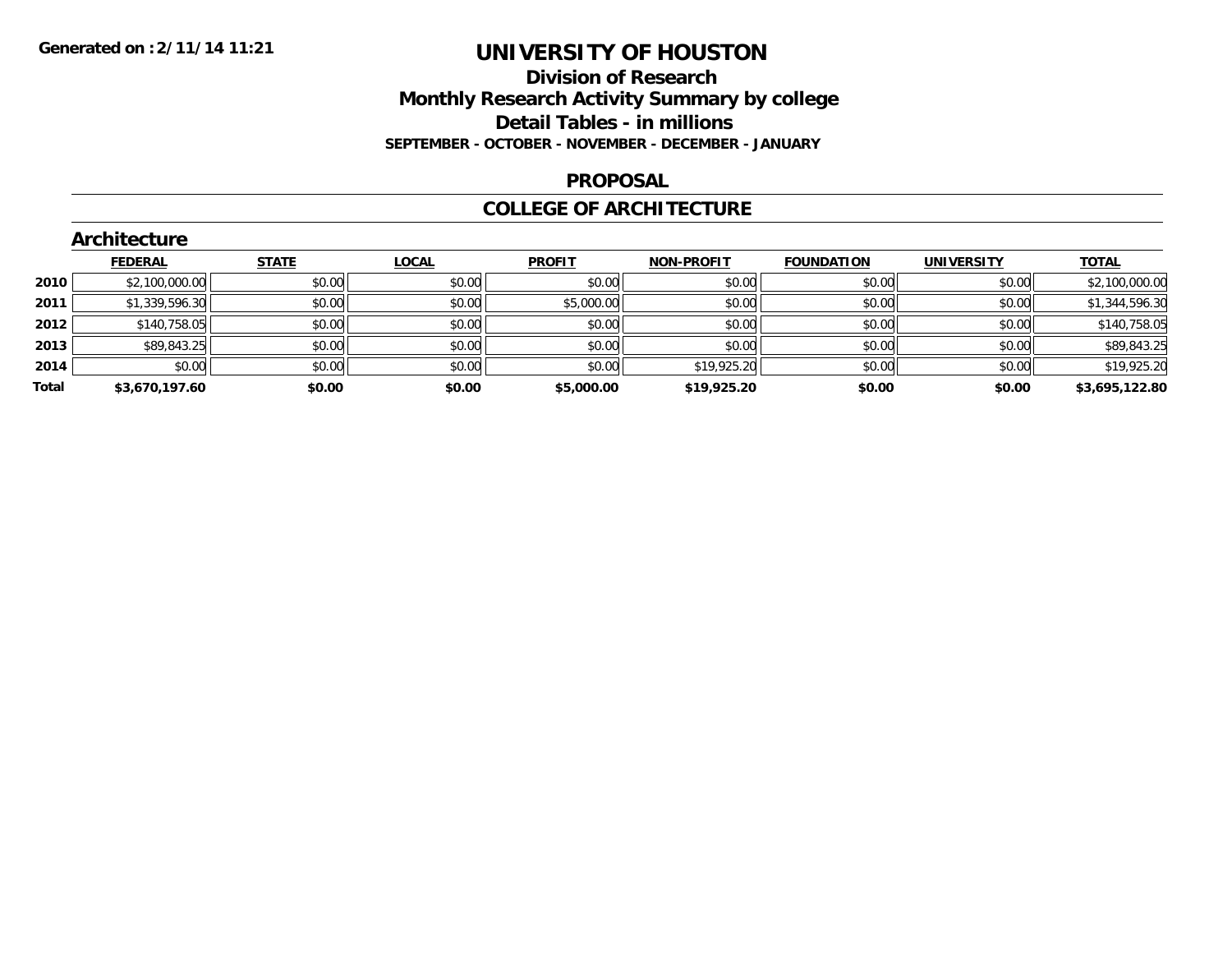Generated on :2/11/14 11:21

# UNIVERSITY OF HOUSTON

## Division of Research
## Monthly Research Activity Summary by college
## Detail Tables - in millions
### SEPTEMBER - OCTOBER - NOVEMBER - DECEMBER - JANUARY

## PROPOSAL

## COLLEGE OF ARCHITECTURE

### Architecture

| | FEDERAL | STATE | LOCAL | PROFIT | NON-PROFIT | FOUNDATION | UNIVERSITY | TOTAL |
|---|---|---|---|---|---|---|---|---|
| 2010 | $2,100,000.00 | $0.00 | $0.00 | $0.00 | $0.00 | $0.00 | $0.00 | $2,100,000.00 |
| 2011 | $1,339,596.30 | $0.00 | $0.00 | $5,000.00 | $0.00 | $0.00 | $0.00 | $1,344,596.30 |
| 2012 | $140,758.05 | $0.00 | $0.00 | $0.00 | $0.00 | $0.00 | $0.00 | $140,758.05 |
| 2013 | $89,843.25 | $0.00 | $0.00 | $0.00 | $0.00 | $0.00 | $0.00 | $89,843.25 |
| 2014 | $0.00 | $0.00 | $0.00 | $0.00 | $19,925.20 | $0.00 | $0.00 | $19,925.20 |
| **Total** | **$3,670,197.60** | **$0.00** | **$0.00** | **$5,000.00** | **$19,925.20** | **$0.00** | **$0.00** | **$3,695,122.80** |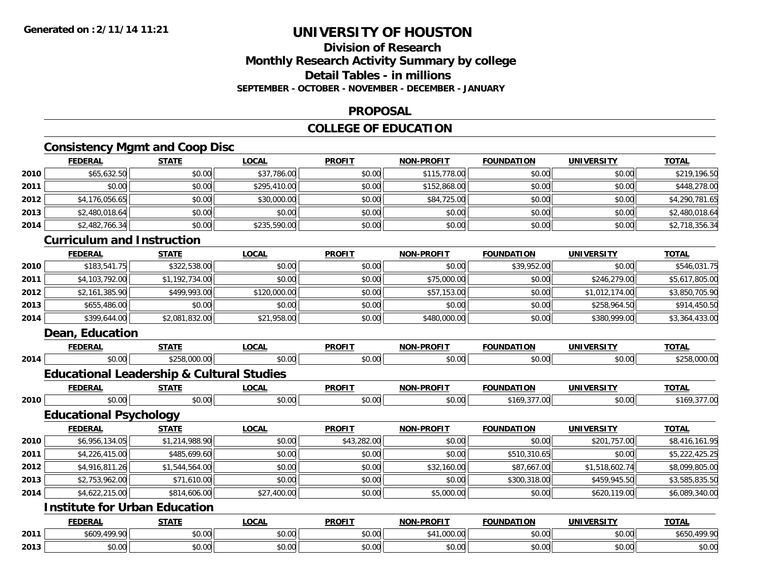Generated on :2/11/14 11:21

# UNIVERSITY OF HOUSTON

## Division of Research
## Monthly Research Activity Summary by college
## Detail Tables - in millions
### SEPTEMBER - OCTOBER - NOVEMBER - DECEMBER - JANUARY

## PROPOSAL

## COLLEGE OF EDUCATION

### Consistency Mgmt and Coop Disc

| | FEDERAL | STATE | LOCAL | PROFIT | NON-PROFIT | FOUNDATION | UNIVERSITY | TOTAL |
|---|---|---|---|---|---|---|---|---|
| 2010 | $65,632.50 | $0.00 | $37,786.00 | $0.00 | $115,778.00 | $0.00 | $0.00 | $219,196.50 |
| 2011 | $0.00 | $0.00 | $295,410.00 | $0.00 | $152,868.00 | $0.00 | $0.00 | $448,278.00 |
| 2012 | $4,176,056.65 | $0.00 | $30,000.00 | $0.00 | $84,725.00 | $0.00 | $0.00 | $4,290,781.65 |
| 2013 | $2,480,018.64 | $0.00 | $0.00 | $0.00 | $0.00 | $0.00 | $0.00 | $2,480,018.64 |
| 2014 | $2,482,766.34 | $0.00 | $235,590.00 | $0.00 | $0.00 | $0.00 | $0.00 | $2,718,356.34 |

### Curriculum and Instruction

| | FEDERAL | STATE | LOCAL | PROFIT | NON-PROFIT | FOUNDATION | UNIVERSITY | TOTAL |
|---|---|---|---|---|---|---|---|---|
| 2010 | $183,541.75 | $322,538.00 | $0.00 | $0.00 | $0.00 | $39,952.00 | $0.00 | $546,031.75 |
| 2011 | $4,103,792.00 | $1,192,734.00 | $0.00 | $0.00 | $75,000.00 | $0.00 | $246,279.00 | $5,617,805.00 |
| 2012 | $2,161,385.90 | $499,993.00 | $120,000.00 | $0.00 | $57,153.00 | $0.00 | $1,012,174.00 | $3,850,705.90 |
| 2013 | $655,486.00 | $0.00 | $0.00 | $0.00 | $0.00 | $0.00 | $258,964.50 | $914,450.50 |
| 2014 | $399,644.00 | $2,081,832.00 | $21,958.00 | $0.00 | $480,000.00 | $0.00 | $380,999.00 | $3,364,433.00 |

### Dean, Education

| | FEDERAL | STATE | LOCAL | PROFIT | NON-PROFIT | FOUNDATION | UNIVERSITY | TOTAL |
|---|---|---|---|---|---|---|---|---|
| 2014 | $0.00 | $258,000.00 | $0.00 | $0.00 | $0.00 | $0.00 | $0.00 | $258,000.00 |

### Educational Leadership & Cultural Studies

| | FEDERAL | STATE | LOCAL | PROFIT | NON-PROFIT | FOUNDATION | UNIVERSITY | TOTAL |
|---|---|---|---|---|---|---|---|---|
| 2010 | $0.00 | $0.00 | $0.00 | $0.00 | $0.00 | $169,377.00 | $0.00 | $169,377.00 |

### Educational Psychology

| | FEDERAL | STATE | LOCAL | PROFIT | NON-PROFIT | FOUNDATION | UNIVERSITY | TOTAL |
|---|---|---|---|---|---|---|---|---|
| 2010 | $6,956,134.05 | $1,214,988.90 | $0.00 | $43,282.00 | $0.00 | $0.00 | $201,757.00 | $8,416,161.95 |
| 2011 | $4,226,415.00 | $485,699.60 | $0.00 | $0.00 | $0.00 | $510,310.65 | $0.00 | $5,222,425.25 |
| 2012 | $4,916,811.26 | $1,544,564.00 | $0.00 | $0.00 | $32,160.00 | $87,667.00 | $1,518,602.74 | $8,099,805.00 |
| 2013 | $2,753,962.00 | $71,610.00 | $0.00 | $0.00 | $0.00 | $300,318.00 | $459,945.50 | $3,585,835.50 |
| 2014 | $4,622,215.00 | $814,606.00 | $27,400.00 | $0.00 | $5,000.00 | $0.00 | $620,119.00 | $6,089,340.00 |

### Institute for Urban Education

| | FEDERAL | STATE | LOCAL | PROFIT | NON-PROFIT | FOUNDATION | UNIVERSITY | TOTAL |
|---|---|---|---|---|---|---|---|---|
| 2011 | $609,499.90 | $0.00 | $0.00 | $0.00 | $41,000.00 | $0.00 | $0.00 | $650,499.90 |
| 2013 | $0.00 | $0.00 | $0.00 | $0.00 | $0.00 | $0.00 | $0.00 | $0.00 |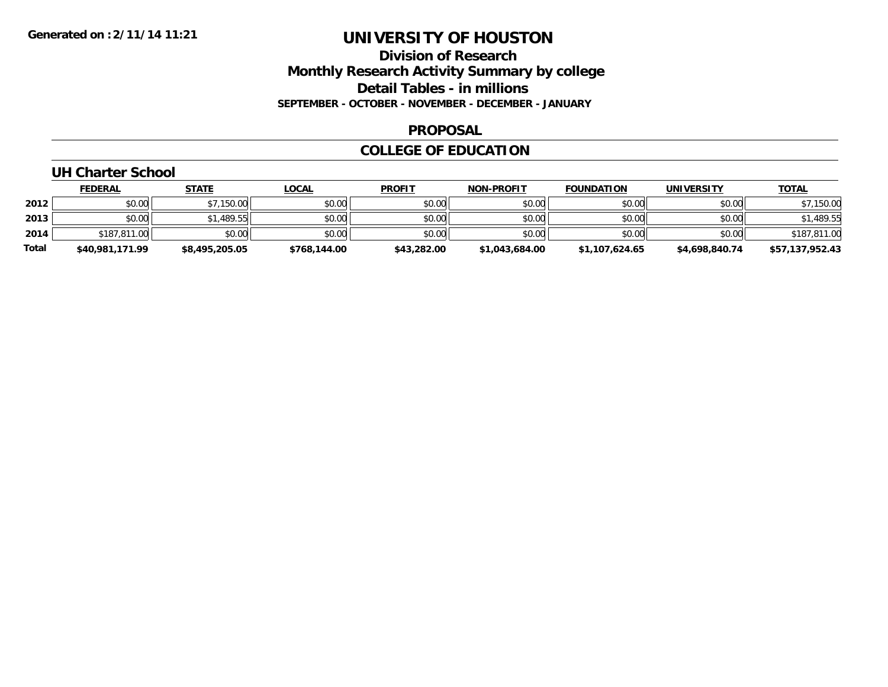Generated on :2/11/14 11:21

# UNIVERSITY OF HOUSTON

## Division of Research
## Monthly Research Activity Summary by college
## Detail Tables - in millions

**SEPTEMBER - OCTOBER - NOVEMBER - DECEMBER - JANUARY**

## PROPOSAL

## COLLEGE OF EDUCATION

### UH Charter School

| | FEDERAL | STATE | LOCAL | PROFIT | NON-PROFIT | FOUNDATION | UNIVERSITY | TOTAL |
|---|---|---|---|---|---|---|---|---|
| 2012 | $0.00 | $7,150.00 | $0.00 | $0.00 | $0.00 | $0.00 | $0.00 | $7,150.00 |
| 2013 | $0.00 | $1,489.55 | $0.00 | $0.00 | $0.00 | $0.00 | $0.00 | $1,489.55 |
| 2014 | $187,811.00 | $0.00 | $0.00 | $0.00 | $0.00 | $0.00 | $0.00 | $187,811.00 |
| **Total** | **$40,981,171.99** | **$8,495,205.05** | **$768,144.00** | **$43,282.00** | **$1,043,684.00** | **$1,107,624.65** | **$4,698,840.74** | **$57,137,952.43** |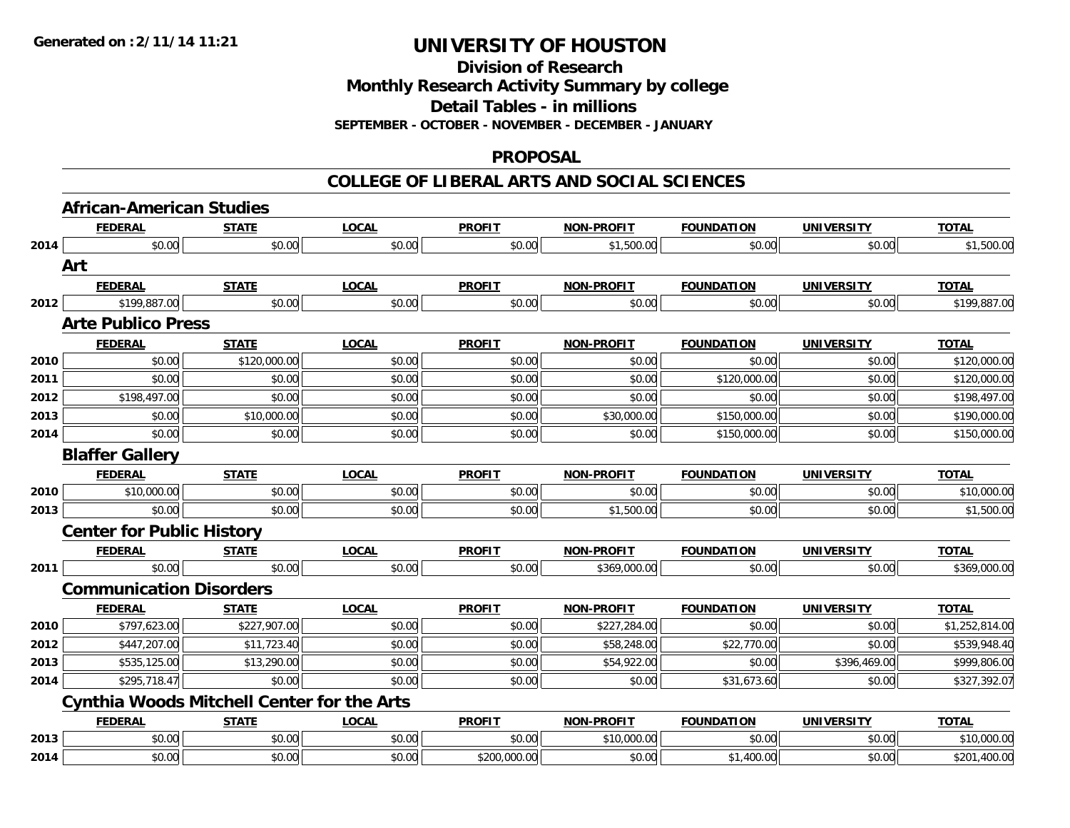Generated on :2/11/14 11:21

# UNIVERSITY OF HOUSTON

## Division of Research
## Monthly Research Activity Summary by college
## Detail Tables - in millions
### SEPTEMBER - OCTOBER - NOVEMBER - DECEMBER - JANUARY

## PROPOSAL

## COLLEGE OF LIBERAL ARTS AND SOCIAL SCIENCES

### African-American Studies

| | FEDERAL | STATE | LOCAL | PROFIT | NON-PROFIT | FOUNDATION | UNIVERSITY | TOTAL |
|---|---|---|---|---|---|---|---|---|
| 2014 | $0.00 | $0.00 | $0.00 | $0.00 | $1,500.00 | $0.00 | $0.00 | $1,500.00 |

### Art

| | FEDERAL | STATE | LOCAL | PROFIT | NON-PROFIT | FOUNDATION | UNIVERSITY | TOTAL |
|---|---|---|---|---|---|---|---|---|
| 2012 | $199,887.00 | $0.00 | $0.00 | $0.00 | $0.00 | $0.00 | $0.00 | $199,887.00 |

### Arte Publico Press

| | FEDERAL | STATE | LOCAL | PROFIT | NON-PROFIT | FOUNDATION | UNIVERSITY | TOTAL |
|---|---|---|---|---|---|---|---|---|
| 2010 | $0.00 | $120,000.00 | $0.00 | $0.00 | $0.00 | $0.00 | $0.00 | $120,000.00 |
| 2011 | $0.00 | $0.00 | $0.00 | $0.00 | $0.00 | $120,000.00 | $0.00 | $120,000.00 |
| 2012 | $198,497.00 | $0.00 | $0.00 | $0.00 | $0.00 | $0.00 | $0.00 | $198,497.00 |
| 2013 | $0.00 | $10,000.00 | $0.00 | $0.00 | $30,000.00 | $150,000.00 | $0.00 | $190,000.00 |
| 2014 | $0.00 | $0.00 | $0.00 | $0.00 | $0.00 | $150,000.00 | $0.00 | $150,000.00 |

### Blaffer Gallery

| | FEDERAL | STATE | LOCAL | PROFIT | NON-PROFIT | FOUNDATION | UNIVERSITY | TOTAL |
|---|---|---|---|---|---|---|---|---|
| 2010 | $10,000.00 | $0.00 | $0.00 | $0.00 | $0.00 | $0.00 | $0.00 | $10,000.00 |
| 2013 | $0.00 | $0.00 | $0.00 | $0.00 | $1,500.00 | $0.00 | $0.00 | $1,500.00 |

### Center for Public History

| | FEDERAL | STATE | LOCAL | PROFIT | NON-PROFIT | FOUNDATION | UNIVERSITY | TOTAL |
|---|---|---|---|---|---|---|---|---|
| 2011 | $0.00 | $0.00 | $0.00 | $0.00 | $369,000.00 | $0.00 | $0.00 | $369,000.00 |

### Communication Disorders

| | FEDERAL | STATE | LOCAL | PROFIT | NON-PROFIT | FOUNDATION | UNIVERSITY | TOTAL |
|---|---|---|---|---|---|---|---|---|
| 2010 | $797,623.00 | $227,907.00 | $0.00 | $0.00 | $227,284.00 | $0.00 | $0.00 | $1,252,814.00 |
| 2012 | $447,207.00 | $11,723.40 | $0.00 | $0.00 | $58,248.00 | $22,770.00 | $0.00 | $539,948.40 |
| 2013 | $535,125.00 | $13,290.00 | $0.00 | $0.00 | $54,922.00 | $0.00 | $396,469.00 | $999,806.00 |
| 2014 | $295,718.47 | $0.00 | $0.00 | $0.00 | $0.00 | $31,673.60 | $0.00 | $327,392.07 |

### Cynthia Woods Mitchell Center for the Arts

| | FEDERAL | STATE | LOCAL | PROFIT | NON-PROFIT | FOUNDATION | UNIVERSITY | TOTAL |
|---|---|---|---|---|---|---|---|---|
| 2013 | $0.00 | $0.00 | $0.00 | $0.00 | $10,000.00 | $0.00 | $0.00 | $10,000.00 |
| 2014 | $0.00 | $0.00 | $0.00 | $200,000.00 | $0.00 | $1,400.00 | $0.00 | $201,400.00 |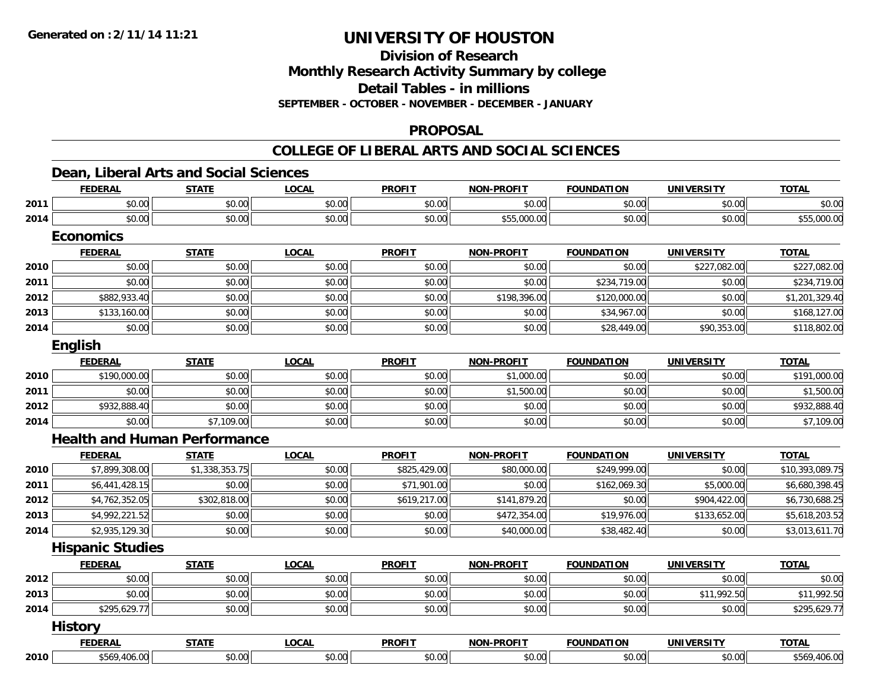# UNIVERSITY OF HOUSTON

## Division of Research
## Monthly Research Activity Summary by college
## Detail Tables - in millions
### SEPTEMBER - OCTOBER - NOVEMBER - DECEMBER - JANUARY

## PROPOSAL

## COLLEGE OF LIBERAL ARTS AND SOCIAL SCIENCES

### Dean, Liberal Arts and Social Sciences

| | FEDERAL | STATE | LOCAL | PROFIT | NON-PROFIT | FOUNDATION | UNIVERSITY | TOTAL |
|---|---|---|---|---|---|---|---|---|
| 2011 | $0.00 | $0.00 | $0.00 | $0.00 | $0.00 | $0.00 | $0.00 | $0.00 |
| 2014 | $0.00 | $0.00 | $0.00 | $0.00 | $55,000.00 | $0.00 | $0.00 | $55,000.00 |

### Economics

| | FEDERAL | STATE | LOCAL | PROFIT | NON-PROFIT | FOUNDATION | UNIVERSITY | TOTAL |
|---|---|---|---|---|---|---|---|---|
| 2010 | $0.00 | $0.00 | $0.00 | $0.00 | $0.00 | $0.00 | $227,082.00 | $227,082.00 |
| 2011 | $0.00 | $0.00 | $0.00 | $0.00 | $0.00 | $234,719.00 | $0.00 | $234,719.00 |
| 2012 | $882,933.40 | $0.00 | $0.00 | $0.00 | $198,396.00 | $120,000.00 | $0.00 | $1,201,329.40 |
| 2013 | $133,160.00 | $0.00 | $0.00 | $0.00 | $0.00 | $34,967.00 | $0.00 | $168,127.00 |
| 2014 | $0.00 | $0.00 | $0.00 | $0.00 | $0.00 | $28,449.00 | $90,353.00 | $118,802.00 |

### English

| | FEDERAL | STATE | LOCAL | PROFIT | NON-PROFIT | FOUNDATION | UNIVERSITY | TOTAL |
|---|---|---|---|---|---|---|---|---|
| 2010 | $190,000.00 | $0.00 | $0.00 | $0.00 | $1,000.00 | $0.00 | $0.00 | $191,000.00 |
| 2011 | $0.00 | $0.00 | $0.00 | $0.00 | $1,500.00 | $0.00 | $0.00 | $1,500.00 |
| 2012 | $932,888.40 | $0.00 | $0.00 | $0.00 | $0.00 | $0.00 | $0.00 | $932,888.40 |
| 2014 | $0.00 | $7,109.00 | $0.00 | $0.00 | $0.00 | $0.00 | $0.00 | $7,109.00 |

### Health and Human Performance

| | FEDERAL | STATE | LOCAL | PROFIT | NON-PROFIT | FOUNDATION | UNIVERSITY | TOTAL |
|---|---|---|---|---|---|---|---|---|
| 2010 | $7,899,308.00 | $1,338,353.75 | $0.00 | $825,429.00 | $80,000.00 | $249,999.00 | $0.00 | $10,393,089.75 |
| 2011 | $6,441,428.15 | $0.00 | $0.00 | $71,901.00 | $0.00 | $162,069.30 | $5,000.00 | $6,680,398.45 |
| 2012 | $4,762,352.05 | $302,818.00 | $0.00 | $619,217.00 | $141,879.20 | $0.00 | $904,422.00 | $6,730,688.25 |
| 2013 | $4,992,221.52 | $0.00 | $0.00 | $0.00 | $472,354.00 | $19,976.00 | $133,652.00 | $5,618,203.52 |
| 2014 | $2,935,129.30 | $0.00 | $0.00 | $0.00 | $40,000.00 | $38,482.40 | $0.00 | $3,013,611.70 |

### Hispanic Studies

| | FEDERAL | STATE | LOCAL | PROFIT | NON-PROFIT | FOUNDATION | UNIVERSITY | TOTAL |
|---|---|---|---|---|---|---|---|---|
| 2012 | $0.00 | $0.00 | $0.00 | $0.00 | $0.00 | $0.00 | $0.00 | $0.00 |
| 2013 | $0.00 | $0.00 | $0.00 | $0.00 | $0.00 | $0.00 | $11,992.50 | $11,992.50 |
| 2014 | $295,629.77 | $0.00 | $0.00 | $0.00 | $0.00 | $0.00 | $0.00 | $295,629.77 |

### History

| | FEDERAL | STATE | LOCAL | PROFIT | NON-PROFIT | FOUNDATION | UNIVERSITY | TOTAL |
|---|---|---|---|---|---|---|---|---|
| 2010 | $569,406.00 | $0.00 | $0.00 | $0.00 | $0.00 | $0.00 | $0.00 | $569,406.00 |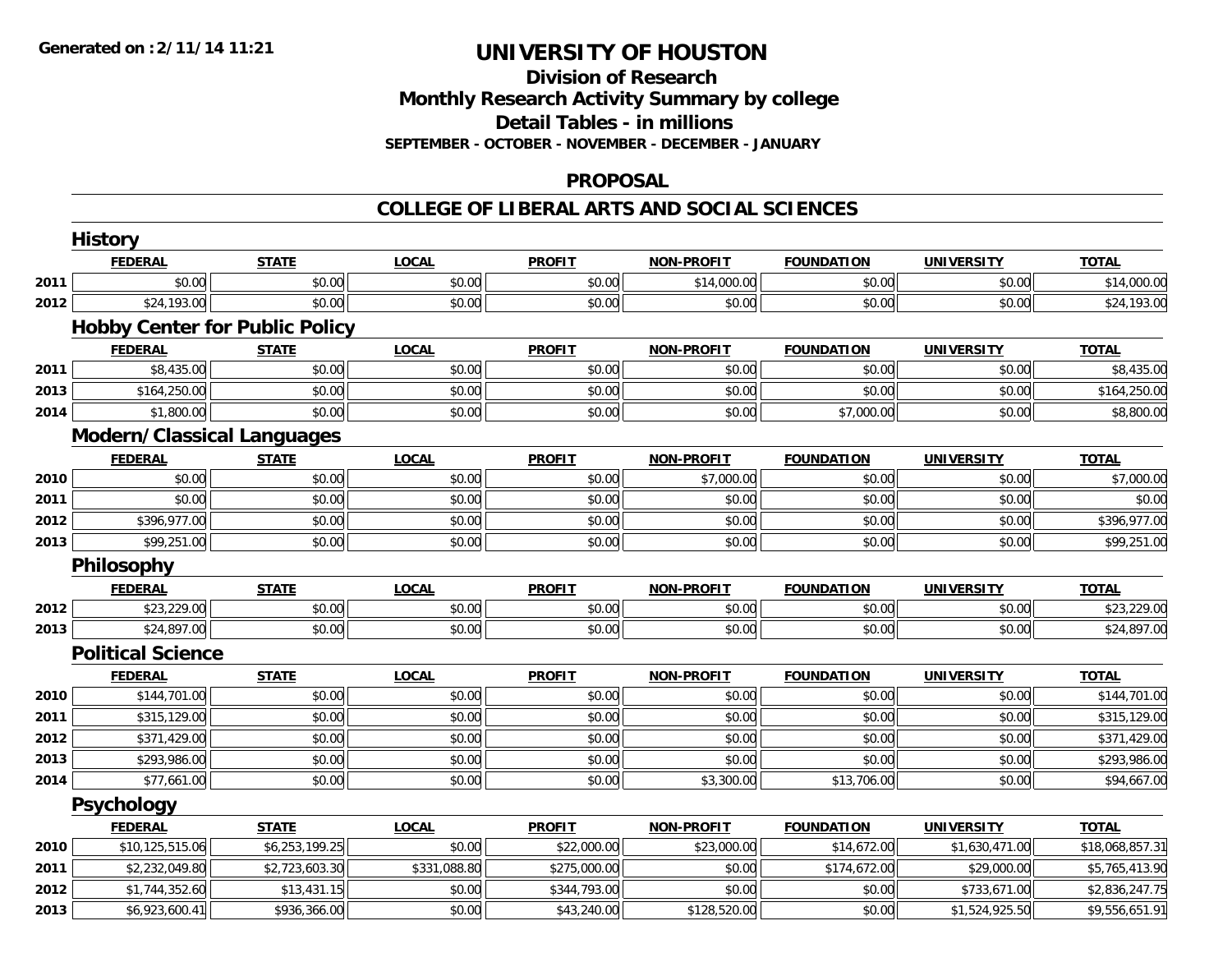**Generated on :2/11/14 11:21**

# UNIVERSITY OF HOUSTON

## Division of Research
## Monthly Research Activity Summary by college
## Detail Tables - in millions
### SEPTEMBER - OCTOBER - NOVEMBER - DECEMBER - JANUARY

## PROPOSAL

## COLLEGE OF LIBERAL ARTS AND SOCIAL SCIENCES

### History

| | FEDERAL | STATE | LOCAL | PROFIT | NON-PROFIT | FOUNDATION | UNIVERSITY | TOTAL |
|---|---|---|---|---|---|---|---|---|
| 2011 | $0.00 | $0.00 | $0.00 | $0.00 | $14,000.00 | $0.00 | $0.00 | $14,000.00 |
| 2012 | $24,193.00 | $0.00 | $0.00 | $0.00 | $0.00 | $0.00 | $0.00 | $24,193.00 |

### Hobby Center for Public Policy

| | FEDERAL | STATE | LOCAL | PROFIT | NON-PROFIT | FOUNDATION | UNIVERSITY | TOTAL |
|---|---|---|---|---|---|---|---|---|
| 2011 | $8,435.00 | $0.00 | $0.00 | $0.00 | $0.00 | $0.00 | $0.00 | $8,435.00 |
| 2013 | $164,250.00 | $0.00 | $0.00 | $0.00 | $0.00 | $0.00 | $0.00 | $164,250.00 |
| 2014 | $1,800.00 | $0.00 | $0.00 | $0.00 | $0.00 | $7,000.00 | $0.00 | $8,800.00 |

### Modern/Classical Languages

| | FEDERAL | STATE | LOCAL | PROFIT | NON-PROFIT | FOUNDATION | UNIVERSITY | TOTAL |
|---|---|---|---|---|---|---|---|---|
| 2010 | $0.00 | $0.00 | $0.00 | $0.00 | $7,000.00 | $0.00 | $0.00 | $7,000.00 |
| 2011 | $0.00 | $0.00 | $0.00 | $0.00 | $0.00 | $0.00 | $0.00 | $0.00 |
| 2012 | $396,977.00 | $0.00 | $0.00 | $0.00 | $0.00 | $0.00 | $0.00 | $396,977.00 |
| 2013 | $99,251.00 | $0.00 | $0.00 | $0.00 | $0.00 | $0.00 | $0.00 | $99,251.00 |

### Philosophy

| | FEDERAL | STATE | LOCAL | PROFIT | NON-PROFIT | FOUNDATION | UNIVERSITY | TOTAL |
|---|---|---|---|---|---|---|---|---|
| 2012 | $23,229.00 | $0.00 | $0.00 | $0.00 | $0.00 | $0.00 | $0.00 | $23,229.00 |
| 2013 | $24,897.00 | $0.00 | $0.00 | $0.00 | $0.00 | $0.00 | $0.00 | $24,897.00 |

### Political Science

| | FEDERAL | STATE | LOCAL | PROFIT | NON-PROFIT | FOUNDATION | UNIVERSITY | TOTAL |
|---|---|---|---|---|---|---|---|---|
| 2010 | $144,701.00 | $0.00 | $0.00 | $0.00 | $0.00 | $0.00 | $0.00 | $144,701.00 |
| 2011 | $315,129.00 | $0.00 | $0.00 | $0.00 | $0.00 | $0.00 | $0.00 | $315,129.00 |
| 2012 | $371,429.00 | $0.00 | $0.00 | $0.00 | $0.00 | $0.00 | $0.00 | $371,429.00 |
| 2013 | $293,986.00 | $0.00 | $0.00 | $0.00 | $0.00 | $0.00 | $0.00 | $293,986.00 |
| 2014 | $77,661.00 | $0.00 | $0.00 | $0.00 | $3,300.00 | $13,706.00 | $0.00 | $94,667.00 |

### Psychology

| | FEDERAL | STATE | LOCAL | PROFIT | NON-PROFIT | FOUNDATION | UNIVERSITY | TOTAL |
|---|---|---|---|---|---|---|---|---|
| 2010 | $10,125,515.06 | $6,253,199.25 | $0.00 | $22,000.00 | $23,000.00 | $14,672.00 | $1,630,471.00 | $18,068,857.31 |
| 2011 | $2,232,049.80 | $2,723,603.30 | $331,088.80 | $275,000.00 | $0.00 | $174,672.00 | $29,000.00 | $5,765,413.90 |
| 2012 | $1,744,352.60 | $13,431.15 | $0.00 | $344,793.00 | $0.00 | $0.00 | $733,671.00 | $2,836,247.75 |
| 2013 | $6,923,600.41 | $936,366.00 | $0.00 | $43,240.00 | $128,520.00 | $0.00 | $1,524,925.50 | $9,556,651.91 |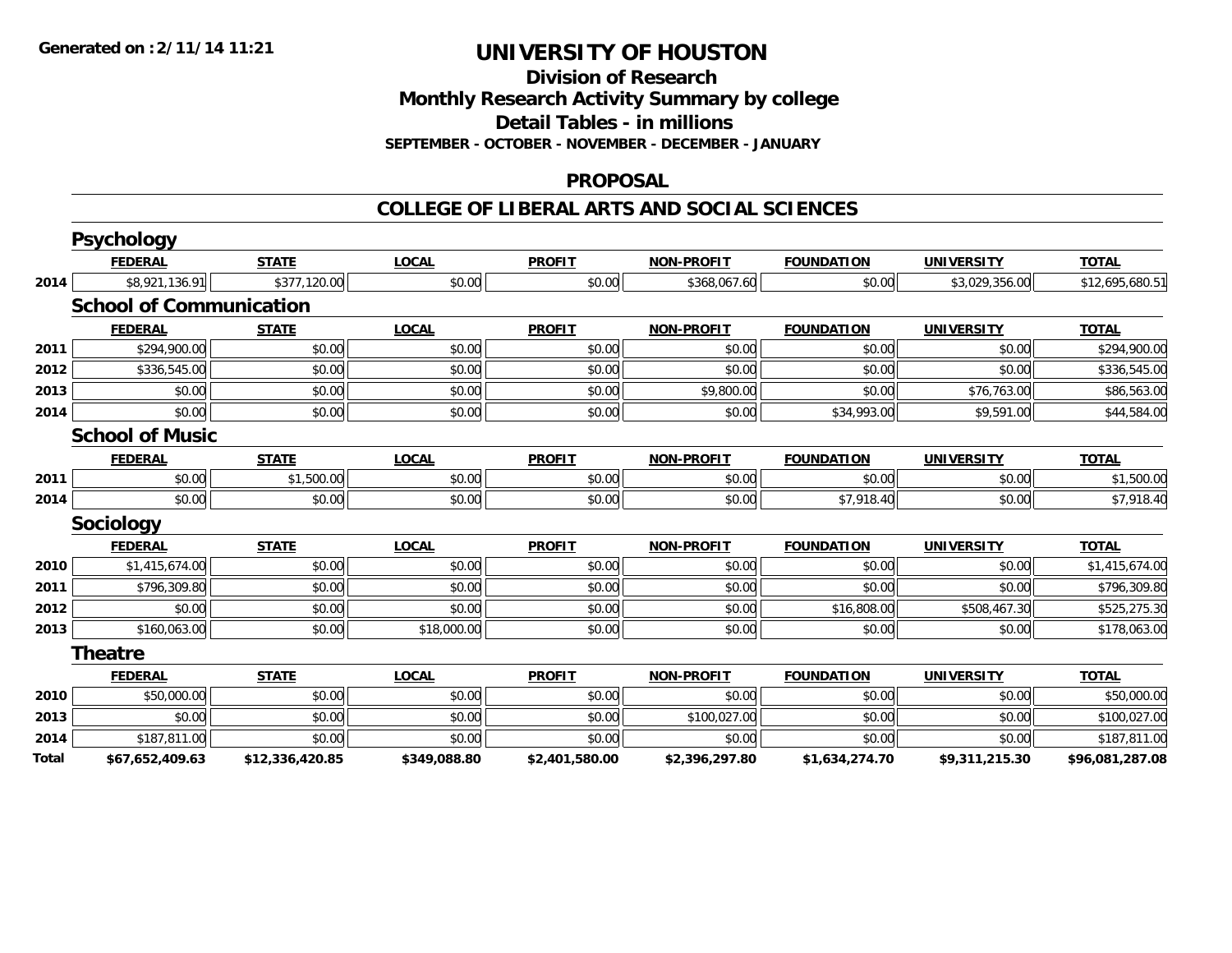# UNIVERSITY OF HOUSTON

## Division of Research
## Monthly Research Activity Summary by college
## Detail Tables - in millions
### SEPTEMBER - OCTOBER - NOVEMBER - DECEMBER - JANUARY

Generated on :2/11/14 11:21

## PROPOSAL

## COLLEGE OF LIBERAL ARTS AND SOCIAL SCIENCES

### Psychology

| | FEDERAL | STATE | LOCAL | PROFIT | NON-PROFIT | FOUNDATION | UNIVERSITY | TOTAL |
|---|---|---|---|---|---|---|---|---|
| 2014 | $8,921,136.91 | $377,120.00 | $0.00 | $0.00 | $368,067.60 | $0.00 | $3,029,356.00 | $12,695,680.51 |

### School of Communication

| | FEDERAL | STATE | LOCAL | PROFIT | NON-PROFIT | FOUNDATION | UNIVERSITY | TOTAL |
|---|---|---|---|---|---|---|---|---|
| 2011 | $294,900.00 | $0.00 | $0.00 | $0.00 | $0.00 | $0.00 | $0.00 | $294,900.00 |
| 2012 | $336,545.00 | $0.00 | $0.00 | $0.00 | $0.00 | $0.00 | $0.00 | $336,545.00 |
| 2013 | $0.00 | $0.00 | $0.00 | $0.00 | $9,800.00 | $0.00 | $76,763.00 | $86,563.00 |
| 2014 | $0.00 | $0.00 | $0.00 | $0.00 | $0.00 | $34,993.00 | $9,591.00 | $44,584.00 |

### School of Music

| | FEDERAL | STATE | LOCAL | PROFIT | NON-PROFIT | FOUNDATION | UNIVERSITY | TOTAL |
|---|---|---|---|---|---|---|---|---|
| 2011 | $0.00 | $1,500.00 | $0.00 | $0.00 | $0.00 | $0.00 | $0.00 | $1,500.00 |
| 2014 | $0.00 | $0.00 | $0.00 | $0.00 | $0.00 | $7,918.40 | $0.00 | $7,918.40 |

### Sociology

| | FEDERAL | STATE | LOCAL | PROFIT | NON-PROFIT | FOUNDATION | UNIVERSITY | TOTAL |
|---|---|---|---|---|---|---|---|---|
| 2010 | $1,415,674.00 | $0.00 | $0.00 | $0.00 | $0.00 | $0.00 | $0.00 | $1,415,674.00 |
| 2011 | $796,309.80 | $0.00 | $0.00 | $0.00 | $0.00 | $0.00 | $0.00 | $796,309.80 |
| 2012 | $0.00 | $0.00 | $0.00 | $0.00 | $0.00 | $16,808.00 | $508,467.30 | $525,275.30 |
| 2013 | $160,063.00 | $0.00 | $18,000.00 | $0.00 | $0.00 | $0.00 | $0.00 | $178,063.00 |

### Theatre

| | FEDERAL | STATE | LOCAL | PROFIT | NON-PROFIT | FOUNDATION | UNIVERSITY | TOTAL |
|---|---|---|---|---|---|---|---|---|
| 2010 | $50,000.00 | $0.00 | $0.00 | $0.00 | $0.00 | $0.00 | $0.00 | $50,000.00 |
| 2013 | $0.00 | $0.00 | $0.00 | $0.00 | $100,027.00 | $0.00 | $0.00 | $100,027.00 |
| 2014 | $187,811.00 | $0.00 | $0.00 | $0.00 | $0.00 | $0.00 | $0.00 | $187,811.00 |
| **Total** | **$67,652,409.63** | **$12,336,420.85** | **$349,088.80** | **$2,401,580.00** | **$2,396,297.80** | **$1,634,274.70** | **$9,311,215.30** | **$96,081,287.08** |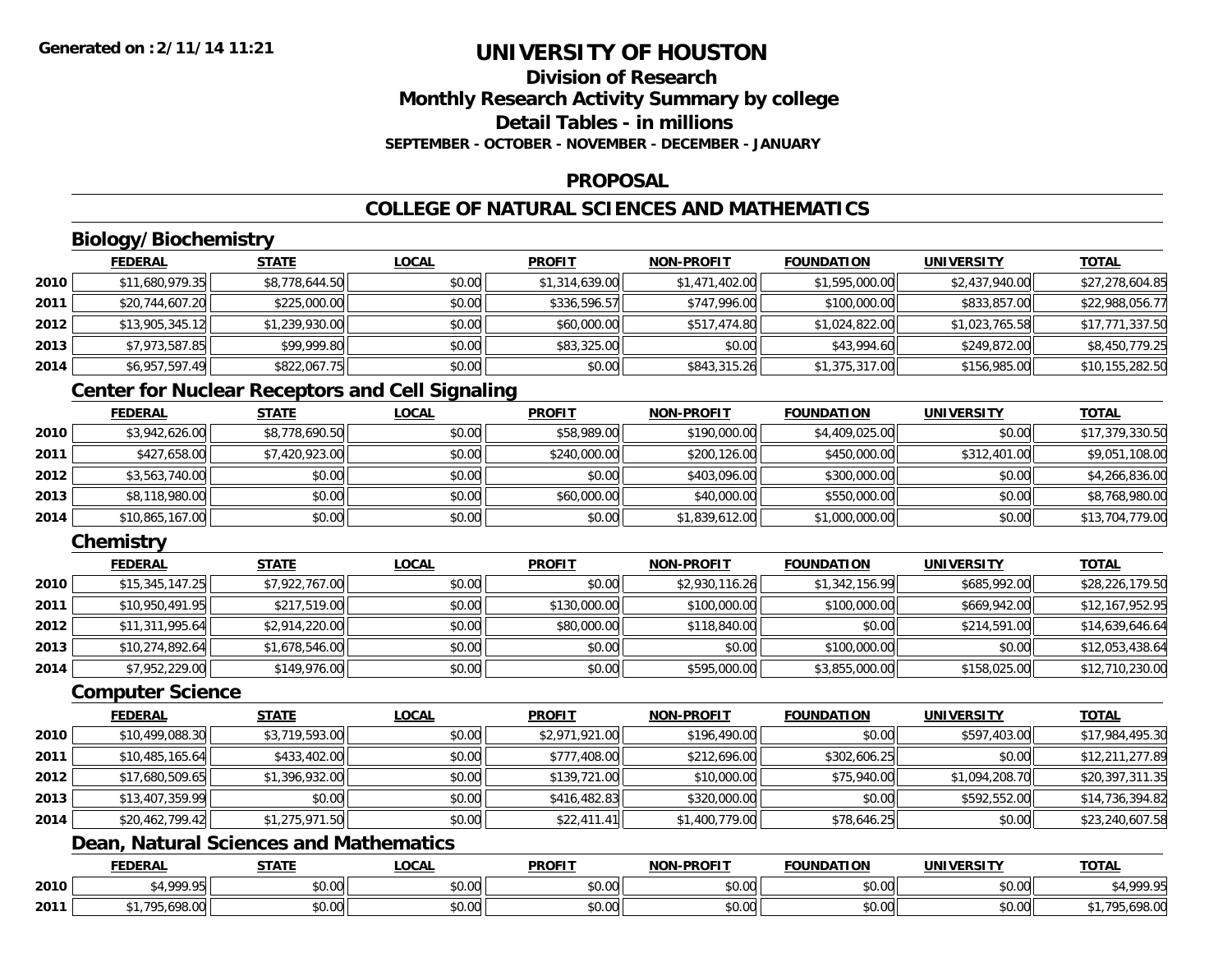**Generated on :2/11/14 11:21**

# UNIVERSITY OF HOUSTON

## Division of Research
## Monthly Research Activity Summary by college
## Detail Tables - in millions

**SEPTEMBER - OCTOBER - NOVEMBER - DECEMBER - JANUARY**

## PROPOSAL

## COLLEGE OF NATURAL SCIENCES AND MATHEMATICS

### Biology/Biochemistry

| | FEDERAL | STATE | LOCAL | PROFIT | NON-PROFIT | FOUNDATION | UNIVERSITY | TOTAL |
|---|---|---|---|---|---|---|---|---|
| 2010 | $11,680,979.35 | $8,778,644.50 | $0.00 | $1,314,639.00 | $1,471,402.00 | $1,595,000.00 | $2,437,940.00 | $27,278,604.85 |
| 2011 | $20,744,607.20 | $225,000.00 | $0.00 | $336,596.57 | $747,996.00 | $100,000.00 | $833,857.00 | $22,988,056.77 |
| 2012 | $13,905,345.12 | $1,239,930.00 | $0.00 | $60,000.00 | $517,474.80 | $1,024,822.00 | $1,023,765.58 | $17,771,337.50 |
| 2013 | $7,973,587.85 | $99,999.80 | $0.00 | $83,325.00 | $0.00 | $43,994.60 | $249,872.00 | $8,450,779.25 |
| 2014 | $6,957,597.49 | $822,067.75 | $0.00 | $0.00 | $843,315.26 | $1,375,317.00 | $156,985.00 | $10,155,282.50 |

### Center for Nuclear Receptors and Cell Signaling

| | FEDERAL | STATE | LOCAL | PROFIT | NON-PROFIT | FOUNDATION | UNIVERSITY | TOTAL |
|---|---|---|---|---|---|---|---|---|
| 2010 | $3,942,626.00 | $8,778,690.50 | $0.00 | $58,989.00 | $190,000.00 | $4,409,025.00 | $0.00 | $17,379,330.50 |
| 2011 | $427,658.00 | $7,420,923.00 | $0.00 | $240,000.00 | $200,126.00 | $450,000.00 | $312,401.00 | $9,051,108.00 |
| 2012 | $3,563,740.00 | $0.00 | $0.00 | $0.00 | $403,096.00 | $300,000.00 | $0.00 | $4,266,836.00 |
| 2013 | $8,118,980.00 | $0.00 | $0.00 | $60,000.00 | $40,000.00 | $550,000.00 | $0.00 | $8,768,980.00 |
| 2014 | $10,865,167.00 | $0.00 | $0.00 | $0.00 | $1,839,612.00 | $1,000,000.00 | $0.00 | $13,704,779.00 |

### Chemistry

| | FEDERAL | STATE | LOCAL | PROFIT | NON-PROFIT | FOUNDATION | UNIVERSITY | TOTAL |
|---|---|---|---|---|---|---|---|---|
| 2010 | $15,345,147.25 | $7,922,767.00 | $0.00 | $0.00 | $2,930,116.26 | $1,342,156.99 | $685,992.00 | $28,226,179.50 |
| 2011 | $10,950,491.95 | $217,519.00 | $0.00 | $130,000.00 | $100,000.00 | $100,000.00 | $669,942.00 | $12,167,952.95 |
| 2012 | $11,311,995.64 | $2,914,220.00 | $0.00 | $80,000.00 | $118,840.00 | $0.00 | $214,591.00 | $14,639,646.64 |
| 2013 | $10,274,892.64 | $1,678,546.00 | $0.00 | $0.00 | $0.00 | $100,000.00 | $0.00 | $12,053,438.64 |
| 2014 | $7,952,229.00 | $149,976.00 | $0.00 | $0.00 | $595,000.00 | $3,855,000.00 | $158,025.00 | $12,710,230.00 |

### Computer Science

| | FEDERAL | STATE | LOCAL | PROFIT | NON-PROFIT | FOUNDATION | UNIVERSITY | TOTAL |
|---|---|---|---|---|---|---|---|---|
| 2010 | $10,499,088.30 | $3,719,593.00 | $0.00 | $2,971,921.00 | $196,490.00 | $0.00 | $597,403.00 | $17,984,495.30 |
| 2011 | $10,485,165.64 | $433,402.00 | $0.00 | $777,408.00 | $212,696.00 | $302,606.25 | $0.00 | $12,211,277.89 |
| 2012 | $17,680,509.65 | $1,396,932.00 | $0.00 | $139,721.00 | $10,000.00 | $75,940.00 | $1,094,208.70 | $20,397,311.35 |
| 2013 | $13,407,359.99 | $0.00 | $0.00 | $416,482.83 | $320,000.00 | $0.00 | $592,552.00 | $14,736,394.82 |
| 2014 | $20,462,799.42 | $1,275,971.50 | $0.00 | $22,411.41 | $1,400,779.00 | $78,646.25 | $0.00 | $23,240,607.58 |

### Dean, Natural Sciences and Mathematics

| | FEDERAL | STATE | LOCAL | PROFIT | NON-PROFIT | FOUNDATION | UNIVERSITY | TOTAL |
|---|---|---|---|---|---|---|---|---|
| 2010 | $4,999.95 | $0.00 | $0.00 | $0.00 | $0.00 | $0.00 | $0.00 | $4,999.95 |
| 2011 | $1,795,698.00 | $0.00 | $0.00 | $0.00 | $0.00 | $0.00 | $0.00 | $1,795,698.00 |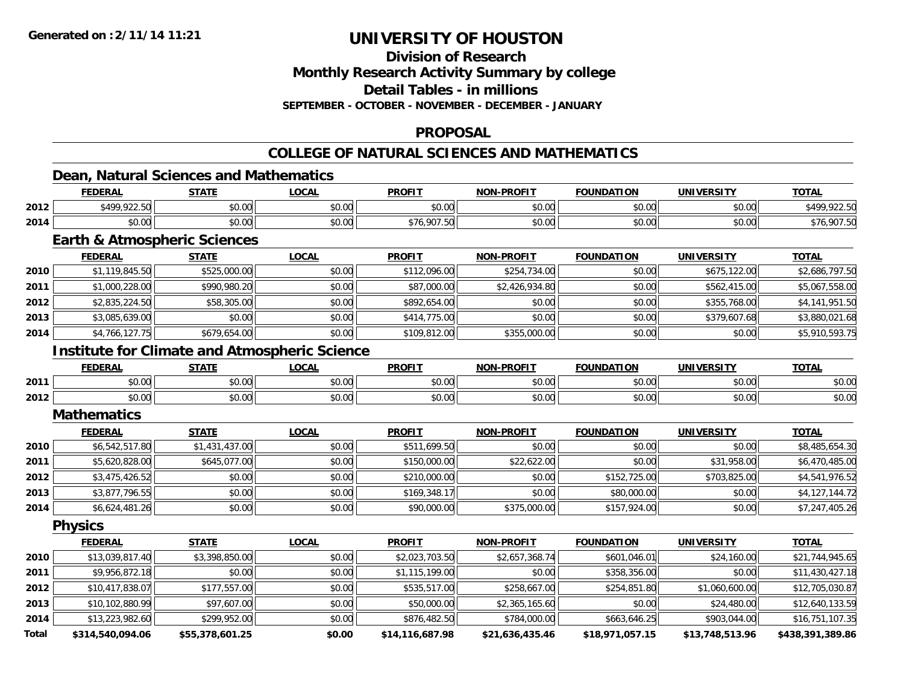# UNIVERSITY OF HOUSTON

## Division of Research
## Monthly Research Activity Summary by college
## Detail Tables - in millions
### SEPTEMBER - OCTOBER - NOVEMBER - DECEMBER - JANUARY

## PROPOSAL

## COLLEGE OF NATURAL SCIENCES AND MATHEMATICS

### Dean, Natural Sciences and Mathematics

| | FEDERAL | STATE | LOCAL | PROFIT | NON-PROFIT | FOUNDATION | UNIVERSITY | TOTAL |
|---|---|---|---|---|---|---|---|---|
| 2012 | $499,922.50 | $0.00 | $0.00 | $0.00 | $0.00 | $0.00 | $0.00 | $499,922.50 |
| 2014 | $0.00 | $0.00 | $0.00 | $76,907.50 | $0.00 | $0.00 | $0.00 | $76,907.50 |

### Earth & Atmospheric Sciences

| | FEDERAL | STATE | LOCAL | PROFIT | NON-PROFIT | FOUNDATION | UNIVERSITY | TOTAL |
|---|---|---|---|---|---|---|---|---|
| 2010 | $1,119,845.50 | $525,000.00 | $0.00 | $112,096.00 | $254,734.00 | $0.00 | $675,122.00 | $2,686,797.50 |
| 2011 | $1,000,228.00 | $990,980.20 | $0.00 | $87,000.00 | $2,426,934.80 | $0.00 | $562,415.00 | $5,067,558.00 |
| 2012 | $2,835,224.50 | $58,305.00 | $0.00 | $892,654.00 | $0.00 | $0.00 | $355,768.00 | $4,141,951.50 |
| 2013 | $3,085,639.00 | $0.00 | $0.00 | $414,775.00 | $0.00 | $0.00 | $379,607.68 | $3,880,021.68 |
| 2014 | $4,766,127.75 | $679,654.00 | $0.00 | $109,812.00 | $355,000.00 | $0.00 | $0.00 | $5,910,593.75 |

### Institute for Climate and Atmospheric Science

| | FEDERAL | STATE | LOCAL | PROFIT | NON-PROFIT | FOUNDATION | UNIVERSITY | TOTAL |
|---|---|---|---|---|---|---|---|---|
| 2011 | $0.00 | $0.00 | $0.00 | $0.00 | $0.00 | $0.00 | $0.00 | $0.00 |
| 2012 | $0.00 | $0.00 | $0.00 | $0.00 | $0.00 | $0.00 | $0.00 | $0.00 |

### Mathematics

| | FEDERAL | STATE | LOCAL | PROFIT | NON-PROFIT | FOUNDATION | UNIVERSITY | TOTAL |
|---|---|---|---|---|---|---|---|---|
| 2010 | $6,542,517.80 | $1,431,437.00 | $0.00 | $511,699.50 | $0.00 | $0.00 | $0.00 | $8,485,654.30 |
| 2011 | $5,620,828.00 | $645,077.00 | $0.00 | $150,000.00 | $22,622.00 | $0.00 | $31,958.00 | $6,470,485.00 |
| 2012 | $3,475,426.52 | $0.00 | $0.00 | $210,000.00 | $0.00 | $152,725.00 | $703,825.00 | $4,541,976.52 |
| 2013 | $3,877,796.55 | $0.00 | $0.00 | $169,348.17 | $0.00 | $80,000.00 | $0.00 | $4,127,144.72 |
| 2014 | $6,624,481.26 | $0.00 | $0.00 | $90,000.00 | $375,000.00 | $157,924.00 | $0.00 | $7,247,405.26 |

### Physics

| | FEDERAL | STATE | LOCAL | PROFIT | NON-PROFIT | FOUNDATION | UNIVERSITY | TOTAL |
|---|---|---|---|---|---|---|---|---|
| 2010 | $13,039,817.40 | $3,398,850.00 | $0.00 | $2,023,703.50 | $2,657,368.74 | $601,046.01 | $24,160.00 | $21,744,945.65 |
| 2011 | $9,956,872.18 | $0.00 | $0.00 | $1,115,199.00 | $0.00 | $358,356.00 | $0.00 | $11,430,427.18 |
| 2012 | $10,417,838.07 | $177,557.00 | $0.00 | $535,517.00 | $258,667.00 | $254,851.80 | $1,060,600.00 | $12,705,030.87 |
| 2013 | $10,102,880.99 | $97,607.00 | $0.00 | $50,000.00 | $2,365,165.60 | $0.00 | $24,480.00 | $12,640,133.59 |
| 2014 | $13,223,982.60 | $299,952.00 | $0.00 | $876,482.50 | $784,000.00 | $663,646.25 | $903,044.00 | $16,751,107.35 |
| **Total** | **$314,540,094.06** | **$55,378,601.25** | **$0.00** | **$14,116,687.98** | **$21,636,435.46** | **$18,971,057.15** | **$13,748,513.96** | **$438,391,389.86** |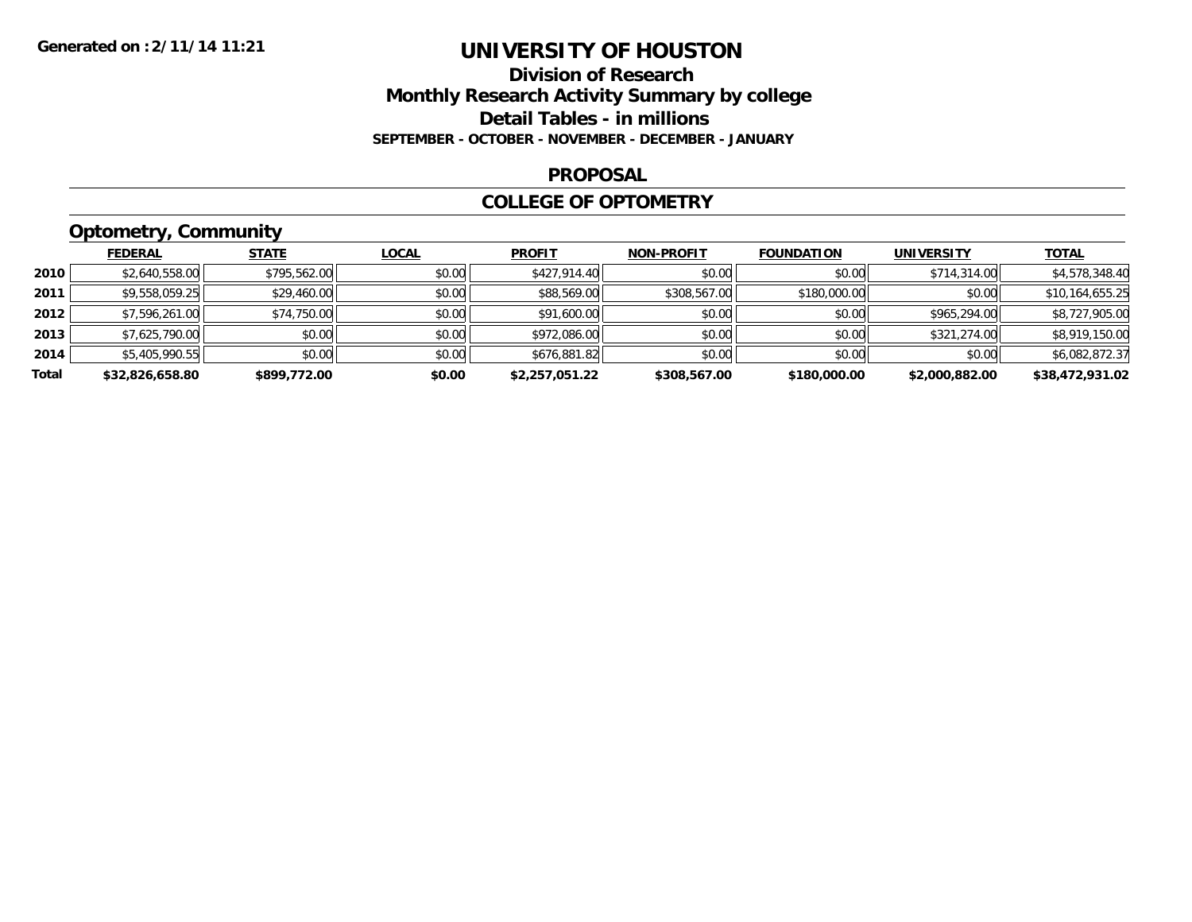**Generated on :2/11/14 11:21**

# UNIVERSITY OF HOUSTON

## Division of Research
## Monthly Research Activity Summary by college
## Detail Tables - in millions
### SEPTEMBER - OCTOBER - NOVEMBER - DECEMBER - JANUARY

### PROPOSAL

### COLLEGE OF OPTOMETRY

### Optometry, Community

| | FEDERAL | STATE | LOCAL | PROFIT | NON-PROFIT | FOUNDATION | UNIVERSITY | TOTAL |
|---|---|---|---|---|---|---|---|---|
| 2010 | $2,640,558.00 | $795,562.00 | $0.00 | $427,914.40 | $0.00 | $0.00 | $714,314.00 | $4,578,348.40 |
| 2011 | $9,558,059.25 | $29,460.00 | $0.00 | $88,569.00 | $308,567.00 | $180,000.00 | $0.00 | $10,164,655.25 |
| 2012 | $7,596,261.00 | $74,750.00 | $0.00 | $91,600.00 | $0.00 | $0.00 | $965,294.00 | $8,727,905.00 |
| 2013 | $7,625,790.00 | $0.00 | $0.00 | $972,086.00 | $0.00 | $0.00 | $321,274.00 | $8,919,150.00 |
| 2014 | $5,405,990.55 | $0.00 | $0.00 | $676,881.82 | $0.00 | $0.00 | $0.00 | $6,082,872.37 |
| **Total** | **$32,826,658.80** | **$899,772.00** | **$0.00** | **$2,257,051.22** | **$308,567.00** | **$180,000.00** | **$2,000,882.00** | **$38,472,931.02** |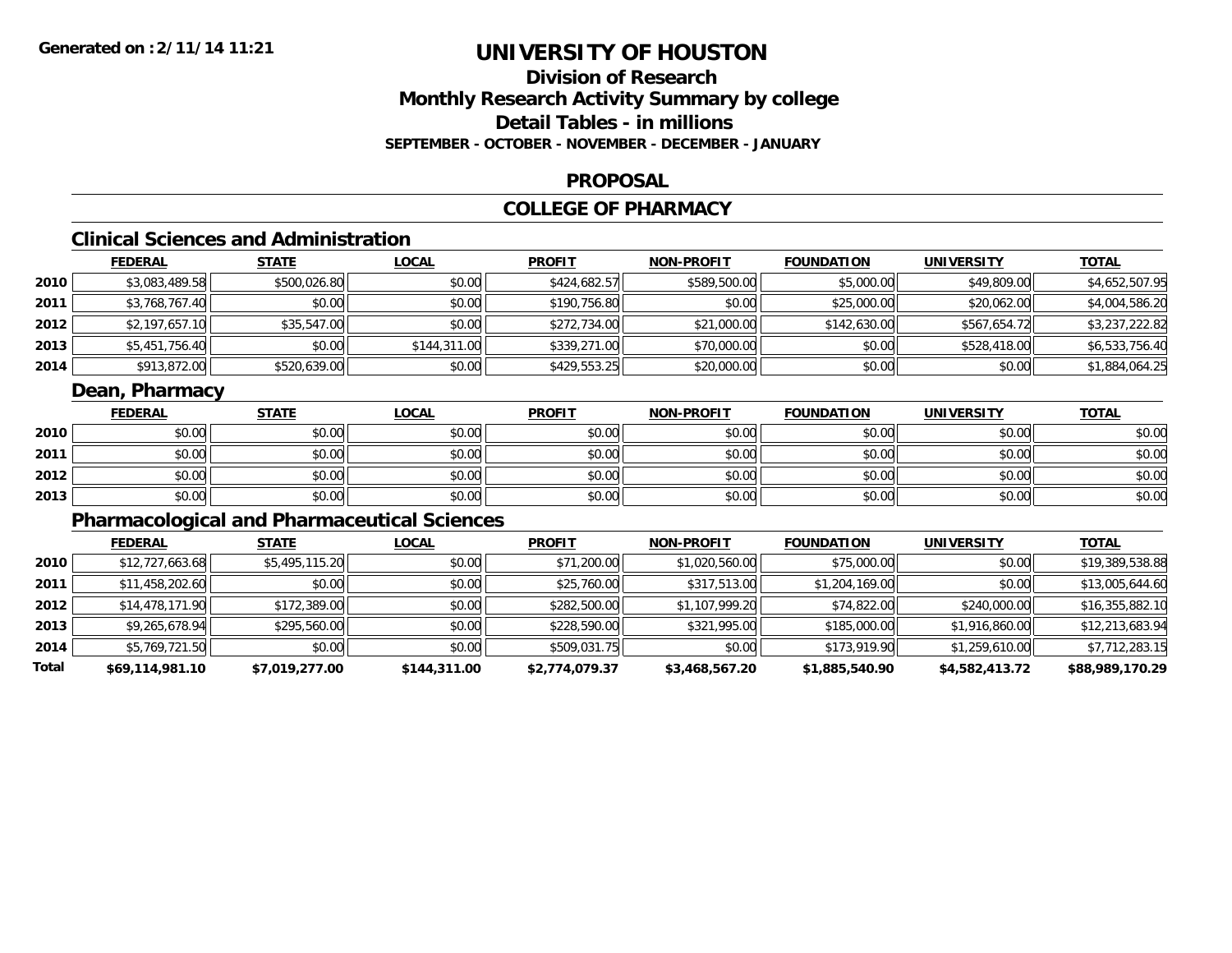**Generated on :2/11/14 11:21**

# UNIVERSITY OF HOUSTON

## Division of Research
## Monthly Research Activity Summary by college
## Detail Tables - in millions
### SEPTEMBER - OCTOBER - NOVEMBER - DECEMBER - JANUARY

## PROPOSAL

## COLLEGE OF PHARMACY

### Clinical Sciences and Administration

| | FEDERAL | STATE | LOCAL | PROFIT | NON-PROFIT | FOUNDATION | UNIVERSITY | TOTAL |
|---|---|---|---|---|---|---|---|---|
| 2010 | $3,083,489.58 | $500,026.80 | $0.00 | $424,682.57 | $589,500.00 | $5,000.00 | $49,809.00 | $4,652,507.95 |
| 2011 | $3,768,767.40 | $0.00 | $0.00 | $190,756.80 | $0.00 | $25,000.00 | $20,062.00 | $4,004,586.20 |
| 2012 | $2,197,657.10 | $35,547.00 | $0.00 | $272,734.00 | $21,000.00 | $142,630.00 | $567,654.72 | $3,237,222.82 |
| 2013 | $5,451,756.40 | $0.00 | $144,311.00 | $339,271.00 | $70,000.00 | $0.00 | $528,418.00 | $6,533,756.40 |
| 2014 | $913,872.00 | $520,639.00 | $0.00 | $429,553.25 | $20,000.00 | $0.00 | $0.00 | $1,884,064.25 |

### Dean, Pharmacy

| | FEDERAL | STATE | LOCAL | PROFIT | NON-PROFIT | FOUNDATION | UNIVERSITY | TOTAL |
|---|---|---|---|---|---|---|---|---|
| 2010 | $0.00 | $0.00 | $0.00 | $0.00 | $0.00 | $0.00 | $0.00 | $0.00 |
| 2011 | $0.00 | $0.00 | $0.00 | $0.00 | $0.00 | $0.00 | $0.00 | $0.00 |
| 2012 | $0.00 | $0.00 | $0.00 | $0.00 | $0.00 | $0.00 | $0.00 | $0.00 |
| 2013 | $0.00 | $0.00 | $0.00 | $0.00 | $0.00 | $0.00 | $0.00 | $0.00 |

### Pharmacological and Pharmaceutical Sciences

| | FEDERAL | STATE | LOCAL | PROFIT | NON-PROFIT | FOUNDATION | UNIVERSITY | TOTAL |
|---|---|---|---|---|---|---|---|---|
| 2010 | $12,727,663.68 | $5,495,115.20 | $0.00 | $71,200.00 | $1,020,560.00 | $75,000.00 | $0.00 | $19,389,538.88 |
| 2011 | $11,458,202.60 | $0.00 | $0.00 | $25,760.00 | $317,513.00 | $1,204,169.00 | $0.00 | $13,005,644.60 |
| 2012 | $14,478,171.90 | $172,389.00 | $0.00 | $282,500.00 | $1,107,999.20 | $74,822.00 | $240,000.00 | $16,355,882.10 |
| 2013 | $9,265,678.94 | $295,560.00 | $0.00 | $228,590.00 | $321,995.00 | $185,000.00 | $1,916,860.00 | $12,213,683.94 |
| 2014 | $5,769,721.50 | $0.00 | $0.00 | $509,031.75 | $0.00 | $173,919.90 | $1,259,610.00 | $7,712,283.15 |
| **Total** | **$69,114,981.10** | **$7,019,277.00** | **$144,311.00** | **$2,774,079.37** | **$3,468,567.20** | **$1,885,540.90** | **$4,582,413.72** | **$88,989,170.29** |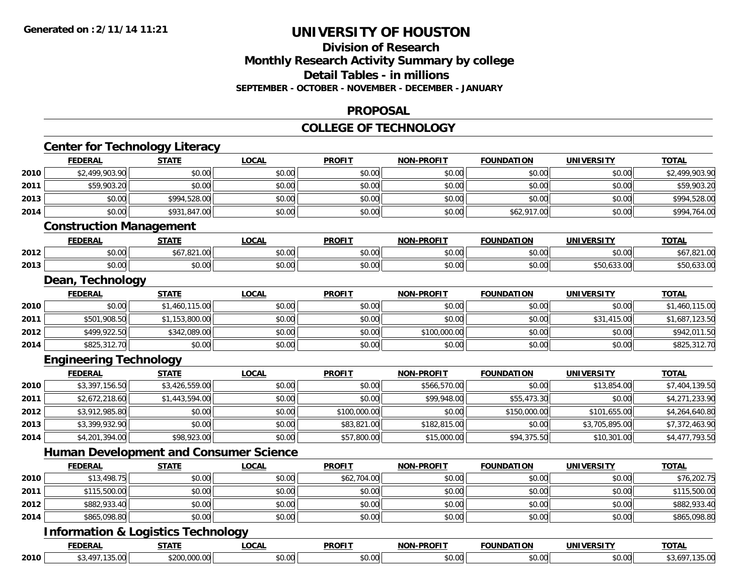**Generated on :2/11/14 11:21**

# UNIVERSITY OF HOUSTON

## Division of Research
## Monthly Research Activity Summary by college
## Detail Tables - in millions
### SEPTEMBER - OCTOBER - NOVEMBER - DECEMBER - JANUARY

## PROPOSAL

## COLLEGE OF TECHNOLOGY

### Center for Technology Literacy

| | FEDERAL | STATE | LOCAL | PROFIT | NON-PROFIT | FOUNDATION | UNIVERSITY | TOTAL |
|---|---|---|---|---|---|---|---|---|
| 2010 | $2,499,903.90 | $0.00 | $0.00 | $0.00 | $0.00 | $0.00 | $0.00 | $2,499,903.90 |
| 2011 | $59,903.20 | $0.00 | $0.00 | $0.00 | $0.00 | $0.00 | $0.00 | $59,903.20 |
| 2013 | $0.00 | $994,528.00 | $0.00 | $0.00 | $0.00 | $0.00 | $0.00 | $994,528.00 |
| 2014 | $0.00 | $931,847.00 | $0.00 | $0.00 | $0.00 | $62,917.00 | $0.00 | $994,764.00 |

### Construction Management

| | FEDERAL | STATE | LOCAL | PROFIT | NON-PROFIT | FOUNDATION | UNIVERSITY | TOTAL |
|---|---|---|---|---|---|---|---|---|
| 2012 | $0.00 | $67,821.00 | $0.00 | $0.00 | $0.00 | $0.00 | $0.00 | $67,821.00 |
| 2013 | $0.00 | $0.00 | $0.00 | $0.00 | $0.00 | $0.00 | $50,633.00 | $50,633.00 |

### Dean, Technology

| | FEDERAL | STATE | LOCAL | PROFIT | NON-PROFIT | FOUNDATION | UNIVERSITY | TOTAL |
|---|---|---|---|---|---|---|---|---|
| 2010 | $0.00 | $1,460,115.00 | $0.00 | $0.00 | $0.00 | $0.00 | $0.00 | $1,460,115.00 |
| 2011 | $501,908.50 | $1,153,800.00 | $0.00 | $0.00 | $0.00 | $0.00 | $31,415.00 | $1,687,123.50 |
| 2012 | $499,922.50 | $342,089.00 | $0.00 | $0.00 | $100,000.00 | $0.00 | $0.00 | $942,011.50 |
| 2014 | $825,312.70 | $0.00 | $0.00 | $0.00 | $0.00 | $0.00 | $0.00 | $825,312.70 |

### Engineering Technology

| | FEDERAL | STATE | LOCAL | PROFIT | NON-PROFIT | FOUNDATION | UNIVERSITY | TOTAL |
|---|---|---|---|---|---|---|---|---|
| 2010 | $3,397,156.50 | $3,426,559.00 | $0.00 | $0.00 | $566,570.00 | $0.00 | $13,854.00 | $7,404,139.50 |
| 2011 | $2,672,218.60 | $1,443,594.00 | $0.00 | $0.00 | $99,948.00 | $55,473.30 | $0.00 | $4,271,233.90 |
| 2012 | $3,912,985.80 | $0.00 | $0.00 | $100,000.00 | $0.00 | $150,000.00 | $101,655.00 | $4,264,640.80 |
| 2013 | $3,399,932.90 | $0.00 | $0.00 | $83,821.00 | $182,815.00 | $0.00 | $3,705,895.00 | $7,372,463.90 |
| 2014 | $4,201,394.00 | $98,923.00 | $0.00 | $57,800.00 | $15,000.00 | $94,375.50 | $10,301.00 | $4,477,793.50 |

### Human Development and Consumer Science

| | FEDERAL | STATE | LOCAL | PROFIT | NON-PROFIT | FOUNDATION | UNIVERSITY | TOTAL |
|---|---|---|---|---|---|---|---|---|
| 2010 | $13,498.75 | $0.00 | $0.00 | $62,704.00 | $0.00 | $0.00 | $0.00 | $76,202.75 |
| 2011 | $115,500.00 | $0.00 | $0.00 | $0.00 | $0.00 | $0.00 | $0.00 | $115,500.00 |
| 2012 | $882,933.40 | $0.00 | $0.00 | $0.00 | $0.00 | $0.00 | $0.00 | $882,933.40 |
| 2014 | $865,098.80 | $0.00 | $0.00 | $0.00 | $0.00 | $0.00 | $0.00 | $865,098.80 |

### Information & Logistics Technology

| | FEDERAL | STATE | LOCAL | PROFIT | NON-PROFIT | FOUNDATION | UNIVERSITY | TOTAL |
|---|---|---|---|---|---|---|---|---|
| 2010 | $3,497,135.00 | $200,000.00 | $0.00 | $0.00 | $0.00 | $0.00 | $0.00 | $3,697,135.00 |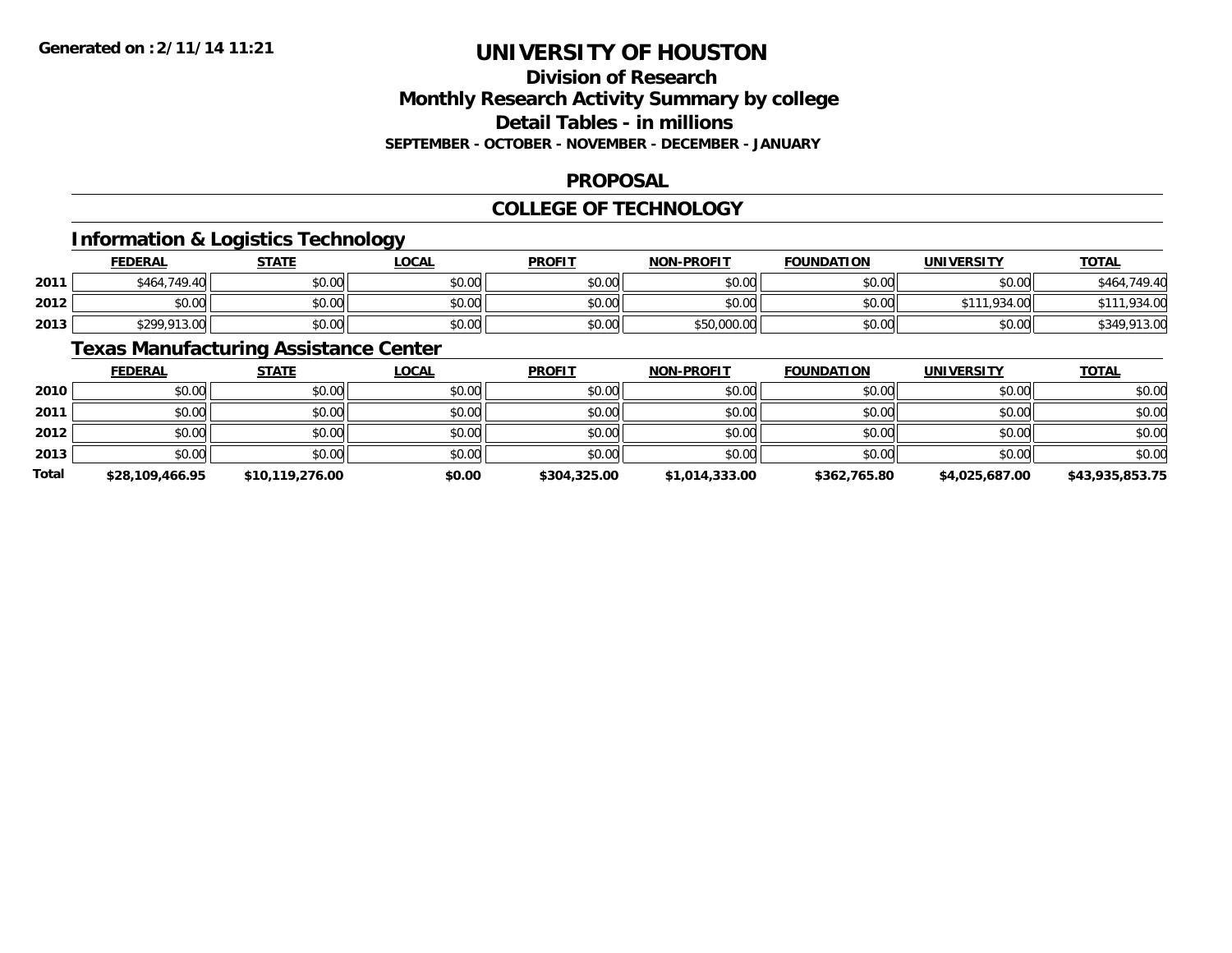# UNIVERSITY OF HOUSTON

## Division of Research
## Monthly Research Activity Summary by college
## Detail Tables - in millions
### SEPTEMBER - OCTOBER - NOVEMBER - DECEMBER - JANUARY

## PROPOSAL

## COLLEGE OF TECHNOLOGY

### Information & Logistics Technology

| | FEDERAL | STATE | LOCAL | PROFIT | NON-PROFIT | FOUNDATION | UNIVERSITY | TOTAL |
|---|---|---|---|---|---|---|---|---|
| 2011 | $464,749.40 | $0.00 | $0.00 | $0.00 | $0.00 | $0.00 | $0.00 | $464,749.40 |
| 2012 | $0.00 | $0.00 | $0.00 | $0.00 | $0.00 | $0.00 | $111,934.00 | $111,934.00 |
| 2013 | $299,913.00 | $0.00 | $0.00 | $0.00 | $50,000.00 | $0.00 | $0.00 | $349,913.00 |

### Texas Manufacturing Assistance Center

| | FEDERAL | STATE | LOCAL | PROFIT | NON-PROFIT | FOUNDATION | UNIVERSITY | TOTAL |
|---|---|---|---|---|---|---|---|---|
| 2010 | $0.00 | $0.00 | $0.00 | $0.00 | $0.00 | $0.00 | $0.00 | $0.00 |
| 2011 | $0.00 | $0.00 | $0.00 | $0.00 | $0.00 | $0.00 | $0.00 | $0.00 |
| 2012 | $0.00 | $0.00 | $0.00 | $0.00 | $0.00 | $0.00 | $0.00 | $0.00 |
| 2013 | $0.00 | $0.00 | $0.00 | $0.00 | $0.00 | $0.00 | $0.00 | $0.00 |
| **Total** | **$28,109,466.95** | **$10,119,276.00** | **$0.00** | **$304,325.00** | **$1,014,333.00** | **$362,765.80** | **$4,025,687.00** | **$43,935,853.75** |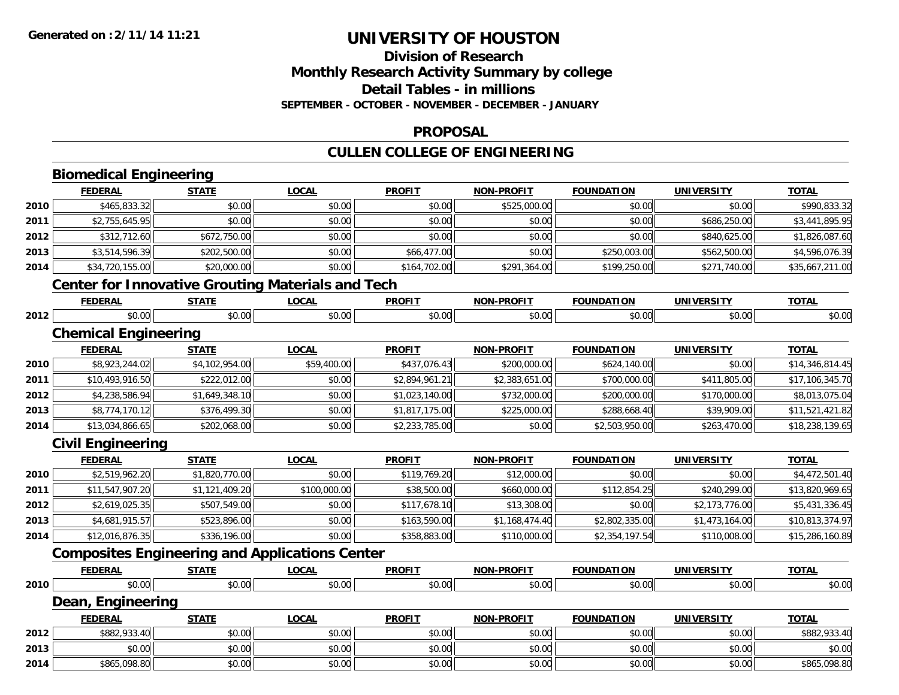# UNIVERSITY OF HOUSTON

## Division of Research
## Monthly Research Activity Summary by college
## Detail Tables - in millions
### SEPTEMBER - OCTOBER - NOVEMBER - DECEMBER - JANUARY

### PROPOSAL

### CULLEN COLLEGE OF ENGINEERING

#### Biomedical Engineering

| | FEDERAL | STATE | LOCAL | PROFIT | NON-PROFIT | FOUNDATION | UNIVERSITY | TOTAL |
|---|---|---|---|---|---|---|---|---|
| 2010 | $465,833.32 | $0.00 | $0.00 | $0.00 | $525,000.00 | $0.00 | $0.00 | $990,833.32 |
| 2011 | $2,755,645.95 | $0.00 | $0.00 | $0.00 | $0.00 | $0.00 | $686,250.00 | $3,441,895.95 |
| 2012 | $312,712.60 | $672,750.00 | $0.00 | $0.00 | $0.00 | $0.00 | $840,625.00 | $1,826,087.60 |
| 2013 | $3,514,596.39 | $202,500.00 | $0.00 | $66,477.00 | $0.00 | $250,003.00 | $562,500.00 | $4,596,076.39 |
| 2014 | $34,720,155.00 | $20,000.00 | $0.00 | $164,702.00 | $291,364.00 | $199,250.00 | $271,740.00 | $35,667,211.00 |

#### Center for Innovative Grouting Materials and Tech

| | FEDERAL | STATE | LOCAL | PROFIT | NON-PROFIT | FOUNDATION | UNIVERSITY | TOTAL |
|---|---|---|---|---|---|---|---|---|
| 2012 | $0.00 | $0.00 | $0.00 | $0.00 | $0.00 | $0.00 | $0.00 | $0.00 |

#### Chemical Engineering

| | FEDERAL | STATE | LOCAL | PROFIT | NON-PROFIT | FOUNDATION | UNIVERSITY | TOTAL |
|---|---|---|---|---|---|---|---|---|
| 2010 | $8,923,244.02 | $4,102,954.00 | $59,400.00 | $437,076.43 | $200,000.00 | $624,140.00 | $0.00 | $14,346,814.45 |
| 2011 | $10,493,916.50 | $222,012.00 | $0.00 | $2,894,961.21 | $2,383,651.00 | $700,000.00 | $411,805.00 | $17,106,345.70 |
| 2012 | $4,238,586.94 | $1,649,348.10 | $0.00 | $1,023,140.00 | $732,000.00 | $200,000.00 | $170,000.00 | $8,013,075.04 |
| 2013 | $8,774,170.12 | $376,499.30 | $0.00 | $1,817,175.00 | $225,000.00 | $288,668.40 | $39,909.00 | $11,521,421.82 |
| 2014 | $13,034,866.65 | $202,068.00 | $0.00 | $2,233,785.00 | $0.00 | $2,503,950.00 | $263,470.00 | $18,238,139.65 |

#### Civil Engineering

| | FEDERAL | STATE | LOCAL | PROFIT | NON-PROFIT | FOUNDATION | UNIVERSITY | TOTAL |
|---|---|---|---|---|---|---|---|---|
| 2010 | $2,519,962.20 | $1,820,770.00 | $0.00 | $119,769.20 | $12,000.00 | $0.00 | $0.00 | $4,472,501.40 |
| 2011 | $11,547,907.20 | $1,121,409.20 | $100,000.00 | $38,500.00 | $660,000.00 | $112,854.25 | $240,299.00 | $13,820,969.65 |
| 2012 | $2,619,025.35 | $507,549.00 | $0.00 | $117,678.10 | $13,308.00 | $0.00 | $2,173,776.00 | $5,431,336.45 |
| 2013 | $4,681,915.57 | $523,896.00 | $0.00 | $163,590.00 | $1,168,474.40 | $2,802,335.00 | $1,473,164.00 | $10,813,374.97 |
| 2014 | $12,016,876.35 | $336,196.00 | $0.00 | $358,883.00 | $110,000.00 | $2,354,197.54 | $110,008.00 | $15,286,160.89 |

#### Composites Engineering and Applications Center

| | FEDERAL | STATE | LOCAL | PROFIT | NON-PROFIT | FOUNDATION | UNIVERSITY | TOTAL |
|---|---|---|---|---|---|---|---|---|
| 2010 | $0.00 | $0.00 | $0.00 | $0.00 | $0.00 | $0.00 | $0.00 | $0.00 |

#### Dean, Engineering

| | FEDERAL | STATE | LOCAL | PROFIT | NON-PROFIT | FOUNDATION | UNIVERSITY | TOTAL |
|---|---|---|---|---|---|---|---|---|
| 2012 | $882,933.40 | $0.00 | $0.00 | $0.00 | $0.00 | $0.00 | $0.00 | $882,933.40 |
| 2013 | $0.00 | $0.00 | $0.00 | $0.00 | $0.00 | $0.00 | $0.00 | $0.00 |
| 2014 | $865,098.80 | $0.00 | $0.00 | $0.00 | $0.00 | $0.00 | $0.00 | $865,098.80 |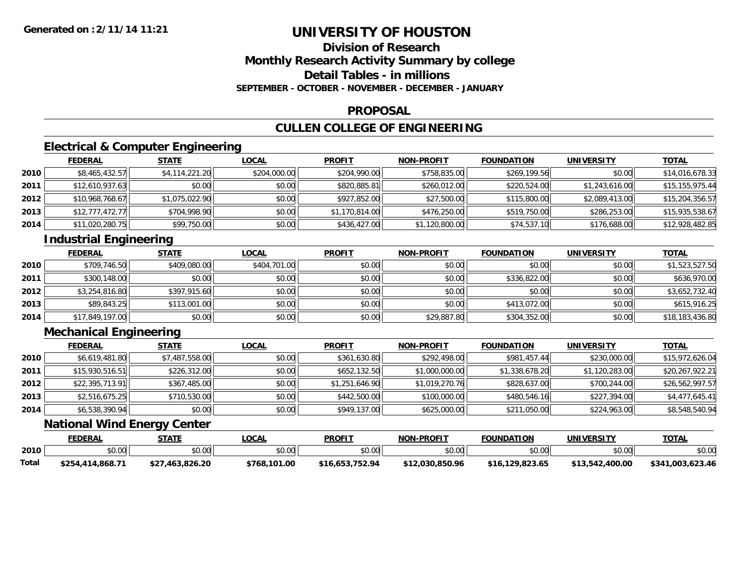Generated on :2/11/14 11:21

# UNIVERSITY OF HOUSTON

## Division of Research
## Monthly Research Activity Summary by college
## Detail Tables - in millions
### SEPTEMBER - OCTOBER - NOVEMBER - DECEMBER - JANUARY

## PROPOSAL

## CULLEN COLLEGE OF ENGINEERING

### Electrical & Computer Engineering

| | FEDERAL | STATE | LOCAL | PROFIT | NON-PROFIT | FOUNDATION | UNIVERSITY | TOTAL |
|---|---|---|---|---|---|---|---|---|
| 2010 | $8,465,432.57 | $4,114,221.20 | $204,000.00 | $204,990.00 | $758,835.00 | $269,199.56 | $0.00 | $14,016,678.33 |
| 2011 | $12,610,937.63 | $0.00 | $0.00 | $820,885.81 | $260,012.00 | $220,524.00 | $1,243,616.00 | $15,155,975.44 |
| 2012 | $10,968,768.67 | $1,075,022.90 | $0.00 | $927,852.00 | $27,500.00 | $115,800.00 | $2,089,413.00 | $15,204,356.57 |
| 2013 | $12,777,472.77 | $704,998.90 | $0.00 | $1,170,814.00 | $476,250.00 | $519,750.00 | $286,253.00 | $15,935,538.67 |
| 2014 | $11,020,280.75 | $99,750.00 | $0.00 | $436,427.00 | $1,120,800.00 | $74,537.10 | $176,688.00 | $12,928,482.85 |

### Industrial Engineering

| | FEDERAL | STATE | LOCAL | PROFIT | NON-PROFIT | FOUNDATION | UNIVERSITY | TOTAL |
|---|---|---|---|---|---|---|---|---|
| 2010 | $709,746.50 | $409,080.00 | $404,701.00 | $0.00 | $0.00 | $0.00 | $0.00 | $1,523,527.50 |
| 2011 | $300,148.00 | $0.00 | $0.00 | $0.00 | $0.00 | $336,822.00 | $0.00 | $636,970.00 |
| 2012 | $3,254,816.80 | $397,915.60 | $0.00 | $0.00 | $0.00 | $0.00 | $0.00 | $3,652,732.40 |
| 2013 | $89,843.25 | $113,001.00 | $0.00 | $0.00 | $0.00 | $413,072.00 | $0.00 | $615,916.25 |
| 2014 | $17,849,197.00 | $0.00 | $0.00 | $0.00 | $29,887.80 | $304,352.00 | $0.00 | $18,183,436.80 |

### Mechanical Engineering

| | FEDERAL | STATE | LOCAL | PROFIT | NON-PROFIT | FOUNDATION | UNIVERSITY | TOTAL |
|---|---|---|---|---|---|---|---|---|
| 2010 | $6,619,481.80 | $7,487,558.00 | $0.00 | $361,630.80 | $292,498.00 | $981,457.44 | $230,000.00 | $15,972,626.04 |
| 2011 | $15,930,516.51 | $226,312.00 | $0.00 | $652,132.50 | $1,000,000.00 | $1,338,678.20 | $1,120,283.00 | $20,267,922.21 |
| 2012 | $22,395,713.91 | $367,485.00 | $0.00 | $1,251,646.90 | $1,019,270.76 | $828,637.00 | $700,244.00 | $26,562,997.57 |
| 2013 | $2,516,675.25 | $710,530.00 | $0.00 | $442,500.00 | $100,000.00 | $480,546.16 | $227,394.00 | $4,477,645.41 |
| 2014 | $6,538,390.94 | $0.00 | $0.00 | $949,137.00 | $625,000.00 | $211,050.00 | $224,963.00 | $8,548,540.94 |

### National Wind Energy Center

| | FEDERAL | STATE | LOCAL | PROFIT | NON-PROFIT | FOUNDATION | UNIVERSITY | TOTAL |
|---|---|---|---|---|---|---|---|---|
| 2010 | $0.00 | $0.00 | $0.00 | $0.00 | $0.00 | $0.00 | $0.00 | $0.00 |
| **Total** | **$254,414,868.71** | **$27,463,826.20** | **$768,101.00** | **$16,653,752.94** | **$12,030,850.96** | **$16,129,823.65** | **$13,542,400.00** | **$341,003,623.46** |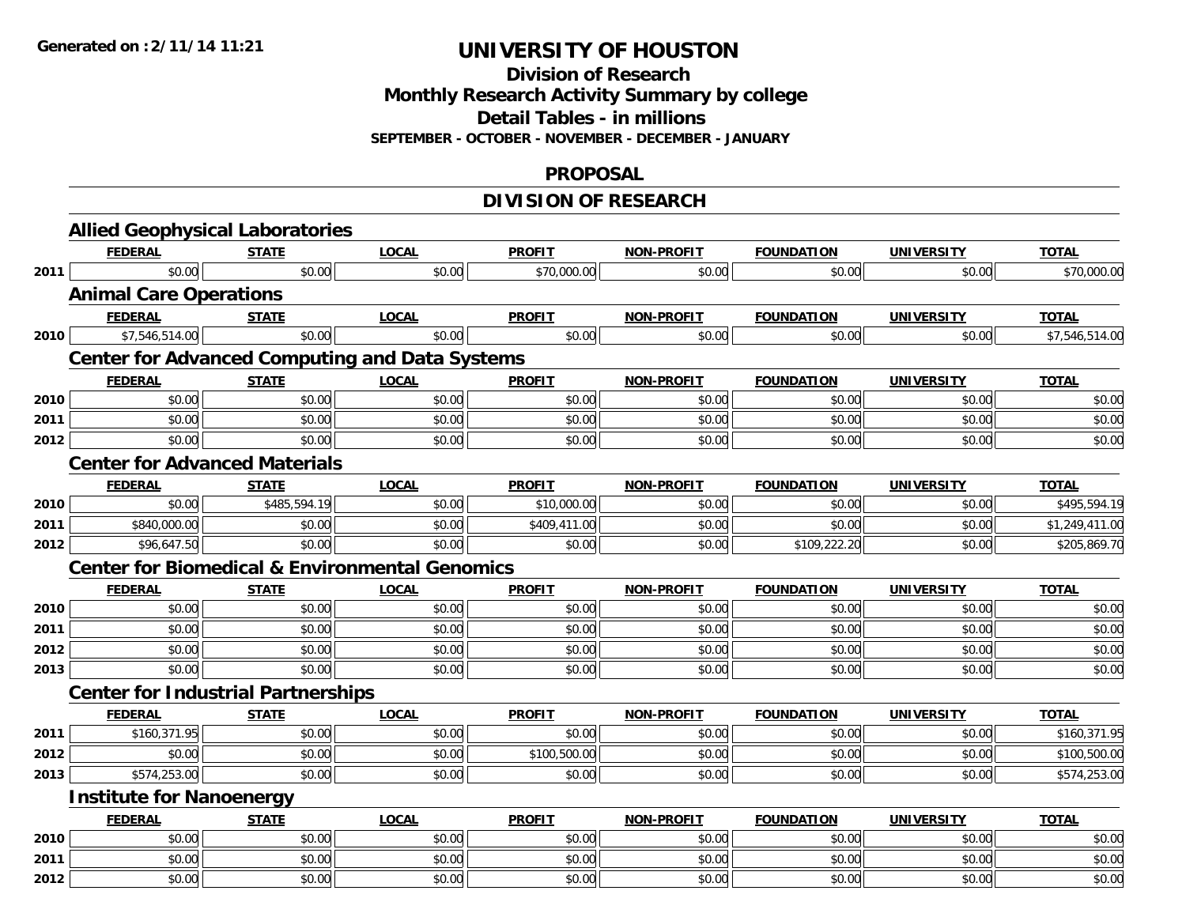**Generated on :2/11/14 11:21**

# UNIVERSITY OF HOUSTON

## Division of Research
## Monthly Research Activity Summary by college
## Detail Tables - in millions
### SEPTEMBER - OCTOBER - NOVEMBER - DECEMBER - JANUARY

## PROPOSAL

## DIVISION OF RESEARCH

### Allied Geophysical Laboratories

| | FEDERAL | STATE | LOCAL | PROFIT | NON-PROFIT | FOUNDATION | UNIVERSITY | TOTAL |
|---|---|---|---|---|---|---|---|---|
| 2011 | $0.00 | $0.00 | $0.00 | $70,000.00 | $0.00 | $0.00 | $0.00 | $70,000.00 |

### Animal Care Operations

| | FEDERAL | STATE | LOCAL | PROFIT | NON-PROFIT | FOUNDATION | UNIVERSITY | TOTAL |
|---|---|---|---|---|---|---|---|---|
| 2010 | $7,546,514.00 | $0.00 | $0.00 | $0.00 | $0.00 | $0.00 | $0.00 | $7,546,514.00 |

### Center for Advanced Computing and Data Systems

| | FEDERAL | STATE | LOCAL | PROFIT | NON-PROFIT | FOUNDATION | UNIVERSITY | TOTAL |
|---|---|---|---|---|---|---|---|---|
| 2010 | $0.00 | $0.00 | $0.00 | $0.00 | $0.00 | $0.00 | $0.00 | $0.00 |
| 2011 | $0.00 | $0.00 | $0.00 | $0.00 | $0.00 | $0.00 | $0.00 | $0.00 |
| 2012 | $0.00 | $0.00 | $0.00 | $0.00 | $0.00 | $0.00 | $0.00 | $0.00 |

### Center for Advanced Materials

| | FEDERAL | STATE | LOCAL | PROFIT | NON-PROFIT | FOUNDATION | UNIVERSITY | TOTAL |
|---|---|---|---|---|---|---|---|---|
| 2010 | $0.00 | $485,594.19 | $0.00 | $10,000.00 | $0.00 | $0.00 | $0.00 | $495,594.19 |
| 2011 | $840,000.00 | $0.00 | $0.00 | $409,411.00 | $0.00 | $0.00 | $0.00 | $1,249,411.00 |
| 2012 | $96,647.50 | $0.00 | $0.00 | $0.00 | $0.00 | $109,222.20 | $0.00 | $205,869.70 |

### Center for Biomedical & Environmental Genomics

| | FEDERAL | STATE | LOCAL | PROFIT | NON-PROFIT | FOUNDATION | UNIVERSITY | TOTAL |
|---|---|---|---|---|---|---|---|---|
| 2010 | $0.00 | $0.00 | $0.00 | $0.00 | $0.00 | $0.00 | $0.00 | $0.00 |
| 2011 | $0.00 | $0.00 | $0.00 | $0.00 | $0.00 | $0.00 | $0.00 | $0.00 |
| 2012 | $0.00 | $0.00 | $0.00 | $0.00 | $0.00 | $0.00 | $0.00 | $0.00 |
| 2013 | $0.00 | $0.00 | $0.00 | $0.00 | $0.00 | $0.00 | $0.00 | $0.00 |

### Center for Industrial Partnerships

| | FEDERAL | STATE | LOCAL | PROFIT | NON-PROFIT | FOUNDATION | UNIVERSITY | TOTAL |
|---|---|---|---|---|---|---|---|---|
| 2011 | $160,371.95 | $0.00 | $0.00 | $0.00 | $0.00 | $0.00 | $0.00 | $160,371.95 |
| 2012 | $0.00 | $0.00 | $0.00 | $100,500.00 | $0.00 | $0.00 | $0.00 | $100,500.00 |
| 2013 | $574,253.00 | $0.00 | $0.00 | $0.00 | $0.00 | $0.00 | $0.00 | $574,253.00 |

### Institute for Nanoenergy

| | FEDERAL | STATE | LOCAL | PROFIT | NON-PROFIT | FOUNDATION | UNIVERSITY | TOTAL |
|---|---|---|---|---|---|---|---|---|
| 2010 | $0.00 | $0.00 | $0.00 | $0.00 | $0.00 | $0.00 | $0.00 | $0.00 |
| 2011 | $0.00 | $0.00 | $0.00 | $0.00 | $0.00 | $0.00 | $0.00 | $0.00 |
| 2012 | $0.00 | $0.00 | $0.00 | $0.00 | $0.00 | $0.00 | $0.00 | $0.00 |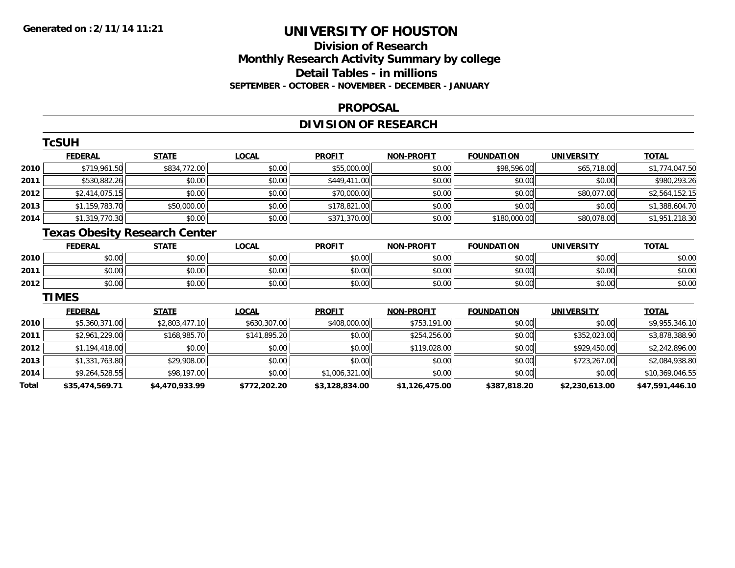**Generated on :2/11/14 11:21**

# UNIVERSITY OF HOUSTON

## Division of Research
## Monthly Research Activity Summary by college
## Detail Tables - in millions
### SEPTEMBER - OCTOBER - NOVEMBER - DECEMBER - JANUARY

## PROPOSAL

## DIVISION OF RESEARCH

### TcSUH

| | FEDERAL | STATE | LOCAL | PROFIT | NON-PROFIT | FOUNDATION | UNIVERSITY | TOTAL |
|---|---|---|---|---|---|---|---|---|
| 2010 | $719,961.50 | $834,772.00 | $0.00 | $55,000.00 | $0.00 | $98,596.00 | $65,718.00 | $1,774,047.50 |
| 2011 | $530,882.26 | $0.00 | $0.00 | $449,411.00 | $0.00 | $0.00 | $0.00 | $980,293.26 |
| 2012 | $2,414,075.15 | $0.00 | $0.00 | $70,000.00 | $0.00 | $0.00 | $80,077.00 | $2,564,152.15 |
| 2013 | $1,159,783.70 | $50,000.00 | $0.00 | $178,821.00 | $0.00 | $0.00 | $0.00 | $1,388,604.70 |
| 2014 | $1,319,770.30 | $0.00 | $0.00 | $371,370.00 | $0.00 | $180,000.00 | $80,078.00 | $1,951,218.30 |

### Texas Obesity Research Center

| | FEDERAL | STATE | LOCAL | PROFIT | NON-PROFIT | FOUNDATION | UNIVERSITY | TOTAL |
|---|---|---|---|---|---|---|---|---|
| 2010 | $0.00 | $0.00 | $0.00 | $0.00 | $0.00 | $0.00 | $0.00 | $0.00 |
| 2011 | $0.00 | $0.00 | $0.00 | $0.00 | $0.00 | $0.00 | $0.00 | $0.00 |
| 2012 | $0.00 | $0.00 | $0.00 | $0.00 | $0.00 | $0.00 | $0.00 | $0.00 |

### TIMES

| | FEDERAL | STATE | LOCAL | PROFIT | NON-PROFIT | FOUNDATION | UNIVERSITY | TOTAL |
|---|---|---|---|---|---|---|---|---|
| 2010 | $5,360,371.00 | $2,803,477.10 | $630,307.00 | $408,000.00 | $753,191.00 | $0.00 | $0.00 | $9,955,346.10 |
| 2011 | $2,961,229.00 | $168,985.70 | $141,895.20 | $0.00 | $254,256.00 | $0.00 | $352,023.00 | $3,878,388.90 |
| 2012 | $1,194,418.00 | $0.00 | $0.00 | $0.00 | $119,028.00 | $0.00 | $929,450.00 | $2,242,896.00 |
| 2013 | $1,331,763.80 | $29,908.00 | $0.00 | $0.00 | $0.00 | $0.00 | $723,267.00 | $2,084,938.80 |
| 2014 | $9,264,528.55 | $98,197.00 | $0.00 | $1,006,321.00 | $0.00 | $0.00 | $0.00 | $10,369,046.55 |
| **Total** | **$35,474,569.71** | **$4,470,933.99** | **$772,202.20** | **$3,128,834.00** | **$1,126,475.00** | **$387,818.20** | **$2,230,613.00** | **$47,591,446.10** |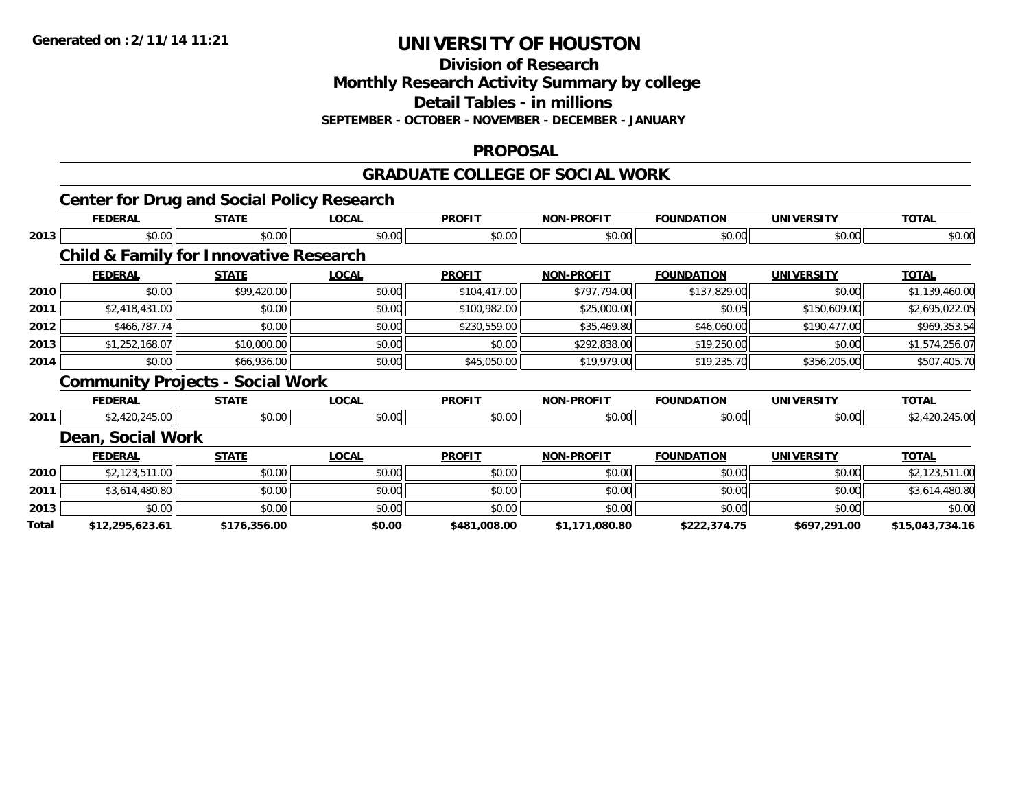Generated on :2/11/14 11:21

# UNIVERSITY OF HOUSTON

## Division of Research
## Monthly Research Activity Summary by college
## Detail Tables - in millions
### SEPTEMBER - OCTOBER - NOVEMBER - DECEMBER - JANUARY

## PROPOSAL

## GRADUATE COLLEGE OF SOCIAL WORK

### Center for Drug and Social Policy Research

| | FEDERAL | STATE | LOCAL | PROFIT | NON-PROFIT | FOUNDATION | UNIVERSITY | TOTAL |
|---|---|---|---|---|---|---|---|---|
| 2013 | $0.00 | $0.00 | $0.00 | $0.00 | $0.00 | $0.00 | $0.00 | $0.00 |

### Child & Family for Innovative Research

| | FEDERAL | STATE | LOCAL | PROFIT | NON-PROFIT | FOUNDATION | UNIVERSITY | TOTAL |
|---|---|---|---|---|---|---|---|---|
| 2010 | $0.00 | $99,420.00 | $0.00 | $104,417.00 | $797,794.00 | $137,829.00 | $0.00 | $1,139,460.00 |
| 2011 | $2,418,431.00 | $0.00 | $0.00 | $100,982.00 | $25,000.00 | $0.05 | $150,609.00 | $2,695,022.05 |
| 2012 | $466,787.74 | $0.00 | $0.00 | $230,559.00 | $35,469.80 | $46,060.00 | $190,477.00 | $969,353.54 |
| 2013 | $1,252,168.07 | $10,000.00 | $0.00 | $0.00 | $292,838.00 | $19,250.00 | $0.00 | $1,574,256.07 |
| 2014 | $0.00 | $66,936.00 | $0.00 | $45,050.00 | $19,979.00 | $19,235.70 | $356,205.00 | $507,405.70 |

### Community Projects - Social Work

| | FEDERAL | STATE | LOCAL | PROFIT | NON-PROFIT | FOUNDATION | UNIVERSITY | TOTAL |
|---|---|---|---|---|---|---|---|---|
| 2011 | $2,420,245.00 | $0.00 | $0.00 | $0.00 | $0.00 | $0.00 | $0.00 | $2,420,245.00 |

### Dean, Social Work

| | FEDERAL | STATE | LOCAL | PROFIT | NON-PROFIT | FOUNDATION | UNIVERSITY | TOTAL |
|---|---|---|---|---|---|---|---|---|
| 2010 | $2,123,511.00 | $0.00 | $0.00 | $0.00 | $0.00 | $0.00 | $0.00 | $2,123,511.00 |
| 2011 | $3,614,480.80 | $0.00 | $0.00 | $0.00 | $0.00 | $0.00 | $0.00 | $3,614,480.80 |
| 2013 | $0.00 | $0.00 | $0.00 | $0.00 | $0.00 | $0.00 | $0.00 | $0.00 |
| **Total** | **$12,295,623.61** | **$176,356.00** | **$0.00** | **$481,008.00** | **$1,171,080.80** | **$222,374.75** | **$697,291.00** | **$15,043,734.16** |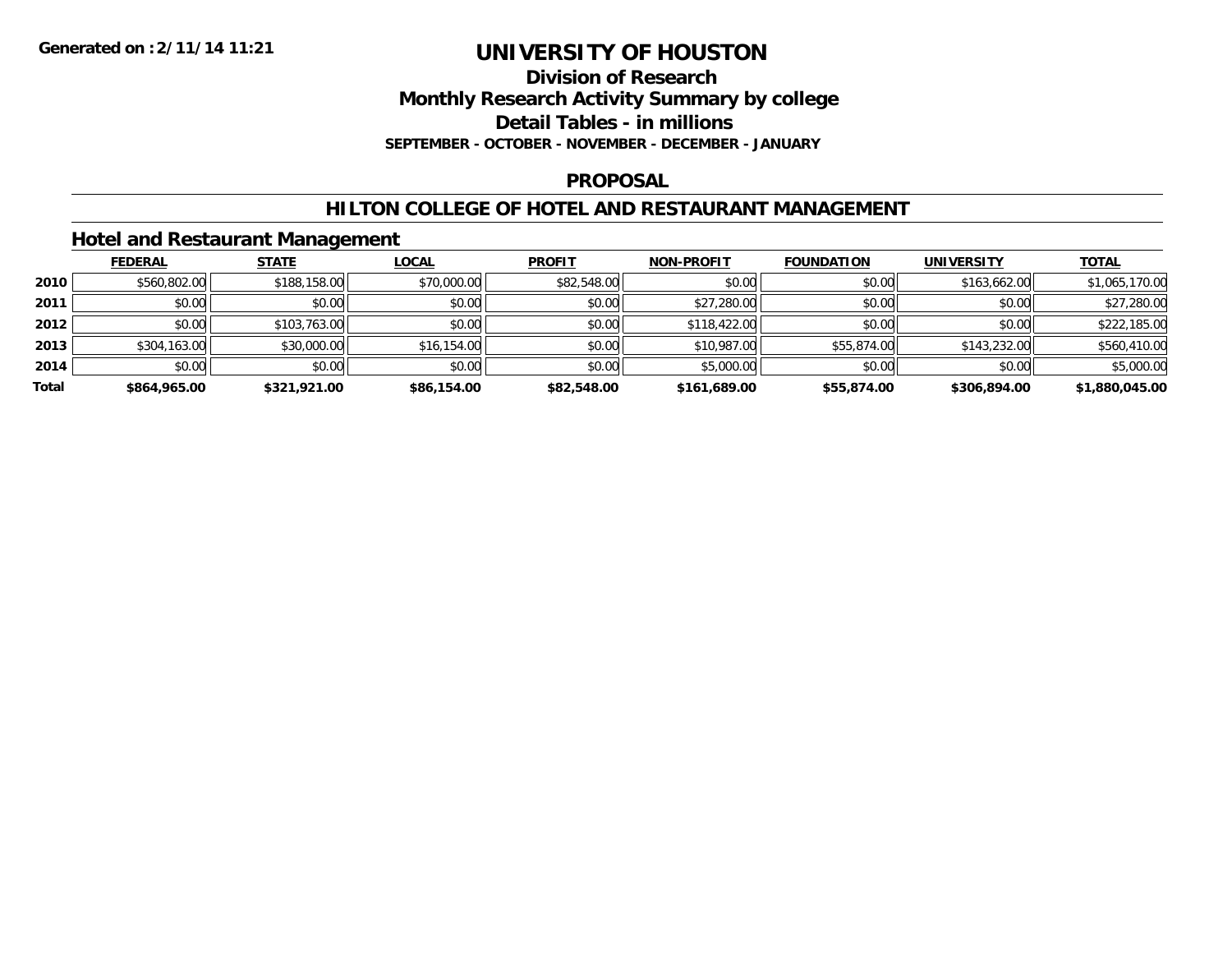**Generated on :2/11/14 11:21**

# UNIVERSITY OF HOUSTON

## Division of Research

## Monthly Research Activity Summary by college

## Detail Tables - in millions

**SEPTEMBER - OCTOBER - NOVEMBER - DECEMBER - JANUARY**

## PROPOSAL

## HILTON COLLEGE OF HOTEL AND RESTAURANT MANAGEMENT

### Hotel and Restaurant Management

| | FEDERAL | STATE | LOCAL | PROFIT | NON-PROFIT | FOUNDATION | UNIVERSITY | TOTAL |
|---|---|---|---|---|---|---|---|---|
| **2010** | $560,802.00 | $188,158.00 | $70,000.00 | $82,548.00 | $0.00 | $0.00 | $163,662.00 | $1,065,170.00 |
| **2011** | $0.00 | $0.00 | $0.00 | $0.00 | $27,280.00 | $0.00 | $0.00 | $27,280.00 |
| **2012** | $0.00 | $103,763.00 | $0.00 | $0.00 | $118,422.00 | $0.00 | $0.00 | $222,185.00 |
| **2013** | $304,163.00 | $30,000.00 | $16,154.00 | $0.00 | $10,987.00 | $55,874.00 | $143,232.00 | $560,410.00 |
| **2014** | $0.00 | $0.00 | $0.00 | $0.00 | $5,000.00 | $0.00 | $0.00 | $5,000.00 |
| **Total** | **$864,965.00** | **$321,921.00** | **$86,154.00** | **$82,548.00** | **$161,689.00** | **$55,874.00** | **$306,894.00** | **$1,880,045.00** |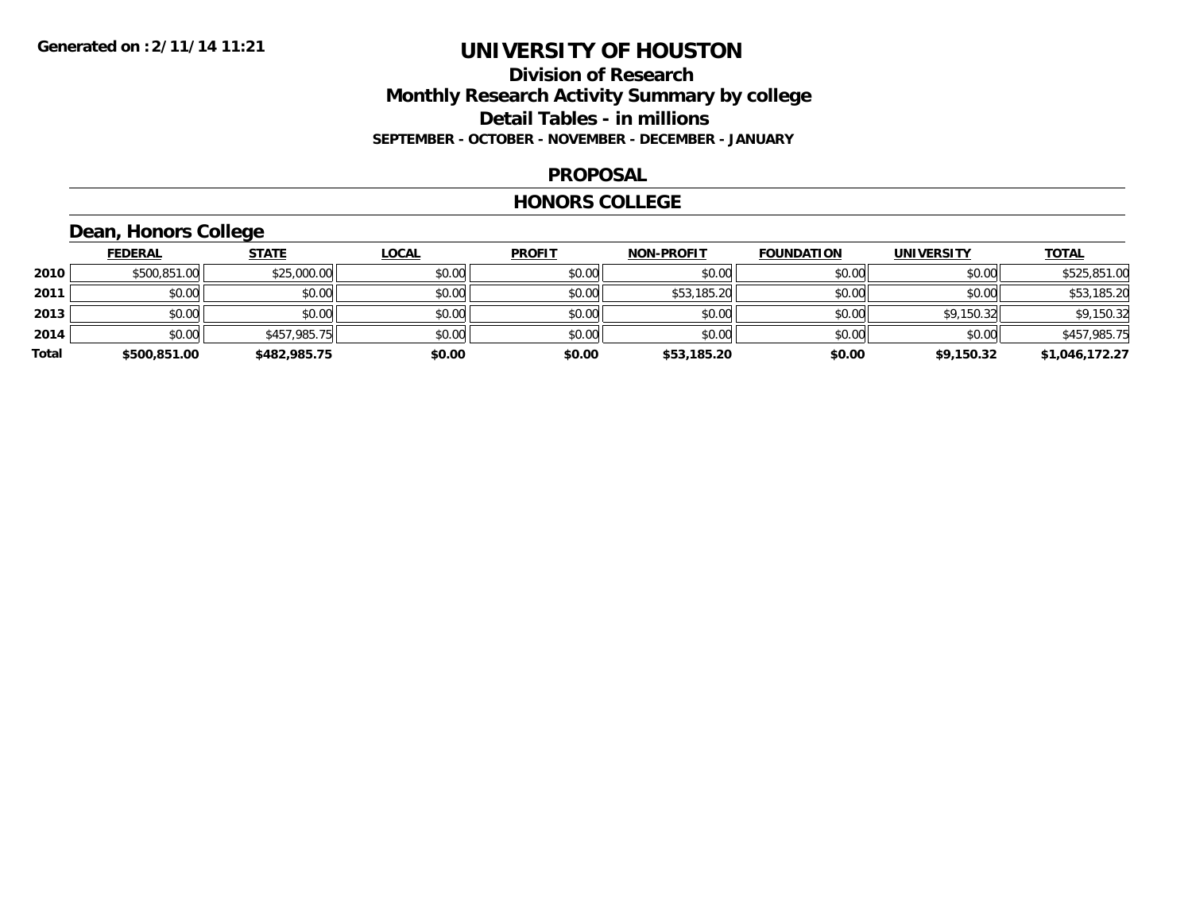**Generated on :2/11/14 11:21**

# UNIVERSITY OF HOUSTON

## Division of Research
## Monthly Research Activity Summary by college
## Detail Tables - in millions
### SEPTEMBER - OCTOBER - NOVEMBER - DECEMBER - JANUARY

## PROPOSAL

## HONORS COLLEGE

### Dean, Honors College

| | FEDERAL | STATE | LOCAL | PROFIT | NON-PROFIT | FOUNDATION | UNIVERSITY | TOTAL |
|---|---|---|---|---|---|---|---|---|
| 2010 | $500,851.00 | $25,000.00 | $0.00 | $0.00 | $0.00 | $0.00 | $0.00 | $525,851.00 |
| 2011 | $0.00 | $0.00 | $0.00 | $0.00 | $53,185.20 | $0.00 | $0.00 | $53,185.20 |
| 2013 | $0.00 | $0.00 | $0.00 | $0.00 | $0.00 | $0.00 | $9,150.32 | $9,150.32 |
| 2014 | $0.00 | $457,985.75 | $0.00 | $0.00 | $0.00 | $0.00 | $0.00 | $457,985.75 |
| **Total** | **$500,851.00** | **$482,985.75** | **$0.00** | **$0.00** | **$53,185.20** | **$0.00** | **$9,150.32** | **$1,046,172.27** |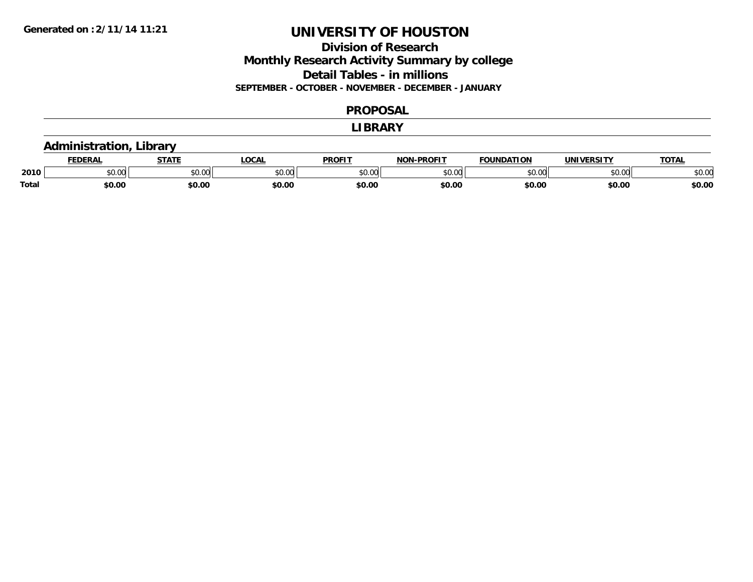# UNIVERSITY OF HOUSTON

## Division of Research

## Monthly Research Activity Summary by college

## Detail Tables - in millions

**SEPTEMBER - OCTOBER - NOVEMBER - DECEMBER - JANUARY**

## PROPOSAL

## LIBRARY

### Administration, Library

| | FEDERAL | STATE | LOCAL | PROFIT | NON-PROFIT | FOUNDATION | UNIVERSITY | TOTAL |
|---|---|---|---|---|---|---|---|---|
| **2010** | $0.00 | $0.00 | $0.00 | $0.00 | $0.00 | $0.00 | $0.00 | $0.00 |
| **Total** | **$0.00** | **$0.00** | **$0.00** | **$0.00** | **$0.00** | **$0.00** | **$0.00** | **$0.00** |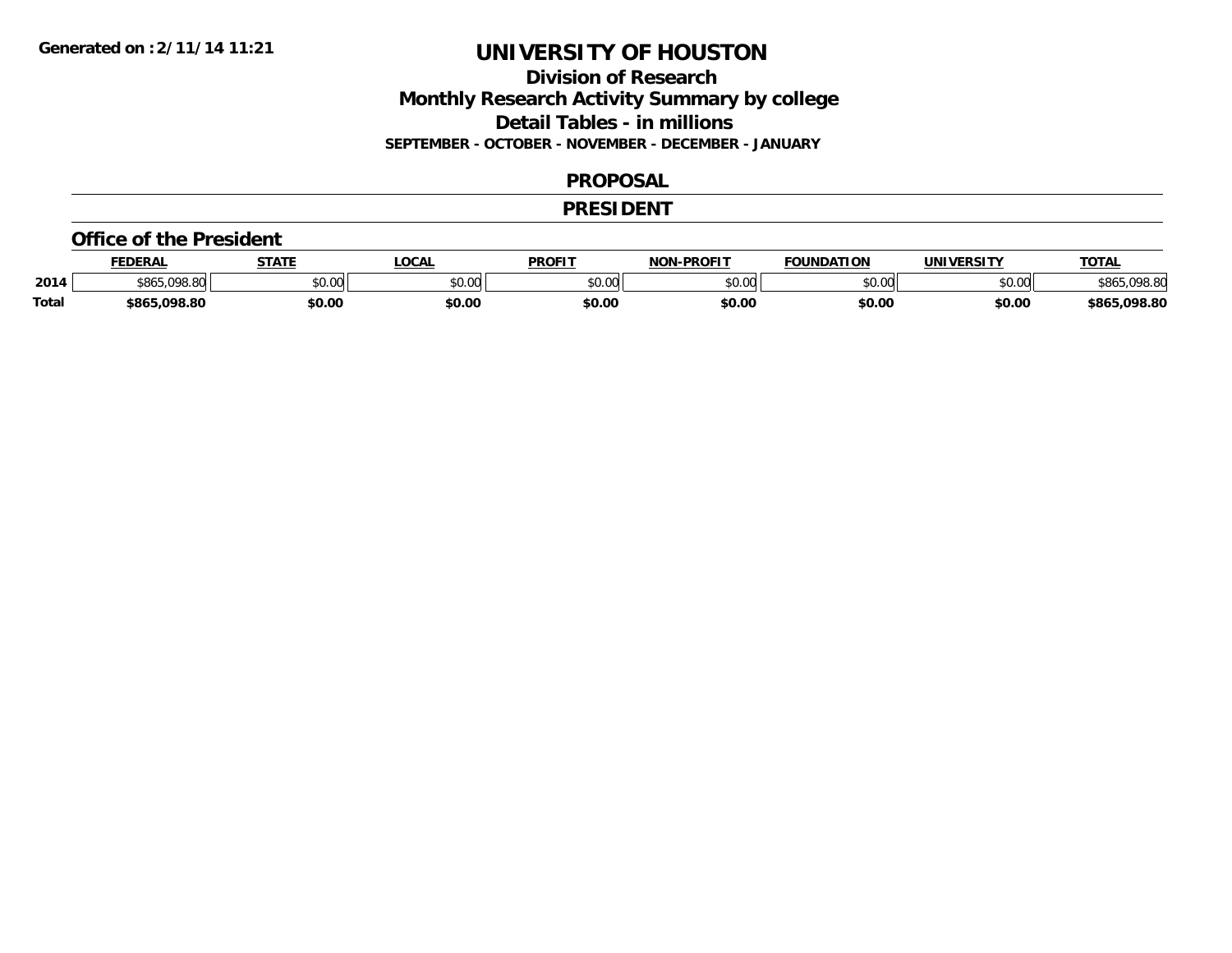**Generated on :2/11/14 11:21**

# UNIVERSITY OF HOUSTON

## Division of Research
## Monthly Research Activity Summary by college
## Detail Tables - in millions
**SEPTEMBER - OCTOBER - NOVEMBER - DECEMBER - JANUARY**

## PROPOSAL

## PRESIDENT

### Office of the President

| | FEDERAL | STATE | LOCAL | PROFIT | NON-PROFIT | FOUNDATION | UNIVERSITY | TOTAL |
|---|---|---|---|---|---|---|---|---|
| 2014 | $865,098.80 | $0.00 | $0.00 | $0.00 | $0.00 | $0.00 | $0.00 | $865,098.80 |
| **Total** | **$865,098.80** | **$0.00** | **$0.00** | **$0.00** | **$0.00** | **$0.00** | **$0.00** | **$865,098.80** |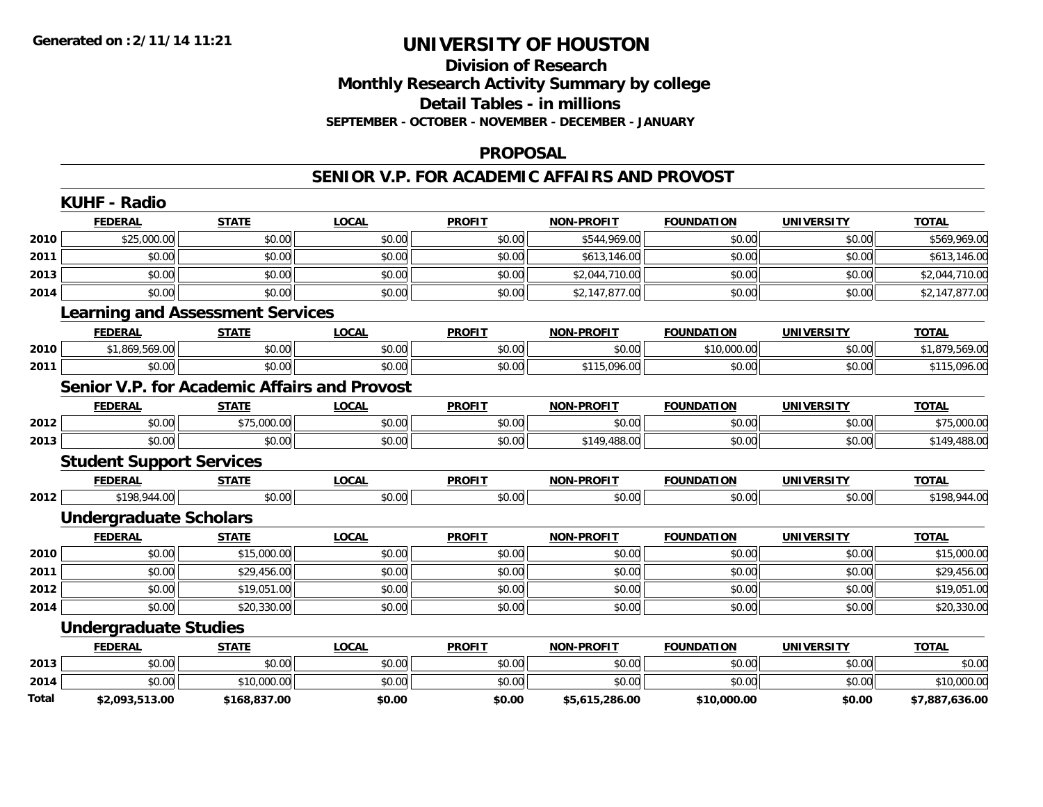**Generated on :2/11/14 11:21**

# UNIVERSITY OF HOUSTON

## Division of Research
## Monthly Research Activity Summary by college
## Detail Tables - in millions
### SEPTEMBER - OCTOBER - NOVEMBER - DECEMBER - JANUARY

## PROPOSAL

## SENIOR V.P. FOR ACADEMIC AFFAIRS AND PROVOST

### KUHF - Radio

| | FEDERAL | STATE | LOCAL | PROFIT | NON-PROFIT | FOUNDATION | UNIVERSITY | TOTAL |
|---|---|---|---|---|---|---|---|---|
| 2010 | $25,000.00 | $0.00 | $0.00 | $0.00 | $544,969.00 | $0.00 | $0.00 | $569,969.00 |
| 2011 | $0.00 | $0.00 | $0.00 | $0.00 | $613,146.00 | $0.00 | $0.00 | $613,146.00 |
| 2013 | $0.00 | $0.00 | $0.00 | $0.00 | $2,044,710.00 | $0.00 | $0.00 | $2,044,710.00 |
| 2014 | $0.00 | $0.00 | $0.00 | $0.00 | $2,147,877.00 | $0.00 | $0.00 | $2,147,877.00 |

### Learning and Assessment Services

| | FEDERAL | STATE | LOCAL | PROFIT | NON-PROFIT | FOUNDATION | UNIVERSITY | TOTAL |
|---|---|---|---|---|---|---|---|---|
| 2010 | $1,869,569.00 | $0.00 | $0.00 | $0.00 | $0.00 | $10,000.00 | $0.00 | $1,879,569.00 |
| 2011 | $0.00 | $0.00 | $0.00 | $0.00 | $115,096.00 | $0.00 | $0.00 | $115,096.00 |

### Senior V.P. for Academic Affairs and Provost

| | FEDERAL | STATE | LOCAL | PROFIT | NON-PROFIT | FOUNDATION | UNIVERSITY | TOTAL |
|---|---|---|---|---|---|---|---|---|
| 2012 | $0.00 | $75,000.00 | $0.00 | $0.00 | $0.00 | $0.00 | $0.00 | $75,000.00 |
| 2013 | $0.00 | $0.00 | $0.00 | $0.00 | $149,488.00 | $0.00 | $0.00 | $149,488.00 |

### Student Support Services

| | FEDERAL | STATE | LOCAL | PROFIT | NON-PROFIT | FOUNDATION | UNIVERSITY | TOTAL |
|---|---|---|---|---|---|---|---|---|
| 2012 | $198,944.00 | $0.00 | $0.00 | $0.00 | $0.00 | $0.00 | $0.00 | $198,944.00 |

### Undergraduate Scholars

| | FEDERAL | STATE | LOCAL | PROFIT | NON-PROFIT | FOUNDATION | UNIVERSITY | TOTAL |
|---|---|---|---|---|---|---|---|---|
| 2010 | $0.00 | $15,000.00 | $0.00 | $0.00 | $0.00 | $0.00 | $0.00 | $15,000.00 |
| 2011 | $0.00 | $29,456.00 | $0.00 | $0.00 | $0.00 | $0.00 | $0.00 | $29,456.00 |
| 2012 | $0.00 | $19,051.00 | $0.00 | $0.00 | $0.00 | $0.00 | $0.00 | $19,051.00 |
| 2014 | $0.00 | $20,330.00 | $0.00 | $0.00 | $0.00 | $0.00 | $0.00 | $20,330.00 |

### Undergraduate Studies

| | FEDERAL | STATE | LOCAL | PROFIT | NON-PROFIT | FOUNDATION | UNIVERSITY | TOTAL |
|---|---|---|---|---|---|---|---|---|
| 2013 | $0.00 | $0.00 | $0.00 | $0.00 | $0.00 | $0.00 | $0.00 | $0.00 |
| 2014 | $0.00 | $10,000.00 | $0.00 | $0.00 | $0.00 | $0.00 | $0.00 | $10,000.00 |
| **Total** | **$2,093,513.00** | **$168,837.00** | **$0.00** | **$0.00** | **$5,615,286.00** | **$10,000.00** | **$0.00** | **$7,887,636.00** |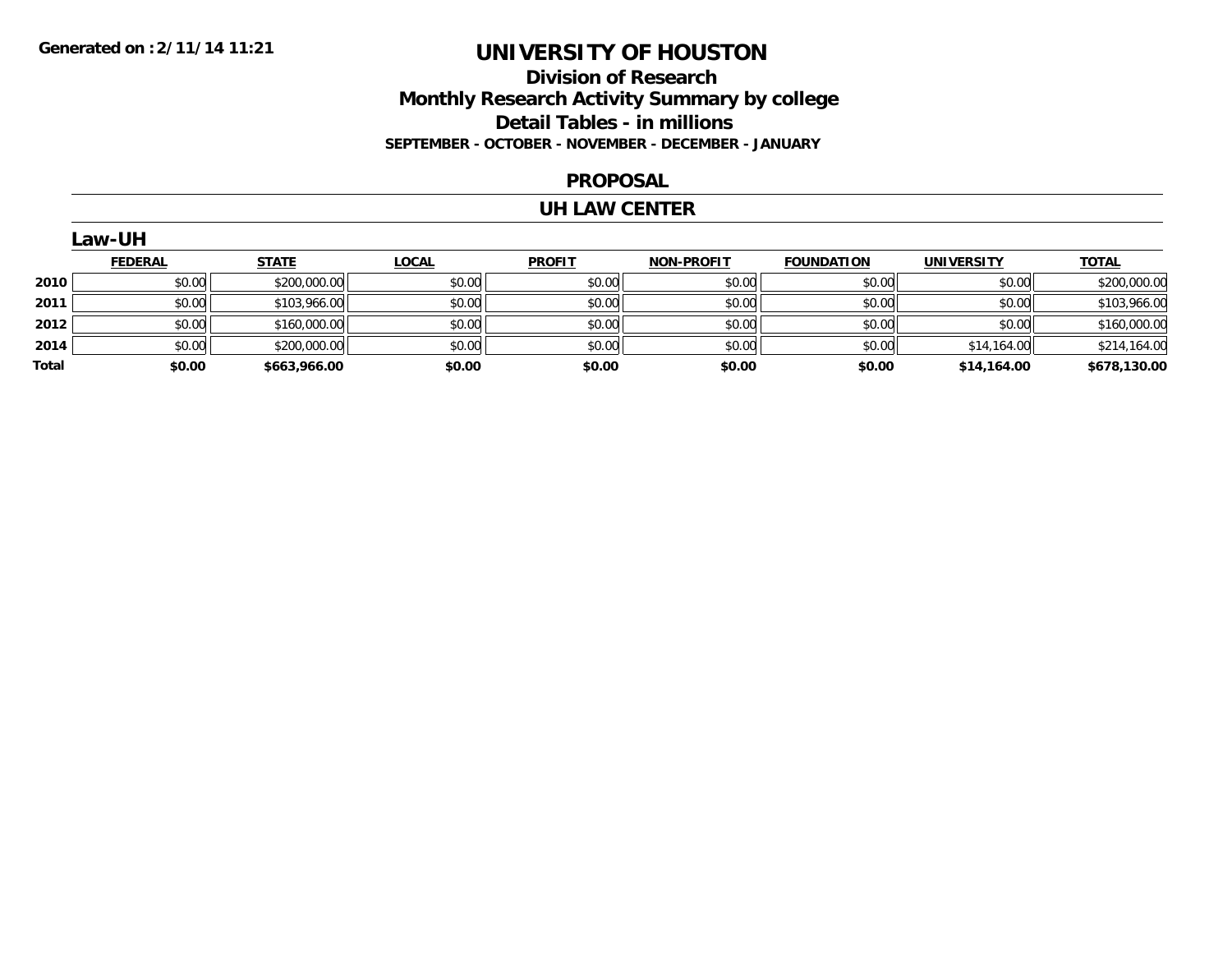Generated on :2/11/14 11:21

# UNIVERSITY OF HOUSTON

## Division of Research
## Monthly Research Activity Summary by college
## Detail Tables - in millions
### SEPTEMBER - OCTOBER - NOVEMBER - DECEMBER - JANUARY

## PROPOSAL

## UH LAW CENTER

### Law-UH

| | FEDERAL | STATE | LOCAL | PROFIT | NON-PROFIT | FOUNDATION | UNIVERSITY | TOTAL |
|---|---|---|---|---|---|---|---|---|
| 2010 | $0.00 | $200,000.00 | $0.00 | $0.00 | $0.00 | $0.00 | $0.00 | $200,000.00 |
| 2011 | $0.00 | $103,966.00 | $0.00 | $0.00 | $0.00 | $0.00 | $0.00 | $103,966.00 |
| 2012 | $0.00 | $160,000.00 | $0.00 | $0.00 | $0.00 | $0.00 | $0.00 | $160,000.00 |
| 2014 | $0.00 | $200,000.00 | $0.00 | $0.00 | $0.00 | $0.00 | $14,164.00 | $214,164.00 |
| **Total** | **$0.00** | **$663,966.00** | **$0.00** | **$0.00** | **$0.00** | **$0.00** | **$14,164.00** | **$678,130.00** |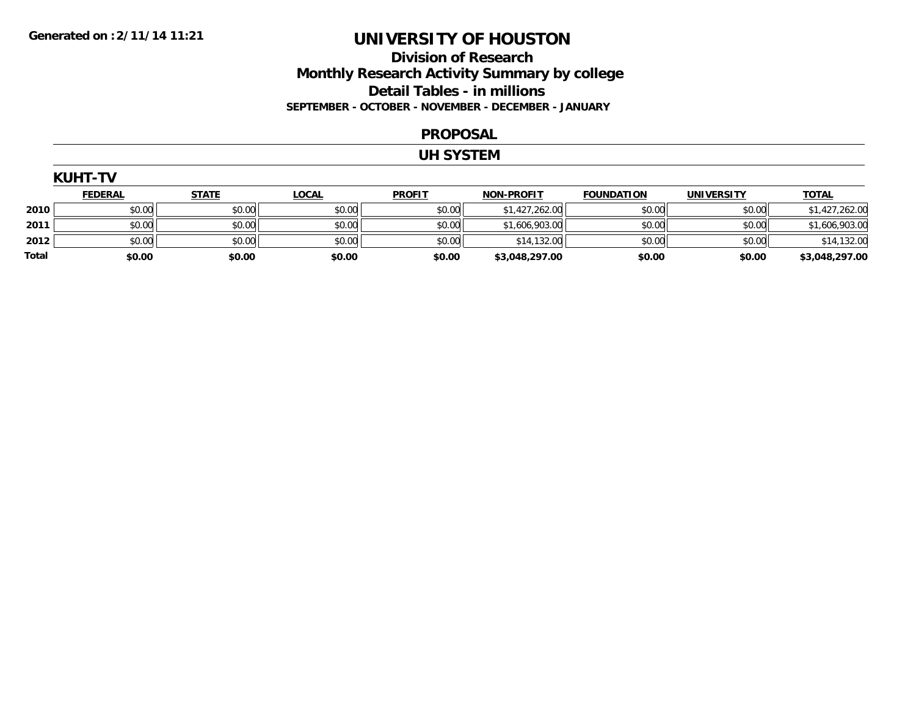Generated on :2/11/14 11:21

# UNIVERSITY OF HOUSTON

## Division of Research
## Monthly Research Activity Summary by college
## Detail Tables - in millions
### SEPTEMBER - OCTOBER - NOVEMBER - DECEMBER - JANUARY

## PROPOSAL

## UH SYSTEM

### KUHT-TV

| | FEDERAL | STATE | LOCAL | PROFIT | NON-PROFIT | FOUNDATION | UNIVERSITY | TOTAL |
|---|---|---|---|---|---|---|---|---|
| 2010 | $0.00 | $0.00 | $0.00 | $0.00 | $1,427,262.00 | $0.00 | $0.00 | $1,427,262.00 |
| 2011 | $0.00 | $0.00 | $0.00 | $0.00 | $1,606,903.00 | $0.00 | $0.00 | $1,606,903.00 |
| 2012 | $0.00 | $0.00 | $0.00 | $0.00 | $14,132.00 | $0.00 | $0.00 | $14,132.00 |
| Total | $0.00 | $0.00 | $0.00 | $0.00 | $3,048,297.00 | $0.00 | $0.00 | $3,048,297.00 |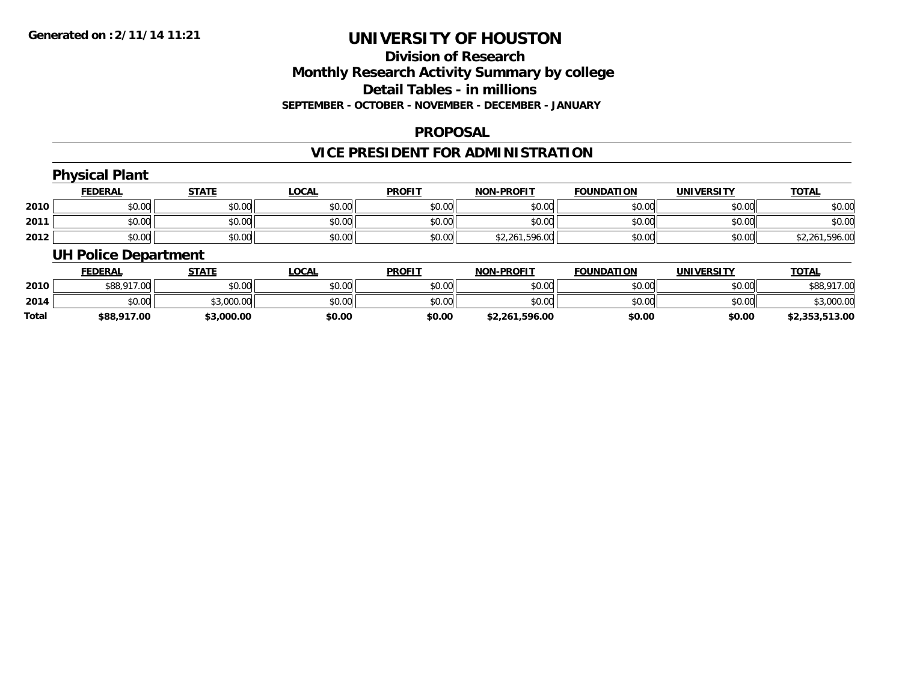# UNIVERSITY OF HOUSTON

## Division of Research
## Monthly Research Activity Summary by college
## Detail Tables - in millions
### SEPTEMBER - OCTOBER - NOVEMBER - DECEMBER - JANUARY

## PROPOSAL

## VICE PRESIDENT FOR ADMINISTRATION

### Physical Plant

| | FEDERAL | STATE | LOCAL | PROFIT | NON-PROFIT | FOUNDATION | UNIVERSITY | TOTAL |
|---|---|---|---|---|---|---|---|---|
| 2010 | $0.00 | $0.00 | $0.00 | $0.00 | $0.00 | $0.00 | $0.00 | $0.00 |
| 2011 | $0.00 | $0.00 | $0.00 | $0.00 | $0.00 | $0.00 | $0.00 | $0.00 |
| 2012 | $0.00 | $0.00 | $0.00 | $0.00 | $2,261,596.00 | $0.00 | $0.00 | $2,261,596.00 |

### UH Police Department

| | FEDERAL | STATE | LOCAL | PROFIT | NON-PROFIT | FOUNDATION | UNIVERSITY | TOTAL |
|---|---|---|---|---|---|---|---|---|
| 2010 | $88,917.00 | $0.00 | $0.00 | $0.00 | $0.00 | $0.00 | $0.00 | $88,917.00 |
| 2014 | $0.00 | $3,000.00 | $0.00 | $0.00 | $0.00 | $0.00 | $0.00 | $3,000.00 |
| **Total** | **$88,917.00** | **$3,000.00** | **$0.00** | **$0.00** | **$2,261,596.00** | **$0.00** | **$0.00** | **$2,353,513.00** |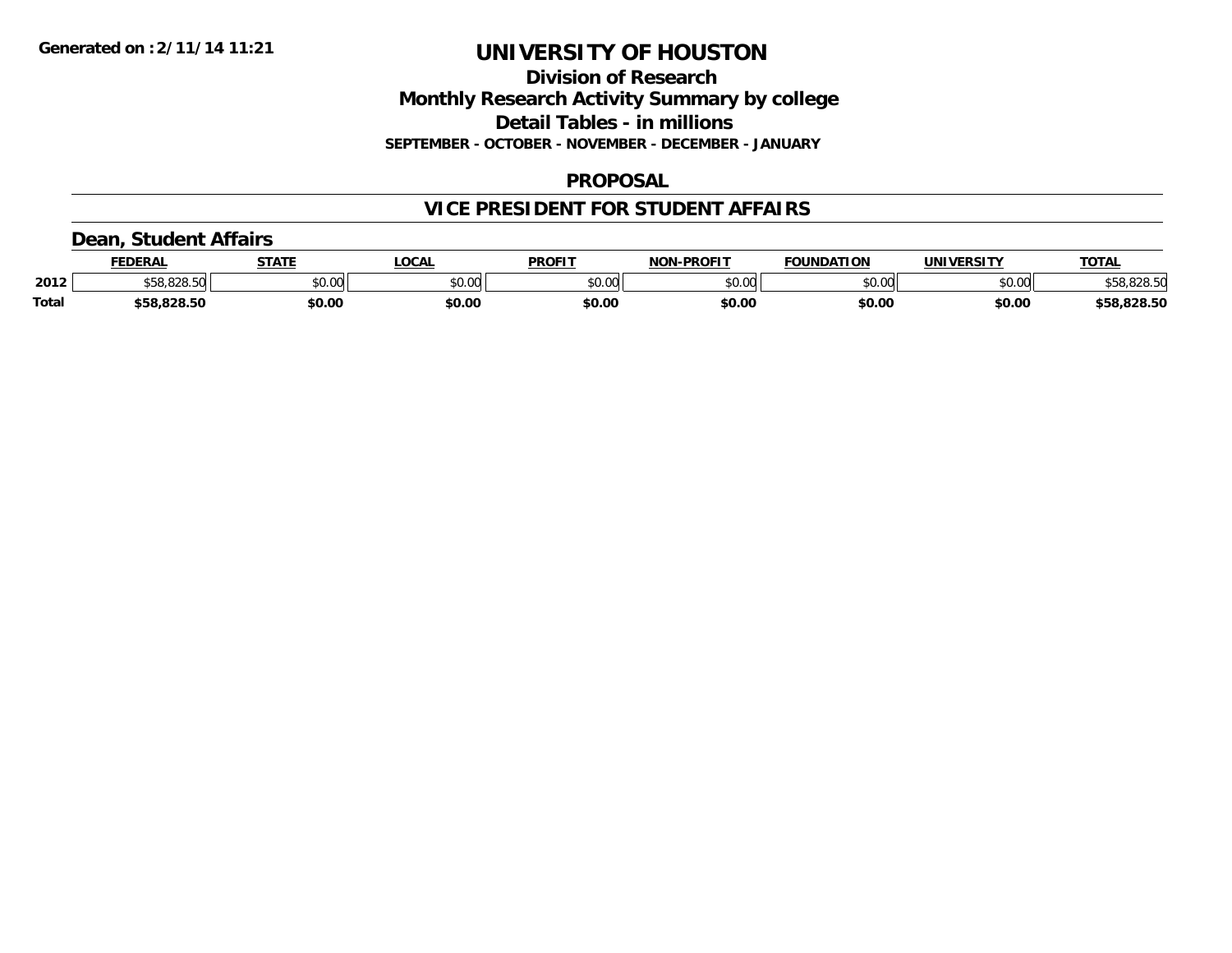# UNIVERSITY OF HOUSTON

## Division of Research
## Monthly Research Activity Summary by college
## Detail Tables - in millions
### SEPTEMBER - OCTOBER - NOVEMBER - DECEMBER - JANUARY

## PROPOSAL

## VICE PRESIDENT FOR STUDENT AFFAIRS

### Dean, Student Affairs

| | FEDERAL | STATE | LOCAL | PROFIT | NON-PROFIT | FOUNDATION | UNIVERSITY | TOTAL |
|---|---|---|---|---|---|---|---|---|
| 2012 | $58,828.50 | $0.00 | $0.00 | $0.00 | $0.00 | $0.00 | $0.00 | $58,828.50 |
| **Total** | **$58,828.50** | **$0.00** | **$0.00** | **$0.00** | **$0.00** | **$0.00** | **$0.00** | **$58,828.50** |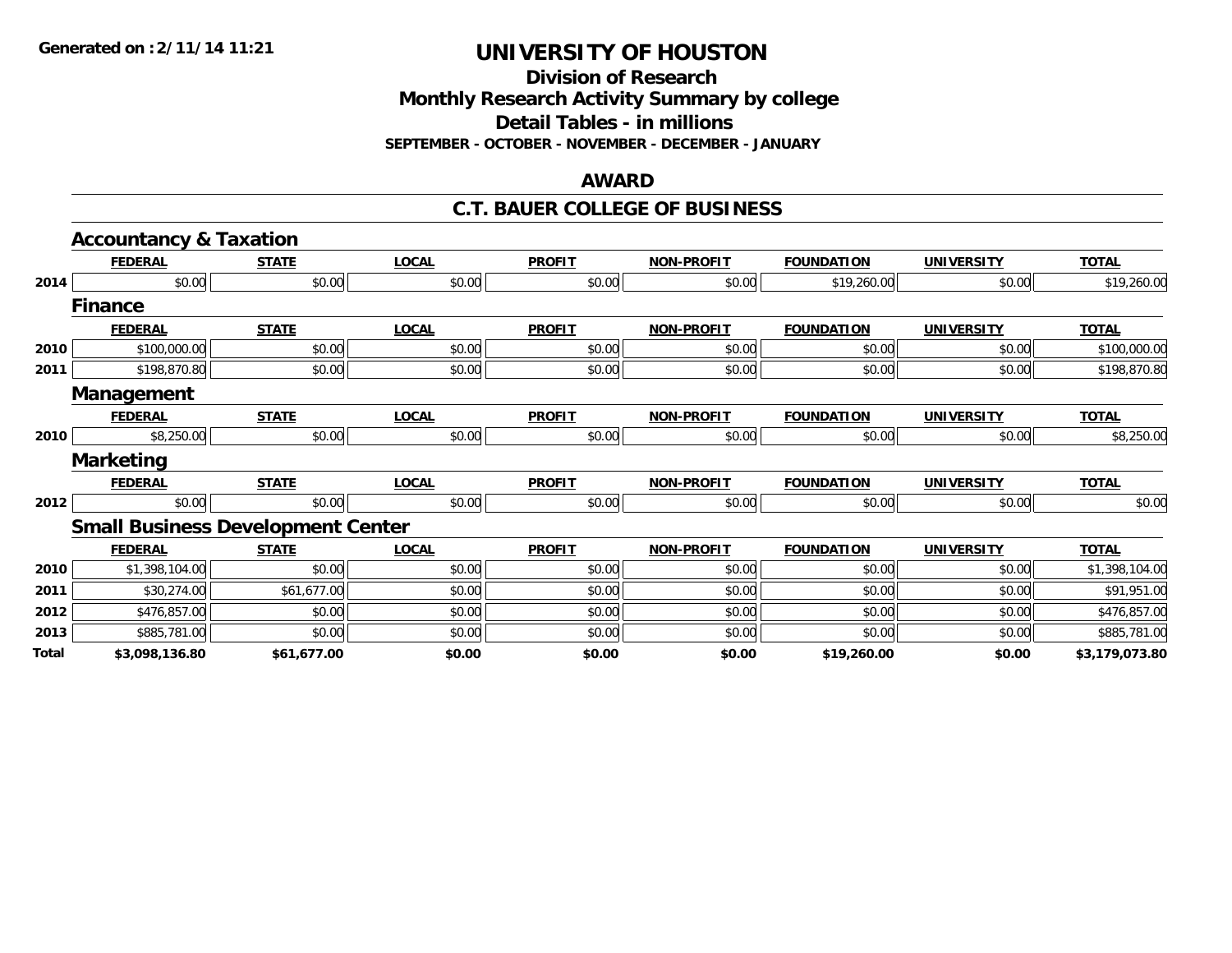# UNIVERSITY OF HOUSTON

## Division of Research

## Monthly Research Activity Summary by college

## Detail Tables - in millions

**SEPTEMBER - OCTOBER - NOVEMBER - DECEMBER - JANUARY**

## AWARD

## C.T. BAUER COLLEGE OF BUSINESS

### Accountancy & Taxation

| | FEDERAL | STATE | LOCAL | PROFIT | NON-PROFIT | FOUNDATION | UNIVERSITY | TOTAL |
|---|---|---|---|---|---|---|---|---|
| 2014 | $0.00 | $0.00 | $0.00 | $0.00 | $0.00 | $19,260.00 | $0.00 | $19,260.00 |

### Finance

| | FEDERAL | STATE | LOCAL | PROFIT | NON-PROFIT | FOUNDATION | UNIVERSITY | TOTAL |
|---|---|---|---|---|---|---|---|---|
| 2010 | $100,000.00 | $0.00 | $0.00 | $0.00 | $0.00 | $0.00 | $0.00 | $100,000.00 |
| 2011 | $198,870.80 | $0.00 | $0.00 | $0.00 | $0.00 | $0.00 | $0.00 | $198,870.80 |

### Management

| | FEDERAL | STATE | LOCAL | PROFIT | NON-PROFIT | FOUNDATION | UNIVERSITY | TOTAL |
|---|---|---|---|---|---|---|---|---|
| 2010 | $8,250.00 | $0.00 | $0.00 | $0.00 | $0.00 | $0.00 | $0.00 | $8,250.00 |

### Marketing

| | FEDERAL | STATE | LOCAL | PROFIT | NON-PROFIT | FOUNDATION | UNIVERSITY | TOTAL |
|---|---|---|---|---|---|---|---|---|
| 2012 | $0.00 | $0.00 | $0.00 | $0.00 | $0.00 | $0.00 | $0.00 | $0.00 |

### Small Business Development Center

| | FEDERAL | STATE | LOCAL | PROFIT | NON-PROFIT | FOUNDATION | UNIVERSITY | TOTAL |
|---|---|---|---|---|---|---|---|---|
| 2010 | $1,398,104.00 | $0.00 | $0.00 | $0.00 | $0.00 | $0.00 | $0.00 | $1,398,104.00 |
| 2011 | $30,274.00 | $61,677.00 | $0.00 | $0.00 | $0.00 | $0.00 | $0.00 | $91,951.00 |
| 2012 | $476,857.00 | $0.00 | $0.00 | $0.00 | $0.00 | $0.00 | $0.00 | $476,857.00 |
| 2013 | $885,781.00 | $0.00 | $0.00 | $0.00 | $0.00 | $0.00 | $0.00 | $885,781.00 |
| **Total** | **$3,098,136.80** | **$61,677.00** | **$0.00** | **$0.00** | **$0.00** | **$19,260.00** | **$0.00** | **$3,179,073.80** |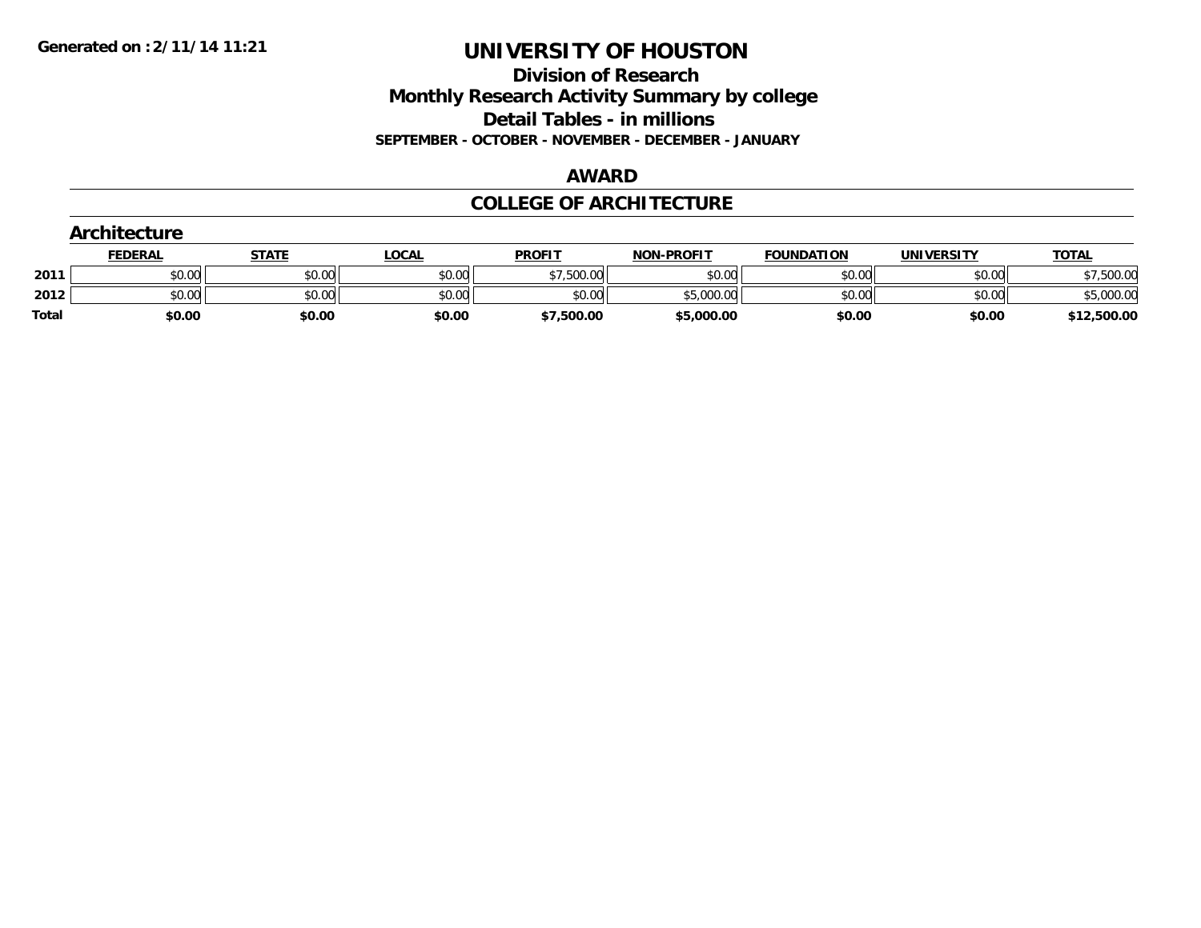Generated on :2/11/14 11:21

# UNIVERSITY OF HOUSTON

## Division of Research
## Monthly Research Activity Summary by college
## Detail Tables - in millions
### SEPTEMBER - OCTOBER - NOVEMBER - DECEMBER - JANUARY

## AWARD

## COLLEGE OF ARCHITECTURE

### Architecture

| | FEDERAL | STATE | LOCAL | PROFIT | NON-PROFIT | FOUNDATION | UNIVERSITY | TOTAL |
|---|---|---|---|---|---|---|---|---|
| 2011 | $0.00 | $0.00 | $0.00 | $7,500.00 | $0.00 | $0.00 | $0.00 | $7,500.00 |
| 2012 | $0.00 | $0.00 | $0.00 | $0.00 | $5,000.00 | $0.00 | $0.00 | $5,000.00 |
| **Total** | **$0.00** | **$0.00** | **$0.00** | **$7,500.00** | **$5,000.00** | **$0.00** | **$0.00** | **$12,500.00** |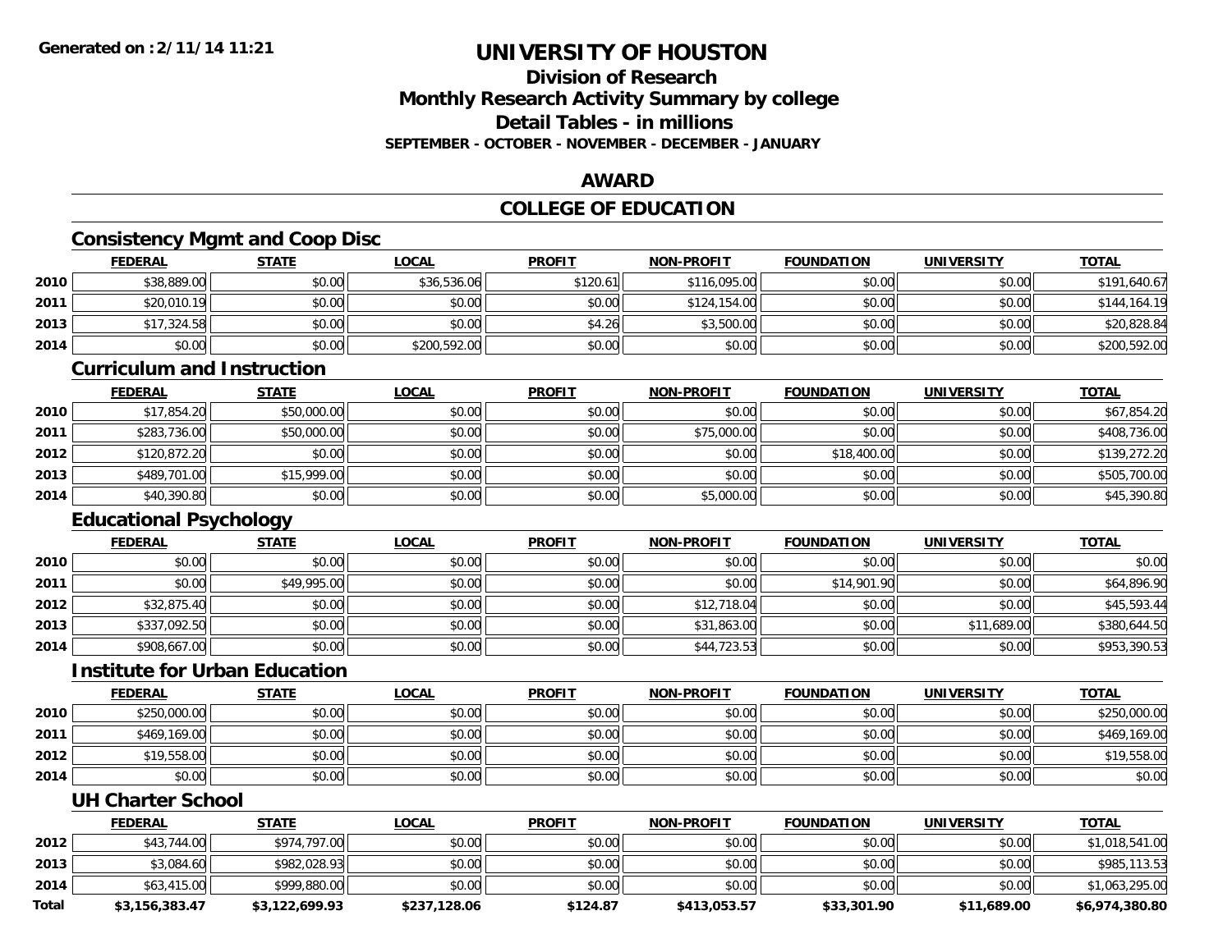Generated on :2/11/14 11:21

# UNIVERSITY OF HOUSTON

## Division of Research
## Monthly Research Activity Summary by college
## Detail Tables - in millions
### SEPTEMBER - OCTOBER - NOVEMBER - DECEMBER - JANUARY

## AWARD

## COLLEGE OF EDUCATION

### Consistency Mgmt and Coop Disc

| | FEDERAL | STATE | LOCAL | PROFIT | NON-PROFIT | FOUNDATION | UNIVERSITY | TOTAL |
|---|---|---|---|---|---|---|---|---|
| 2010 | $38,889.00 | $0.00 | $36,536.06 | $120.61 | $116,095.00 | $0.00 | $0.00 | $191,640.67 |
| 2011 | $20,010.19 | $0.00 | $0.00 | $0.00 | $124,154.00 | $0.00 | $0.00 | $144,164.19 |
| 2013 | $17,324.58 | $0.00 | $0.00 | $4.26 | $3,500.00 | $0.00 | $0.00 | $20,828.84 |
| 2014 | $0.00 | $0.00 | $200,592.00 | $0.00 | $0.00 | $0.00 | $0.00 | $200,592.00 |

### Curriculum and Instruction

| | FEDERAL | STATE | LOCAL | PROFIT | NON-PROFIT | FOUNDATION | UNIVERSITY | TOTAL |
|---|---|---|---|---|---|---|---|---|
| 2010 | $17,854.20 | $50,000.00 | $0.00 | $0.00 | $0.00 | $0.00 | $0.00 | $67,854.20 |
| 2011 | $283,736.00 | $50,000.00 | $0.00 | $0.00 | $75,000.00 | $0.00 | $0.00 | $408,736.00 |
| 2012 | $120,872.20 | $0.00 | $0.00 | $0.00 | $0.00 | $18,400.00 | $0.00 | $139,272.20 |
| 2013 | $489,701.00 | $15,999.00 | $0.00 | $0.00 | $0.00 | $0.00 | $0.00 | $505,700.00 |
| 2014 | $40,390.80 | $0.00 | $0.00 | $0.00 | $5,000.00 | $0.00 | $0.00 | $45,390.80 |

### Educational Psychology

| | FEDERAL | STATE | LOCAL | PROFIT | NON-PROFIT | FOUNDATION | UNIVERSITY | TOTAL |
|---|---|---|---|---|---|---|---|---|
| 2010 | $0.00 | $0.00 | $0.00 | $0.00 | $0.00 | $0.00 | $0.00 | $0.00 |
| 2011 | $0.00 | $49,995.00 | $0.00 | $0.00 | $0.00 | $14,901.90 | $0.00 | $64,896.90 |
| 2012 | $32,875.40 | $0.00 | $0.00 | $0.00 | $12,718.04 | $0.00 | $0.00 | $45,593.44 |
| 2013 | $337,092.50 | $0.00 | $0.00 | $0.00 | $31,863.00 | $0.00 | $11,689.00 | $380,644.50 |
| 2014 | $908,667.00 | $0.00 | $0.00 | $0.00 | $44,723.53 | $0.00 | $0.00 | $953,390.53 |

### Institute for Urban Education

| | FEDERAL | STATE | LOCAL | PROFIT | NON-PROFIT | FOUNDATION | UNIVERSITY | TOTAL |
|---|---|---|---|---|---|---|---|---|
| 2010 | $250,000.00 | $0.00 | $0.00 | $0.00 | $0.00 | $0.00 | $0.00 | $250,000.00 |
| 2011 | $469,169.00 | $0.00 | $0.00 | $0.00 | $0.00 | $0.00 | $0.00 | $469,169.00 |
| 2012 | $19,558.00 | $0.00 | $0.00 | $0.00 | $0.00 | $0.00 | $0.00 | $19,558.00 |
| 2014 | $0.00 | $0.00 | $0.00 | $0.00 | $0.00 | $0.00 | $0.00 | $0.00 |

### UH Charter School

| | FEDERAL | STATE | LOCAL | PROFIT | NON-PROFIT | FOUNDATION | UNIVERSITY | TOTAL |
|---|---|---|---|---|---|---|---|---|
| 2012 | $43,744.00 | $974,797.00 | $0.00 | $0.00 | $0.00 | $0.00 | $0.00 | $1,018,541.00 |
| 2013 | $3,084.60 | $982,028.93 | $0.00 | $0.00 | $0.00 | $0.00 | $0.00 | $985,113.53 |
| 2014 | $63,415.00 | $999,880.00 | $0.00 | $0.00 | $0.00 | $0.00 | $0.00 | $1,063,295.00 |
| **Total** | **$3,156,383.47** | **$3,122,699.93** | **$237,128.06** | **$124.87** | **$413,053.57** | **$33,301.90** | **$11,689.00** | **$6,974,380.80** |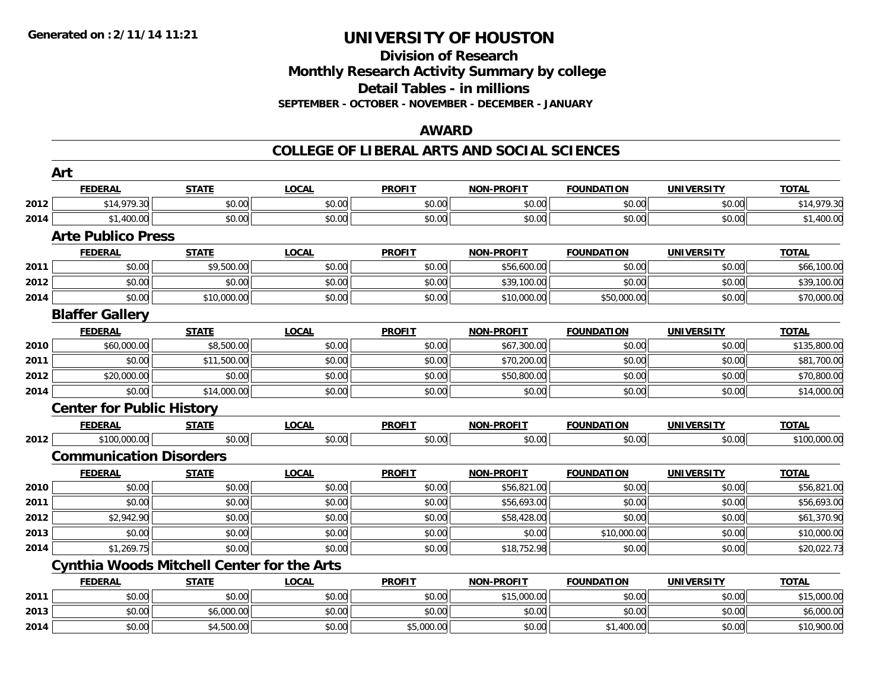Generated on :2/11/14 11:21

# UNIVERSITY OF HOUSTON

## Division of Research
## Monthly Research Activity Summary by college
## Detail Tables - in millions
### SEPTEMBER - OCTOBER - NOVEMBER - DECEMBER - JANUARY

## AWARD

## COLLEGE OF LIBERAL ARTS AND SOCIAL SCIENCES

### Art

| | FEDERAL | STATE | LOCAL | PROFIT | NON-PROFIT | FOUNDATION | UNIVERSITY | TOTAL |
|---|---|---|---|---|---|---|---|---|
| 2012 | $14,979.30 | $0.00 | $0.00 | $0.00 | $0.00 | $0.00 | $0.00 | $14,979.30 |
| 2014 | $1,400.00 | $0.00 | $0.00 | $0.00 | $0.00 | $0.00 | $0.00 | $1,400.00 |

### Arte Publico Press

| | FEDERAL | STATE | LOCAL | PROFIT | NON-PROFIT | FOUNDATION | UNIVERSITY | TOTAL |
|---|---|---|---|---|---|---|---|---|
| 2011 | $0.00 | $9,500.00 | $0.00 | $0.00 | $56,600.00 | $0.00 | $0.00 | $66,100.00 |
| 2012 | $0.00 | $0.00 | $0.00 | $0.00 | $39,100.00 | $0.00 | $0.00 | $39,100.00 |
| 2014 | $0.00 | $10,000.00 | $0.00 | $0.00 | $10,000.00 | $50,000.00 | $0.00 | $70,000.00 |

### Blaffer Gallery

| | FEDERAL | STATE | LOCAL | PROFIT | NON-PROFIT | FOUNDATION | UNIVERSITY | TOTAL |
|---|---|---|---|---|---|---|---|---|
| 2010 | $60,000.00 | $8,500.00 | $0.00 | $0.00 | $67,300.00 | $0.00 | $0.00 | $135,800.00 |
| 2011 | $0.00 | $11,500.00 | $0.00 | $0.00 | $70,200.00 | $0.00 | $0.00 | $81,700.00 |
| 2012 | $20,000.00 | $0.00 | $0.00 | $0.00 | $50,800.00 | $0.00 | $0.00 | $70,800.00 |
| 2014 | $0.00 | $14,000.00 | $0.00 | $0.00 | $0.00 | $0.00 | $0.00 | $14,000.00 |

### Center for Public History

| | FEDERAL | STATE | LOCAL | PROFIT | NON-PROFIT | FOUNDATION | UNIVERSITY | TOTAL |
|---|---|---|---|---|---|---|---|---|
| 2012 | $100,000.00 | $0.00 | $0.00 | $0.00 | $0.00 | $0.00 | $0.00 | $100,000.00 |

### Communication Disorders

| | FEDERAL | STATE | LOCAL | PROFIT | NON-PROFIT | FOUNDATION | UNIVERSITY | TOTAL |
|---|---|---|---|---|---|---|---|---|
| 2010 | $0.00 | $0.00 | $0.00 | $0.00 | $56,821.00 | $0.00 | $0.00 | $56,821.00 |
| 2011 | $0.00 | $0.00 | $0.00 | $0.00 | $56,693.00 | $0.00 | $0.00 | $56,693.00 |
| 2012 | $2,942.90 | $0.00 | $0.00 | $0.00 | $58,428.00 | $0.00 | $0.00 | $61,370.90 |
| 2013 | $0.00 | $0.00 | $0.00 | $0.00 | $0.00 | $10,000.00 | $0.00 | $10,000.00 |
| 2014 | $1,269.75 | $0.00 | $0.00 | $0.00 | $18,752.98 | $0.00 | $0.00 | $20,022.73 |

### Cynthia Woods Mitchell Center for the Arts

| | FEDERAL | STATE | LOCAL | PROFIT | NON-PROFIT | FOUNDATION | UNIVERSITY | TOTAL |
|---|---|---|---|---|---|---|---|---|
| 2011 | $0.00 | $0.00 | $0.00 | $0.00 | $15,000.00 | $0.00 | $0.00 | $15,000.00 |
| 2013 | $0.00 | $6,000.00 | $0.00 | $0.00 | $0.00 | $0.00 | $0.00 | $6,000.00 |
| 2014 | $0.00 | $4,500.00 | $0.00 | $5,000.00 | $0.00 | $1,400.00 | $0.00 | $10,900.00 |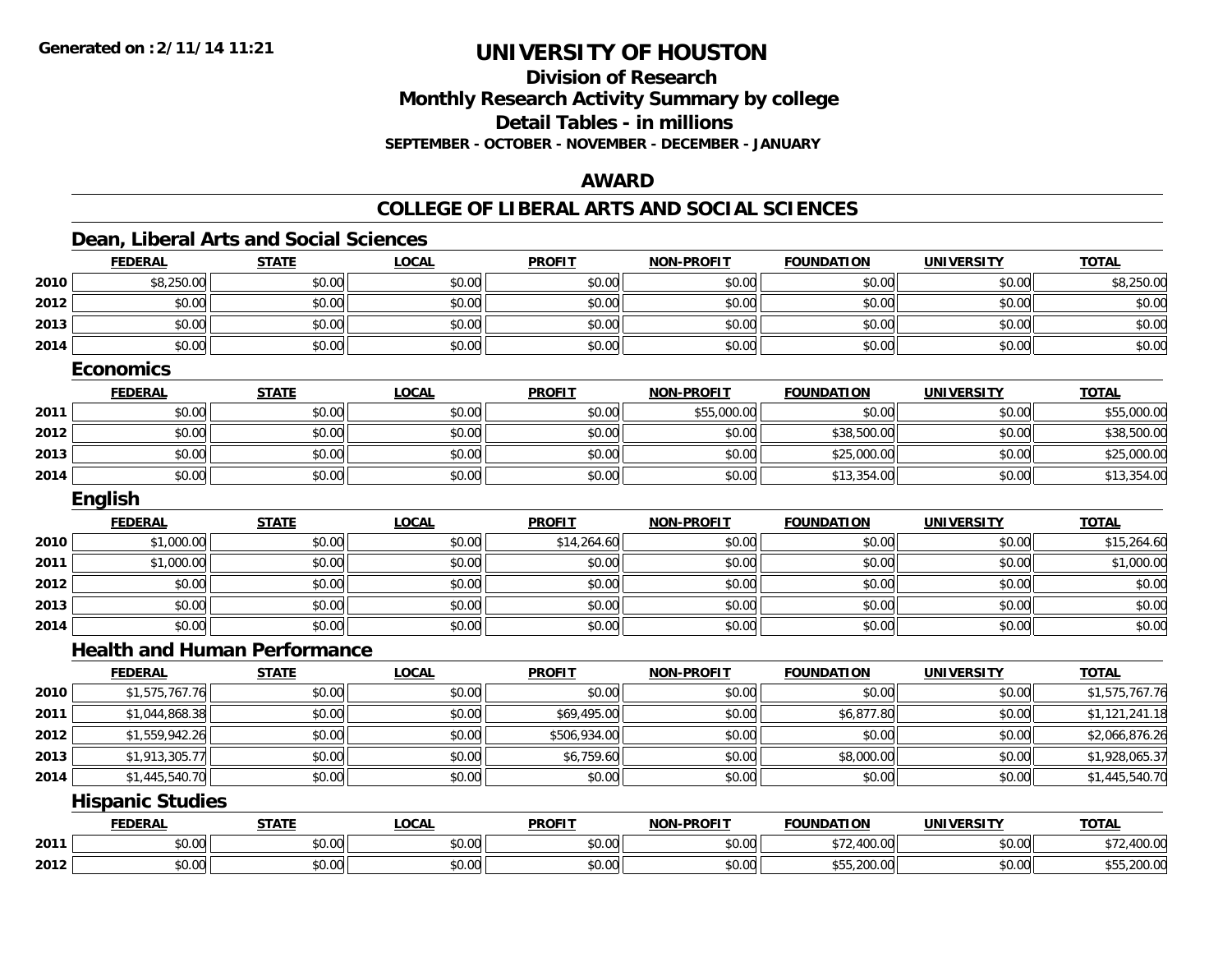**Generated on :2/11/14 11:21**

# UNIVERSITY OF HOUSTON

## Division of Research
## Monthly Research Activity Summary by college
## Detail Tables - in millions
### SEPTEMBER - OCTOBER - NOVEMBER - DECEMBER - JANUARY

## AWARD

## COLLEGE OF LIBERAL ARTS AND SOCIAL SCIENCES

### Dean, Liberal Arts and Social Sciences

| | FEDERAL | STATE | LOCAL | PROFIT | NON-PROFIT | FOUNDATION | UNIVERSITY | TOTAL |
|---|---|---|---|---|---|---|---|---|
| 2010 | $8,250.00 | $0.00 | $0.00 | $0.00 | $0.00 | $0.00 | $0.00 | $8,250.00 |
| 2012 | $0.00 | $0.00 | $0.00 | $0.00 | $0.00 | $0.00 | $0.00 | $0.00 |
| 2013 | $0.00 | $0.00 | $0.00 | $0.00 | $0.00 | $0.00 | $0.00 | $0.00 |
| 2014 | $0.00 | $0.00 | $0.00 | $0.00 | $0.00 | $0.00 | $0.00 | $0.00 |

### Economics

| | FEDERAL | STATE | LOCAL | PROFIT | NON-PROFIT | FOUNDATION | UNIVERSITY | TOTAL |
|---|---|---|---|---|---|---|---|---|
| 2011 | $0.00 | $0.00 | $0.00 | $0.00 | $55,000.00 | $0.00 | $0.00 | $55,000.00 |
| 2012 | $0.00 | $0.00 | $0.00 | $0.00 | $0.00 | $38,500.00 | $0.00 | $38,500.00 |
| 2013 | $0.00 | $0.00 | $0.00 | $0.00 | $0.00 | $25,000.00 | $0.00 | $25,000.00 |
| 2014 | $0.00 | $0.00 | $0.00 | $0.00 | $0.00 | $13,354.00 | $0.00 | $13,354.00 |

### English

| | FEDERAL | STATE | LOCAL | PROFIT | NON-PROFIT | FOUNDATION | UNIVERSITY | TOTAL |
|---|---|---|---|---|---|---|---|---|
| 2010 | $1,000.00 | $0.00 | $0.00 | $14,264.60 | $0.00 | $0.00 | $0.00 | $15,264.60 |
| 2011 | $1,000.00 | $0.00 | $0.00 | $0.00 | $0.00 | $0.00 | $0.00 | $1,000.00 |
| 2012 | $0.00 | $0.00 | $0.00 | $0.00 | $0.00 | $0.00 | $0.00 | $0.00 |
| 2013 | $0.00 | $0.00 | $0.00 | $0.00 | $0.00 | $0.00 | $0.00 | $0.00 |
| 2014 | $0.00 | $0.00 | $0.00 | $0.00 | $0.00 | $0.00 | $0.00 | $0.00 |

### Health and Human Performance

| | FEDERAL | STATE | LOCAL | PROFIT | NON-PROFIT | FOUNDATION | UNIVERSITY | TOTAL |
|---|---|---|---|---|---|---|---|---|
| 2010 | $1,575,767.76 | $0.00 | $0.00 | $0.00 | $0.00 | $0.00 | $0.00 | $1,575,767.76 |
| 2011 | $1,044,868.38 | $0.00 | $0.00 | $69,495.00 | $0.00 | $6,877.80 | $0.00 | $1,121,241.18 |
| 2012 | $1,559,942.26 | $0.00 | $0.00 | $506,934.00 | $0.00 | $0.00 | $0.00 | $2,066,876.26 |
| 2013 | $1,913,305.77 | $0.00 | $0.00 | $6,759.60 | $0.00 | $8,000.00 | $0.00 | $1,928,065.37 |
| 2014 | $1,445,540.70 | $0.00 | $0.00 | $0.00 | $0.00 | $0.00 | $0.00 | $1,445,540.70 |

### Hispanic Studies

| | FEDERAL | STATE | LOCAL | PROFIT | NON-PROFIT | FOUNDATION | UNIVERSITY | TOTAL |
|---|---|---|---|---|---|---|---|---|
| 2011 | $0.00 | $0.00 | $0.00 | $0.00 | $0.00 | $72,400.00 | $0.00 | $72,400.00 |
| 2012 | $0.00 | $0.00 | $0.00 | $0.00 | $0.00 | $55,200.00 | $0.00 | $55,200.00 |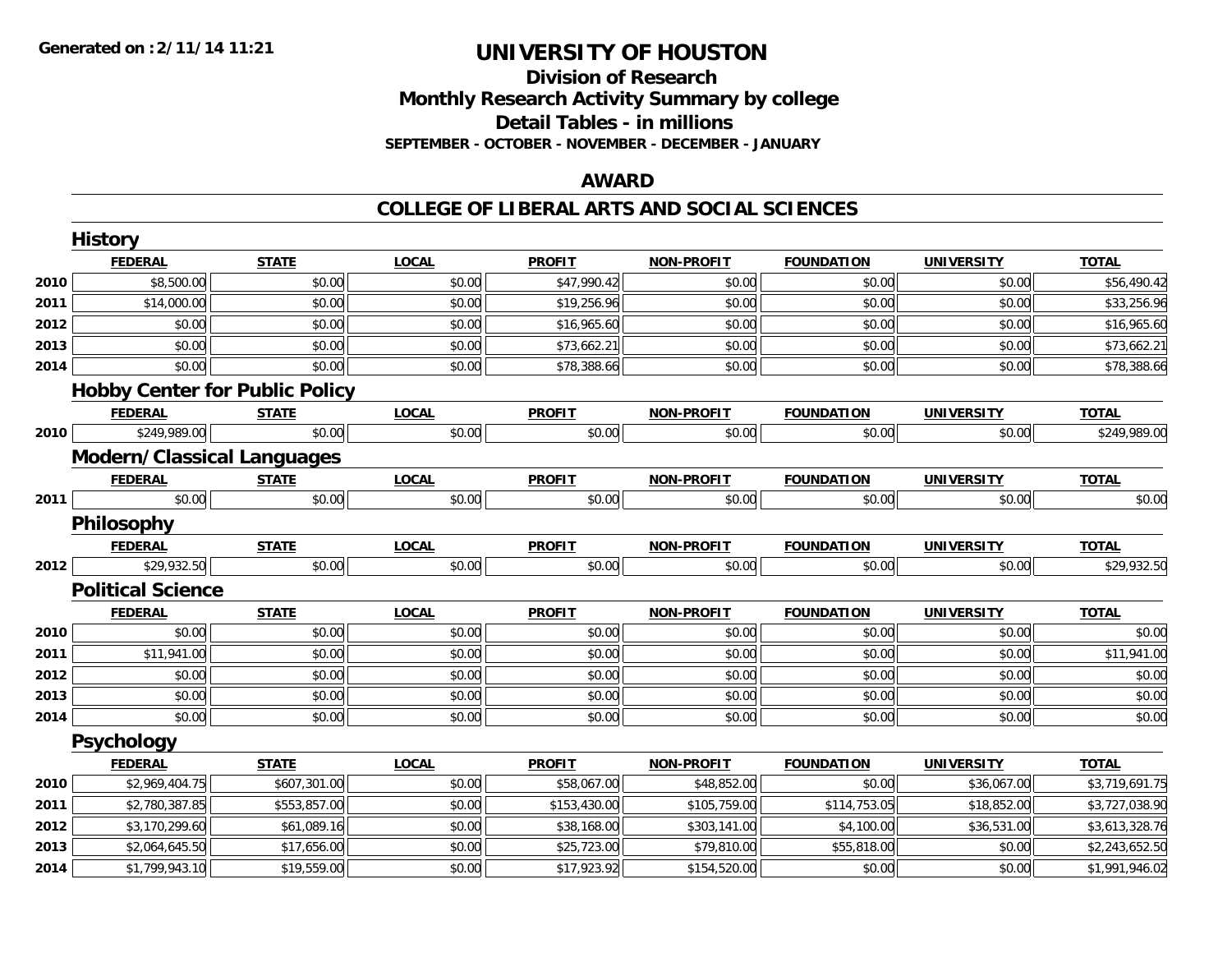# UNIVERSITY OF HOUSTON

## Division of Research
## Monthly Research Activity Summary by college
## Detail Tables - in millions
### SEPTEMBER - OCTOBER - NOVEMBER - DECEMBER - JANUARY

## AWARD

## COLLEGE OF LIBERAL ARTS AND SOCIAL SCIENCES

### History

| | FEDERAL | STATE | LOCAL | PROFIT | NON-PROFIT | FOUNDATION | UNIVERSITY | TOTAL |
|---|---|---|---|---|---|---|---|---|
| 2010 | $8,500.00 | $0.00 | $0.00 | $47,990.42 | $0.00 | $0.00 | $0.00 | $56,490.42 |
| 2011 | $14,000.00 | $0.00 | $0.00 | $19,256.96 | $0.00 | $0.00 | $0.00 | $33,256.96 |
| 2012 | $0.00 | $0.00 | $0.00 | $16,965.60 | $0.00 | $0.00 | $0.00 | $16,965.60 |
| 2013 | $0.00 | $0.00 | $0.00 | $73,662.21 | $0.00 | $0.00 | $0.00 | $73,662.21 |
| 2014 | $0.00 | $0.00 | $0.00 | $78,388.66 | $0.00 | $0.00 | $0.00 | $78,388.66 |

### Hobby Center for Public Policy

| | FEDERAL | STATE | LOCAL | PROFIT | NON-PROFIT | FOUNDATION | UNIVERSITY | TOTAL |
|---|---|---|---|---|---|---|---|---|
| 2010 | $249,989.00 | $0.00 | $0.00 | $0.00 | $0.00 | $0.00 | $0.00 | $249,989.00 |

### Modern/Classical Languages

| | FEDERAL | STATE | LOCAL | PROFIT | NON-PROFIT | FOUNDATION | UNIVERSITY | TOTAL |
|---|---|---|---|---|---|---|---|---|
| 2011 | $0.00 | $0.00 | $0.00 | $0.00 | $0.00 | $0.00 | $0.00 | $0.00 |

### Philosophy

| | FEDERAL | STATE | LOCAL | PROFIT | NON-PROFIT | FOUNDATION | UNIVERSITY | TOTAL |
|---|---|---|---|---|---|---|---|---|
| 2012 | $29,932.50 | $0.00 | $0.00 | $0.00 | $0.00 | $0.00 | $0.00 | $29,932.50 |

### Political Science

| | FEDERAL | STATE | LOCAL | PROFIT | NON-PROFIT | FOUNDATION | UNIVERSITY | TOTAL |
|---|---|---|---|---|---|---|---|---|
| 2010 | $0.00 | $0.00 | $0.00 | $0.00 | $0.00 | $0.00 | $0.00 | $0.00 |
| 2011 | $11,941.00 | $0.00 | $0.00 | $0.00 | $0.00 | $0.00 | $0.00 | $11,941.00 |
| 2012 | $0.00 | $0.00 | $0.00 | $0.00 | $0.00 | $0.00 | $0.00 | $0.00 |
| 2013 | $0.00 | $0.00 | $0.00 | $0.00 | $0.00 | $0.00 | $0.00 | $0.00 |
| 2014 | $0.00 | $0.00 | $0.00 | $0.00 | $0.00 | $0.00 | $0.00 | $0.00 |

### Psychology

| | FEDERAL | STATE | LOCAL | PROFIT | NON-PROFIT | FOUNDATION | UNIVERSITY | TOTAL |
|---|---|---|---|---|---|---|---|---|
| 2010 | $2,969,404.75 | $607,301.00 | $0.00 | $58,067.00 | $48,852.00 | $0.00 | $36,067.00 | $3,719,691.75 |
| 2011 | $2,780,387.85 | $553,857.00 | $0.00 | $153,430.00 | $105,759.00 | $114,753.05 | $18,852.00 | $3,727,038.90 |
| 2012 | $3,170,299.60 | $61,089.16 | $0.00 | $38,168.00 | $303,141.00 | $4,100.00 | $36,531.00 | $3,613,328.76 |
| 2013 | $2,064,645.50 | $17,656.00 | $0.00 | $25,723.00 | $79,810.00 | $55,818.00 | $0.00 | $2,243,652.50 |
| 2014 | $1,799,943.10 | $19,559.00 | $0.00 | $17,923.92 | $154,520.00 | $0.00 | $0.00 | $1,991,946.02 |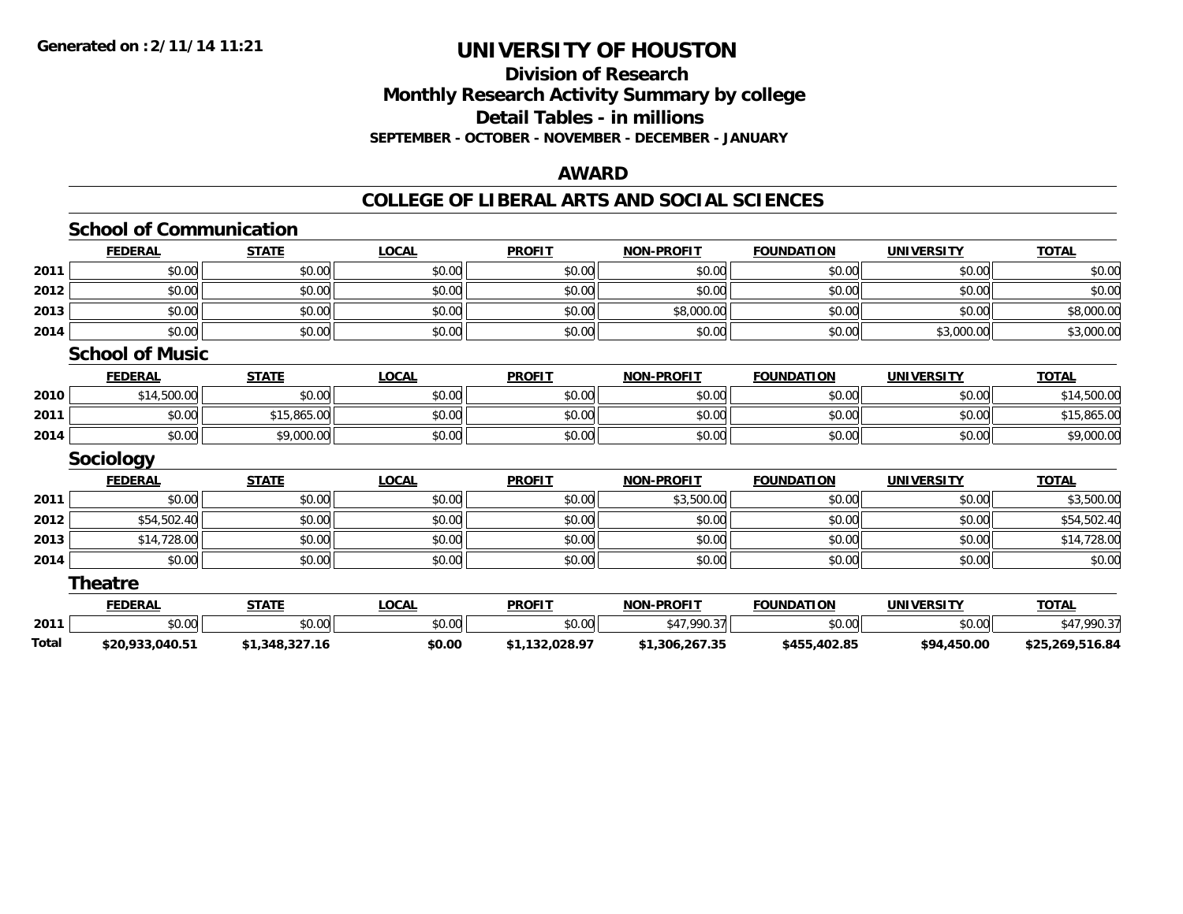# UNIVERSITY OF HOUSTON

## Division of Research

## Monthly Research Activity Summary by college

## Detail Tables - in millions

**SEPTEMBER - OCTOBER - NOVEMBER - DECEMBER - JANUARY**

## AWARD

## COLLEGE OF LIBERAL ARTS AND SOCIAL SCIENCES

### School of Communication

| | FEDERAL | STATE | LOCAL | PROFIT | NON-PROFIT | FOUNDATION | UNIVERSITY | TOTAL |
|---|---|---|---|---|---|---|---|---|
| 2011 | $0.00 | $0.00 | $0.00 | $0.00 | $0.00 | $0.00 | $0.00 | $0.00 |
| 2012 | $0.00 | $0.00 | $0.00 | $0.00 | $0.00 | $0.00 | $0.00 | $0.00 |
| 2013 | $0.00 | $0.00 | $0.00 | $0.00 | $8,000.00 | $0.00 | $0.00 | $8,000.00 |
| 2014 | $0.00 | $0.00 | $0.00 | $0.00 | $0.00 | $0.00 | $3,000.00 | $3,000.00 |

### School of Music

| | FEDERAL | STATE | LOCAL | PROFIT | NON-PROFIT | FOUNDATION | UNIVERSITY | TOTAL |
|---|---|---|---|---|---|---|---|---|
| 2010 | $14,500.00 | $0.00 | $0.00 | $0.00 | $0.00 | $0.00 | $0.00 | $14,500.00 |
| 2011 | $0.00 | $15,865.00 | $0.00 | $0.00 | $0.00 | $0.00 | $0.00 | $15,865.00 |
| 2014 | $0.00 | $9,000.00 | $0.00 | $0.00 | $0.00 | $0.00 | $0.00 | $9,000.00 |

### Sociology

| | FEDERAL | STATE | LOCAL | PROFIT | NON-PROFIT | FOUNDATION | UNIVERSITY | TOTAL |
|---|---|---|---|---|---|---|---|---|
| 2011 | $0.00 | $0.00 | $0.00 | $0.00 | $3,500.00 | $0.00 | $0.00 | $3,500.00 |
| 2012 | $54,502.40 | $0.00 | $0.00 | $0.00 | $0.00 | $0.00 | $0.00 | $54,502.40 |
| 2013 | $14,728.00 | $0.00 | $0.00 | $0.00 | $0.00 | $0.00 | $0.00 | $14,728.00 |
| 2014 | $0.00 | $0.00 | $0.00 | $0.00 | $0.00 | $0.00 | $0.00 | $0.00 |

### Theatre

| | FEDERAL | STATE | LOCAL | PROFIT | NON-PROFIT | FOUNDATION | UNIVERSITY | TOTAL |
|---|---|---|---|---|---|---|---|---|
| 2011 | $0.00 | $0.00 | $0.00 | $0.00 | $47,990.37 | $0.00 | $0.00 | $47,990.37 |
| **Total** | **$20,933,040.51** | **$1,348,327.16** | **$0.00** | **$1,132,028.97** | **$1,306,267.35** | **$455,402.85** | **$94,450.00** | **$25,269,516.84** |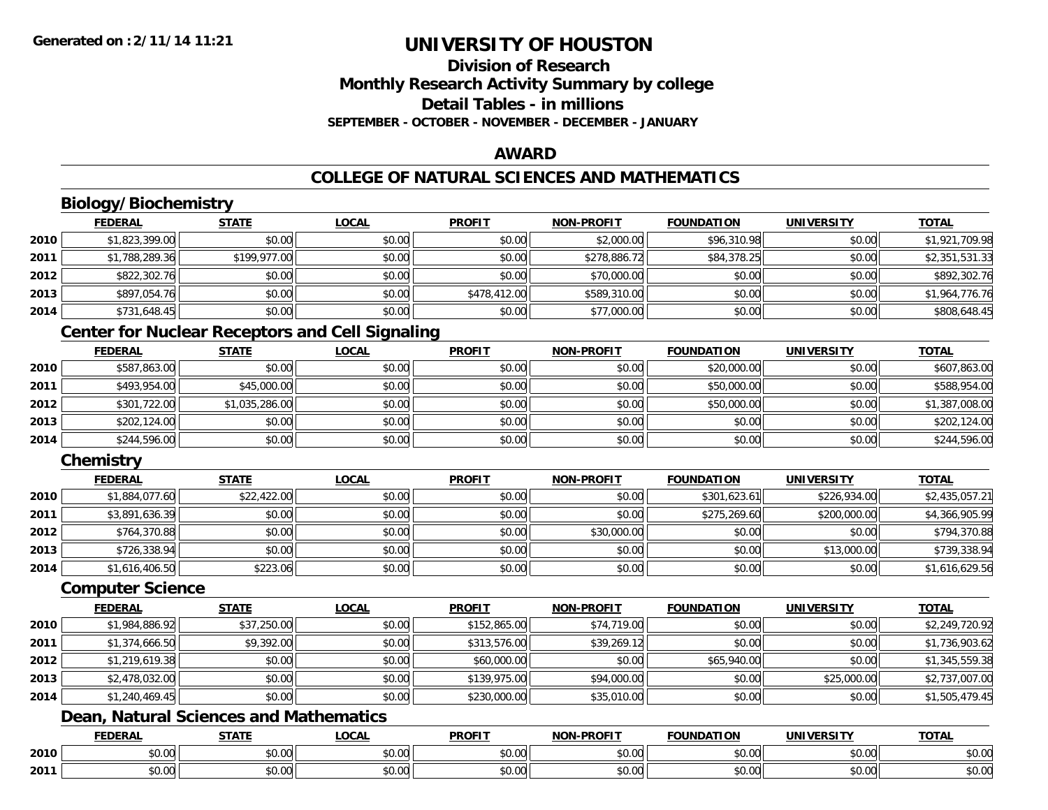# UNIVERSITY OF HOUSTON

## Division of Research
## Monthly Research Activity Summary by college
## Detail Tables - in millions
### SEPTEMBER - OCTOBER - NOVEMBER - DECEMBER - JANUARY

## AWARD

## COLLEGE OF NATURAL SCIENCES AND MATHEMATICS

### Biology/Biochemistry

| | FEDERAL | STATE | LOCAL | PROFIT | NON-PROFIT | FOUNDATION | UNIVERSITY | TOTAL |
|---|---|---|---|---|---|---|---|---|
| 2010 | $1,823,399.00 | $0.00 | $0.00 | $0.00 | $2,000.00 | $96,310.98 | $0.00 | $1,921,709.98 |
| 2011 | $1,788,289.36 | $199,977.00 | $0.00 | $0.00 | $278,886.72 | $84,378.25 | $0.00 | $2,351,531.33 |
| 2012 | $822,302.76 | $0.00 | $0.00 | $0.00 | $70,000.00 | $0.00 | $0.00 | $892,302.76 |
| 2013 | $897,054.76 | $0.00 | $0.00 | $478,412.00 | $589,310.00 | $0.00 | $0.00 | $1,964,776.76 |
| 2014 | $731,648.45 | $0.00 | $0.00 | $0.00 | $77,000.00 | $0.00 | $0.00 | $808,648.45 |

### Center for Nuclear Receptors and Cell Signaling

| | FEDERAL | STATE | LOCAL | PROFIT | NON-PROFIT | FOUNDATION | UNIVERSITY | TOTAL |
|---|---|---|---|---|---|---|---|---|
| 2010 | $587,863.00 | $0.00 | $0.00 | $0.00 | $0.00 | $20,000.00 | $0.00 | $607,863.00 |
| 2011 | $493,954.00 | $45,000.00 | $0.00 | $0.00 | $0.00 | $50,000.00 | $0.00 | $588,954.00 |
| 2012 | $301,722.00 | $1,035,286.00 | $0.00 | $0.00 | $0.00 | $50,000.00 | $0.00 | $1,387,008.00 |
| 2013 | $202,124.00 | $0.00 | $0.00 | $0.00 | $0.00 | $0.00 | $0.00 | $202,124.00 |
| 2014 | $244,596.00 | $0.00 | $0.00 | $0.00 | $0.00 | $0.00 | $0.00 | $244,596.00 |

### Chemistry

| | FEDERAL | STATE | LOCAL | PROFIT | NON-PROFIT | FOUNDATION | UNIVERSITY | TOTAL |
|---|---|---|---|---|---|---|---|---|
| 2010 | $1,884,077.60 | $22,422.00 | $0.00 | $0.00 | $0.00 | $301,623.61 | $226,934.00 | $2,435,057.21 |
| 2011 | $3,891,636.39 | $0.00 | $0.00 | $0.00 | $0.00 | $275,269.60 | $200,000.00 | $4,366,905.99 |
| 2012 | $764,370.88 | $0.00 | $0.00 | $0.00 | $30,000.00 | $0.00 | $0.00 | $794,370.88 |
| 2013 | $726,338.94 | $0.00 | $0.00 | $0.00 | $0.00 | $0.00 | $13,000.00 | $739,338.94 |
| 2014 | $1,616,406.50 | $223.06 | $0.00 | $0.00 | $0.00 | $0.00 | $0.00 | $1,616,629.56 |

### Computer Science

| | FEDERAL | STATE | LOCAL | PROFIT | NON-PROFIT | FOUNDATION | UNIVERSITY | TOTAL |
|---|---|---|---|---|---|---|---|---|
| 2010 | $1,984,886.92 | $37,250.00 | $0.00 | $152,865.00 | $74,719.00 | $0.00 | $0.00 | $2,249,720.92 |
| 2011 | $1,374,666.50 | $9,392.00 | $0.00 | $313,576.00 | $39,269.12 | $0.00 | $0.00 | $1,736,903.62 |
| 2012 | $1,219,619.38 | $0.00 | $0.00 | $60,000.00 | $0.00 | $65,940.00 | $0.00 | $1,345,559.38 |
| 2013 | $2,478,032.00 | $0.00 | $0.00 | $139,975.00 | $94,000.00 | $0.00 | $25,000.00 | $2,737,007.00 |
| 2014 | $1,240,469.45 | $0.00 | $0.00 | $230,000.00 | $35,010.00 | $0.00 | $0.00 | $1,505,479.45 |

### Dean, Natural Sciences and Mathematics

| | FEDERAL | STATE | LOCAL | PROFIT | NON-PROFIT | FOUNDATION | UNIVERSITY | TOTAL |
|---|---|---|---|---|---|---|---|---|
| 2010 | $0.00 | $0.00 | $0.00 | $0.00 | $0.00 | $0.00 | $0.00 | $0.00 |
| 2011 | $0.00 | $0.00 | $0.00 | $0.00 | $0.00 | $0.00 | $0.00 | $0.00 |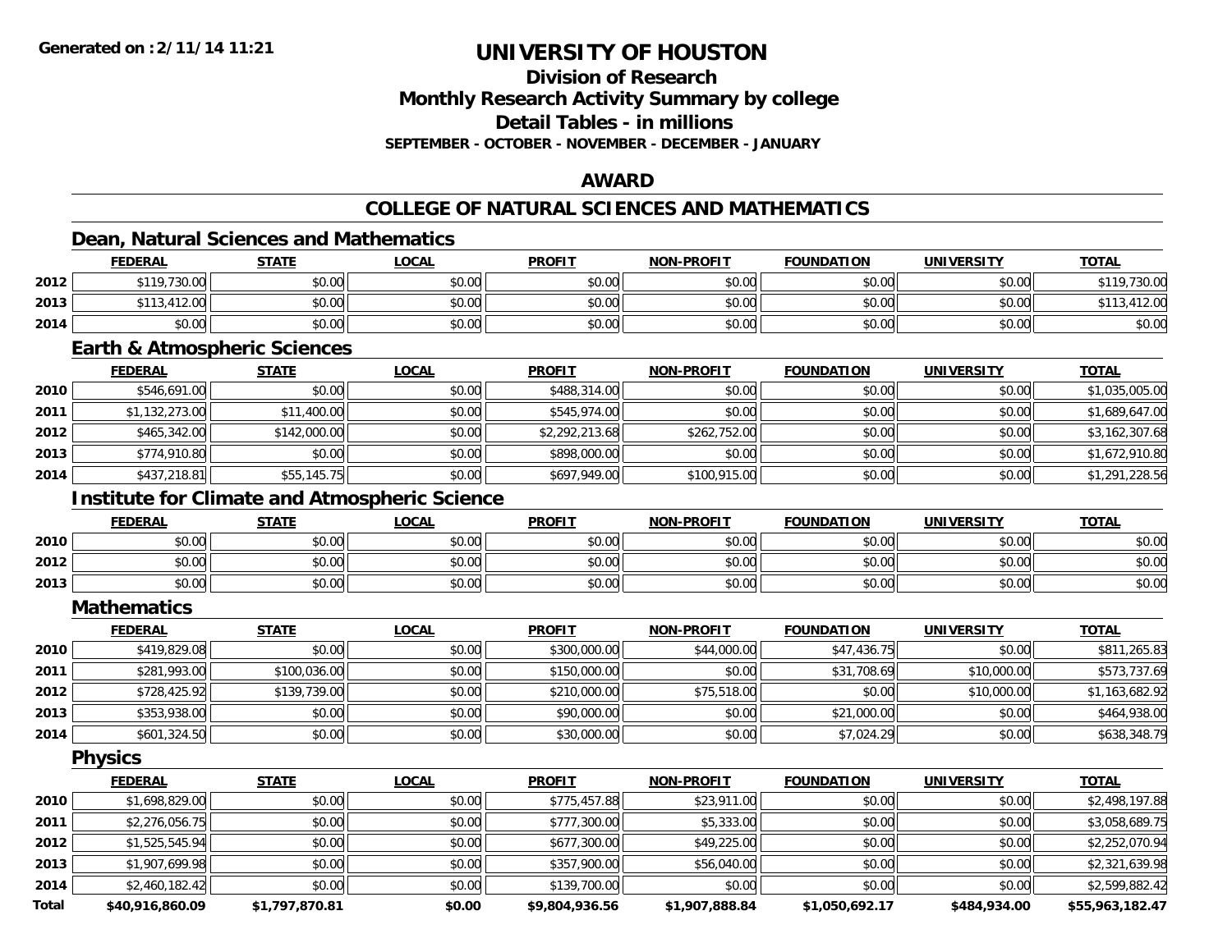# UNIVERSITY OF HOUSTON

## Division of Research
## Monthly Research Activity Summary by college
## Detail Tables - in millions
### SEPTEMBER - OCTOBER - NOVEMBER - DECEMBER - JANUARY

Generated on : 2/11/14 11:21

## AWARD

## COLLEGE OF NATURAL SCIENCES AND MATHEMATICS

### Dean, Natural Sciences and Mathematics

| | FEDERAL | STATE | LOCAL | PROFIT | NON-PROFIT | FOUNDATION | UNIVERSITY | TOTAL |
|---|---|---|---|---|---|---|---|---|
| 2012 | $119,730.00 | $0.00 | $0.00 | $0.00 | $0.00 | $0.00 | $0.00 | $119,730.00 |
| 2013 | $113,412.00 | $0.00 | $0.00 | $0.00 | $0.00 | $0.00 | $0.00 | $113,412.00 |
| 2014 | $0.00 | $0.00 | $0.00 | $0.00 | $0.00 | $0.00 | $0.00 | $0.00 |

### Earth & Atmospheric Sciences

| | FEDERAL | STATE | LOCAL | PROFIT | NON-PROFIT | FOUNDATION | UNIVERSITY | TOTAL |
|---|---|---|---|---|---|---|---|---|
| 2010 | $546,691.00 | $0.00 | $0.00 | $488,314.00 | $0.00 | $0.00 | $0.00 | $1,035,005.00 |
| 2011 | $1,132,273.00 | $11,400.00 | $0.00 | $545,974.00 | $0.00 | $0.00 | $0.00 | $1,689,647.00 |
| 2012 | $465,342.00 | $142,000.00 | $0.00 | $2,292,213.68 | $262,752.00 | $0.00 | $0.00 | $3,162,307.68 |
| 2013 | $774,910.80 | $0.00 | $0.00 | $898,000.00 | $0.00 | $0.00 | $0.00 | $1,672,910.80 |
| 2014 | $437,218.81 | $55,145.75 | $0.00 | $697,949.00 | $100,915.00 | $0.00 | $0.00 | $1,291,228.56 |

### Institute for Climate and Atmospheric Science

| | FEDERAL | STATE | LOCAL | PROFIT | NON-PROFIT | FOUNDATION | UNIVERSITY | TOTAL |
|---|---|---|---|---|---|---|---|---|
| 2010 | $0.00 | $0.00 | $0.00 | $0.00 | $0.00 | $0.00 | $0.00 | $0.00 |
| 2012 | $0.00 | $0.00 | $0.00 | $0.00 | $0.00 | $0.00 | $0.00 | $0.00 |
| 2013 | $0.00 | $0.00 | $0.00 | $0.00 | $0.00 | $0.00 | $0.00 | $0.00 |

### Mathematics

| | FEDERAL | STATE | LOCAL | PROFIT | NON-PROFIT | FOUNDATION | UNIVERSITY | TOTAL |
|---|---|---|---|---|---|---|---|---|
| 2010 | $419,829.08 | $0.00 | $0.00 | $300,000.00 | $44,000.00 | $47,436.75 | $0.00 | $811,265.83 |
| 2011 | $281,993.00 | $100,036.00 | $0.00 | $150,000.00 | $0.00 | $31,708.69 | $10,000.00 | $573,737.69 |
| 2012 | $728,425.92 | $139,739.00 | $0.00 | $210,000.00 | $75,518.00 | $0.00 | $10,000.00 | $1,163,682.92 |
| 2013 | $353,938.00 | $0.00 | $0.00 | $90,000.00 | $0.00 | $21,000.00 | $0.00 | $464,938.00 |
| 2014 | $601,324.50 | $0.00 | $0.00 | $30,000.00 | $0.00 | $7,024.29 | $0.00 | $638,348.79 |

### Physics

| | FEDERAL | STATE | LOCAL | PROFIT | NON-PROFIT | FOUNDATION | UNIVERSITY | TOTAL |
|---|---|---|---|---|---|---|---|---|
| 2010 | $1,698,829.00 | $0.00 | $0.00 | $775,457.88 | $23,911.00 | $0.00 | $0.00 | $2,498,197.88 |
| 2011 | $2,276,056.75 | $0.00 | $0.00 | $777,300.00 | $5,333.00 | $0.00 | $0.00 | $3,058,689.75 |
| 2012 | $1,525,545.94 | $0.00 | $0.00 | $677,300.00 | $49,225.00 | $0.00 | $0.00 | $2,252,070.94 |
| 2013 | $1,907,699.98 | $0.00 | $0.00 | $357,900.00 | $56,040.00 | $0.00 | $0.00 | $2,321,639.98 |
| 2014 | $2,460,182.42 | $0.00 | $0.00 | $139,700.00 | $0.00 | $0.00 | $0.00 | $2,599,882.42 |
| **Total** | **$40,916,860.09** | **$1,797,870.81** | **$0.00** | **$9,804,936.56** | **$1,907,888.84** | **$1,050,692.17** | **$484,934.00** | **$55,963,182.47** |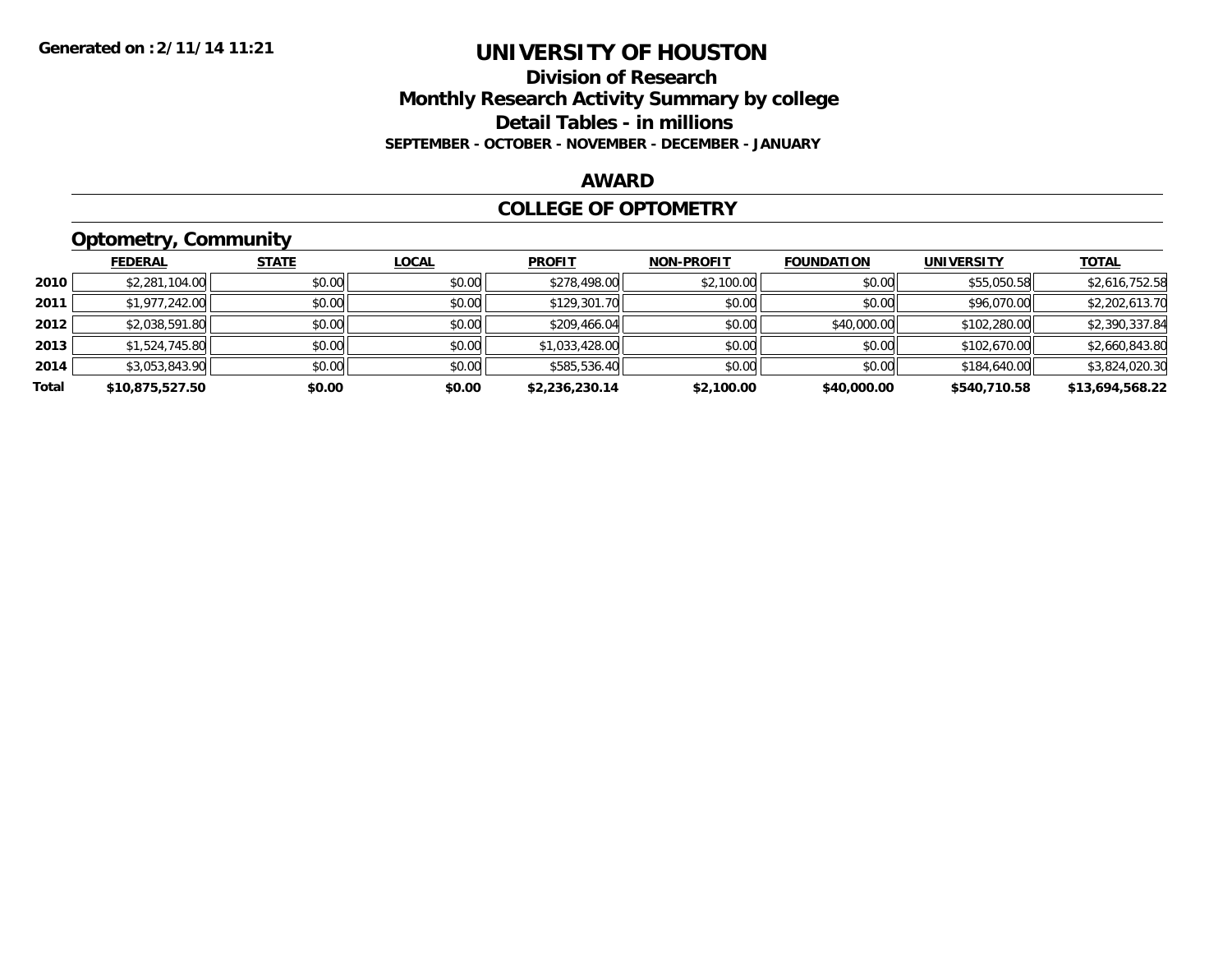# UNIVERSITY OF HOUSTON

## Division of Research

## Monthly Research Activity Summary by college

## Detail Tables - in millions

**SEPTEMBER - OCTOBER - NOVEMBER - DECEMBER - JANUARY**

Generated on :2/11/14 11:21

### AWARD

### COLLEGE OF OPTOMETRY

### Optometry, Community

| | FEDERAL | STATE | LOCAL | PROFIT | NON-PROFIT | FOUNDATION | UNIVERSITY | TOTAL |
|---|---|---|---|---|---|---|---|---|
| 2010 | $2,281,104.00 | $0.00 | $0.00 | $278,498.00 | $2,100.00 | $0.00 | $55,050.58 | $2,616,752.58 |
| 2011 | $1,977,242.00 | $0.00 | $0.00 | $129,301.70 | $0.00 | $0.00 | $96,070.00 | $2,202,613.70 |
| 2012 | $2,038,591.80 | $0.00 | $0.00 | $209,466.04 | $0.00 | $40,000.00 | $102,280.00 | $2,390,337.84 |
| 2013 | $1,524,745.80 | $0.00 | $0.00 | $1,033,428.00 | $0.00 | $0.00 | $102,670.00 | $2,660,843.80 |
| 2014 | $3,053,843.90 | $0.00 | $0.00 | $585,536.40 | $0.00 | $0.00 | $184,640.00 | $3,824,020.30 |
| **Total** | **$10,875,527.50** | **$0.00** | **$0.00** | **$2,236,230.14** | **$2,100.00** | **$40,000.00** | **$540,710.58** | **$13,694,568.22** |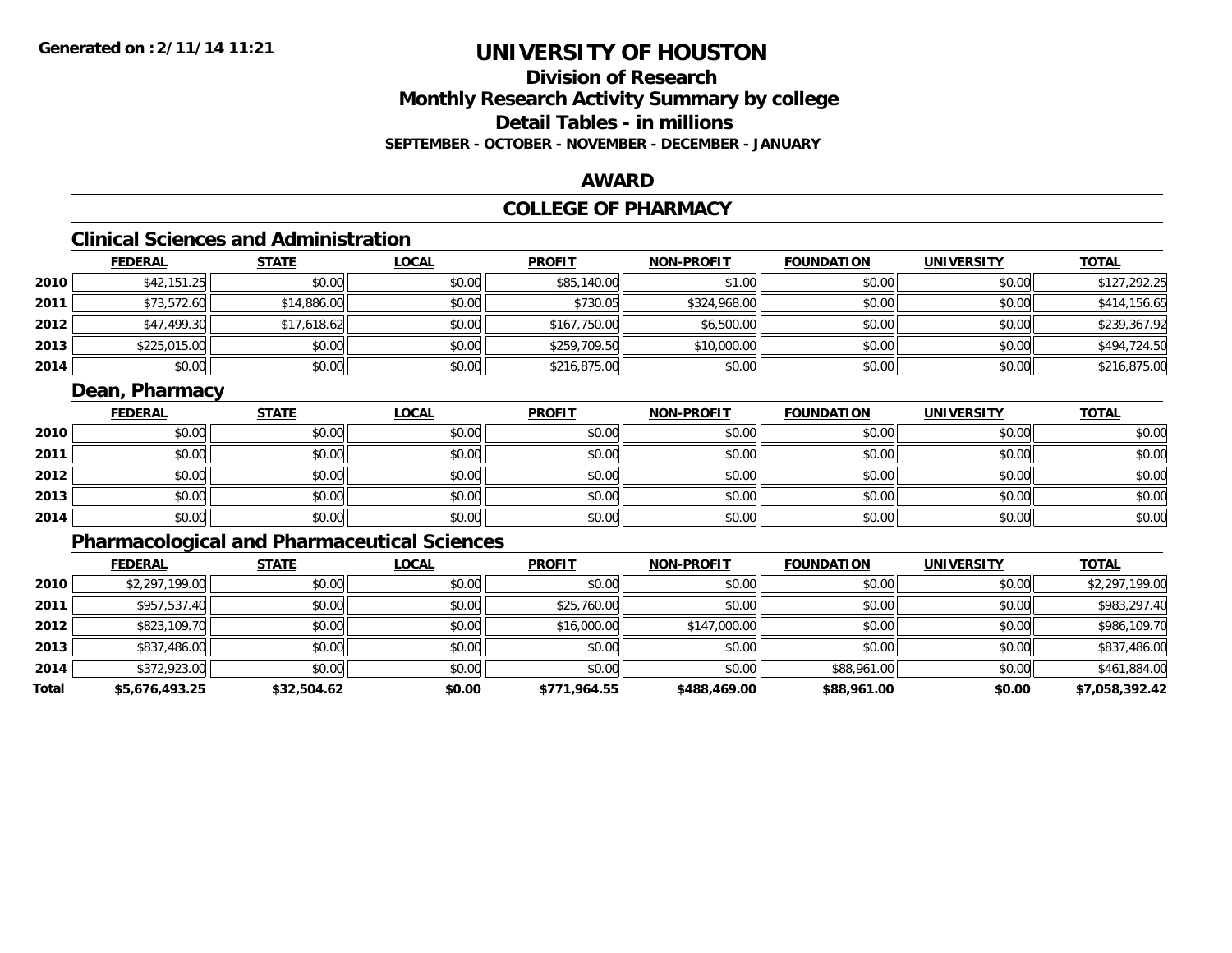**Generated on :2/11/14 11:21**

# UNIVERSITY OF HOUSTON

## Division of Research
## Monthly Research Activity Summary by college
## Detail Tables - in millions
### SEPTEMBER - OCTOBER - NOVEMBER - DECEMBER - JANUARY

## AWARD

## COLLEGE OF PHARMACY

### Clinical Sciences and Administration

| | FEDERAL | STATE | LOCAL | PROFIT | NON-PROFIT | FOUNDATION | UNIVERSITY | TOTAL |
|---|---|---|---|---|---|---|---|---|
| 2010 | $42,151.25 | $0.00 | $0.00 | $85,140.00 | $1.00 | $0.00 | $0.00 | $127,292.25 |
| 2011 | $73,572.60 | $14,886.00 | $0.00 | $730.05 | $324,968.00 | $0.00 | $0.00 | $414,156.65 |
| 2012 | $47,499.30 | $17,618.62 | $0.00 | $167,750.00 | $6,500.00 | $0.00 | $0.00 | $239,367.92 |
| 2013 | $225,015.00 | $0.00 | $0.00 | $259,709.50 | $10,000.00 | $0.00 | $0.00 | $494,724.50 |
| 2014 | $0.00 | $0.00 | $0.00 | $216,875.00 | $0.00 | $0.00 | $0.00 | $216,875.00 |

### Dean, Pharmacy

| | FEDERAL | STATE | LOCAL | PROFIT | NON-PROFIT | FOUNDATION | UNIVERSITY | TOTAL |
|---|---|---|---|---|---|---|---|---|
| 2010 | $0.00 | $0.00 | $0.00 | $0.00 | $0.00 | $0.00 | $0.00 | $0.00 |
| 2011 | $0.00 | $0.00 | $0.00 | $0.00 | $0.00 | $0.00 | $0.00 | $0.00 |
| 2012 | $0.00 | $0.00 | $0.00 | $0.00 | $0.00 | $0.00 | $0.00 | $0.00 |
| 2013 | $0.00 | $0.00 | $0.00 | $0.00 | $0.00 | $0.00 | $0.00 | $0.00 |
| 2014 | $0.00 | $0.00 | $0.00 | $0.00 | $0.00 | $0.00 | $0.00 | $0.00 |

### Pharmacological and Pharmaceutical Sciences

| | FEDERAL | STATE | LOCAL | PROFIT | NON-PROFIT | FOUNDATION | UNIVERSITY | TOTAL |
|---|---|---|---|---|---|---|---|---|
| 2010 | $2,297,199.00 | $0.00 | $0.00 | $0.00 | $0.00 | $0.00 | $0.00 | $2,297,199.00 |
| 2011 | $957,537.40 | $0.00 | $0.00 | $25,760.00 | $0.00 | $0.00 | $0.00 | $983,297.40 |
| 2012 | $823,109.70 | $0.00 | $0.00 | $16,000.00 | $147,000.00 | $0.00 | $0.00 | $986,109.70 |
| 2013 | $837,486.00 | $0.00 | $0.00 | $0.00 | $0.00 | $0.00 | $0.00 | $837,486.00 |
| 2014 | $372,923.00 | $0.00 | $0.00 | $0.00 | $0.00 | $88,961.00 | $0.00 | $461,884.00 |
| **Total** | **$5,676,493.25** | **$32,504.62** | **$0.00** | **$771,964.55** | **$488,469.00** | **$88,961.00** | **$0.00** | **$7,058,392.42** |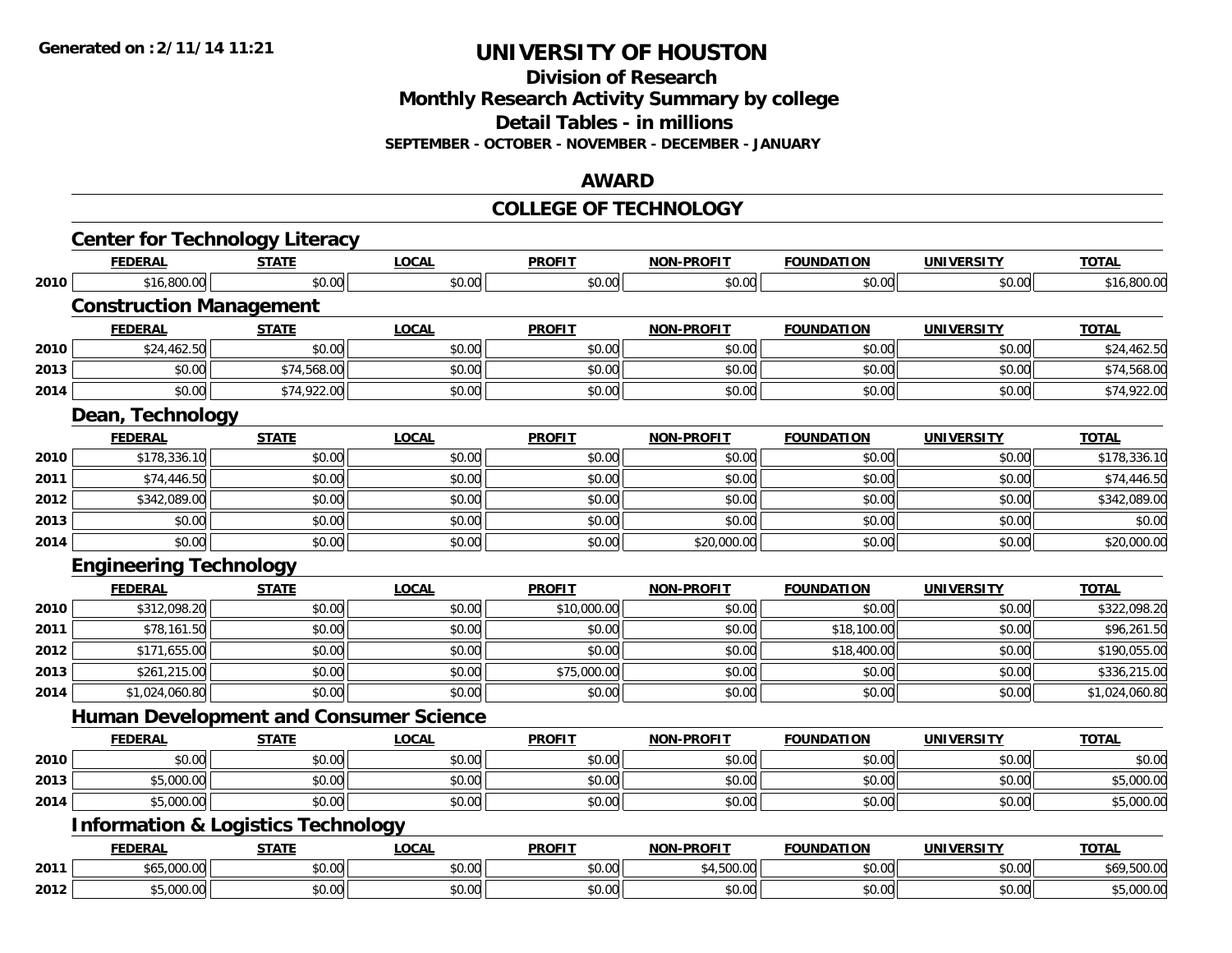# UNIVERSITY OF HOUSTON

## Division of Research
## Monthly Research Activity Summary by college
## Detail Tables - in millions
### SEPTEMBER - OCTOBER - NOVEMBER - DECEMBER - JANUARY

## AWARD

## COLLEGE OF TECHNOLOGY

### Center for Technology Literacy

| | FEDERAL | STATE | LOCAL | PROFIT | NON-PROFIT | FOUNDATION | UNIVERSITY | TOTAL |
|---|---|---|---|---|---|---|---|---|
| 2010 | $16,800.00 | $0.00 | $0.00 | $0.00 | $0.00 | $0.00 | $0.00 | $16,800.00 |

### Construction Management

| | FEDERAL | STATE | LOCAL | PROFIT | NON-PROFIT | FOUNDATION | UNIVERSITY | TOTAL |
|---|---|---|---|---|---|---|---|---|
| 2010 | $24,462.50 | $0.00 | $0.00 | $0.00 | $0.00 | $0.00 | $0.00 | $24,462.50 |
| 2013 | $0.00 | $74,568.00 | $0.00 | $0.00 | $0.00 | $0.00 | $0.00 | $74,568.00 |
| 2014 | $0.00 | $74,922.00 | $0.00 | $0.00 | $0.00 | $0.00 | $0.00 | $74,922.00 |

### Dean, Technology

| | FEDERAL | STATE | LOCAL | PROFIT | NON-PROFIT | FOUNDATION | UNIVERSITY | TOTAL |
|---|---|---|---|---|---|---|---|---|
| 2010 | $178,336.10 | $0.00 | $0.00 | $0.00 | $0.00 | $0.00 | $0.00 | $178,336.10 |
| 2011 | $74,446.50 | $0.00 | $0.00 | $0.00 | $0.00 | $0.00 | $0.00 | $74,446.50 |
| 2012 | $342,089.00 | $0.00 | $0.00 | $0.00 | $0.00 | $0.00 | $0.00 | $342,089.00 |
| 2013 | $0.00 | $0.00 | $0.00 | $0.00 | $0.00 | $0.00 | $0.00 | $0.00 |
| 2014 | $0.00 | $0.00 | $0.00 | $0.00 | $20,000.00 | $0.00 | $0.00 | $20,000.00 |

### Engineering Technology

| | FEDERAL | STATE | LOCAL | PROFIT | NON-PROFIT | FOUNDATION | UNIVERSITY | TOTAL |
|---|---|---|---|---|---|---|---|---|
| 2010 | $312,098.20 | $0.00 | $0.00 | $10,000.00 | $0.00 | $0.00 | $0.00 | $322,098.20 |
| 2011 | $78,161.50 | $0.00 | $0.00 | $0.00 | $0.00 | $18,100.00 | $0.00 | $96,261.50 |
| 2012 | $171,655.00 | $0.00 | $0.00 | $0.00 | $0.00 | $18,400.00 | $0.00 | $190,055.00 |
| 2013 | $261,215.00 | $0.00 | $0.00 | $75,000.00 | $0.00 | $0.00 | $0.00 | $336,215.00 |
| 2014 | $1,024,060.80 | $0.00 | $0.00 | $0.00 | $0.00 | $0.00 | $0.00 | $1,024,060.80 |

### Human Development and Consumer Science

| | FEDERAL | STATE | LOCAL | PROFIT | NON-PROFIT | FOUNDATION | UNIVERSITY | TOTAL |
|---|---|---|---|---|---|---|---|---|
| 2010 | $0.00 | $0.00 | $0.00 | $0.00 | $0.00 | $0.00 | $0.00 | $0.00 |
| 2013 | $5,000.00 | $0.00 | $0.00 | $0.00 | $0.00 | $0.00 | $0.00 | $5,000.00 |
| 2014 | $5,000.00 | $0.00 | $0.00 | $0.00 | $0.00 | $0.00 | $0.00 | $5,000.00 |

### Information & Logistics Technology

| | FEDERAL | STATE | LOCAL | PROFIT | NON-PROFIT | FOUNDATION | UNIVERSITY | TOTAL |
|---|---|---|---|---|---|---|---|---|
| 2011 | $65,000.00 | $0.00 | $0.00 | $0.00 | $4,500.00 | $0.00 | $0.00 | $69,500.00 |
| 2012 | $5,000.00 | $0.00 | $0.00 | $0.00 | $0.00 | $0.00 | $0.00 | $5,000.00 |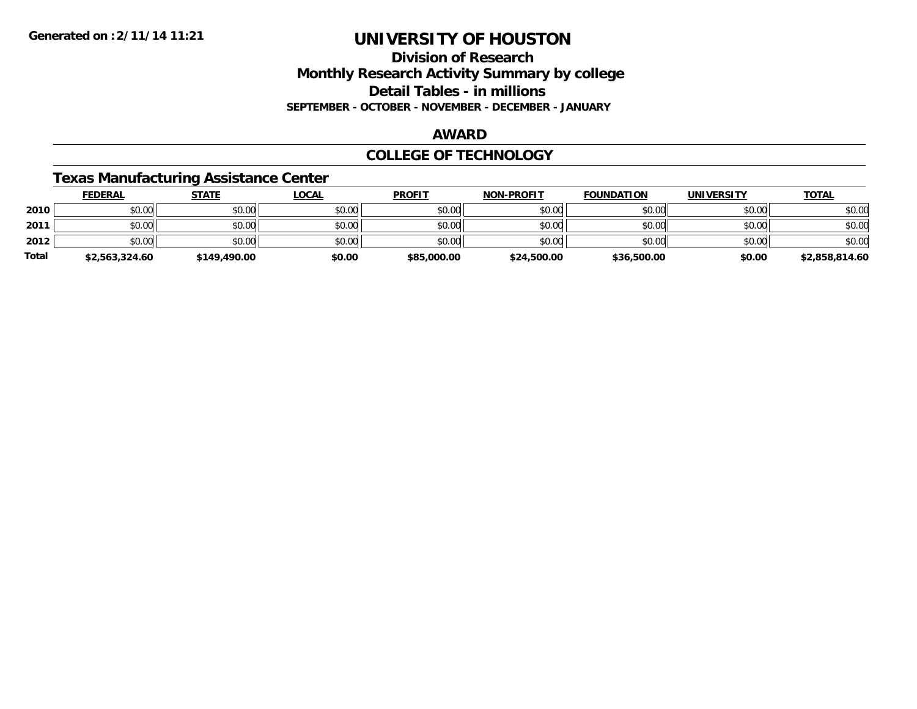Generated on :2/11/14 11:21

# UNIVERSITY OF HOUSTON

## Division of Research

## Monthly Research Activity Summary by college

## Detail Tables - in millions

**SEPTEMBER - OCTOBER - NOVEMBER - DECEMBER - JANUARY**

## AWARD

## COLLEGE OF TECHNOLOGY

### Texas Manufacturing Assistance Center

| | FEDERAL | STATE | LOCAL | PROFIT | NON-PROFIT | FOUNDATION | UNIVERSITY | TOTAL |
|---|---|---|---|---|---|---|---|---|
| 2010 | $0.00 | $0.00 | $0.00 | $0.00 | $0.00 | $0.00 | $0.00 | $0.00 |
| 2011 | $0.00 | $0.00 | $0.00 | $0.00 | $0.00 | $0.00 | $0.00 | $0.00 |
| 2012 | $0.00 | $0.00 | $0.00 | $0.00 | $0.00 | $0.00 | $0.00 | $0.00 |
| **Total** | **$2,563,324.60** | **$149,490.00** | **$0.00** | **$85,000.00** | **$24,500.00** | **$36,500.00** | **$0.00** | **$2,858,814.60** |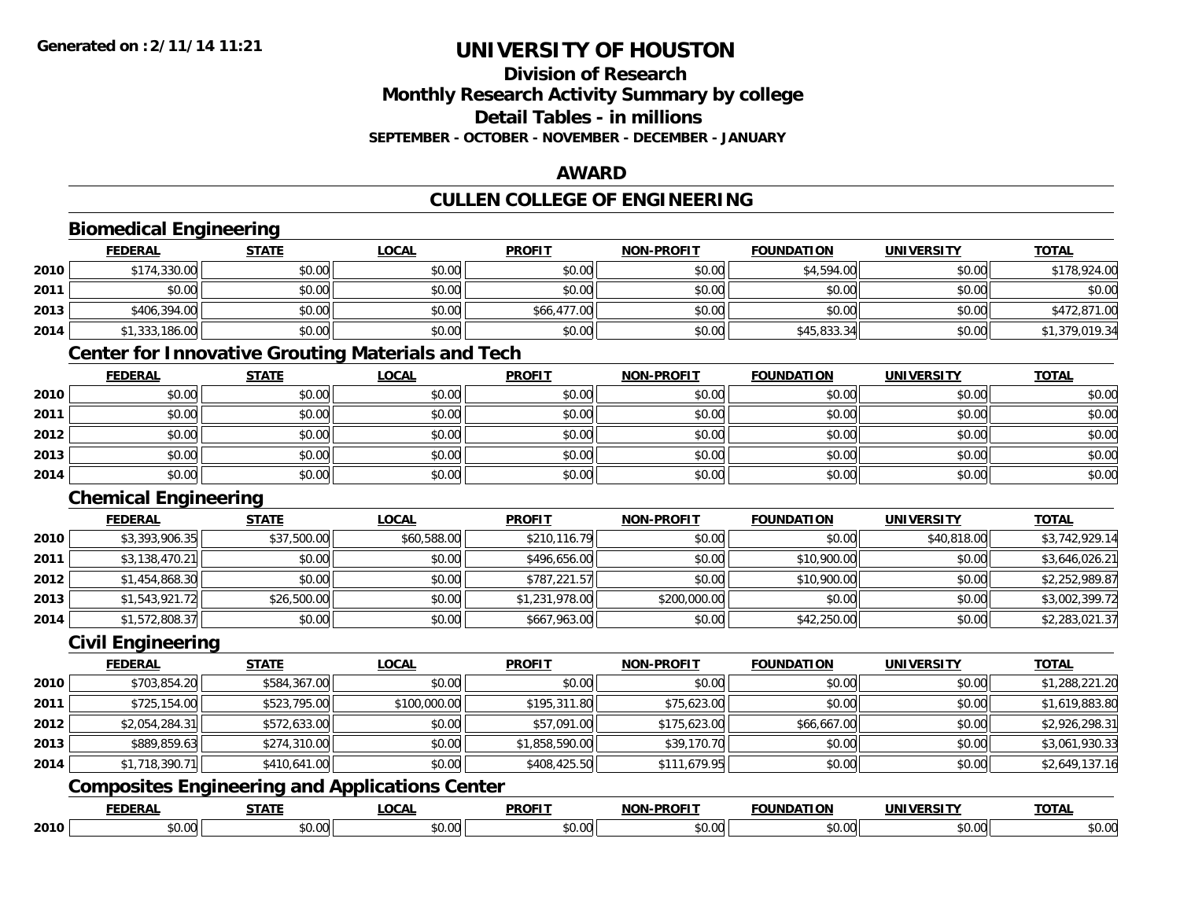**Generated on :2/11/14 11:21**

# UNIVERSITY OF HOUSTON

## Division of Research
## Monthly Research Activity Summary by college
## Detail Tables - in millions
### SEPTEMBER - OCTOBER - NOVEMBER - DECEMBER - JANUARY

## AWARD

## CULLEN COLLEGE OF ENGINEERING

### Biomedical Engineering

| | FEDERAL | STATE | LOCAL | PROFIT | NON-PROFIT | FOUNDATION | UNIVERSITY | TOTAL |
|---|---|---|---|---|---|---|---|---|
| 2010 | $174,330.00 | $0.00 | $0.00 | $0.00 | $0.00 | $4,594.00 | $0.00 | $178,924.00 |
| 2011 | $0.00 | $0.00 | $0.00 | $0.00 | $0.00 | $0.00 | $0.00 | $0.00 |
| 2013 | $406,394.00 | $0.00 | $0.00 | $66,477.00 | $0.00 | $0.00 | $0.00 | $472,871.00 |
| 2014 | $1,333,186.00 | $0.00 | $0.00 | $0.00 | $0.00 | $45,833.34 | $0.00 | $1,379,019.34 |

### Center for Innovative Grouting Materials and Tech

| | FEDERAL | STATE | LOCAL | PROFIT | NON-PROFIT | FOUNDATION | UNIVERSITY | TOTAL |
|---|---|---|---|---|---|---|---|---|
| 2010 | $0.00 | $0.00 | $0.00 | $0.00 | $0.00 | $0.00 | $0.00 | $0.00 |
| 2011 | $0.00 | $0.00 | $0.00 | $0.00 | $0.00 | $0.00 | $0.00 | $0.00 |
| 2012 | $0.00 | $0.00 | $0.00 | $0.00 | $0.00 | $0.00 | $0.00 | $0.00 |
| 2013 | $0.00 | $0.00 | $0.00 | $0.00 | $0.00 | $0.00 | $0.00 | $0.00 |
| 2014 | $0.00 | $0.00 | $0.00 | $0.00 | $0.00 | $0.00 | $0.00 | $0.00 |

### Chemical Engineering

| | FEDERAL | STATE | LOCAL | PROFIT | NON-PROFIT | FOUNDATION | UNIVERSITY | TOTAL |
|---|---|---|---|---|---|---|---|---|
| 2010 | $3,393,906.35 | $37,500.00 | $60,588.00 | $210,116.79 | $0.00 | $0.00 | $40,818.00 | $3,742,929.14 |
| 2011 | $3,138,470.21 | $0.00 | $0.00 | $496,656.00 | $0.00 | $10,900.00 | $0.00 | $3,646,026.21 |
| 2012 | $1,454,868.30 | $0.00 | $0.00 | $787,221.57 | $0.00 | $10,900.00 | $0.00 | $2,252,989.87 |
| 2013 | $1,543,921.72 | $26,500.00 | $0.00 | $1,231,978.00 | $200,000.00 | $0.00 | $0.00 | $3,002,399.72 |
| 2014 | $1,572,808.37 | $0.00 | $0.00 | $667,963.00 | $0.00 | $42,250.00 | $0.00 | $2,283,021.37 |

### Civil Engineering

| | FEDERAL | STATE | LOCAL | PROFIT | NON-PROFIT | FOUNDATION | UNIVERSITY | TOTAL |
|---|---|---|---|---|---|---|---|---|
| 2010 | $703,854.20 | $584,367.00 | $0.00 | $0.00 | $0.00 | $0.00 | $0.00 | $1,288,221.20 |
| 2011 | $725,154.00 | $523,795.00 | $100,000.00 | $195,311.80 | $75,623.00 | $0.00 | $0.00 | $1,619,883.80 |
| 2012 | $2,054,284.31 | $572,633.00 | $0.00 | $57,091.00 | $175,623.00 | $66,667.00 | $0.00 | $2,926,298.31 |
| 2013 | $889,859.63 | $274,310.00 | $0.00 | $1,858,590.00 | $39,170.70 | $0.00 | $0.00 | $3,061,930.33 |
| 2014 | $1,718,390.71 | $410,641.00 | $0.00 | $408,425.50 | $111,679.95 | $0.00 | $0.00 | $2,649,137.16 |

### Composites Engineering and Applications Center

| | FEDERAL | STATE | LOCAL | PROFIT | NON-PROFIT | FOUNDATION | UNIVERSITY | TOTAL |
|---|---|---|---|---|---|---|---|---|
| 2010 | $0.00 | $0.00 | $0.00 | $0.00 | $0.00 | $0.00 | $0.00 | $0.00 |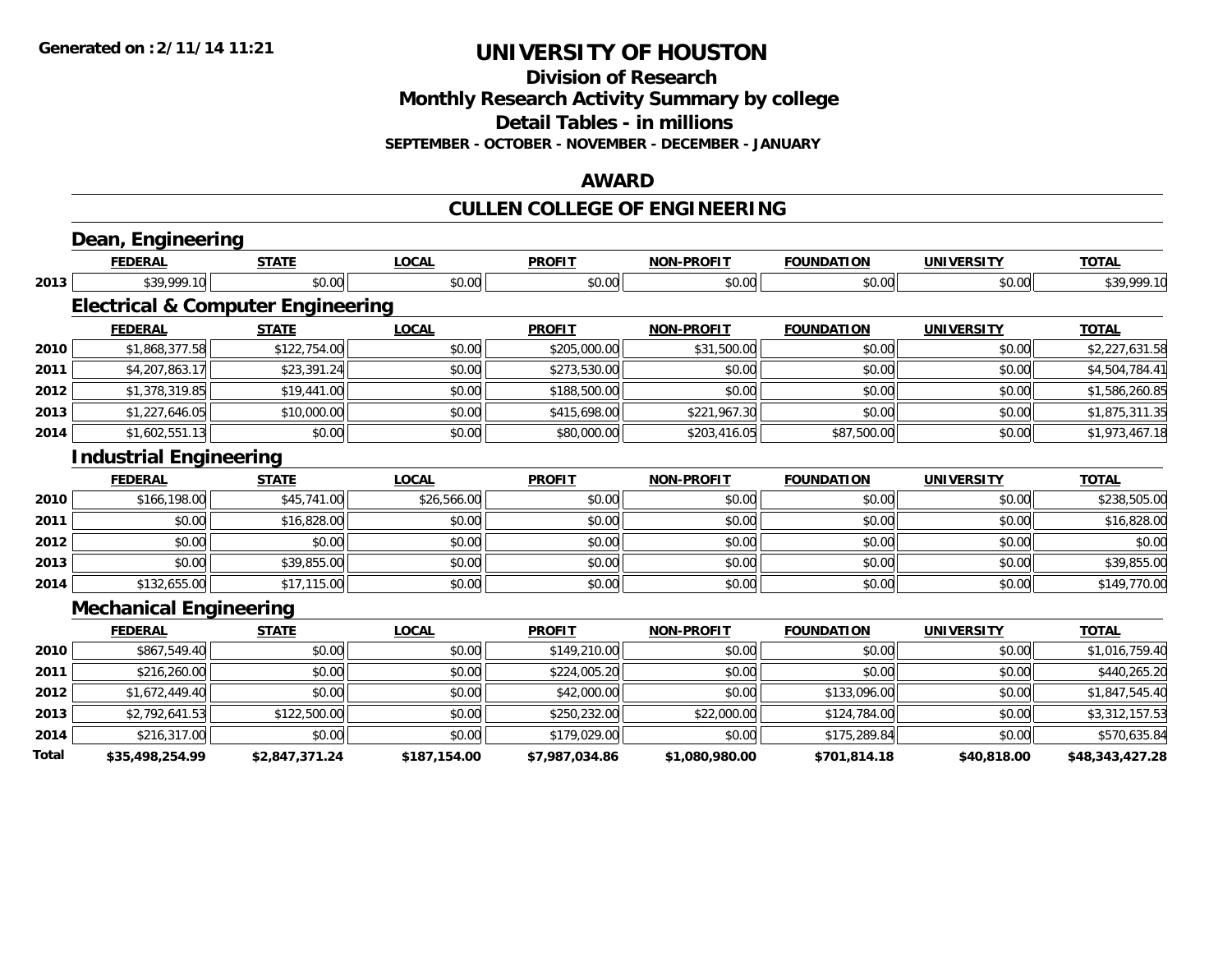**Generated on :2/11/14 11:21**

# UNIVERSITY OF HOUSTON

## Division of Research
## Monthly Research Activity Summary by college
## Detail Tables - in millions
### SEPTEMBER - OCTOBER - NOVEMBER - DECEMBER - JANUARY

## AWARD

## CULLEN COLLEGE OF ENGINEERING

### Dean, Engineering

| | FEDERAL | STATE | LOCAL | PROFIT | NON-PROFIT | FOUNDATION | UNIVERSITY | TOTAL |
|---|---|---|---|---|---|---|---|---|
| 2013 | $39,999.10 | $0.00 | $0.00 | $0.00 | $0.00 | $0.00 | $0.00 | $39,999.10 |

### Electrical & Computer Engineering

| | FEDERAL | STATE | LOCAL | PROFIT | NON-PROFIT | FOUNDATION | UNIVERSITY | TOTAL |
|---|---|---|---|---|---|---|---|---|
| 2010 | $1,868,377.58 | $122,754.00 | $0.00 | $205,000.00 | $31,500.00 | $0.00 | $0.00 | $2,227,631.58 |
| 2011 | $4,207,863.17 | $23,391.24 | $0.00 | $273,530.00 | $0.00 | $0.00 | $0.00 | $4,504,784.41 |
| 2012 | $1,378,319.85 | $19,441.00 | $0.00 | $188,500.00 | $0.00 | $0.00 | $0.00 | $1,586,260.85 |
| 2013 | $1,227,646.05 | $10,000.00 | $0.00 | $415,698.00 | $221,967.30 | $0.00 | $0.00 | $1,875,311.35 |
| 2014 | $1,602,551.13 | $0.00 | $0.00 | $80,000.00 | $203,416.05 | $87,500.00 | $0.00 | $1,973,467.18 |

### Industrial Engineering

| | FEDERAL | STATE | LOCAL | PROFIT | NON-PROFIT | FOUNDATION | UNIVERSITY | TOTAL |
|---|---|---|---|---|---|---|---|---|
| 2010 | $166,198.00 | $45,741.00 | $26,566.00 | $0.00 | $0.00 | $0.00 | $0.00 | $238,505.00 |
| 2011 | $0.00 | $16,828.00 | $0.00 | $0.00 | $0.00 | $0.00 | $0.00 | $16,828.00 |
| 2012 | $0.00 | $0.00 | $0.00 | $0.00 | $0.00 | $0.00 | $0.00 | $0.00 |
| 2013 | $0.00 | $39,855.00 | $0.00 | $0.00 | $0.00 | $0.00 | $0.00 | $39,855.00 |
| 2014 | $132,655.00 | $17,115.00 | $0.00 | $0.00 | $0.00 | $0.00 | $0.00 | $149,770.00 |

### Mechanical Engineering

| | FEDERAL | STATE | LOCAL | PROFIT | NON-PROFIT | FOUNDATION | UNIVERSITY | TOTAL |
|---|---|---|---|---|---|---|---|---|
| 2010 | $867,549.40 | $0.00 | $0.00 | $149,210.00 | $0.00 | $0.00 | $0.00 | $1,016,759.40 |
| 2011 | $216,260.00 | $0.00 | $0.00 | $224,005.20 | $0.00 | $0.00 | $0.00 | $440,265.20 |
| 2012 | $1,672,449.40 | $0.00 | $0.00 | $42,000.00 | $0.00 | $133,096.00 | $0.00 | $1,847,545.40 |
| 2013 | $2,792,641.53 | $122,500.00 | $0.00 | $250,232.00 | $22,000.00 | $124,784.00 | $0.00 | $3,312,157.53 |
| 2014 | $216,317.00 | $0.00 | $0.00 | $179,029.00 | $0.00 | $175,289.84 | $0.00 | $570,635.84 |
| **Total** | **$35,498,254.99** | **$2,847,371.24** | **$187,154.00** | **$7,987,034.86** | **$1,080,980.00** | **$701,814.18** | **$40,818.00** | **$48,343,427.28** |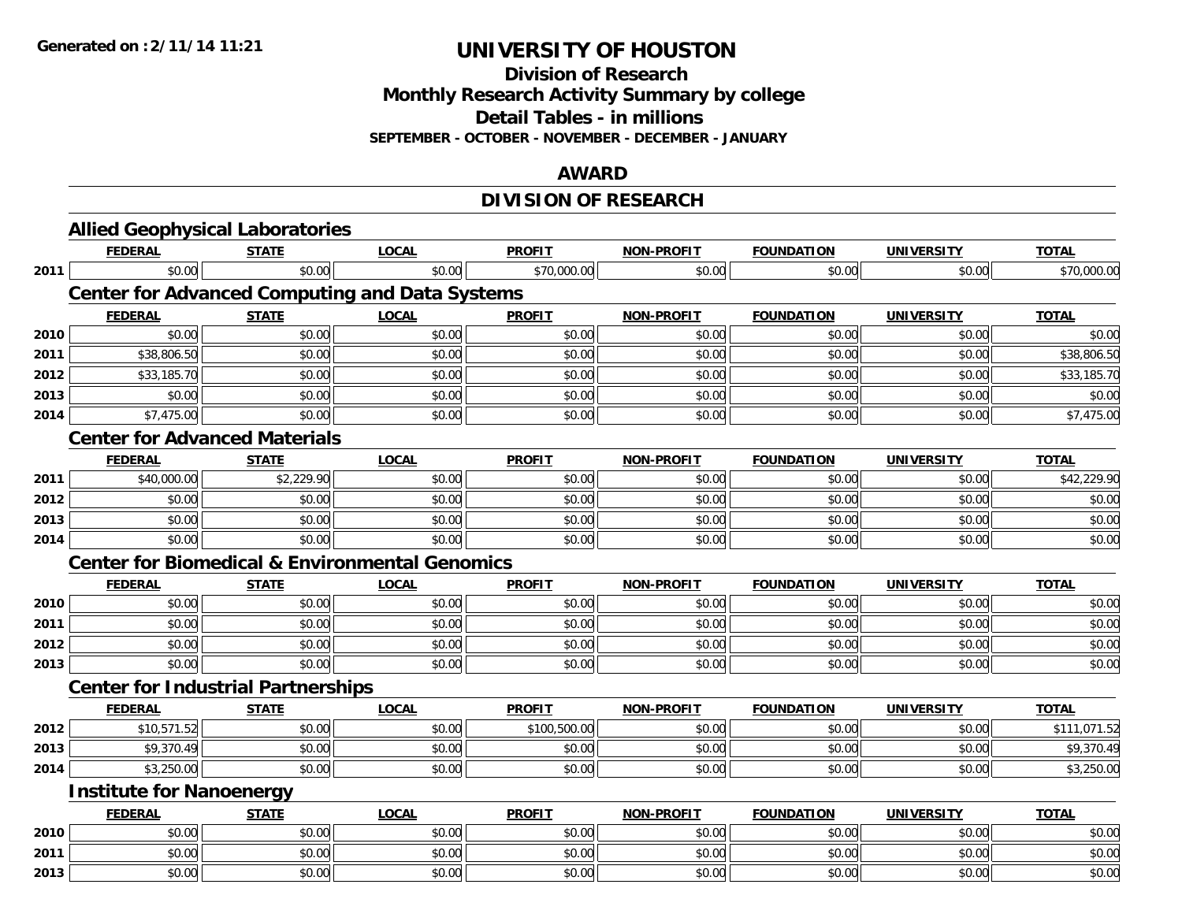**Generated on :2/11/14 11:21**

# UNIVERSITY OF HOUSTON

## Division of Research
## Monthly Research Activity Summary by college
## Detail Tables - in millions
### SEPTEMBER - OCTOBER - NOVEMBER - DECEMBER - JANUARY

## AWARD

## DIVISION OF RESEARCH

### Allied Geophysical Laboratories

| | FEDERAL | STATE | LOCAL | PROFIT | NON-PROFIT | FOUNDATION | UNIVERSITY | TOTAL |
|---|---|---|---|---|---|---|---|---|
| 2011 | $0.00 | $0.00 | $0.00 | $70,000.00 | $0.00 | $0.00 | $0.00 | $70,000.00 |

### Center for Advanced Computing and Data Systems

| | FEDERAL | STATE | LOCAL | PROFIT | NON-PROFIT | FOUNDATION | UNIVERSITY | TOTAL |
|---|---|---|---|---|---|---|---|---|
| 2010 | $0.00 | $0.00 | $0.00 | $0.00 | $0.00 | $0.00 | $0.00 | $0.00 |
| 2011 | $38,806.50 | $0.00 | $0.00 | $0.00 | $0.00 | $0.00 | $0.00 | $38,806.50 |
| 2012 | $33,185.70 | $0.00 | $0.00 | $0.00 | $0.00 | $0.00 | $0.00 | $33,185.70 |
| 2013 | $0.00 | $0.00 | $0.00 | $0.00 | $0.00 | $0.00 | $0.00 | $0.00 |
| 2014 | $7,475.00 | $0.00 | $0.00 | $0.00 | $0.00 | $0.00 | $0.00 | $7,475.00 |

### Center for Advanced Materials

| | FEDERAL | STATE | LOCAL | PROFIT | NON-PROFIT | FOUNDATION | UNIVERSITY | TOTAL |
|---|---|---|---|---|---|---|---|---|
| 2011 | $40,000.00 | $2,229.90 | $0.00 | $0.00 | $0.00 | $0.00 | $0.00 | $42,229.90 |
| 2012 | $0.00 | $0.00 | $0.00 | $0.00 | $0.00 | $0.00 | $0.00 | $0.00 |
| 2013 | $0.00 | $0.00 | $0.00 | $0.00 | $0.00 | $0.00 | $0.00 | $0.00 |
| 2014 | $0.00 | $0.00 | $0.00 | $0.00 | $0.00 | $0.00 | $0.00 | $0.00 |

### Center for Biomedical & Environmental Genomics

| | FEDERAL | STATE | LOCAL | PROFIT | NON-PROFIT | FOUNDATION | UNIVERSITY | TOTAL |
|---|---|---|---|---|---|---|---|---|
| 2010 | $0.00 | $0.00 | $0.00 | $0.00 | $0.00 | $0.00 | $0.00 | $0.00 |
| 2011 | $0.00 | $0.00 | $0.00 | $0.00 | $0.00 | $0.00 | $0.00 | $0.00 |
| 2012 | $0.00 | $0.00 | $0.00 | $0.00 | $0.00 | $0.00 | $0.00 | $0.00 |
| 2013 | $0.00 | $0.00 | $0.00 | $0.00 | $0.00 | $0.00 | $0.00 | $0.00 |

### Center for Industrial Partnerships

| | FEDERAL | STATE | LOCAL | PROFIT | NON-PROFIT | FOUNDATION | UNIVERSITY | TOTAL |
|---|---|---|---|---|---|---|---|---|
| 2012 | $10,571.52 | $0.00 | $0.00 | $100,500.00 | $0.00 | $0.00 | $0.00 | $111,071.52 |
| 2013 | $9,370.49 | $0.00 | $0.00 | $0.00 | $0.00 | $0.00 | $0.00 | $9,370.49 |
| 2014 | $3,250.00 | $0.00 | $0.00 | $0.00 | $0.00 | $0.00 | $0.00 | $3,250.00 |

### Institute for Nanoenergy

| | FEDERAL | STATE | LOCAL | PROFIT | NON-PROFIT | FOUNDATION | UNIVERSITY | TOTAL |
|---|---|---|---|---|---|---|---|---|
| 2010 | $0.00 | $0.00 | $0.00 | $0.00 | $0.00 | $0.00 | $0.00 | $0.00 |
| 2011 | $0.00 | $0.00 | $0.00 | $0.00 | $0.00 | $0.00 | $0.00 | $0.00 |
| 2013 | $0.00 | $0.00 | $0.00 | $0.00 | $0.00 | $0.00 | $0.00 | $0.00 |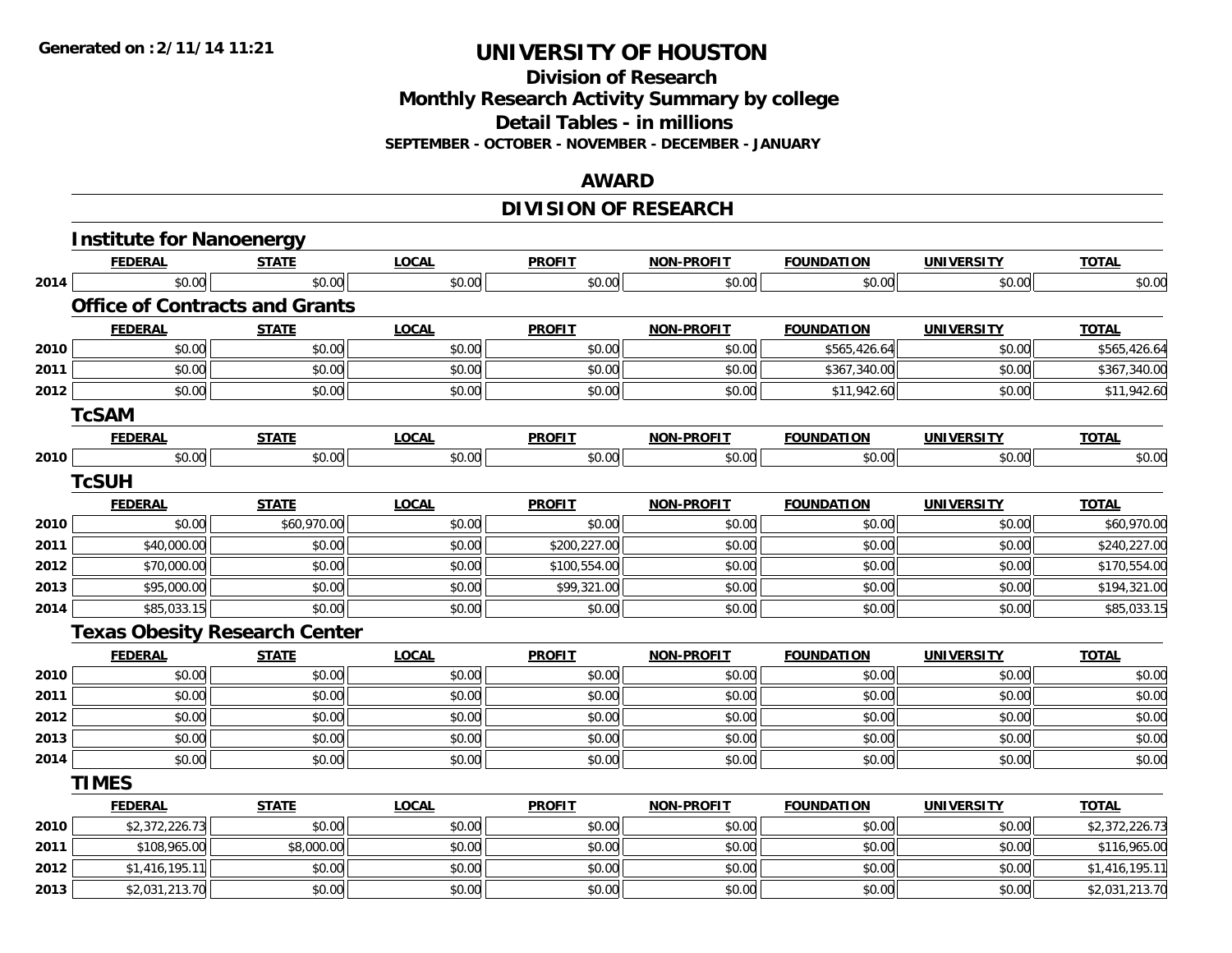# UNIVERSITY OF HOUSTON

## Division of Research
## Monthly Research Activity Summary by college
## Detail Tables - in millions
### SEPTEMBER - OCTOBER - NOVEMBER - DECEMBER - JANUARY

## AWARD

## DIVISION OF RESEARCH

### Institute for Nanoenergy

| | FEDERAL | STATE | LOCAL | PROFIT | NON-PROFIT | FOUNDATION | UNIVERSITY | TOTAL |
|---|---|---|---|---|---|---|---|---|
| 2014 | $0.00 | $0.00 | $0.00 | $0.00 | $0.00 | $0.00 | $0.00 | $0.00 |

### Office of Contracts and Grants

| | FEDERAL | STATE | LOCAL | PROFIT | NON-PROFIT | FOUNDATION | UNIVERSITY | TOTAL |
|---|---|---|---|---|---|---|---|---|
| 2010 | $0.00 | $0.00 | $0.00 | $0.00 | $0.00 | $565,426.64 | $0.00 | $565,426.64 |
| 2011 | $0.00 | $0.00 | $0.00 | $0.00 | $0.00 | $367,340.00 | $0.00 | $367,340.00 |
| 2012 | $0.00 | $0.00 | $0.00 | $0.00 | $0.00 | $11,942.60 | $0.00 | $11,942.60 |

### TcSAM

| | FEDERAL | STATE | LOCAL | PROFIT | NON-PROFIT | FOUNDATION | UNIVERSITY | TOTAL |
|---|---|---|---|---|---|---|---|---|
| 2010 | $0.00 | $0.00 | $0.00 | $0.00 | $0.00 | $0.00 | $0.00 | $0.00 |

### TcSUH

| | FEDERAL | STATE | LOCAL | PROFIT | NON-PROFIT | FOUNDATION | UNIVERSITY | TOTAL |
|---|---|---|---|---|---|---|---|---|
| 2010 | $0.00 | $60,970.00 | $0.00 | $0.00 | $0.00 | $0.00 | $0.00 | $60,970.00 |
| 2011 | $40,000.00 | $0.00 | $0.00 | $200,227.00 | $0.00 | $0.00 | $0.00 | $240,227.00 |
| 2012 | $70,000.00 | $0.00 | $0.00 | $100,554.00 | $0.00 | $0.00 | $0.00 | $170,554.00 |
| 2013 | $95,000.00 | $0.00 | $0.00 | $99,321.00 | $0.00 | $0.00 | $0.00 | $194,321.00 |
| 2014 | $85,033.15 | $0.00 | $0.00 | $0.00 | $0.00 | $0.00 | $0.00 | $85,033.15 |

### Texas Obesity Research Center

| | FEDERAL | STATE | LOCAL | PROFIT | NON-PROFIT | FOUNDATION | UNIVERSITY | TOTAL |
|---|---|---|---|---|---|---|---|---|
| 2010 | $0.00 | $0.00 | $0.00 | $0.00 | $0.00 | $0.00 | $0.00 | $0.00 |
| 2011 | $0.00 | $0.00 | $0.00 | $0.00 | $0.00 | $0.00 | $0.00 | $0.00 |
| 2012 | $0.00 | $0.00 | $0.00 | $0.00 | $0.00 | $0.00 | $0.00 | $0.00 |
| 2013 | $0.00 | $0.00 | $0.00 | $0.00 | $0.00 | $0.00 | $0.00 | $0.00 |
| 2014 | $0.00 | $0.00 | $0.00 | $0.00 | $0.00 | $0.00 | $0.00 | $0.00 |

### TIMES

| | FEDERAL | STATE | LOCAL | PROFIT | NON-PROFIT | FOUNDATION | UNIVERSITY | TOTAL |
|---|---|---|---|---|---|---|---|---|
| 2010 | $2,372,226.73 | $0.00 | $0.00 | $0.00 | $0.00 | $0.00 | $0.00 | $2,372,226.73 |
| 2011 | $108,965.00 | $8,000.00 | $0.00 | $0.00 | $0.00 | $0.00 | $0.00 | $116,965.00 |
| 2012 | $1,416,195.11 | $0.00 | $0.00 | $0.00 | $0.00 | $0.00 | $0.00 | $1,416,195.11 |
| 2013 | $2,031,213.70 | $0.00 | $0.00 | $0.00 | $0.00 | $0.00 | $0.00 | $2,031,213.70 |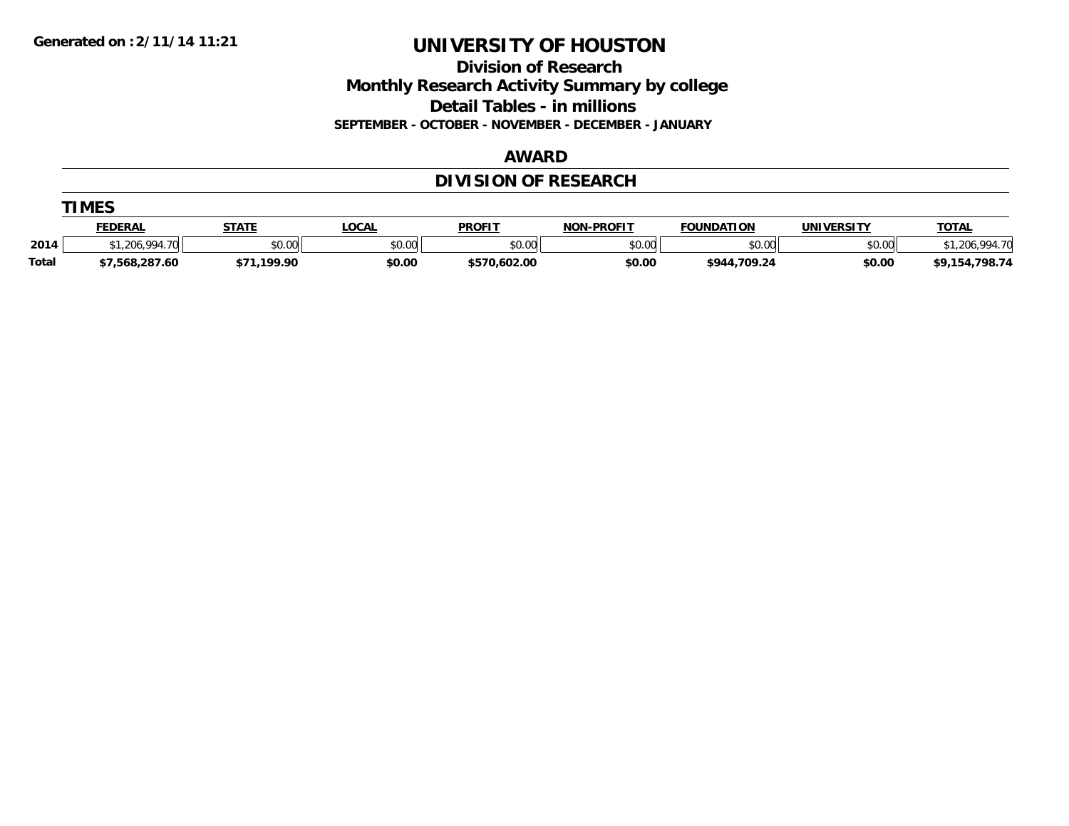Generated on :2/11/14 11:21

# UNIVERSITY OF HOUSTON

## Division of Research
## Monthly Research Activity Summary by college
## Detail Tables - in millions
### SEPTEMBER - OCTOBER - NOVEMBER - DECEMBER - JANUARY

## AWARD

## DIVISION OF RESEARCH

### TIMES

| | FEDERAL | STATE | LOCAL | PROFIT | NON-PROFIT | FOUNDATION | UNIVERSITY | TOTAL |
|---|---|---|---|---|---|---|---|---|
| 2014 | $1,206,994.70 | $0.00 | $0.00 | $0.00 | $0.00 | $0.00 | $0.00 | $1,206,994.70 |
| **Total** | **$7,568,287.60** | **$71,199.90** | **$0.00** | **$570,602.00** | **$0.00** | **$944,709.24** | **$0.00** | **$9,154,798.74** |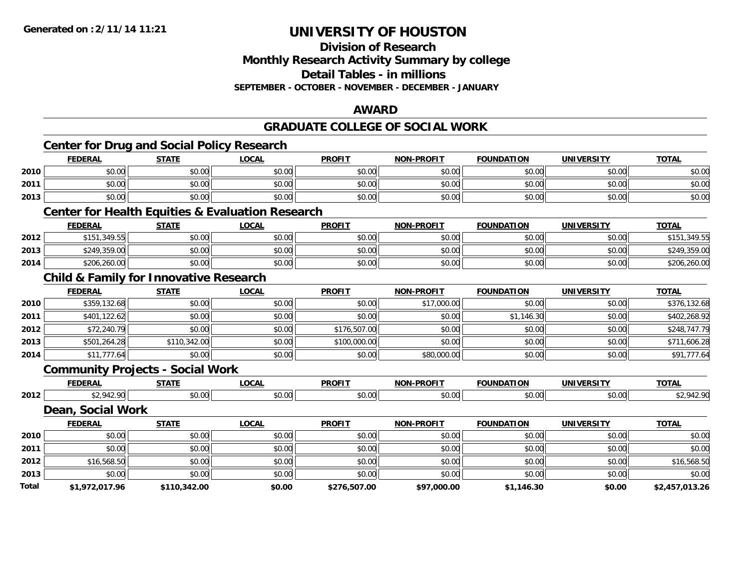**Generated on :2/11/14 11:21**

# UNIVERSITY OF HOUSTON

## Division of Research
## Monthly Research Activity Summary by college
## Detail Tables - in millions
### SEPTEMBER - OCTOBER - NOVEMBER - DECEMBER - JANUARY

## AWARD

## GRADUATE COLLEGE OF SOCIAL WORK

### Center for Drug and Social Policy Research

| | FEDERAL | STATE | LOCAL | PROFIT | NON-PROFIT | FOUNDATION | UNIVERSITY | TOTAL |
|---|---|---|---|---|---|---|---|---|
| 2010 | $0.00 | $0.00 | $0.00 | $0.00 | $0.00 | $0.00 | $0.00 | $0.00 |
| 2011 | $0.00 | $0.00 | $0.00 | $0.00 | $0.00 | $0.00 | $0.00 | $0.00 |
| 2013 | $0.00 | $0.00 | $0.00 | $0.00 | $0.00 | $0.00 | $0.00 | $0.00 |

### Center for Health Equities & Evaluation Research

| | FEDERAL | STATE | LOCAL | PROFIT | NON-PROFIT | FOUNDATION | UNIVERSITY | TOTAL |
|---|---|---|---|---|---|---|---|---|
| 2012 | $151,349.55 | $0.00 | $0.00 | $0.00 | $0.00 | $0.00 | $0.00 | $151,349.55 |
| 2013 | $249,359.00 | $0.00 | $0.00 | $0.00 | $0.00 | $0.00 | $0.00 | $249,359.00 |
| 2014 | $206,260.00 | $0.00 | $0.00 | $0.00 | $0.00 | $0.00 | $0.00 | $206,260.00 |

### Child & Family for Innovative Research

| | FEDERAL | STATE | LOCAL | PROFIT | NON-PROFIT | FOUNDATION | UNIVERSITY | TOTAL |
|---|---|---|---|---|---|---|---|---|
| 2010 | $359,132.68 | $0.00 | $0.00 | $0.00 | $17,000.00 | $0.00 | $0.00 | $376,132.68 |
| 2011 | $401,122.62 | $0.00 | $0.00 | $0.00 | $0.00 | $1,146.30 | $0.00 | $402,268.92 |
| 2012 | $72,240.79 | $0.00 | $0.00 | $176,507.00 | $0.00 | $0.00 | $0.00 | $248,747.79 |
| 2013 | $501,264.28 | $110,342.00 | $0.00 | $100,000.00 | $0.00 | $0.00 | $0.00 | $711,606.28 |
| 2014 | $11,777.64 | $0.00 | $0.00 | $0.00 | $80,000.00 | $0.00 | $0.00 | $91,777.64 |

### Community Projects - Social Work

| | FEDERAL | STATE | LOCAL | PROFIT | NON-PROFIT | FOUNDATION | UNIVERSITY | TOTAL |
|---|---|---|---|---|---|---|---|---|
| 2012 | $2,942.90 | $0.00 | $0.00 | $0.00 | $0.00 | $0.00 | $0.00 | $2,942.90 |

### Dean, Social Work

| | FEDERAL | STATE | LOCAL | PROFIT | NON-PROFIT | FOUNDATION | UNIVERSITY | TOTAL |
|---|---|---|---|---|---|---|---|---|
| 2010 | $0.00 | $0.00 | $0.00 | $0.00 | $0.00 | $0.00 | $0.00 | $0.00 |
| 2011 | $0.00 | $0.00 | $0.00 | $0.00 | $0.00 | $0.00 | $0.00 | $0.00 |
| 2012 | $16,568.50 | $0.00 | $0.00 | $0.00 | $0.00 | $0.00 | $0.00 | $16,568.50 |
| 2013 | $0.00 | $0.00 | $0.00 | $0.00 | $0.00 | $0.00 | $0.00 | $0.00 |
| **Total** | **$1,972,017.96** | **$110,342.00** | **$0.00** | **$276,507.00** | **$97,000.00** | **$1,146.30** | **$0.00** | **$2,457,013.26** |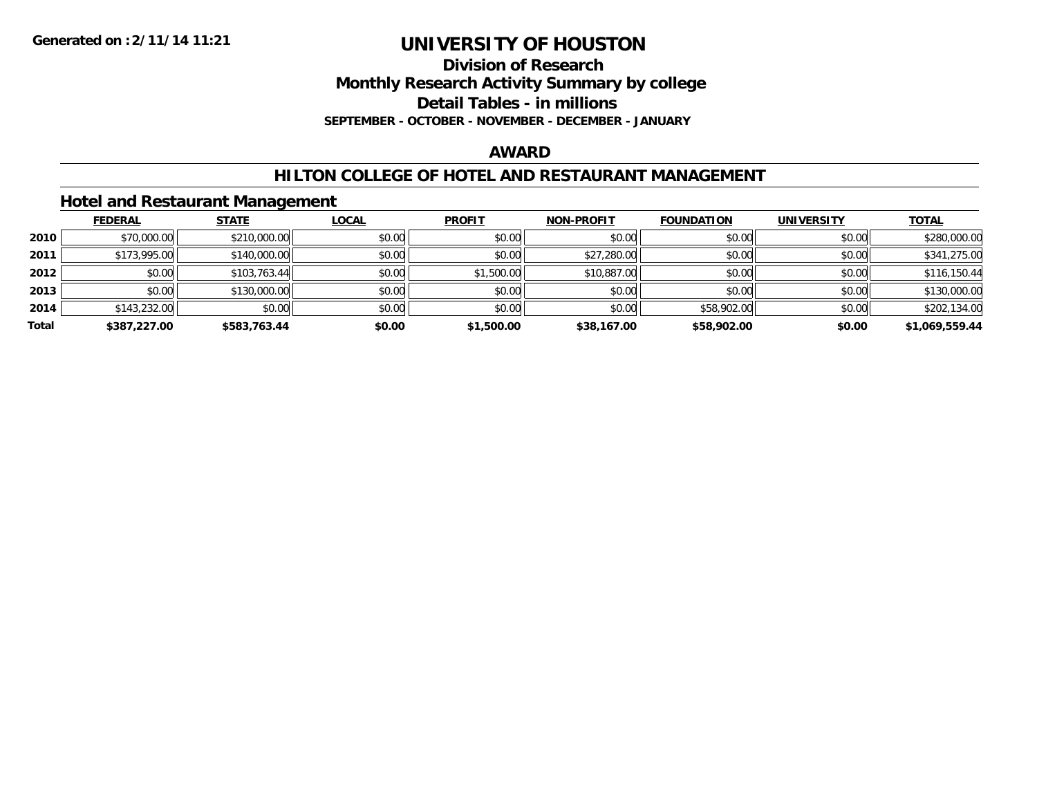# UNIVERSITY OF HOUSTON

## Division of Research
## Monthly Research Activity Summary by college
## Detail Tables - in millions

**SEPTEMBER - OCTOBER - NOVEMBER - DECEMBER - JANUARY**

## AWARD

## HILTON COLLEGE OF HOTEL AND RESTAURANT MANAGEMENT

### Hotel and Restaurant Management

| | FEDERAL | STATE | LOCAL | PROFIT | NON-PROFIT | FOUNDATION | UNIVERSITY | TOTAL |
|---|---|---|---|---|---|---|---|---|
| **2010** | $70,000.00 | $210,000.00 | $0.00 | $0.00 | $0.00 | $0.00 | $0.00 | $280,000.00 |
| **2011** | $173,995.00 | $140,000.00 | $0.00 | $0.00 | $27,280.00 | $0.00 | $0.00 | $341,275.00 |
| **2012** | $0.00 | $103,763.44 | $0.00 | $1,500.00 | $10,887.00 | $0.00 | $0.00 | $116,150.44 |
| **2013** | $0.00 | $130,000.00 | $0.00 | $0.00 | $0.00 | $0.00 | $0.00 | $130,000.00 |
| **2014** | $143,232.00 | $0.00 | $0.00 | $0.00 | $0.00 | $58,902.00 | $0.00 | $202,134.00 |
| **Total** | **$387,227.00** | **$583,763.44** | **$0.00** | **$1,500.00** | **$38,167.00** | **$58,902.00** | **$0.00** | **$1,069,559.44** |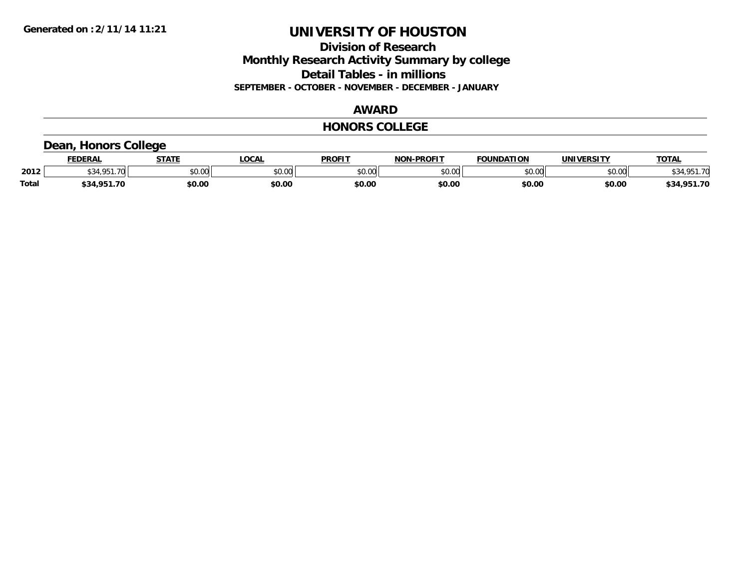# UNIVERSITY OF HOUSTON

## Division of Research
## Monthly Research Activity Summary by college
## Detail Tables - in millions

**SEPTEMBER - OCTOBER - NOVEMBER - DECEMBER - JANUARY**

Generated on :2/11/14 11:21

### AWARD

### HONORS COLLEGE

### Dean, Honors College

| | FEDERAL | STATE | LOCAL | PROFIT | NON-PROFIT | FOUNDATION | UNIVERSITY | TOTAL |
|---|---|---|---|---|---|---|---|---|
| 2012 | $34,951.70 | $0.00 | $0.00 | $0.00 | $0.00 | $0.00 | $0.00 | $34,951.70 |
| **Total** | **$34,951.70** | **$0.00** | **$0.00** | **$0.00** | **$0.00** | **$0.00** | **$0.00** | **$34,951.70** |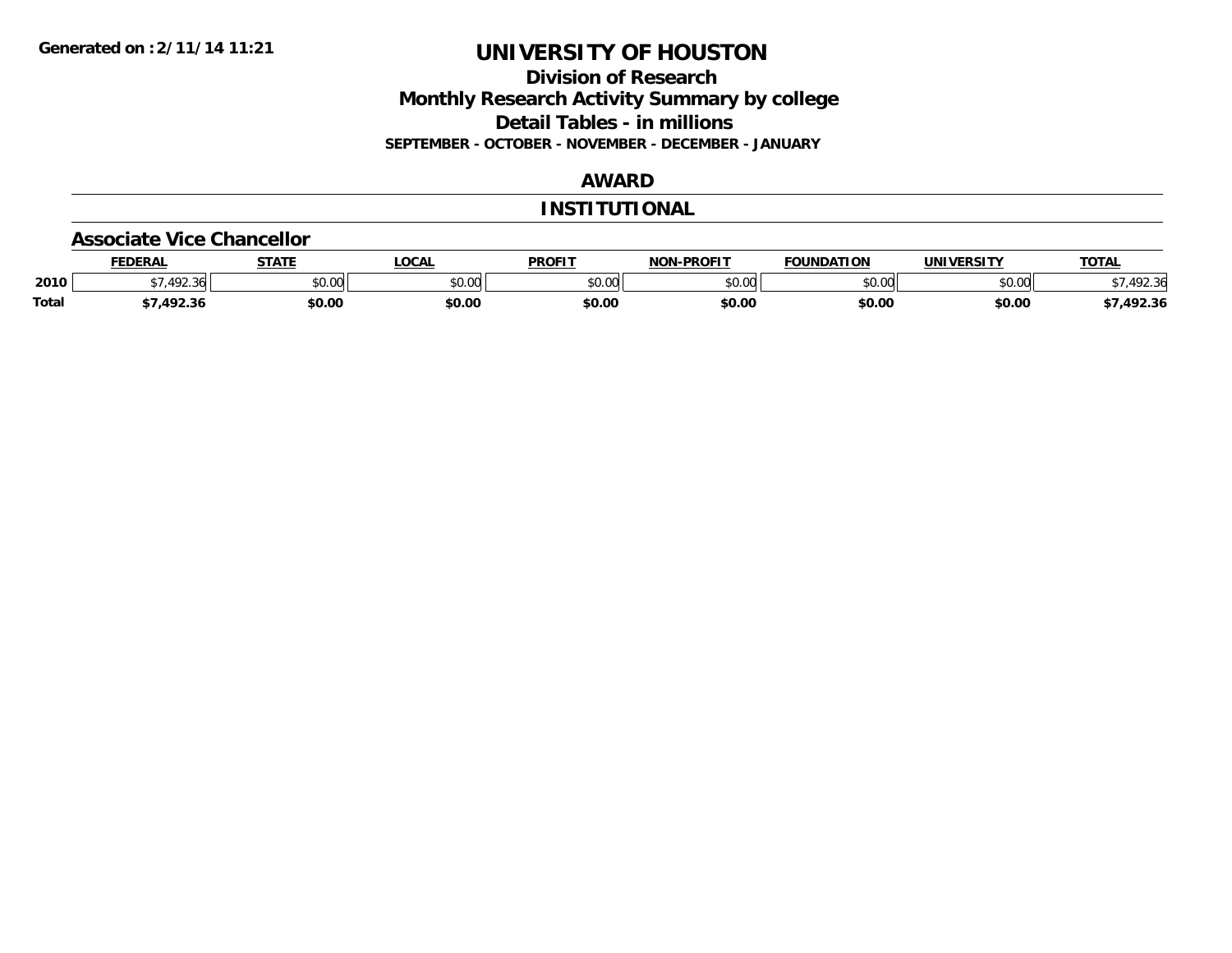Generated on :2/11/14 11:21

# UNIVERSITY OF HOUSTON

## Division of Research
## Monthly Research Activity Summary by college
## Detail Tables - in millions
### SEPTEMBER - OCTOBER - NOVEMBER - DECEMBER - JANUARY

## AWARD

## INSTITUTIONAL

### Associate Vice Chancellor

| | FEDERAL | STATE | LOCAL | PROFIT | NON-PROFIT | FOUNDATION | UNIVERSITY | TOTAL |
|---|---|---|---|---|---|---|---|---|
| 2010 | $7,492.36 | $0.00 | $0.00 | $0.00 | $0.00 | $0.00 | $0.00 | $7,492.36 |
| **Total** | **$7,492.36** | **$0.00** | **$0.00** | **$0.00** | **$0.00** | **$0.00** | **$0.00** | **$7,492.36** |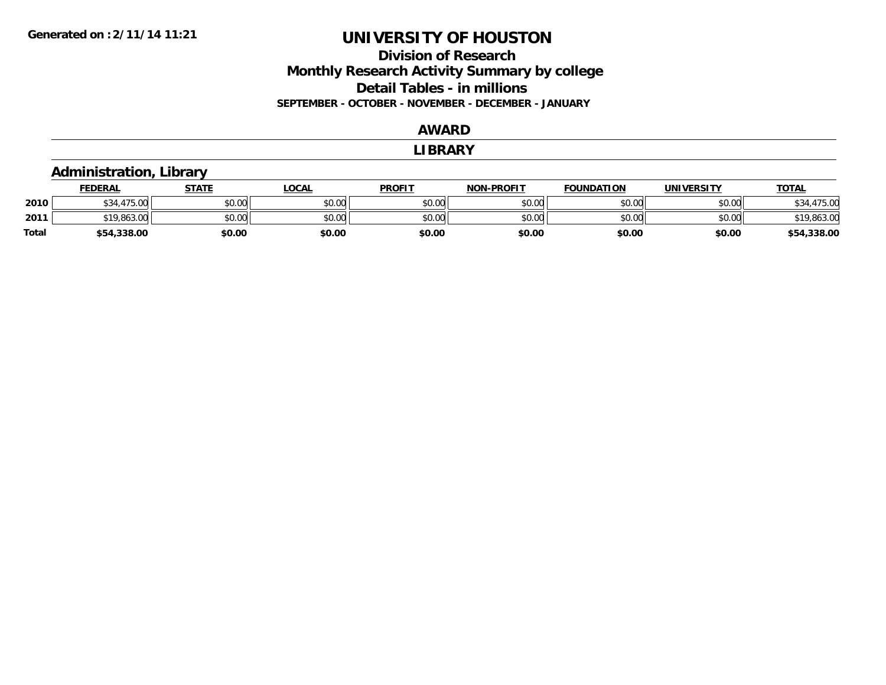# UNIVERSITY OF HOUSTON

## Division of Research
## Monthly Research Activity Summary by college
## Detail Tables - in millions
**SEPTEMBER - OCTOBER - NOVEMBER - DECEMBER - JANUARY**

Generated on : 2/11/14 11:21

### AWARD

### LIBRARY

### Administration, Library

| | FEDERAL | STATE | LOCAL | PROFIT | NON-PROFIT | FOUNDATION | UNIVERSITY | TOTAL |
|---|---|---|---|---|---|---|---|---|
| 2010 | $34,475.00 | $0.00 | $0.00 | $0.00 | $0.00 | $0.00 | $0.00 | $34,475.00 |
| 2011 | $19,863.00 | $0.00 | $0.00 | $0.00 | $0.00 | $0.00 | $0.00 | $19,863.00 |
| **Total** | **$54,338.00** | **$0.00** | **$0.00** | **$0.00** | **$0.00** | **$0.00** | **$0.00** | **$54,338.00** |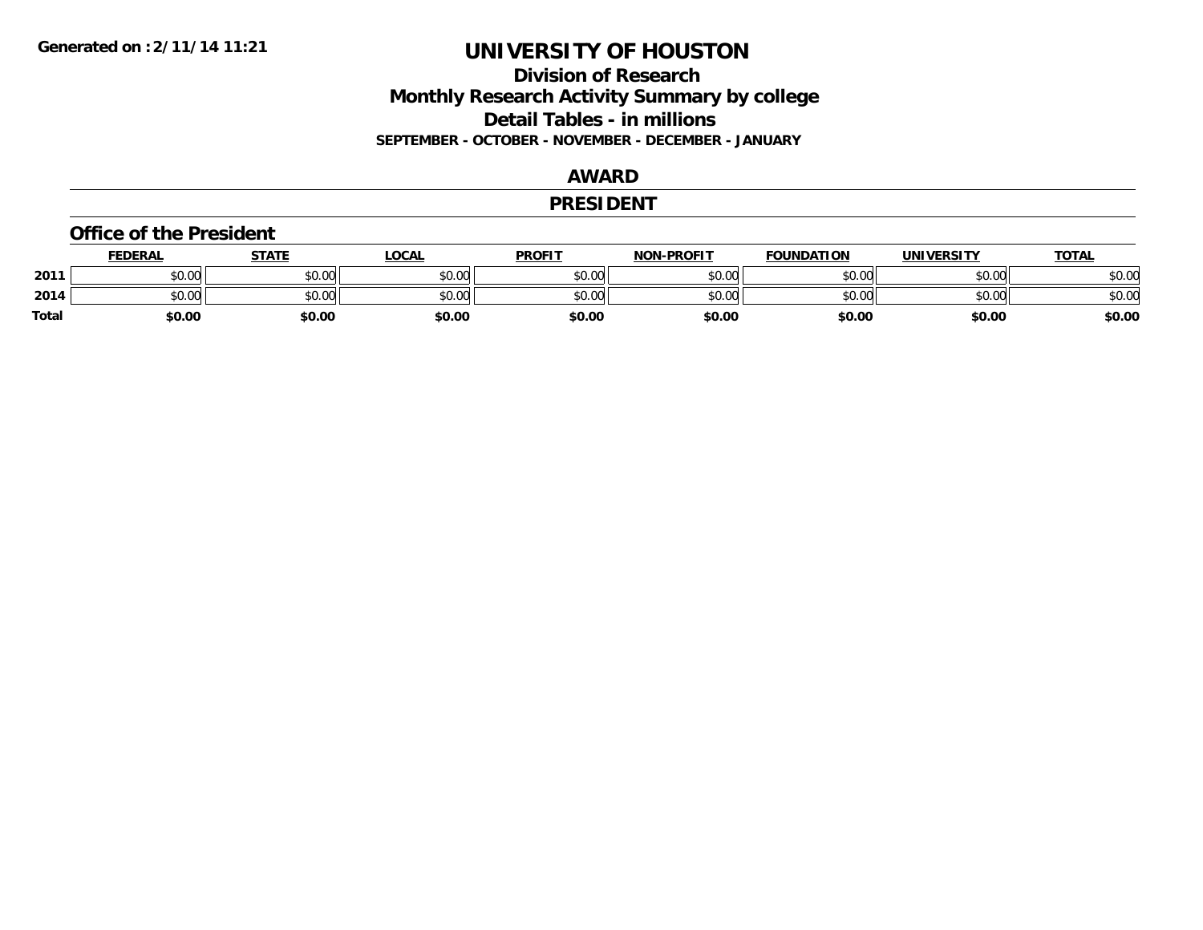# UNIVERSITY OF HOUSTON

## Division of Research
## Monthly Research Activity Summary by college
## Detail Tables - in millions
### SEPTEMBER - OCTOBER - NOVEMBER - DECEMBER - JANUARY

## AWARD

## PRESIDENT

### Office of the President

| | FEDERAL | STATE | LOCAL | PROFIT | NON-PROFIT | FOUNDATION | UNIVERSITY | TOTAL |
|---|---|---|---|---|---|---|---|---|
| 2011 | $0.00 | $0.00 | $0.00 | $0.00 | $0.00 | $0.00 | $0.00 | $0.00 |
| 2014 | $0.00 | $0.00 | $0.00 | $0.00 | $0.00 | $0.00 | $0.00 | $0.00 |
| **Total** | **$0.00** | **$0.00** | **$0.00** | **$0.00** | **$0.00** | **$0.00** | **$0.00** | **$0.00** |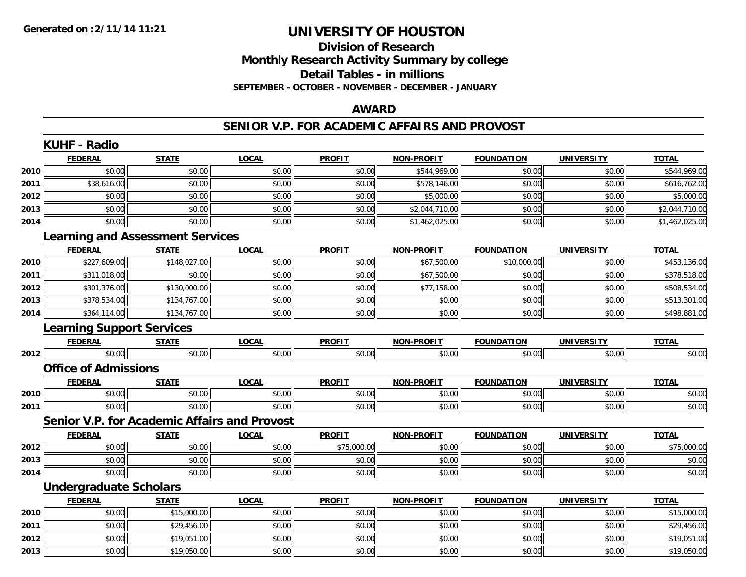# UNIVERSITY OF HOUSTON

## Division of Research
## Monthly Research Activity Summary by college
## Detail Tables - in millions

**SEPTEMBER - OCTOBER - NOVEMBER - DECEMBER - JANUARY**

## AWARD

## SENIOR V.P. FOR ACADEMIC AFFAIRS AND PROVOST

### KUHF - Radio

| | FEDERAL | STATE | LOCAL | PROFIT | NON-PROFIT | FOUNDATION | UNIVERSITY | TOTAL |
|---|---|---|---|---|---|---|---|---|
| 2010 | $0.00 | $0.00 | $0.00 | $0.00 | $544,969.00 | $0.00 | $0.00 | $544,969.00 |
| 2011 | $38,616.00 | $0.00 | $0.00 | $0.00 | $578,146.00 | $0.00 | $0.00 | $616,762.00 |
| 2012 | $0.00 | $0.00 | $0.00 | $0.00 | $5,000.00 | $0.00 | $0.00 | $5,000.00 |
| 2013 | $0.00 | $0.00 | $0.00 | $0.00 | $2,044,710.00 | $0.00 | $0.00 | $2,044,710.00 |
| 2014 | $0.00 | $0.00 | $0.00 | $0.00 | $1,462,025.00 | $0.00 | $0.00 | $1,462,025.00 |

### Learning and Assessment Services

| | FEDERAL | STATE | LOCAL | PROFIT | NON-PROFIT | FOUNDATION | UNIVERSITY | TOTAL |
|---|---|---|---|---|---|---|---|---|
| 2010 | $227,609.00 | $148,027.00 | $0.00 | $0.00 | $67,500.00 | $10,000.00 | $0.00 | $453,136.00 |
| 2011 | $311,018.00 | $0.00 | $0.00 | $0.00 | $67,500.00 | $0.00 | $0.00 | $378,518.00 |
| 2012 | $301,376.00 | $130,000.00 | $0.00 | $0.00 | $77,158.00 | $0.00 | $0.00 | $508,534.00 |
| 2013 | $378,534.00 | $134,767.00 | $0.00 | $0.00 | $0.00 | $0.00 | $0.00 | $513,301.00 |
| 2014 | $364,114.00 | $134,767.00 | $0.00 | $0.00 | $0.00 | $0.00 | $0.00 | $498,881.00 |

### Learning Support Services

| | FEDERAL | STATE | LOCAL | PROFIT | NON-PROFIT | FOUNDATION | UNIVERSITY | TOTAL |
|---|---|---|---|---|---|---|---|---|
| 2012 | $0.00 | $0.00 | $0.00 | $0.00 | $0.00 | $0.00 | $0.00 | $0.00 |

### Office of Admissions

| | FEDERAL | STATE | LOCAL | PROFIT | NON-PROFIT | FOUNDATION | UNIVERSITY | TOTAL |
|---|---|---|---|---|---|---|---|---|
| 2010 | $0.00 | $0.00 | $0.00 | $0.00 | $0.00 | $0.00 | $0.00 | $0.00 |
| 2011 | $0.00 | $0.00 | $0.00 | $0.00 | $0.00 | $0.00 | $0.00 | $0.00 |

### Senior V.P. for Academic Affairs and Provost

| | FEDERAL | STATE | LOCAL | PROFIT | NON-PROFIT | FOUNDATION | UNIVERSITY | TOTAL |
|---|---|---|---|---|---|---|---|---|
| 2012 | $0.00 | $0.00 | $0.00 | $75,000.00 | $0.00 | $0.00 | $0.00 | $75,000.00 |
| 2013 | $0.00 | $0.00 | $0.00 | $0.00 | $0.00 | $0.00 | $0.00 | $0.00 |
| 2014 | $0.00 | $0.00 | $0.00 | $0.00 | $0.00 | $0.00 | $0.00 | $0.00 |

### Undergraduate Scholars

| | FEDERAL | STATE | LOCAL | PROFIT | NON-PROFIT | FOUNDATION | UNIVERSITY | TOTAL |
|---|---|---|---|---|---|---|---|---|
| 2010 | $0.00 | $15,000.00 | $0.00 | $0.00 | $0.00 | $0.00 | $0.00 | $15,000.00 |
| 2011 | $0.00 | $29,456.00 | $0.00 | $0.00 | $0.00 | $0.00 | $0.00 | $29,456.00 |
| 2012 | $0.00 | $19,051.00 | $0.00 | $0.00 | $0.00 | $0.00 | $0.00 | $19,051.00 |
| 2013 | $0.00 | $19,050.00 | $0.00 | $0.00 | $0.00 | $0.00 | $0.00 | $19,050.00 |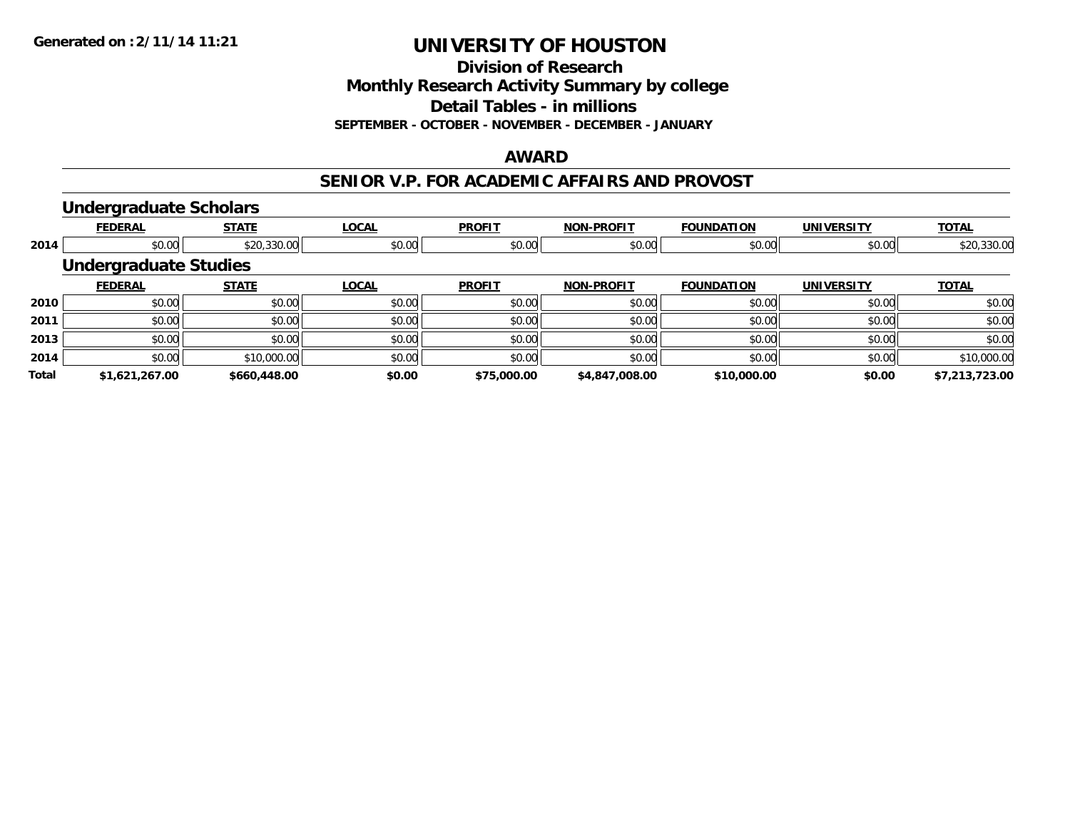# UNIVERSITY OF HOUSTON

## Division of Research

## Monthly Research Activity Summary by college

## Detail Tables - in millions

**SEPTEMBER - OCTOBER - NOVEMBER - DECEMBER - JANUARY**

## AWARD

## SENIOR V.P. FOR ACADEMIC AFFAIRS AND PROVOST

### Undergraduate Scholars

| | FEDERAL | STATE | LOCAL | PROFIT | NON-PROFIT | FOUNDATION | UNIVERSITY | TOTAL |
|---|---|---|---|---|---|---|---|---|
| 2014 | $0.00 | $20,330.00 | $0.00 | $0.00 | $0.00 | $0.00 | $0.00 | $20,330.00 |

### Undergraduate Studies

| | FEDERAL | STATE | LOCAL | PROFIT | NON-PROFIT | FOUNDATION | UNIVERSITY | TOTAL |
|---|---|---|---|---|---|---|---|---|
| 2010 | $0.00 | $0.00 | $0.00 | $0.00 | $0.00 | $0.00 | $0.00 | $0.00 |
| 2011 | $0.00 | $0.00 | $0.00 | $0.00 | $0.00 | $0.00 | $0.00 | $0.00 |
| 2013 | $0.00 | $0.00 | $0.00 | $0.00 | $0.00 | $0.00 | $0.00 | $0.00 |
| 2014 | $0.00 | $10,000.00 | $0.00 | $0.00 | $0.00 | $0.00 | $0.00 | $10,000.00 |
| **Total** | **$1,621,267.00** | **$660,448.00** | **$0.00** | **$75,000.00** | **$4,847,008.00** | **$10,000.00** | **$0.00** | **$7,213,723.00** |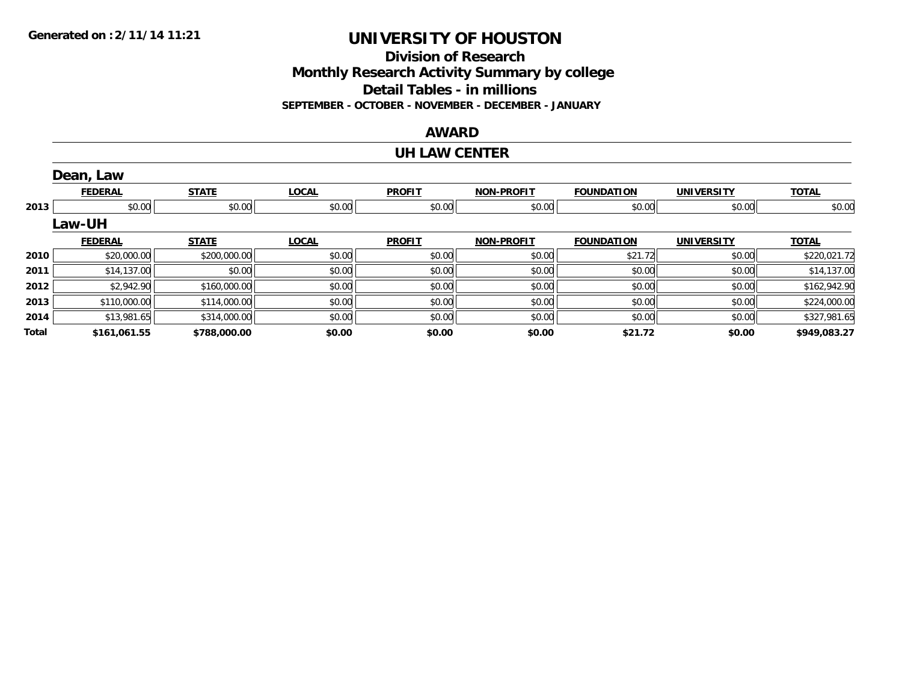Generated on :2/11/14 11:21

# UNIVERSITY OF HOUSTON

## Division of Research
## Monthly Research Activity Summary by college
## Detail Tables - in millions
### SEPTEMBER - OCTOBER - NOVEMBER - DECEMBER - JANUARY

## AWARD

## UH LAW CENTER

### Dean, Law

| | FEDERAL | STATE | LOCAL | PROFIT | NON-PROFIT | FOUNDATION | UNIVERSITY | TOTAL |
|---|---|---|---|---|---|---|---|---|
| 2013 | $0.00 | $0.00 | $0.00 | $0.00 | $0.00 | $0.00 | $0.00 | $0.00 |

### Law-UH

| | FEDERAL | STATE | LOCAL | PROFIT | NON-PROFIT | FOUNDATION | UNIVERSITY | TOTAL |
|---|---|---|---|---|---|---|---|---|
| 2010 | $20,000.00 | $200,000.00 | $0.00 | $0.00 | $0.00 | $21.72 | $0.00 | $220,021.72 |
| 2011 | $14,137.00 | $0.00 | $0.00 | $0.00 | $0.00 | $0.00 | $0.00 | $14,137.00 |
| 2012 | $2,942.90 | $160,000.00 | $0.00 | $0.00 | $0.00 | $0.00 | $0.00 | $162,942.90 |
| 2013 | $110,000.00 | $114,000.00 | $0.00 | $0.00 | $0.00 | $0.00 | $0.00 | $224,000.00 |
| 2014 | $13,981.65 | $314,000.00 | $0.00 | $0.00 | $0.00 | $0.00 | $0.00 | $327,981.65 |
| **Total** | **$161,061.55** | **$788,000.00** | **$0.00** | **$0.00** | **$0.00** | **$21.72** | **$0.00** | **$949,083.27** |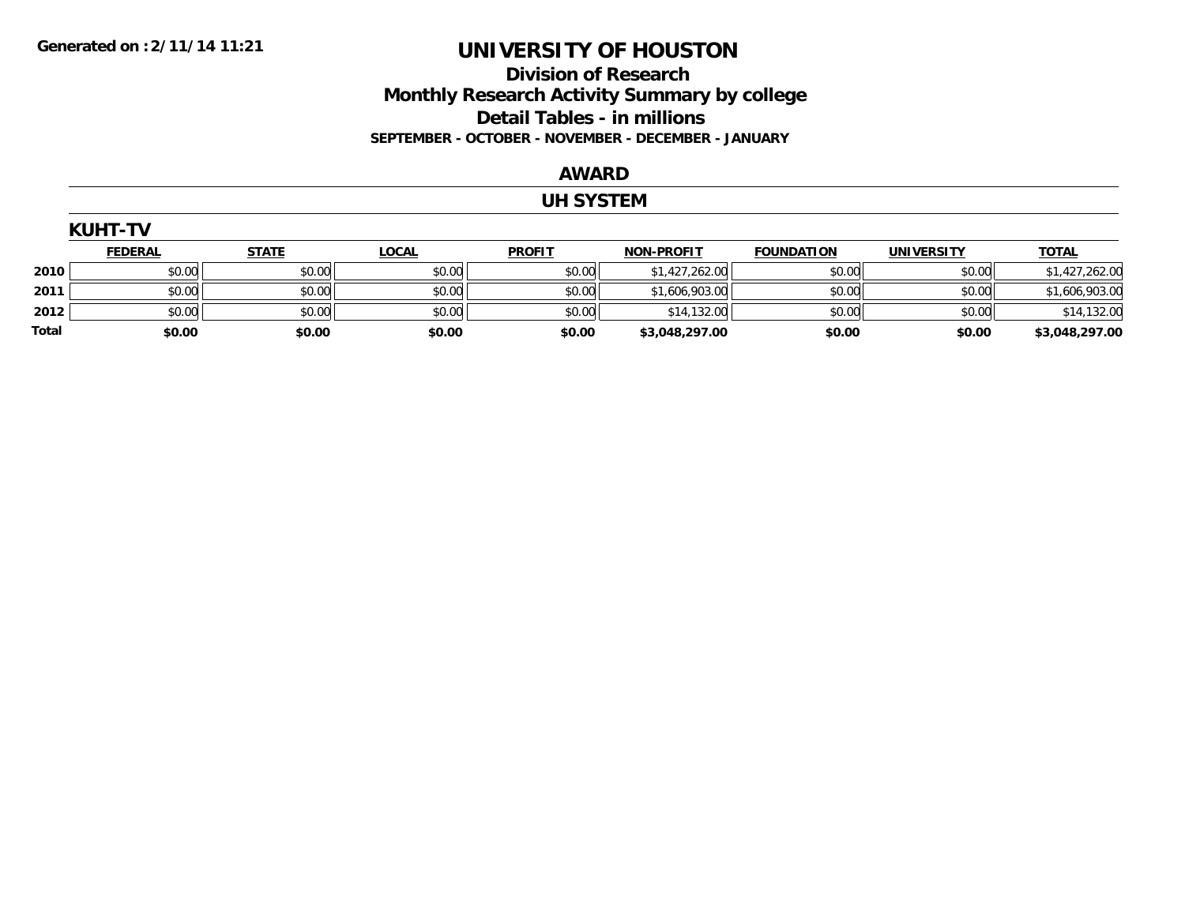Generated on :2/11/14 11:21

# UNIVERSITY OF HOUSTON

## Division of Research

## Monthly Research Activity Summary by college

## Detail Tables - in millions

**SEPTEMBER - OCTOBER - NOVEMBER - DECEMBER - JANUARY**

## AWARD

## UH SYSTEM

### KUHT-TV

| | FEDERAL | STATE | LOCAL | PROFIT | NON-PROFIT | FOUNDATION | UNIVERSITY | TOTAL |
|---|---|---|---|---|---|---|---|---|
| 2010 | $0.00 | $0.00 | $0.00 | $0.00 | $1,427,262.00 | $0.00 | $0.00 | $1,427,262.00 |
| 2011 | $0.00 | $0.00 | $0.00 | $0.00 | $1,606,903.00 | $0.00 | $0.00 | $1,606,903.00 |
| 2012 | $0.00 | $0.00 | $0.00 | $0.00 | $14,132.00 | $0.00 | $0.00 | $14,132.00 |
| **Total** | **$0.00** | **$0.00** | **$0.00** | **$0.00** | **$3,048,297.00** | **$0.00** | **$0.00** | **$3,048,297.00** |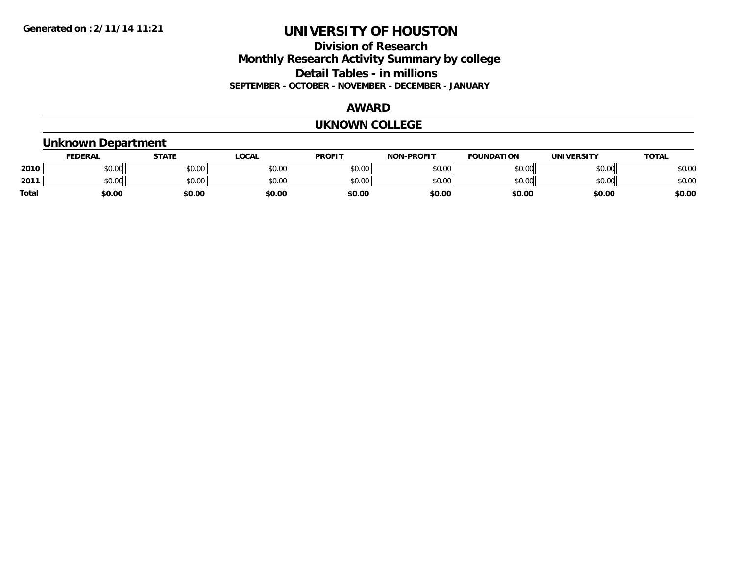Generated on :2/11/14 11:21

# UNIVERSITY OF HOUSTON

## Division of Research

## Monthly Research Activity Summary by college

## Detail Tables - in millions

**SEPTEMBER - OCTOBER - NOVEMBER - DECEMBER - JANUARY**

## AWARD

## UKNOWN COLLEGE

### Unknown Department

| | FEDERAL | STATE | LOCAL | PROFIT | NON-PROFIT | FOUNDATION | UNIVERSITY | TOTAL |
|---|---|---|---|---|---|---|---|---|
| 2010 | $0.00 | $0.00 | $0.00 | $0.00 | $0.00 | $0.00 | $0.00 | $0.00 |
| 2011 | $0.00 | $0.00 | $0.00 | $0.00 | $0.00 | $0.00 | $0.00 | $0.00 |
| Total | $0.00 | $0.00 | $0.00 | $0.00 | $0.00 | $0.00 | $0.00 | $0.00 |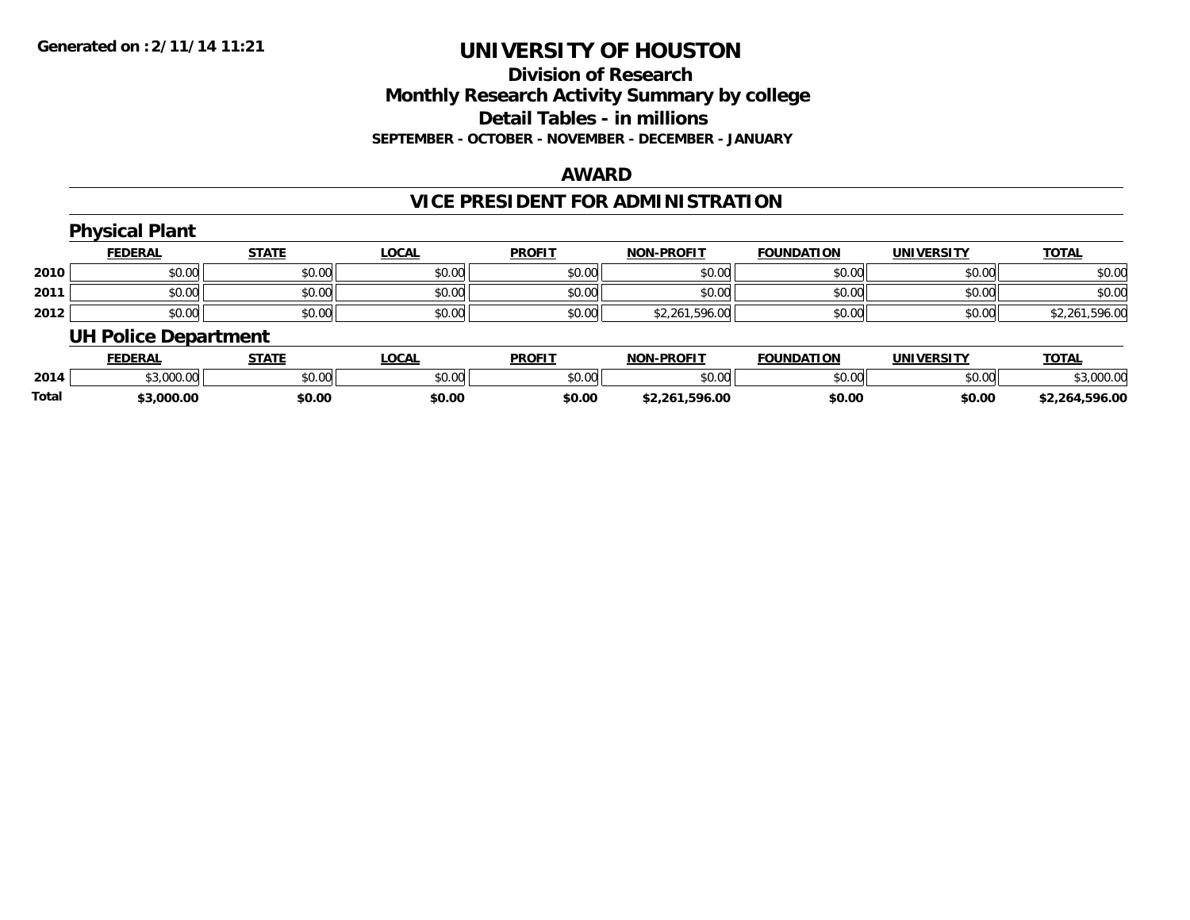**Generated on :2/11/14 11:21**

# UNIVERSITY OF HOUSTON

## Division of Research

## Monthly Research Activity Summary by college

## Detail Tables - in millions

**SEPTEMBER - OCTOBER - NOVEMBER - DECEMBER - JANUARY**

### AWARD

### VICE PRESIDENT FOR ADMINISTRATION

#### Physical Plant

| | FEDERAL | STATE | LOCAL | PROFIT | NON-PROFIT | FOUNDATION | UNIVERSITY | TOTAL |
|---|---|---|---|---|---|---|---|---|
| 2010 | $0.00 | $0.00 | $0.00 | $0.00 | $0.00 | $0.00 | $0.00 | $0.00 |
| 2011 | $0.00 | $0.00 | $0.00 | $0.00 | $0.00 | $0.00 | $0.00 | $0.00 |
| 2012 | $0.00 | $0.00 | $0.00 | $0.00 | $2,261,596.00 | $0.00 | $0.00 | $2,261,596.00 |

#### UH Police Department

| | FEDERAL | STATE | LOCAL | PROFIT | NON-PROFIT | FOUNDATION | UNIVERSITY | TOTAL |
|---|---|---|---|---|---|---|---|---|
| 2014 | $3,000.00 | $0.00 | $0.00 | $0.00 | $0.00 | $0.00 | $0.00 | $3,000.00 |
| **Total** | **$3,000.00** | **$0.00** | **$0.00** | **$0.00** | **$2,261,596.00** | **$0.00** | **$0.00** | **$2,264,596.00** |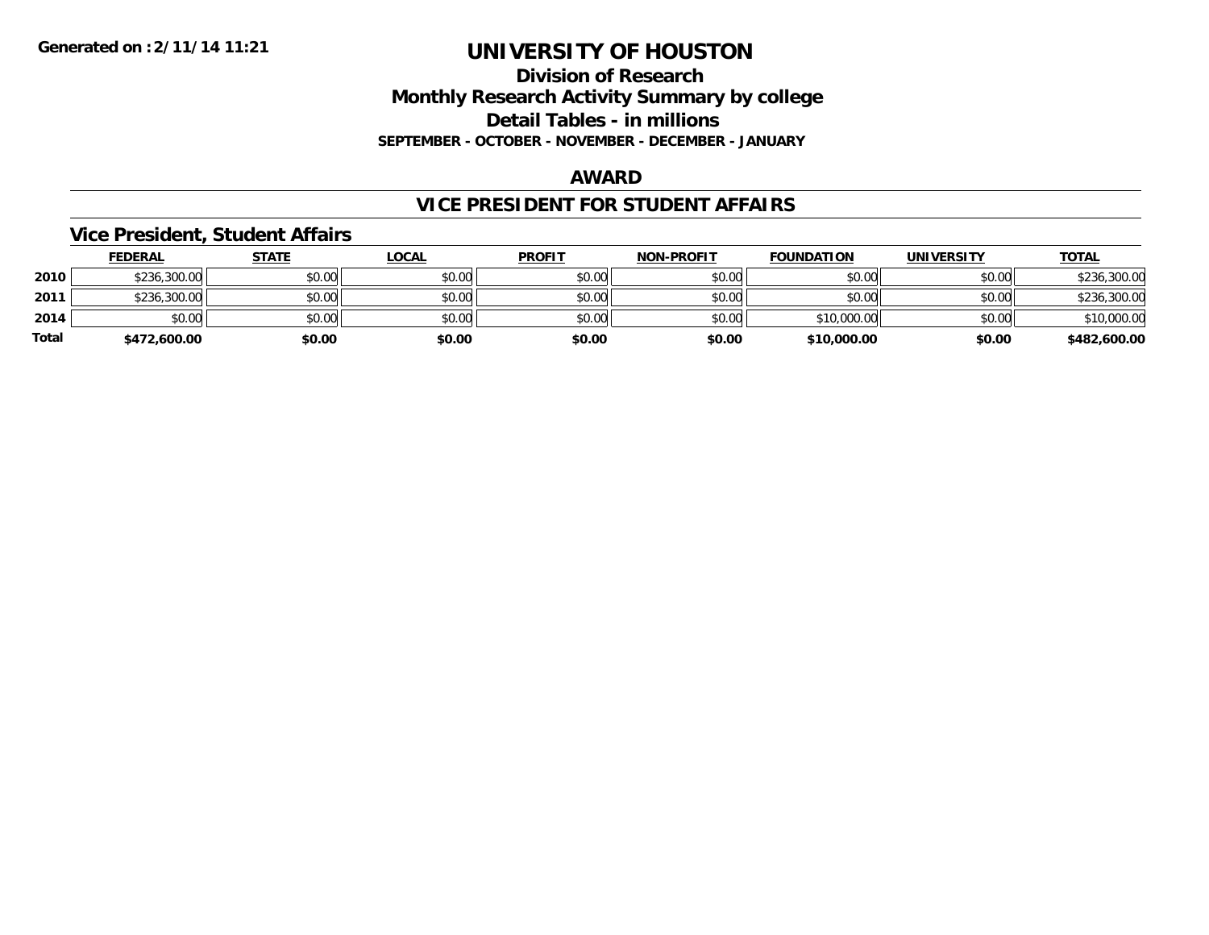# UNIVERSITY OF HOUSTON

## Division of Research
## Monthly Research Activity Summary by college
## Detail Tables - in millions
### SEPTEMBER - OCTOBER - NOVEMBER - DECEMBER - JANUARY

## AWARD

## VICE PRESIDENT FOR STUDENT AFFAIRS

### Vice President, Student Affairs

| | FEDERAL | STATE | LOCAL | PROFIT | NON-PROFIT | FOUNDATION | UNIVERSITY | TOTAL |
|---|---|---|---|---|---|---|---|---|
| 2010 | $236,300.00 | $0.00 | $0.00 | $0.00 | $0.00 | $0.00 | $0.00 | $236,300.00 |
| 2011 | $236,300.00 | $0.00 | $0.00 | $0.00 | $0.00 | $0.00 | $0.00 | $236,300.00 |
| 2014 | $0.00 | $0.00 | $0.00 | $0.00 | $0.00 | $10,000.00 | $0.00 | $10,000.00 |
| **Total** | **$472,600.00** | **$0.00** | **$0.00** | **$0.00** | **$0.00** | **$10,000.00** | **$0.00** | **$482,600.00** |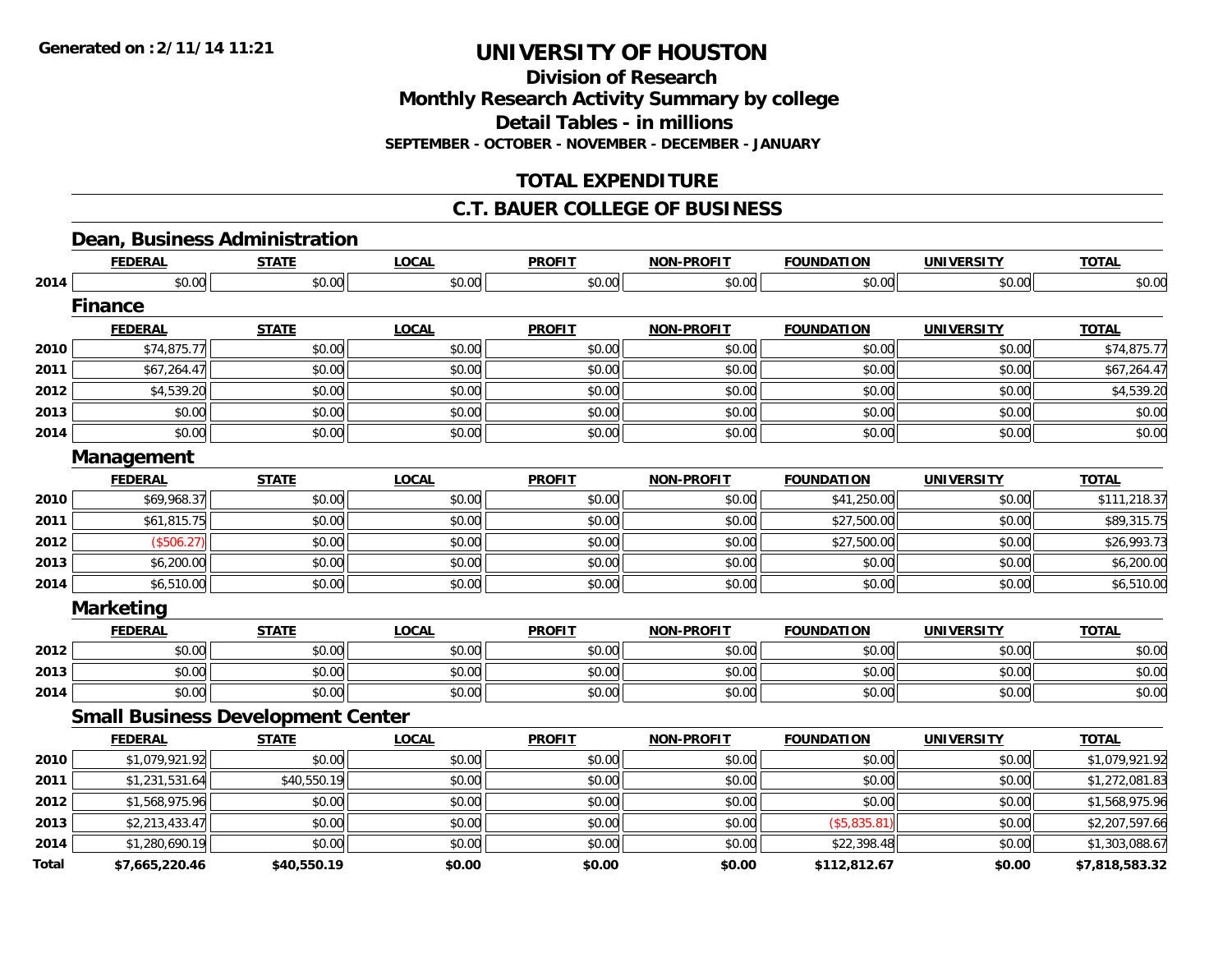# UNIVERSITY OF HOUSTON

## Division of Research
## Monthly Research Activity Summary by college
## Detail Tables - in millions
**SEPTEMBER - OCTOBER - NOVEMBER - DECEMBER - JANUARY**

## TOTAL EXPENDITURE

## C.T. BAUER COLLEGE OF BUSINESS

### Dean, Business Administration

| | FEDERAL | STATE | LOCAL | PROFIT | NON-PROFIT | FOUNDATION | UNIVERSITY | TOTAL |
|---|---|---|---|---|---|---|---|---|
| 2014 | $0.00 | $0.00 | $0.00 | $0.00 | $0.00 | $0.00 | $0.00 | $0.00 |

### Finance

| | FEDERAL | STATE | LOCAL | PROFIT | NON-PROFIT | FOUNDATION | UNIVERSITY | TOTAL |
|---|---|---|---|---|---|---|---|---|
| 2010 | $74,875.77 | $0.00 | $0.00 | $0.00 | $0.00 | $0.00 | $0.00 | $74,875.77 |
| 2011 | $67,264.47 | $0.00 | $0.00 | $0.00 | $0.00 | $0.00 | $0.00 | $67,264.47 |
| 2012 | $4,539.20 | $0.00 | $0.00 | $0.00 | $0.00 | $0.00 | $0.00 | $4,539.20 |
| 2013 | $0.00 | $0.00 | $0.00 | $0.00 | $0.00 | $0.00 | $0.00 | $0.00 |
| 2014 | $0.00 | $0.00 | $0.00 | $0.00 | $0.00 | $0.00 | $0.00 | $0.00 |

### Management

| | FEDERAL | STATE | LOCAL | PROFIT | NON-PROFIT | FOUNDATION | UNIVERSITY | TOTAL |
|---|---|---|---|---|---|---|---|---|
| 2010 | $69,968.37 | $0.00 | $0.00 | $0.00 | $0.00 | $41,250.00 | $0.00 | $111,218.37 |
| 2011 | $61,815.75 | $0.00 | $0.00 | $0.00 | $0.00 | $27,500.00 | $0.00 | $89,315.75 |
| 2012 | ($506.27) | $0.00 | $0.00 | $0.00 | $0.00 | $27,500.00 | $0.00 | $26,993.73 |
| 2013 | $6,200.00 | $0.00 | $0.00 | $0.00 | $0.00 | $0.00 | $0.00 | $6,200.00 |
| 2014 | $6,510.00 | $0.00 | $0.00 | $0.00 | $0.00 | $0.00 | $0.00 | $6,510.00 |

### Marketing

| | FEDERAL | STATE | LOCAL | PROFIT | NON-PROFIT | FOUNDATION | UNIVERSITY | TOTAL |
|---|---|---|---|---|---|---|---|---|
| 2012 | $0.00 | $0.00 | $0.00 | $0.00 | $0.00 | $0.00 | $0.00 | $0.00 |
| 2013 | $0.00 | $0.00 | $0.00 | $0.00 | $0.00 | $0.00 | $0.00 | $0.00 |
| 2014 | $0.00 | $0.00 | $0.00 | $0.00 | $0.00 | $0.00 | $0.00 | $0.00 |

### Small Business Development Center

| | FEDERAL | STATE | LOCAL | PROFIT | NON-PROFIT | FOUNDATION | UNIVERSITY | TOTAL |
|---|---|---|---|---|---|---|---|---|
| 2010 | $1,079,921.92 | $0.00 | $0.00 | $0.00 | $0.00 | $0.00 | $0.00 | $1,079,921.92 |
| 2011 | $1,231,531.64 | $40,550.19 | $0.00 | $0.00 | $0.00 | $0.00 | $0.00 | $1,272,081.83 |
| 2012 | $1,568,975.96 | $0.00 | $0.00 | $0.00 | $0.00 | $0.00 | $0.00 | $1,568,975.96 |
| 2013 | $2,213,433.47 | $0.00 | $0.00 | $0.00 | $0.00 | ($5,835.81) | $0.00 | $2,207,597.66 |
| 2014 | $1,280,690.19 | $0.00 | $0.00 | $0.00 | $0.00 | $22,398.48 | $0.00 | $1,303,088.67 |
| **Total** | **$7,665,220.46** | **$40,550.19** | **$0.00** | **$0.00** | **$0.00** | **$112,812.67** | **$0.00** | **$7,818,583.32** |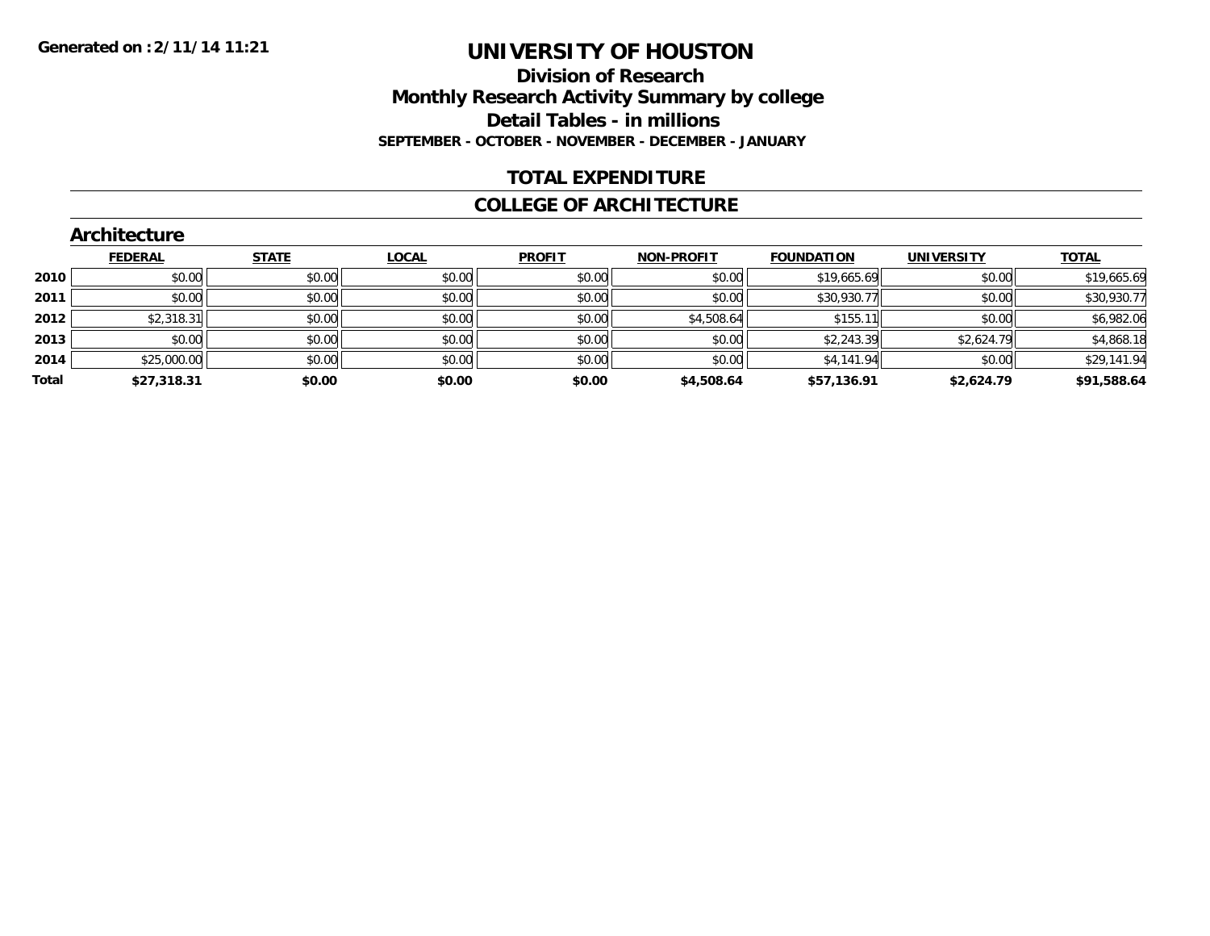Generated on :2/11/14 11:21

# UNIVERSITY OF HOUSTON

## Division of Research
## Monthly Research Activity Summary by college
## Detail Tables - in millions
### SEPTEMBER - OCTOBER - NOVEMBER - DECEMBER - JANUARY

## TOTAL EXPENDITURE

## COLLEGE OF ARCHITECTURE

### Architecture

| | FEDERAL | STATE | LOCAL | PROFIT | NON-PROFIT | FOUNDATION | UNIVERSITY | TOTAL |
|---|---|---|---|---|---|---|---|---|
| 2010 | $0.00 | $0.00 | $0.00 | $0.00 | $0.00 | $19,665.69 | $0.00 | $19,665.69 |
| 2011 | $0.00 | $0.00 | $0.00 | $0.00 | $0.00 | $30,930.77 | $0.00 | $30,930.77 |
| 2012 | $2,318.31 | $0.00 | $0.00 | $0.00 | $4,508.64 | $155.11 | $0.00 | $6,982.06 |
| 2013 | $0.00 | $0.00 | $0.00 | $0.00 | $0.00 | $2,243.39 | $2,624.79 | $4,868.18 |
| 2014 | $25,000.00 | $0.00 | $0.00 | $0.00 | $0.00 | $4,141.94 | $0.00 | $29,141.94 |
| **Total** | **$27,318.31** | **$0.00** | **$0.00** | **$0.00** | **$4,508.64** | **$57,136.91** | **$2,624.79** | **$91,588.64** |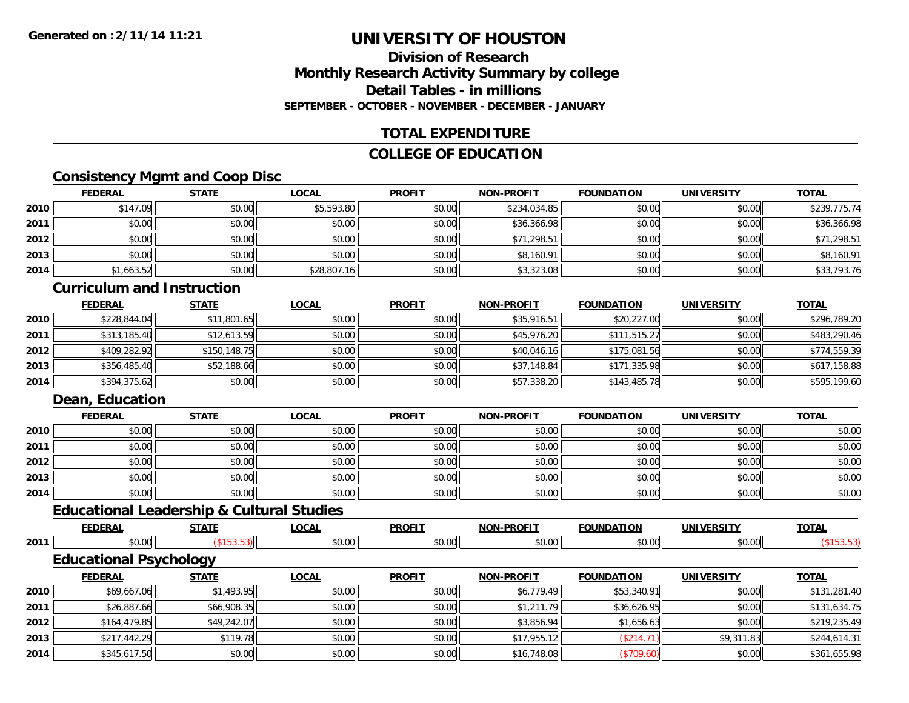# UNIVERSITY OF HOUSTON

## Division of Research
## Monthly Research Activity Summary by college
## Detail Tables - in millions
### SEPTEMBER - OCTOBER - NOVEMBER - DECEMBER - JANUARY

## TOTAL EXPENDITURE

## COLLEGE OF EDUCATION

### Consistency Mgmt and Coop Disc

| | FEDERAL | STATE | LOCAL | PROFIT | NON-PROFIT | FOUNDATION | UNIVERSITY | TOTAL |
|---|---|---|---|---|---|---|---|---|
| 2010 | $147.09 | $0.00 | $5,593.80 | $0.00 | $234,034.85 | $0.00 | $0.00 | $239,775.74 |
| 2011 | $0.00 | $0.00 | $0.00 | $0.00 | $36,366.98 | $0.00 | $0.00 | $36,366.98 |
| 2012 | $0.00 | $0.00 | $0.00 | $0.00 | $71,298.51 | $0.00 | $0.00 | $71,298.51 |
| 2013 | $0.00 | $0.00 | $0.00 | $0.00 | $8,160.91 | $0.00 | $0.00 | $8,160.91 |
| 2014 | $1,663.52 | $0.00 | $28,807.16 | $0.00 | $3,323.08 | $0.00 | $0.00 | $33,793.76 |

### Curriculum and Instruction

| | FEDERAL | STATE | LOCAL | PROFIT | NON-PROFIT | FOUNDATION | UNIVERSITY | TOTAL |
|---|---|---|---|---|---|---|---|---|
| 2010 | $228,844.04 | $11,801.65 | $0.00 | $0.00 | $35,916.51 | $20,227.00 | $0.00 | $296,789.20 |
| 2011 | $313,185.40 | $12,613.59 | $0.00 | $0.00 | $45,976.20 | $111,515.27 | $0.00 | $483,290.46 |
| 2012 | $409,282.92 | $150,148.75 | $0.00 | $0.00 | $40,046.16 | $175,081.56 | $0.00 | $774,559.39 |
| 2013 | $356,485.40 | $52,188.66 | $0.00 | $0.00 | $37,148.84 | $171,335.98 | $0.00 | $617,158.88 |
| 2014 | $394,375.62 | $0.00 | $0.00 | $0.00 | $57,338.20 | $143,485.78 | $0.00 | $595,199.60 |

### Dean, Education

| | FEDERAL | STATE | LOCAL | PROFIT | NON-PROFIT | FOUNDATION | UNIVERSITY | TOTAL |
|---|---|---|---|---|---|---|---|---|
| 2010 | $0.00 | $0.00 | $0.00 | $0.00 | $0.00 | $0.00 | $0.00 | $0.00 |
| 2011 | $0.00 | $0.00 | $0.00 | $0.00 | $0.00 | $0.00 | $0.00 | $0.00 |
| 2012 | $0.00 | $0.00 | $0.00 | $0.00 | $0.00 | $0.00 | $0.00 | $0.00 |
| 2013 | $0.00 | $0.00 | $0.00 | $0.00 | $0.00 | $0.00 | $0.00 | $0.00 |
| 2014 | $0.00 | $0.00 | $0.00 | $0.00 | $0.00 | $0.00 | $0.00 | $0.00 |

### Educational Leadership & Cultural Studies

| | FEDERAL | STATE | LOCAL | PROFIT | NON-PROFIT | FOUNDATION | UNIVERSITY | TOTAL |
|---|---|---|---|---|---|---|---|---|
| 2011 | $0.00 | ($153.53) | $0.00 | $0.00 | $0.00 | $0.00 | $0.00 | ($153.53) |

### Educational Psychology

| | FEDERAL | STATE | LOCAL | PROFIT | NON-PROFIT | FOUNDATION | UNIVERSITY | TOTAL |
|---|---|---|---|---|---|---|---|---|
| 2010 | $69,667.06 | $1,493.95 | $0.00 | $0.00 | $6,779.49 | $53,340.91 | $0.00 | $131,281.40 |
| 2011 | $26,887.66 | $66,908.35 | $0.00 | $0.00 | $1,211.79 | $36,626.95 | $0.00 | $131,634.75 |
| 2012 | $164,479.85 | $49,242.07 | $0.00 | $0.00 | $3,856.94 | $1,656.63 | $0.00 | $219,235.49 |
| 2013 | $217,442.29 | $119.78 | $0.00 | $0.00 | $17,955.12 | ($214.71) | $9,311.83 | $244,614.31 |
| 2014 | $345,617.50 | $0.00 | $0.00 | $0.00 | $16,748.08 | ($709.60) | $0.00 | $361,655.98 |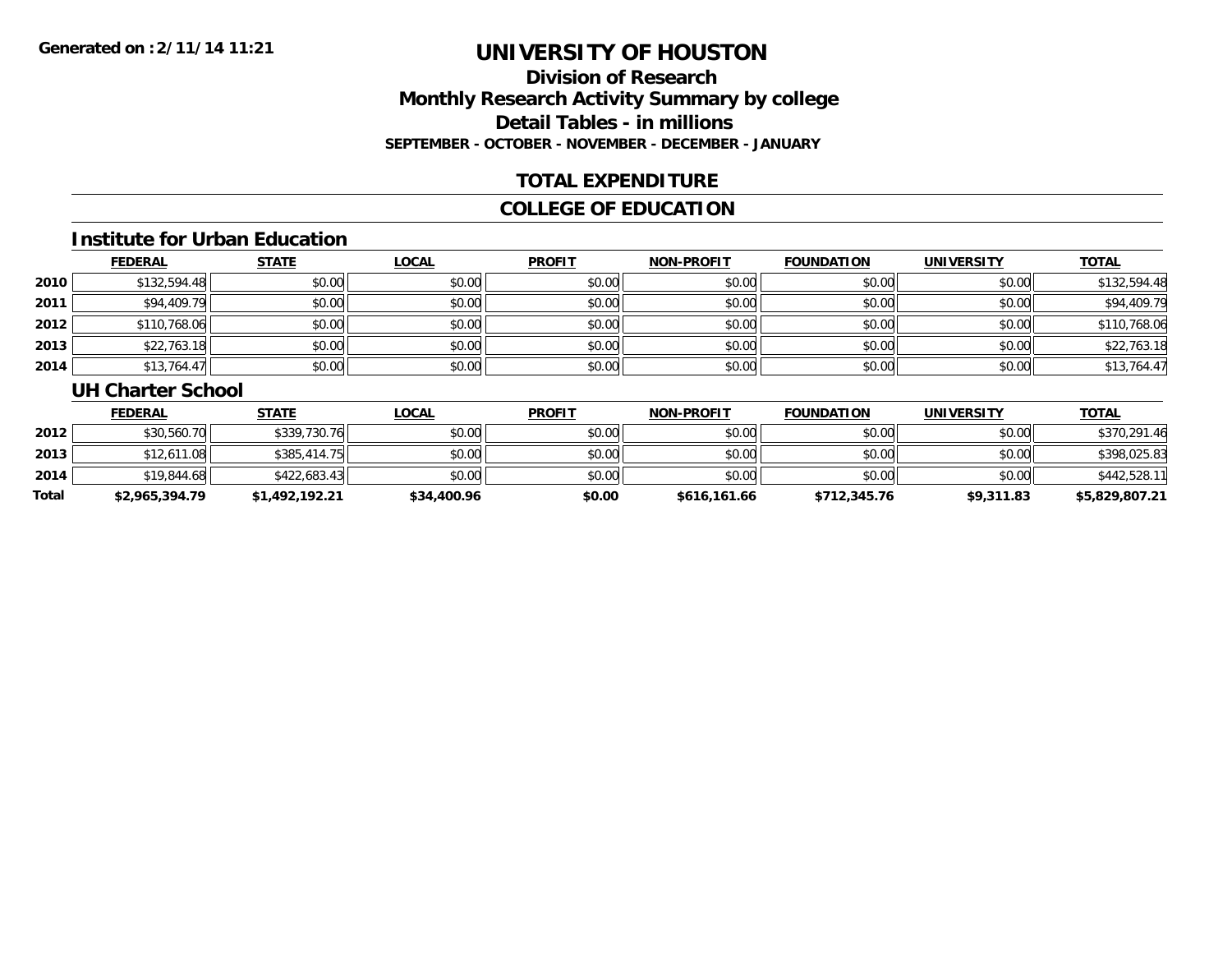# UNIVERSITY OF HOUSTON

## Division of Research
## Monthly Research Activity Summary by college
## Detail Tables - in millions

**SEPTEMBER - OCTOBER - NOVEMBER - DECEMBER - JANUARY**

Generated on :2/11/14 11:21

## TOTAL EXPENDITURE

## COLLEGE OF EDUCATION

### Institute for Urban Education

| | FEDERAL | STATE | LOCAL | PROFIT | NON-PROFIT | FOUNDATION | UNIVERSITY | TOTAL |
|---|---|---|---|---|---|---|---|---|
| 2010 | $132,594.48 | $0.00 | $0.00 | $0.00 | $0.00 | $0.00 | $0.00 | $132,594.48 |
| 2011 | $94,409.79 | $0.00 | $0.00 | $0.00 | $0.00 | $0.00 | $0.00 | $94,409.79 |
| 2012 | $110,768.06 | $0.00 | $0.00 | $0.00 | $0.00 | $0.00 | $0.00 | $110,768.06 |
| 2013 | $22,763.18 | $0.00 | $0.00 | $0.00 | $0.00 | $0.00 | $0.00 | $22,763.18 |
| 2014 | $13,764.47 | $0.00 | $0.00 | $0.00 | $0.00 | $0.00 | $0.00 | $13,764.47 |

### UH Charter School

| | FEDERAL | STATE | LOCAL | PROFIT | NON-PROFIT | FOUNDATION | UNIVERSITY | TOTAL |
|---|---|---|---|---|---|---|---|---|
| 2012 | $30,560.70 | $339,730.76 | $0.00 | $0.00 | $0.00 | $0.00 | $0.00 | $370,291.46 |
| 2013 | $12,611.08 | $385,414.75 | $0.00 | $0.00 | $0.00 | $0.00 | $0.00 | $398,025.83 |
| 2014 | $19,844.68 | $422,683.43 | $0.00 | $0.00 | $0.00 | $0.00 | $0.00 | $442,528.11 |
| **Total** | **$2,965,394.79** | **$1,492,192.21** | **$34,400.96** | **$0.00** | **$616,161.66** | **$712,345.76** | **$9,311.83** | **$5,829,807.21** |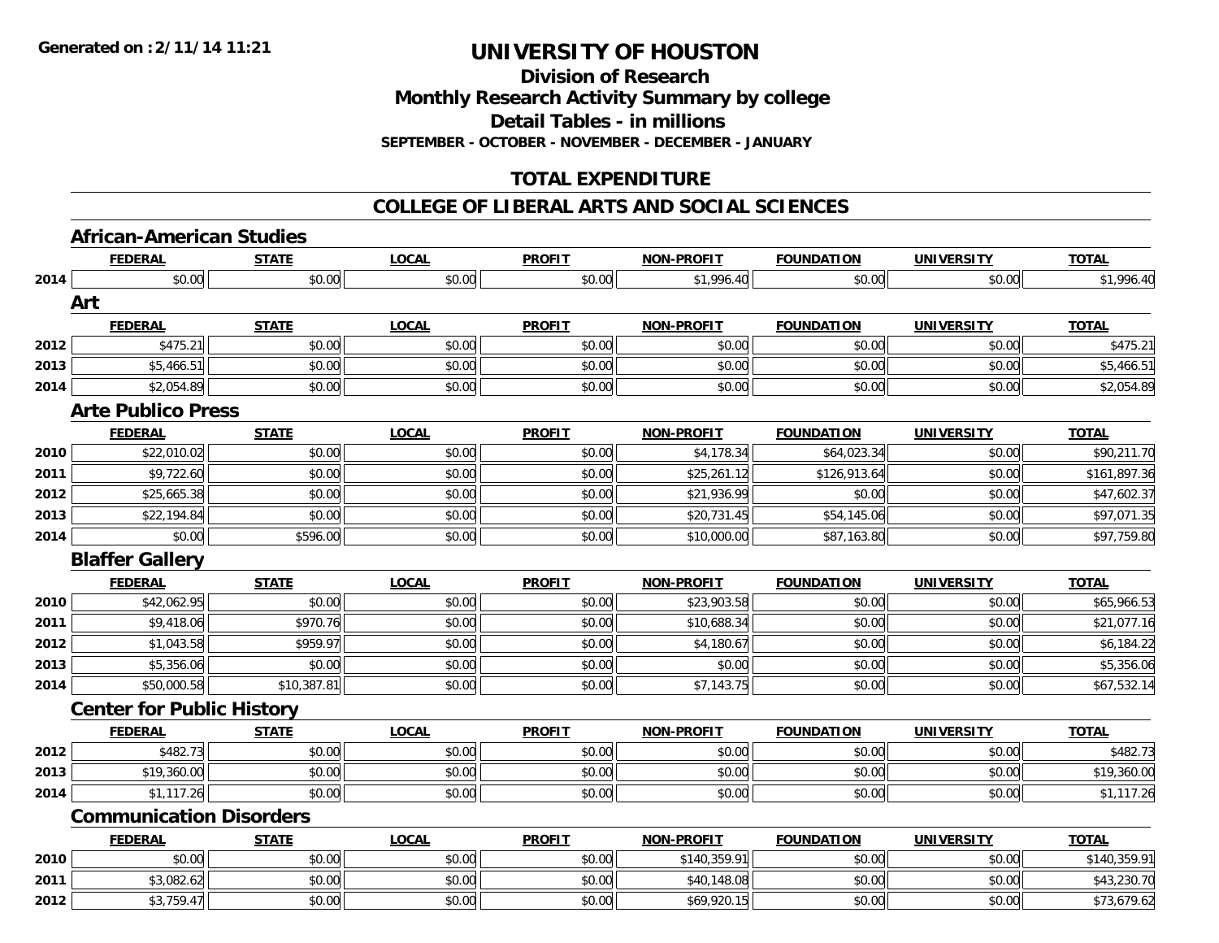**Generated on :2/11/14 11:21**

# UNIVERSITY OF HOUSTON

## Division of Research
## Monthly Research Activity Summary by college
## Detail Tables - in millions
### SEPTEMBER - OCTOBER - NOVEMBER - DECEMBER - JANUARY

## TOTAL EXPENDITURE

## COLLEGE OF LIBERAL ARTS AND SOCIAL SCIENCES

### African-American Studies

| | FEDERAL | STATE | LOCAL | PROFIT | NON-PROFIT | FOUNDATION | UNIVERSITY | TOTAL |
|---|---|---|---|---|---|---|---|---|
| 2014 | $0.00 | $0.00 | $0.00 | $0.00 | $1,996.40 | $0.00 | $0.00 | $1,996.40 |

### Art

| | FEDERAL | STATE | LOCAL | PROFIT | NON-PROFIT | FOUNDATION | UNIVERSITY | TOTAL |
|---|---|---|---|---|---|---|---|---|
| 2012 | $475.21 | $0.00 | $0.00 | $0.00 | $0.00 | $0.00 | $0.00 | $475.21 |
| 2013 | $5,466.51 | $0.00 | $0.00 | $0.00 | $0.00 | $0.00 | $0.00 | $5,466.51 |
| 2014 | $2,054.89 | $0.00 | $0.00 | $0.00 | $0.00 | $0.00 | $0.00 | $2,054.89 |

### Arte Publico Press

| | FEDERAL | STATE | LOCAL | PROFIT | NON-PROFIT | FOUNDATION | UNIVERSITY | TOTAL |
|---|---|---|---|---|---|---|---|---|
| 2010 | $22,010.02 | $0.00 | $0.00 | $0.00 | $4,178.34 | $64,023.34 | $0.00 | $90,211.70 |
| 2011 | $9,722.60 | $0.00 | $0.00 | $0.00 | $25,261.12 | $126,913.64 | $0.00 | $161,897.36 |
| 2012 | $25,665.38 | $0.00 | $0.00 | $0.00 | $21,936.99 | $0.00 | $0.00 | $47,602.37 |
| 2013 | $22,194.84 | $0.00 | $0.00 | $0.00 | $20,731.45 | $54,145.06 | $0.00 | $97,071.35 |
| 2014 | $0.00 | $596.00 | $0.00 | $0.00 | $10,000.00 | $87,163.80 | $0.00 | $97,759.80 |

### Blaffer Gallery

| | FEDERAL | STATE | LOCAL | PROFIT | NON-PROFIT | FOUNDATION | UNIVERSITY | TOTAL |
|---|---|---|---|---|---|---|---|---|
| 2010 | $42,062.95 | $0.00 | $0.00 | $0.00 | $23,903.58 | $0.00 | $0.00 | $65,966.53 |
| 2011 | $9,418.06 | $970.76 | $0.00 | $0.00 | $10,688.34 | $0.00 | $0.00 | $21,077.16 |
| 2012 | $1,043.58 | $959.97 | $0.00 | $0.00 | $4,180.67 | $0.00 | $0.00 | $6,184.22 |
| 2013 | $5,356.06 | $0.00 | $0.00 | $0.00 | $0.00 | $0.00 | $0.00 | $5,356.06 |
| 2014 | $50,000.58 | $10,387.81 | $0.00 | $0.00 | $7,143.75 | $0.00 | $0.00 | $67,532.14 |

### Center for Public History

| | FEDERAL | STATE | LOCAL | PROFIT | NON-PROFIT | FOUNDATION | UNIVERSITY | TOTAL |
|---|---|---|---|---|---|---|---|---|
| 2012 | $482.73 | $0.00 | $0.00 | $0.00 | $0.00 | $0.00 | $0.00 | $482.73 |
| 2013 | $19,360.00 | $0.00 | $0.00 | $0.00 | $0.00 | $0.00 | $0.00 | $19,360.00 |
| 2014 | $1,117.26 | $0.00 | $0.00 | $0.00 | $0.00 | $0.00 | $0.00 | $1,117.26 |

### Communication Disorders

| | FEDERAL | STATE | LOCAL | PROFIT | NON-PROFIT | FOUNDATION | UNIVERSITY | TOTAL |
|---|---|---|---|---|---|---|---|---|
| 2010 | $0.00 | $0.00 | $0.00 | $0.00 | $140,359.91 | $0.00 | $0.00 | $140,359.91 |
| 2011 | $3,082.62 | $0.00 | $0.00 | $0.00 | $40,148.08 | $0.00 | $0.00 | $43,230.70 |
| 2012 | $3,759.47 | $0.00 | $0.00 | $0.00 | $69,920.15 | $0.00 | $0.00 | $73,679.62 |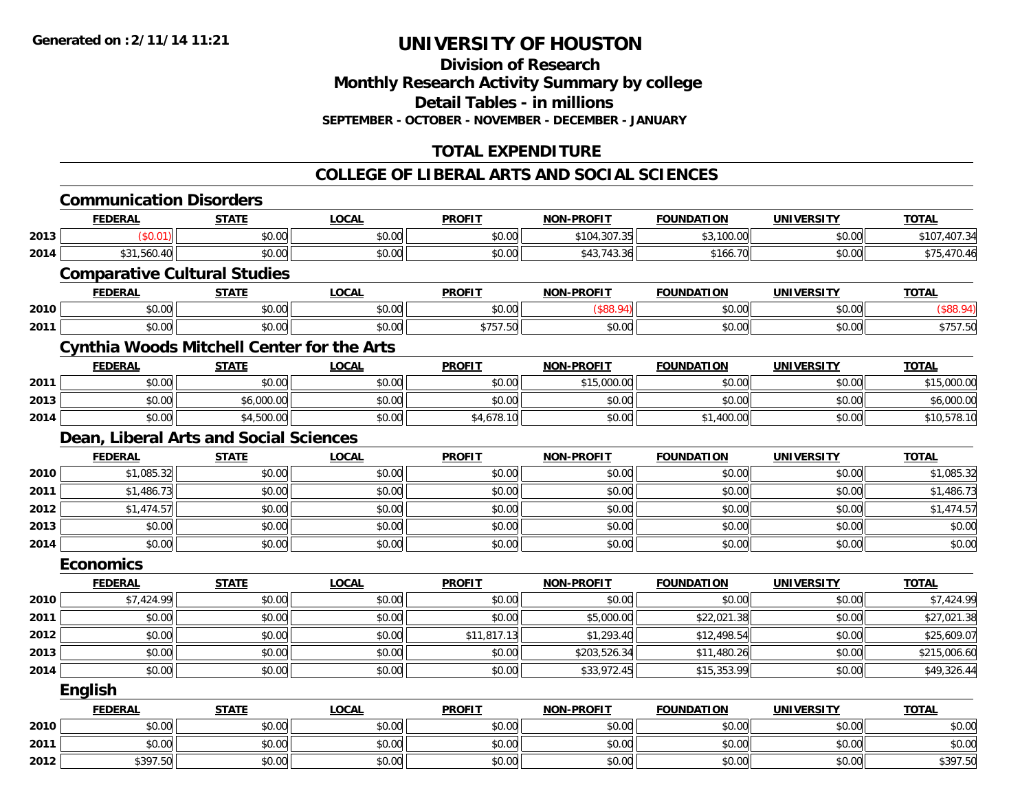**Generated on :2/11/14 11:21**

# UNIVERSITY OF HOUSTON

## Division of Research
## Monthly Research Activity Summary by college
## Detail Tables - in millions
### SEPTEMBER - OCTOBER - NOVEMBER - DECEMBER - JANUARY

## TOTAL EXPENDITURE

## COLLEGE OF LIBERAL ARTS AND SOCIAL SCIENCES

### Communication Disorders

| | FEDERAL | STATE | LOCAL | PROFIT | NON-PROFIT | FOUNDATION | UNIVERSITY | TOTAL |
|---|---|---|---|---|---|---|---|---|
| 2013 | ($0.01) | $0.00 | $0.00 | $0.00 | $104,307.35 | $3,100.00 | $0.00 | $107,407.34 |
| 2014 | $31,560.40 | $0.00 | $0.00 | $0.00 | $43,743.36 | $166.70 | $0.00 | $75,470.46 |

### Comparative Cultural Studies

| | FEDERAL | STATE | LOCAL | PROFIT | NON-PROFIT | FOUNDATION | UNIVERSITY | TOTAL |
|---|---|---|---|---|---|---|---|---|
| 2010 | $0.00 | $0.00 | $0.00 | $0.00 | ($88.94) | $0.00 | $0.00 | ($88.94) |
| 2011 | $0.00 | $0.00 | $0.00 | $757.50 | $0.00 | $0.00 | $0.00 | $757.50 |

### Cynthia Woods Mitchell Center for the Arts

| | FEDERAL | STATE | LOCAL | PROFIT | NON-PROFIT | FOUNDATION | UNIVERSITY | TOTAL |
|---|---|---|---|---|---|---|---|---|
| 2011 | $0.00 | $0.00 | $0.00 | $0.00 | $15,000.00 | $0.00 | $0.00 | $15,000.00 |
| 2013 | $0.00 | $6,000.00 | $0.00 | $0.00 | $0.00 | $0.00 | $0.00 | $6,000.00 |
| 2014 | $0.00 | $4,500.00 | $0.00 | $4,678.10 | $0.00 | $1,400.00 | $0.00 | $10,578.10 |

### Dean, Liberal Arts and Social Sciences

| | FEDERAL | STATE | LOCAL | PROFIT | NON-PROFIT | FOUNDATION | UNIVERSITY | TOTAL |
|---|---|---|---|---|---|---|---|---|
| 2010 | $1,085.32 | $0.00 | $0.00 | $0.00 | $0.00 | $0.00 | $0.00 | $1,085.32 |
| 2011 | $1,486.73 | $0.00 | $0.00 | $0.00 | $0.00 | $0.00 | $0.00 | $1,486.73 |
| 2012 | $1,474.57 | $0.00 | $0.00 | $0.00 | $0.00 | $0.00 | $0.00 | $1,474.57 |
| 2013 | $0.00 | $0.00 | $0.00 | $0.00 | $0.00 | $0.00 | $0.00 | $0.00 |
| 2014 | $0.00 | $0.00 | $0.00 | $0.00 | $0.00 | $0.00 | $0.00 | $0.00 |

### Economics

| | FEDERAL | STATE | LOCAL | PROFIT | NON-PROFIT | FOUNDATION | UNIVERSITY | TOTAL |
|---|---|---|---|---|---|---|---|---|
| 2010 | $7,424.99 | $0.00 | $0.00 | $0.00 | $0.00 | $0.00 | $0.00 | $7,424.99 |
| 2011 | $0.00 | $0.00 | $0.00 | $0.00 | $5,000.00 | $22,021.38 | $0.00 | $27,021.38 |
| 2012 | $0.00 | $0.00 | $0.00 | $11,817.13 | $1,293.40 | $12,498.54 | $0.00 | $25,609.07 |
| 2013 | $0.00 | $0.00 | $0.00 | $0.00 | $203,526.34 | $11,480.26 | $0.00 | $215,006.60 |
| 2014 | $0.00 | $0.00 | $0.00 | $0.00 | $33,972.45 | $15,353.99 | $0.00 | $49,326.44 |

### English

| | FEDERAL | STATE | LOCAL | PROFIT | NON-PROFIT | FOUNDATION | UNIVERSITY | TOTAL |
|---|---|---|---|---|---|---|---|---|
| 2010 | $0.00 | $0.00 | $0.00 | $0.00 | $0.00 | $0.00 | $0.00 | $0.00 |
| 2011 | $0.00 | $0.00 | $0.00 | $0.00 | $0.00 | $0.00 | $0.00 | $0.00 |
| 2012 | $397.50 | $0.00 | $0.00 | $0.00 | $0.00 | $0.00 | $0.00 | $397.50 |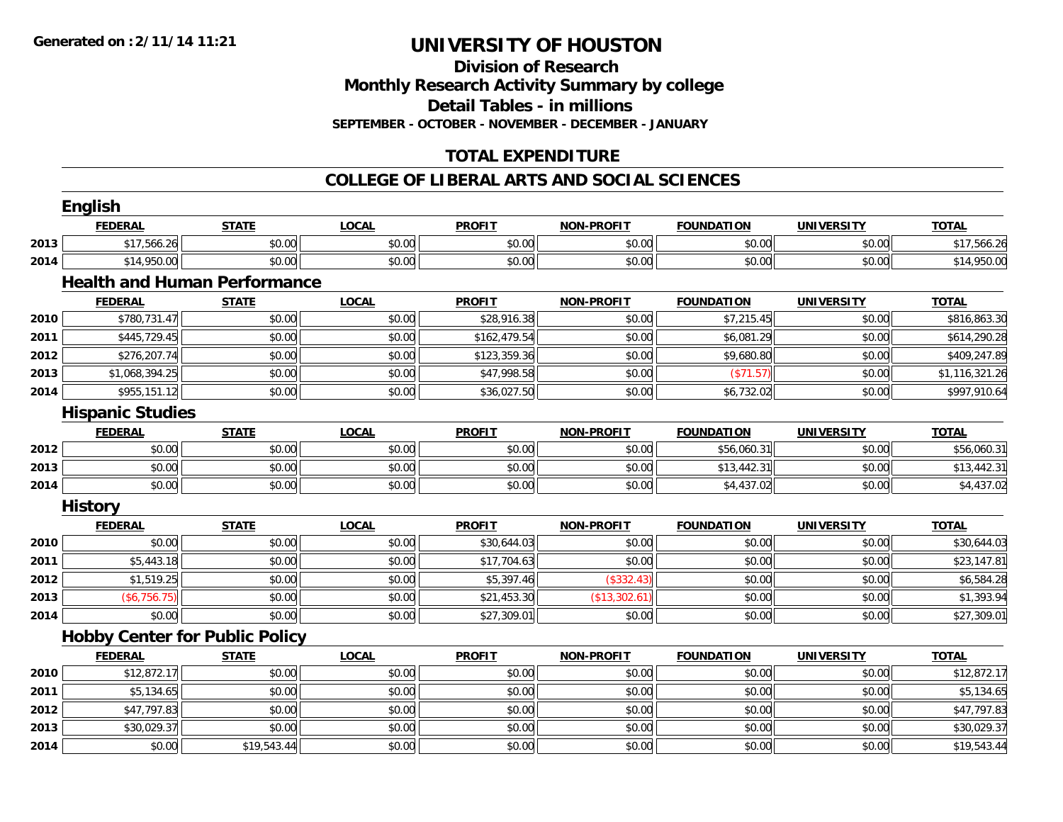Generated on :2/11/14 11:21

# UNIVERSITY OF HOUSTON

## Division of Research
## Monthly Research Activity Summary by college
## Detail Tables - in millions
### SEPTEMBER - OCTOBER - NOVEMBER - DECEMBER - JANUARY

## TOTAL EXPENDITURE

## COLLEGE OF LIBERAL ARTS AND SOCIAL SCIENCES

### English

| | FEDERAL | STATE | LOCAL | PROFIT | NON-PROFIT | FOUNDATION | UNIVERSITY | TOTAL |
|---|---|---|---|---|---|---|---|---|
| 2013 | $17,566.26 | $0.00 | $0.00 | $0.00 | $0.00 | $0.00 | $0.00 | $17,566.26 |
| 2014 | $14,950.00 | $0.00 | $0.00 | $0.00 | $0.00 | $0.00 | $0.00 | $14,950.00 |

### Health and Human Performance

| | FEDERAL | STATE | LOCAL | PROFIT | NON-PROFIT | FOUNDATION | UNIVERSITY | TOTAL |
|---|---|---|---|---|---|---|---|---|
| 2010 | $780,731.47 | $0.00 | $0.00 | $28,916.38 | $0.00 | $7,215.45 | $0.00 | $816,863.30 |
| 2011 | $445,729.45 | $0.00 | $0.00 | $162,479.54 | $0.00 | $6,081.29 | $0.00 | $614,290.28 |
| 2012 | $276,207.74 | $0.00 | $0.00 | $123,359.36 | $0.00 | $9,680.80 | $0.00 | $409,247.89 |
| 2013 | $1,068,394.25 | $0.00 | $0.00 | $47,998.58 | $0.00 | ($71.57) | $0.00 | $1,116,321.26 |
| 2014 | $955,151.12 | $0.00 | $0.00 | $36,027.50 | $0.00 | $6,732.02 | $0.00 | $997,910.64 |

### Hispanic Studies

| | FEDERAL | STATE | LOCAL | PROFIT | NON-PROFIT | FOUNDATION | UNIVERSITY | TOTAL |
|---|---|---|---|---|---|---|---|---|
| 2012 | $0.00 | $0.00 | $0.00 | $0.00 | $0.00 | $56,060.31 | $0.00 | $56,060.31 |
| 2013 | $0.00 | $0.00 | $0.00 | $0.00 | $0.00 | $13,442.31 | $0.00 | $13,442.31 |
| 2014 | $0.00 | $0.00 | $0.00 | $0.00 | $0.00 | $4,437.02 | $0.00 | $4,437.02 |

### History

| | FEDERAL | STATE | LOCAL | PROFIT | NON-PROFIT | FOUNDATION | UNIVERSITY | TOTAL |
|---|---|---|---|---|---|---|---|---|
| 2010 | $0.00 | $0.00 | $0.00 | $30,644.03 | $0.00 | $0.00 | $0.00 | $30,644.03 |
| 2011 | $5,443.18 | $0.00 | $0.00 | $17,704.63 | $0.00 | $0.00 | $0.00 | $23,147.81 |
| 2012 | $1,519.25 | $0.00 | $0.00 | $5,397.46 | ($332.43) | $0.00 | $0.00 | $6,584.28 |
| 2013 | ($6,756.75) | $0.00 | $0.00 | $21,453.30 | ($13,302.61) | $0.00 | $0.00 | $1,393.94 |
| 2014 | $0.00 | $0.00 | $0.00 | $27,309.01 | $0.00 | $0.00 | $0.00 | $27,309.01 |

### Hobby Center for Public Policy

| | FEDERAL | STATE | LOCAL | PROFIT | NON-PROFIT | FOUNDATION | UNIVERSITY | TOTAL |
|---|---|---|---|---|---|---|---|---|
| 2010 | $12,872.17 | $0.00 | $0.00 | $0.00 | $0.00 | $0.00 | $0.00 | $12,872.17 |
| 2011 | $5,134.65 | $0.00 | $0.00 | $0.00 | $0.00 | $0.00 | $0.00 | $5,134.65 |
| 2012 | $47,797.83 | $0.00 | $0.00 | $0.00 | $0.00 | $0.00 | $0.00 | $47,797.83 |
| 2013 | $30,029.37 | $0.00 | $0.00 | $0.00 | $0.00 | $0.00 | $0.00 | $30,029.37 |
| 2014 | $0.00 | $19,543.44 | $0.00 | $0.00 | $0.00 | $0.00 | $0.00 | $19,543.44 |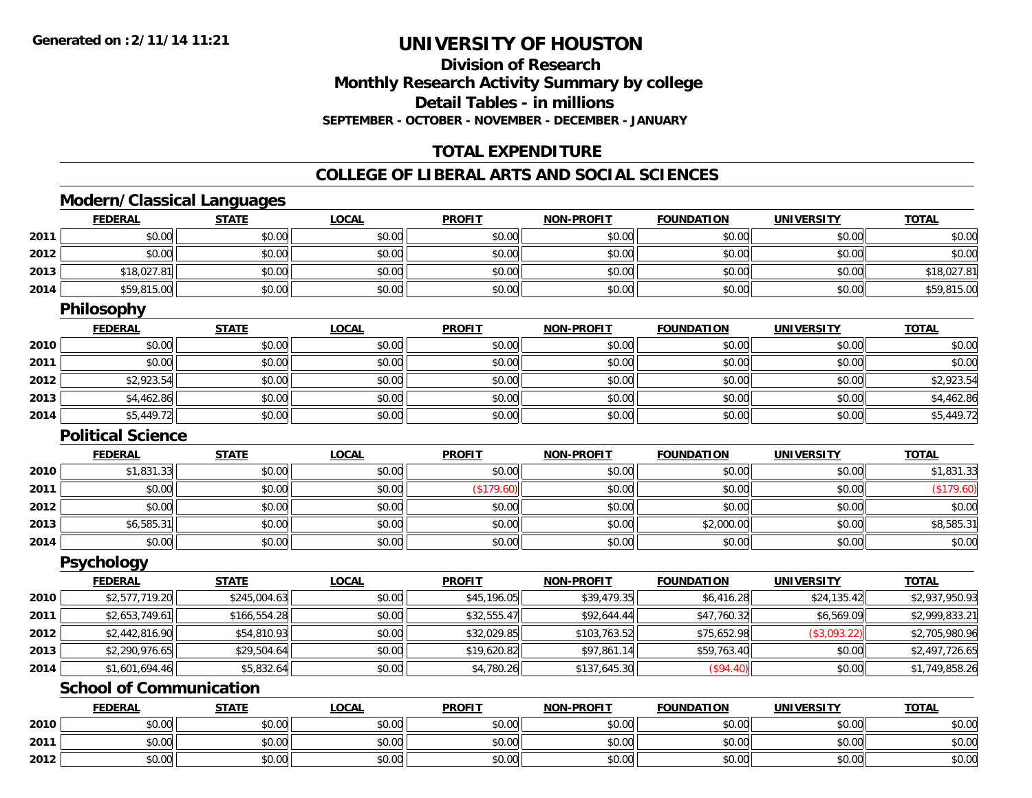# UNIVERSITY OF HOUSTON

## Division of Research

## Monthly Research Activity Summary by college

## Detail Tables - in millions

**SEPTEMBER - OCTOBER - NOVEMBER - DECEMBER - JANUARY**

## TOTAL EXPENDITURE

## COLLEGE OF LIBERAL ARTS AND SOCIAL SCIENCES

### Modern/Classical Languages

| | FEDERAL | STATE | LOCAL | PROFIT | NON-PROFIT | FOUNDATION | UNIVERSITY | TOTAL |
|---|---|---|---|---|---|---|---|---|
| 2011 | $0.00 | $0.00 | $0.00 | $0.00 | $0.00 | $0.00 | $0.00 | $0.00 |
| 2012 | $0.00 | $0.00 | $0.00 | $0.00 | $0.00 | $0.00 | $0.00 | $0.00 |
| 2013 | $18,027.81 | $0.00 | $0.00 | $0.00 | $0.00 | $0.00 | $0.00 | $18,027.81 |
| 2014 | $59,815.00 | $0.00 | $0.00 | $0.00 | $0.00 | $0.00 | $0.00 | $59,815.00 |

### Philosophy

| | FEDERAL | STATE | LOCAL | PROFIT | NON-PROFIT | FOUNDATION | UNIVERSITY | TOTAL |
|---|---|---|---|---|---|---|---|---|
| 2010 | $0.00 | $0.00 | $0.00 | $0.00 | $0.00 | $0.00 | $0.00 | $0.00 |
| 2011 | $0.00 | $0.00 | $0.00 | $0.00 | $0.00 | $0.00 | $0.00 | $0.00 |
| 2012 | $2,923.54 | $0.00 | $0.00 | $0.00 | $0.00 | $0.00 | $0.00 | $2,923.54 |
| 2013 | $4,462.86 | $0.00 | $0.00 | $0.00 | $0.00 | $0.00 | $0.00 | $4,462.86 |
| 2014 | $5,449.72 | $0.00 | $0.00 | $0.00 | $0.00 | $0.00 | $0.00 | $5,449.72 |

### Political Science

| | FEDERAL | STATE | LOCAL | PROFIT | NON-PROFIT | FOUNDATION | UNIVERSITY | TOTAL |
|---|---|---|---|---|---|---|---|---|
| 2010 | $1,831.33 | $0.00 | $0.00 | $0.00 | $0.00 | $0.00 | $0.00 | $1,831.33 |
| 2011 | $0.00 | $0.00 | $0.00 | ($179.60) | $0.00 | $0.00 | $0.00 | ($179.60) |
| 2012 | $0.00 | $0.00 | $0.00 | $0.00 | $0.00 | $0.00 | $0.00 | $0.00 |
| 2013 | $6,585.31 | $0.00 | $0.00 | $0.00 | $0.00 | $2,000.00 | $0.00 | $8,585.31 |
| 2014 | $0.00 | $0.00 | $0.00 | $0.00 | $0.00 | $0.00 | $0.00 | $0.00 |

### Psychology

| | FEDERAL | STATE | LOCAL | PROFIT | NON-PROFIT | FOUNDATION | UNIVERSITY | TOTAL |
|---|---|---|---|---|---|---|---|---|
| 2010 | $2,577,719.20 | $245,004.63 | $0.00 | $45,196.05 | $39,479.35 | $6,416.28 | $24,135.42 | $2,937,950.93 |
| 2011 | $2,653,749.61 | $166,554.28 | $0.00 | $32,555.47 | $92,644.44 | $47,760.32 | $6,569.09 | $2,999,833.21 |
| 2012 | $2,442,816.90 | $54,810.93 | $0.00 | $32,029.85 | $103,763.52 | $75,652.98 | ($3,093.22) | $2,705,980.96 |
| 2013 | $2,290,976.65 | $29,504.64 | $0.00 | $19,620.82 | $97,861.14 | $59,763.40 | $0.00 | $2,497,726.65 |
| 2014 | $1,601,694.46 | $5,832.64 | $0.00 | $4,780.26 | $137,645.30 | ($94.40) | $0.00 | $1,749,858.26 |

### School of Communication

| | FEDERAL | STATE | LOCAL | PROFIT | NON-PROFIT | FOUNDATION | UNIVERSITY | TOTAL |
|---|---|---|---|---|---|---|---|---|
| 2010 | $0.00 | $0.00 | $0.00 | $0.00 | $0.00 | $0.00 | $0.00 | $0.00 |
| 2011 | $0.00 | $0.00 | $0.00 | $0.00 | $0.00 | $0.00 | $0.00 | $0.00 |
| 2012 | $0.00 | $0.00 | $0.00 | $0.00 | $0.00 | $0.00 | $0.00 | $0.00 |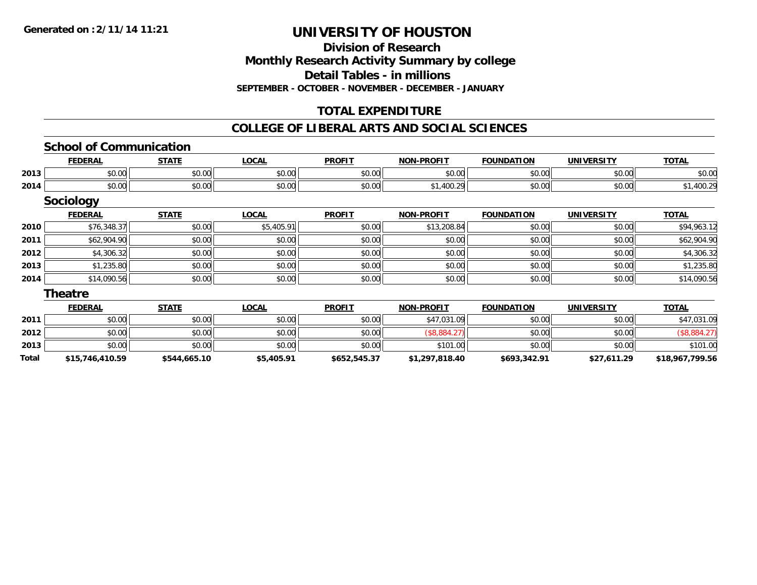**Generated on :2/11/14 11:21**

# UNIVERSITY OF HOUSTON

## Division of Research
## Monthly Research Activity Summary by college
## Detail Tables - in millions
### SEPTEMBER - OCTOBER - NOVEMBER - DECEMBER - JANUARY

## TOTAL EXPENDITURE

## COLLEGE OF LIBERAL ARTS AND SOCIAL SCIENCES

### School of Communication

| | FEDERAL | STATE | LOCAL | PROFIT | NON-PROFIT | FOUNDATION | UNIVERSITY | TOTAL |
|---|---|---|---|---|---|---|---|---|
| 2013 | $0.00 | $0.00 | $0.00 | $0.00 | $0.00 | $0.00 | $0.00 | $0.00 |
| 2014 | $0.00 | $0.00 | $0.00 | $0.00 | $1,400.29 | $0.00 | $0.00 | $1,400.29 |

### Sociology

| | FEDERAL | STATE | LOCAL | PROFIT | NON-PROFIT | FOUNDATION | UNIVERSITY | TOTAL |
|---|---|---|---|---|---|---|---|---|
| 2010 | $76,348.37 | $0.00 | $5,405.91 | $0.00 | $13,208.84 | $0.00 | $0.00 | $94,963.12 |
| 2011 | $62,904.90 | $0.00 | $0.00 | $0.00 | $0.00 | $0.00 | $0.00 | $62,904.90 |
| 2012 | $4,306.32 | $0.00 | $0.00 | $0.00 | $0.00 | $0.00 | $0.00 | $4,306.32 |
| 2013 | $1,235.80 | $0.00 | $0.00 | $0.00 | $0.00 | $0.00 | $0.00 | $1,235.80 |
| 2014 | $14,090.56 | $0.00 | $0.00 | $0.00 | $0.00 | $0.00 | $0.00 | $14,090.56 |

### Theatre

| | FEDERAL | STATE | LOCAL | PROFIT | NON-PROFIT | FOUNDATION | UNIVERSITY | TOTAL |
|---|---|---|---|---|---|---|---|---|
| 2011 | $0.00 | $0.00 | $0.00 | $0.00 | $47,031.09 | $0.00 | $0.00 | $47,031.09 |
| 2012 | $0.00 | $0.00 | $0.00 | $0.00 | ($8,884.27) | $0.00 | $0.00 | ($8,884.27) |
| 2013 | $0.00 | $0.00 | $0.00 | $0.00 | $101.00 | $0.00 | $0.00 | $101.00 |
| **Total** | **$15,746,410.59** | **$544,665.10** | **$5,405.91** | **$652,545.37** | **$1,297,818.40** | **$693,342.91** | **$27,611.29** | **$18,967,799.56** |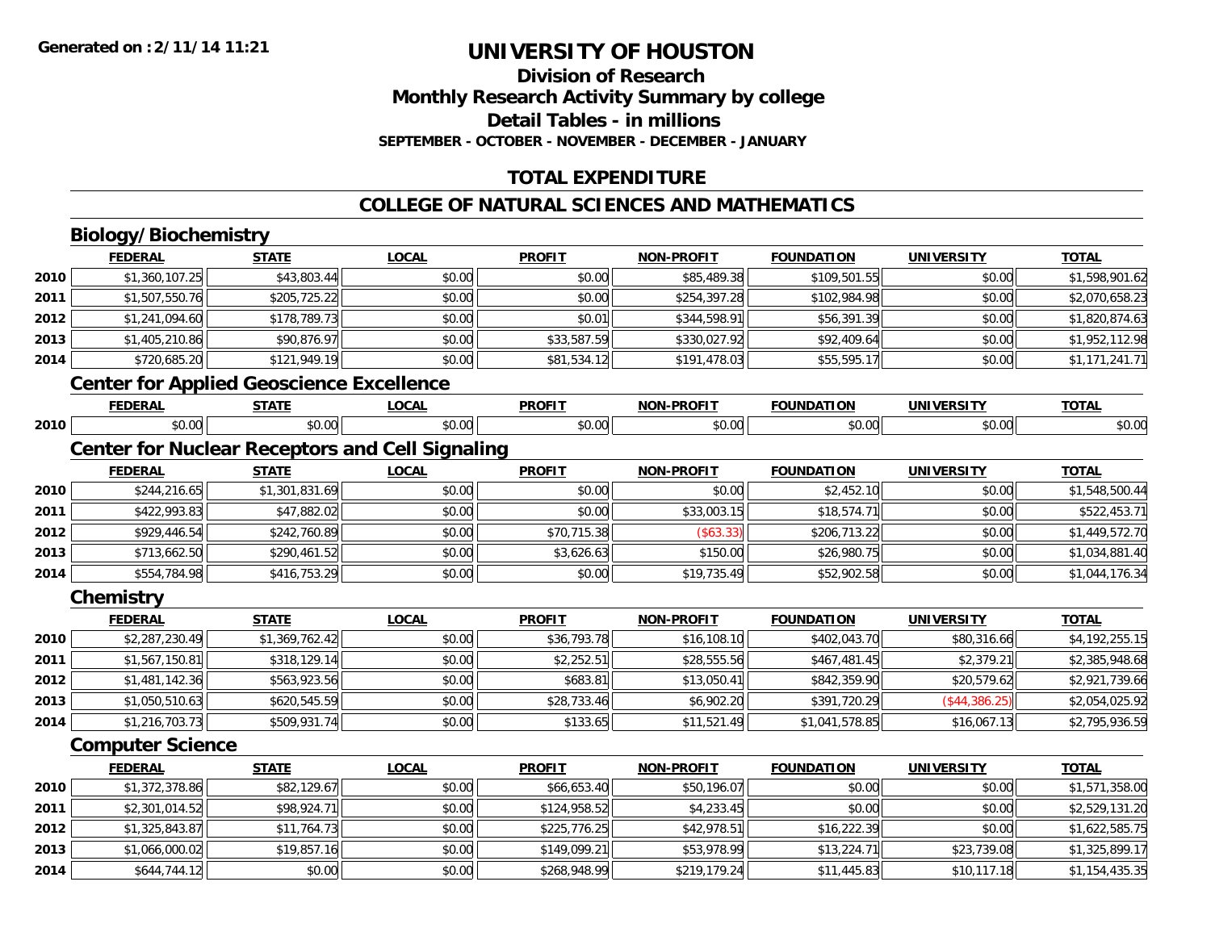**Generated on :2/11/14 11:21**

# UNIVERSITY OF HOUSTON

## Division of Research
## Monthly Research Activity Summary by college
## Detail Tables - in millions
### SEPTEMBER - OCTOBER - NOVEMBER - DECEMBER - JANUARY

## TOTAL EXPENDITURE

## COLLEGE OF NATURAL SCIENCES AND MATHEMATICS

### Biology/Biochemistry

| | FEDERAL | STATE | LOCAL | PROFIT | NON-PROFIT | FOUNDATION | UNIVERSITY | TOTAL |
|---|---|---|---|---|---|---|---|---|
| 2010 | $1,360,107.25 | $43,803.44 | $0.00 | $0.00 | $85,489.38 | $109,501.55 | $0.00 | $1,598,901.62 |
| 2011 | $1,507,550.76 | $205,725.22 | $0.00 | $0.00 | $254,397.28 | $102,984.98 | $0.00 | $2,070,658.23 |
| 2012 | $1,241,094.60 | $178,789.73 | $0.00 | $0.01 | $344,598.91 | $56,391.39 | $0.00 | $1,820,874.63 |
| 2013 | $1,405,210.86 | $90,876.97 | $0.00 | $33,587.59 | $330,027.92 | $92,409.64 | $0.00 | $1,952,112.98 |
| 2014 | $720,685.20 | $121,949.19 | $0.00 | $81,534.12 | $191,478.03 | $55,595.17 | $0.00 | $1,171,241.71 |

### Center for Applied Geoscience Excellence

| | FEDERAL | STATE | LOCAL | PROFIT | NON-PROFIT | FOUNDATION | UNIVERSITY | TOTAL |
|---|---|---|---|---|---|---|---|---|
| 2010 | $0.00 | $0.00 | $0.00 | $0.00 | $0.00 | $0.00 | $0.00 | $0.00 |

### Center for Nuclear Receptors and Cell Signaling

| | FEDERAL | STATE | LOCAL | PROFIT | NON-PROFIT | FOUNDATION | UNIVERSITY | TOTAL |
|---|---|---|---|---|---|---|---|---|
| 2010 | $244,216.65 | $1,301,831.69 | $0.00 | $0.00 | $0.00 | $2,452.10 | $0.00 | $1,548,500.44 |
| 2011 | $422,993.83 | $47,882.02 | $0.00 | $0.00 | $33,003.15 | $18,574.71 | $0.00 | $522,453.71 |
| 2012 | $929,446.54 | $242,760.89 | $0.00 | $70,715.38 | ($63.33) | $206,713.22 | $0.00 | $1,449,572.70 |
| 2013 | $713,662.50 | $290,461.52 | $0.00 | $3,626.63 | $150.00 | $26,980.75 | $0.00 | $1,034,881.40 |
| 2014 | $554,784.98 | $416,753.29 | $0.00 | $0.00 | $19,735.49 | $52,902.58 | $0.00 | $1,044,176.34 |

### Chemistry

| | FEDERAL | STATE | LOCAL | PROFIT | NON-PROFIT | FOUNDATION | UNIVERSITY | TOTAL |
|---|---|---|---|---|---|---|---|---|
| 2010 | $2,287,230.49 | $1,369,762.42 | $0.00 | $36,793.78 | $16,108.10 | $402,043.70 | $80,316.66 | $4,192,255.15 |
| 2011 | $1,567,150.81 | $318,129.14 | $0.00 | $2,252.51 | $28,555.56 | $467,481.45 | $2,379.21 | $2,385,948.68 |
| 2012 | $1,481,142.36 | $563,923.56 | $0.00 | $683.81 | $13,050.41 | $842,359.90 | $20,579.62 | $2,921,739.66 |
| 2013 | $1,050,510.63 | $620,545.59 | $0.00 | $28,733.46 | $6,902.20 | $391,720.29 | ($44,386.25) | $2,054,025.92 |
| 2014 | $1,216,703.73 | $509,931.74 | $0.00 | $133.65 | $11,521.49 | $1,041,578.85 | $16,067.13 | $2,795,936.59 |

### Computer Science

| | FEDERAL | STATE | LOCAL | PROFIT | NON-PROFIT | FOUNDATION | UNIVERSITY | TOTAL |
|---|---|---|---|---|---|---|---|---|
| 2010 | $1,372,378.86 | $82,129.67 | $0.00 | $66,653.40 | $50,196.07 | $0.00 | $0.00 | $1,571,358.00 |
| 2011 | $2,301,014.52 | $98,924.71 | $0.00 | $124,958.52 | $4,233.45 | $0.00 | $0.00 | $2,529,131.20 |
| 2012 | $1,325,843.87 | $11,764.73 | $0.00 | $225,776.25 | $42,978.51 | $16,222.39 | $0.00 | $1,622,585.75 |
| 2013 | $1,066,000.02 | $19,857.16 | $0.00 | $149,099.21 | $53,978.99 | $13,224.71 | $23,739.08 | $1,325,899.17 |
| 2014 | $644,744.12 | $0.00 | $0.00 | $268,948.99 | $219,179.24 | $11,445.83 | $10,117.18 | $1,154,435.35 |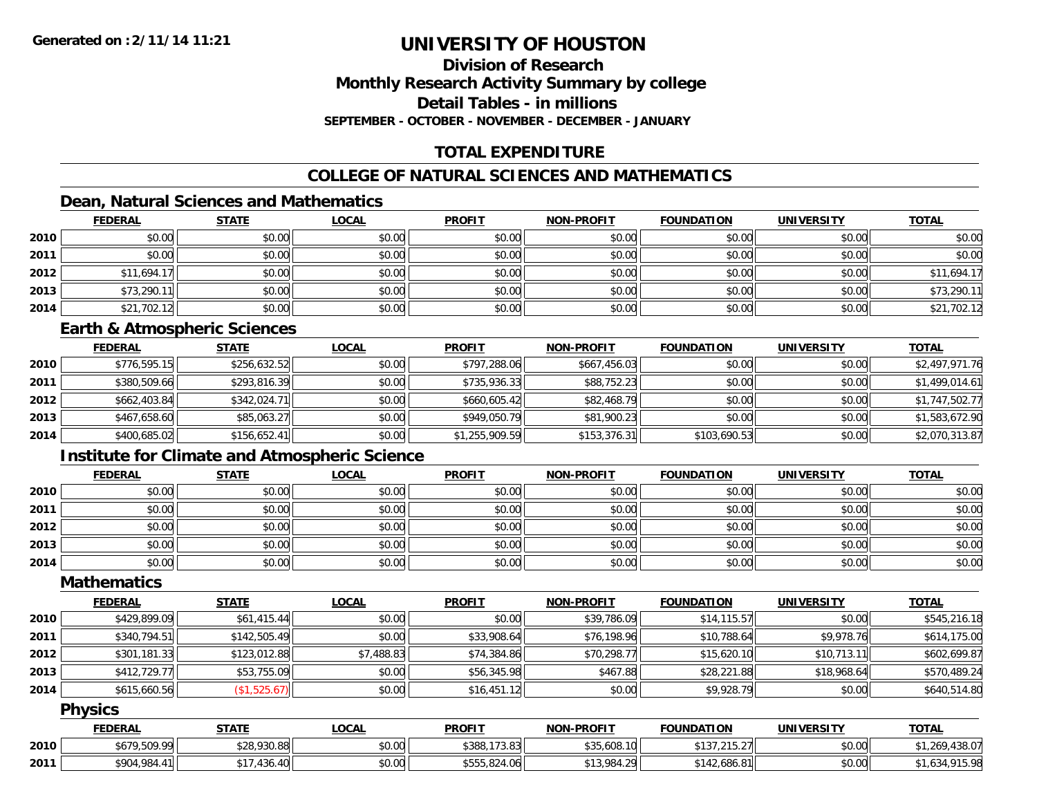**Generated on :2/11/14 11:21**

# UNIVERSITY OF HOUSTON

## Division of Research
## Monthly Research Activity Summary by college
## Detail Tables - in millions
### SEPTEMBER - OCTOBER - NOVEMBER - DECEMBER - JANUARY

## TOTAL EXPENDITURE

## COLLEGE OF NATURAL SCIENCES AND MATHEMATICS

### Dean, Natural Sciences and Mathematics

| | FEDERAL | STATE | LOCAL | PROFIT | NON-PROFIT | FOUNDATION | UNIVERSITY | TOTAL |
|---|---|---|---|---|---|---|---|---|
| 2010 | $0.00 | $0.00 | $0.00 | $0.00 | $0.00 | $0.00 | $0.00 | $0.00 |
| 2011 | $0.00 | $0.00 | $0.00 | $0.00 | $0.00 | $0.00 | $0.00 | $0.00 |
| 2012 | $11,694.17 | $0.00 | $0.00 | $0.00 | $0.00 | $0.00 | $0.00 | $11,694.17 |
| 2013 | $73,290.11 | $0.00 | $0.00 | $0.00 | $0.00 | $0.00 | $0.00 | $73,290.11 |
| 2014 | $21,702.12 | $0.00 | $0.00 | $0.00 | $0.00 | $0.00 | $0.00 | $21,702.12 |

### Earth & Atmospheric Sciences

| | FEDERAL | STATE | LOCAL | PROFIT | NON-PROFIT | FOUNDATION | UNIVERSITY | TOTAL |
|---|---|---|---|---|---|---|---|---|
| 2010 | $776,595.15 | $256,632.52 | $0.00 | $797,288.06 | $667,456.03 | $0.00 | $0.00 | $2,497,971.76 |
| 2011 | $380,509.66 | $293,816.39 | $0.00 | $735,936.33 | $88,752.23 | $0.00 | $0.00 | $1,499,014.61 |
| 2012 | $662,403.84 | $342,024.71 | $0.00 | $660,605.42 | $82,468.79 | $0.00 | $0.00 | $1,747,502.77 |
| 2013 | $467,658.60 | $85,063.27 | $0.00 | $949,050.79 | $81,900.23 | $0.00 | $0.00 | $1,583,672.90 |
| 2014 | $400,685.02 | $156,652.41 | $0.00 | $1,255,909.59 | $153,376.31 | $103,690.53 | $0.00 | $2,070,313.87 |

### Institute for Climate and Atmospheric Science

| | FEDERAL | STATE | LOCAL | PROFIT | NON-PROFIT | FOUNDATION | UNIVERSITY | TOTAL |
|---|---|---|---|---|---|---|---|---|
| 2010 | $0.00 | $0.00 | $0.00 | $0.00 | $0.00 | $0.00 | $0.00 | $0.00 |
| 2011 | $0.00 | $0.00 | $0.00 | $0.00 | $0.00 | $0.00 | $0.00 | $0.00 |
| 2012 | $0.00 | $0.00 | $0.00 | $0.00 | $0.00 | $0.00 | $0.00 | $0.00 |
| 2013 | $0.00 | $0.00 | $0.00 | $0.00 | $0.00 | $0.00 | $0.00 | $0.00 |
| 2014 | $0.00 | $0.00 | $0.00 | $0.00 | $0.00 | $0.00 | $0.00 | $0.00 |

### Mathematics

| | FEDERAL | STATE | LOCAL | PROFIT | NON-PROFIT | FOUNDATION | UNIVERSITY | TOTAL |
|---|---|---|---|---|---|---|---|---|
| 2010 | $429,899.09 | $61,415.44 | $0.00 | $0.00 | $39,786.09 | $14,115.57 | $0.00 | $545,216.18 |
| 2011 | $340,794.51 | $142,505.49 | $0.00 | $33,908.64 | $76,198.96 | $10,788.64 | $9,978.76 | $614,175.00 |
| 2012 | $301,181.33 | $123,012.88 | $7,488.83 | $74,384.86 | $70,298.77 | $15,620.10 | $10,713.11 | $602,699.87 |
| 2013 | $412,729.77 | $53,755.09 | $0.00 | $56,345.98 | $467.88 | $28,221.88 | $18,968.64 | $570,489.24 |
| 2014 | $615,660.56 | ($1,525.67) | $0.00 | $16,451.12 | $0.00 | $9,928.79 | $0.00 | $640,514.80 |

### Physics

| | FEDERAL | STATE | LOCAL | PROFIT | NON-PROFIT | FOUNDATION | UNIVERSITY | TOTAL |
|---|---|---|---|---|---|---|---|---|
| 2010 | $679,509.99 | $28,930.88 | $0.00 | $388,173.83 | $35,608.10 | $137,215.27 | $0.00 | $1,269,438.07 |
| 2011 | $904,984.41 | $17,436.40 | $0.00 | $555,824.06 | $13,984.29 | $142,686.81 | $0.00 | $1,634,915.98 |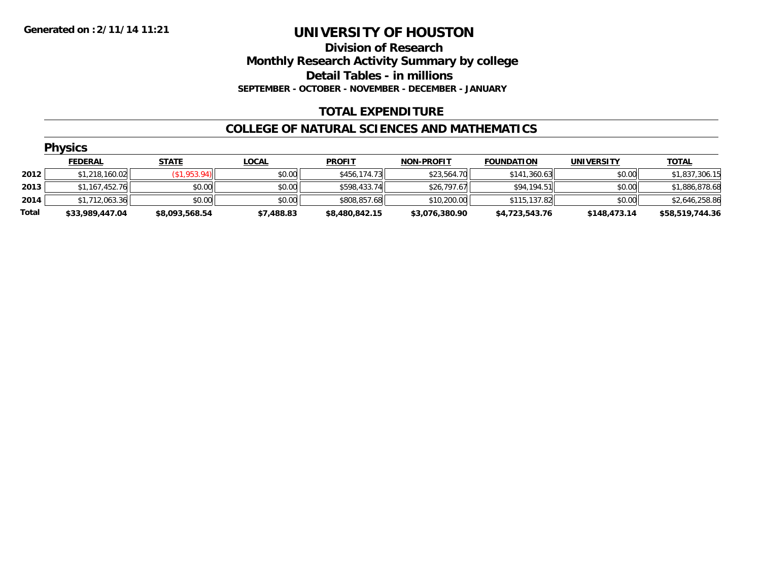Generated on :2/11/14 11:21

# UNIVERSITY OF HOUSTON

## Division of Research
## Monthly Research Activity Summary by college
## Detail Tables - in millions
### SEPTEMBER - OCTOBER - NOVEMBER - DECEMBER - JANUARY

## TOTAL EXPENDITURE

## COLLEGE OF NATURAL SCIENCES AND MATHEMATICS

### Physics

| | FEDERAL | STATE | LOCAL | PROFIT | NON-PROFIT | FOUNDATION | UNIVERSITY | TOTAL |
|---|---|---|---|---|---|---|---|---|
| 2012 | $1,218,160.02 | ($1,953.94) | $0.00 | $456,174.73 | $23,564.70 | $141,360.63 | $0.00 | $1,837,306.15 |
| 2013 | $1,167,452.76 | $0.00 | $0.00 | $598,433.74 | $26,797.67 | $94,194.51 | $0.00 | $1,886,878.68 |
| 2014 | $1,712,063.36 | $0.00 | $0.00 | $808,857.68 | $10,200.00 | $115,137.82 | $0.00 | $2,646,258.86 |
| **Total** | **$33,989,447.04** | **$8,093,568.54** | **$7,488.83** | **$8,480,842.15** | **$3,076,380.90** | **$4,723,543.76** | **$148,473.14** | **$58,519,744.36** |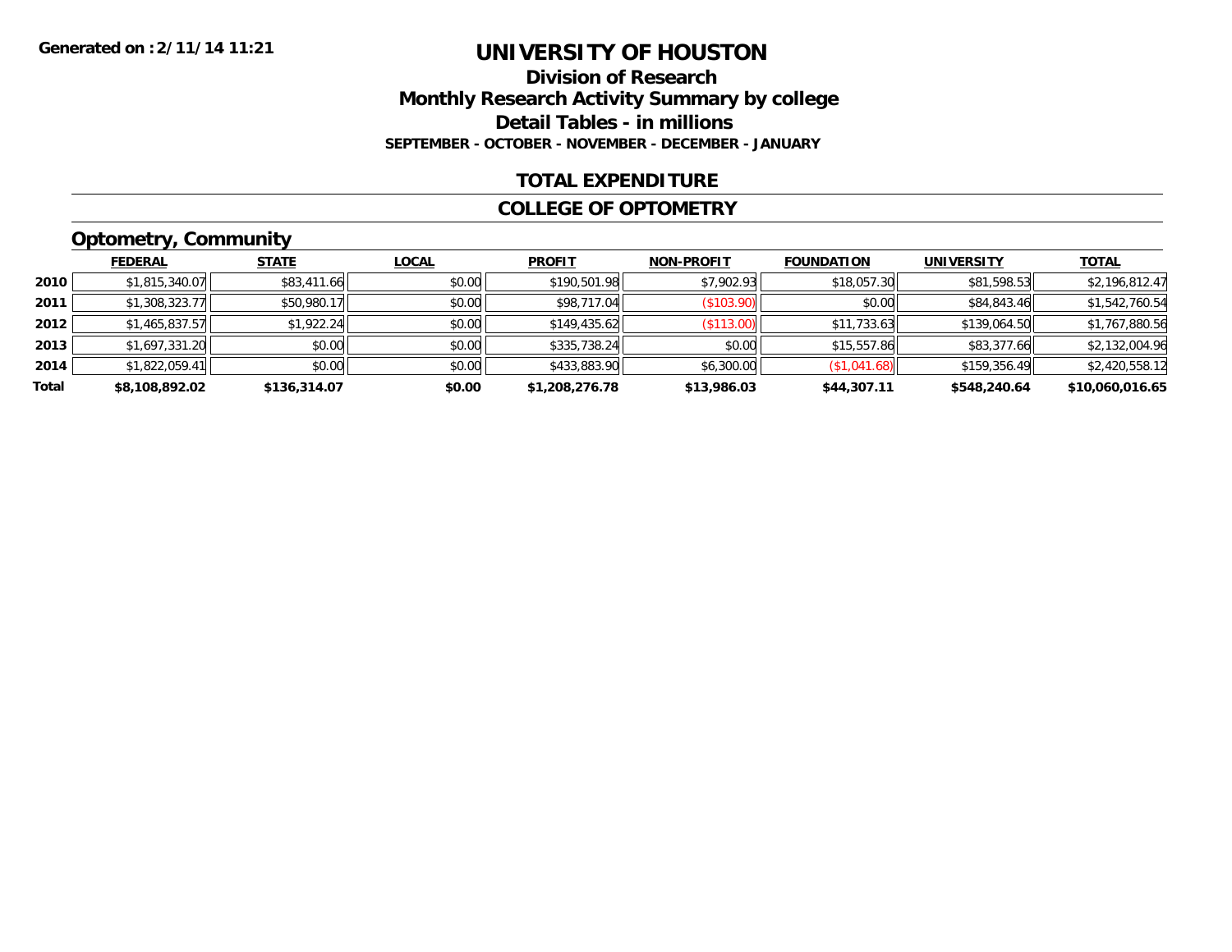Generated on :2/11/14 11:21

# UNIVERSITY OF HOUSTON

## Division of Research

## Monthly Research Activity Summary by college

## Detail Tables - in millions

**SEPTEMBER - OCTOBER - NOVEMBER - DECEMBER - JANUARY**

## TOTAL EXPENDITURE

## COLLEGE OF OPTOMETRY

### Optometry, Community

| | FEDERAL | STATE | LOCAL | PROFIT | NON-PROFIT | FOUNDATION | UNIVERSITY | TOTAL |
|---|---|---|---|---|---|---|---|---|
| 2010 | $1,815,340.07 | $83,411.66 | $0.00 | $190,501.98 | $7,902.93 | $18,057.30 | $81,598.53 | $2,196,812.47 |
| 2011 | $1,308,323.77 | $50,980.17 | $0.00 | $98,717.04 | ($103.90) | $0.00 | $84,843.46 | $1,542,760.54 |
| 2012 | $1,465,837.57 | $1,922.24 | $0.00 | $149,435.62 | ($113.00) | $11,733.63 | $139,064.50 | $1,767,880.56 |
| 2013 | $1,697,331.20 | $0.00 | $0.00 | $335,738.24 | $0.00 | $15,557.86 | $83,377.66 | $2,132,004.96 |
| 2014 | $1,822,059.41 | $0.00 | $0.00 | $433,883.90 | $6,300.00 | ($1,041.68) | $159,356.49 | $2,420,558.12 |
| **Total** | **$8,108,892.02** | **$136,314.07** | **$0.00** | **$1,208,276.78** | **$13,986.03** | **$44,307.11** | **$548,240.64** | **$10,060,016.65** |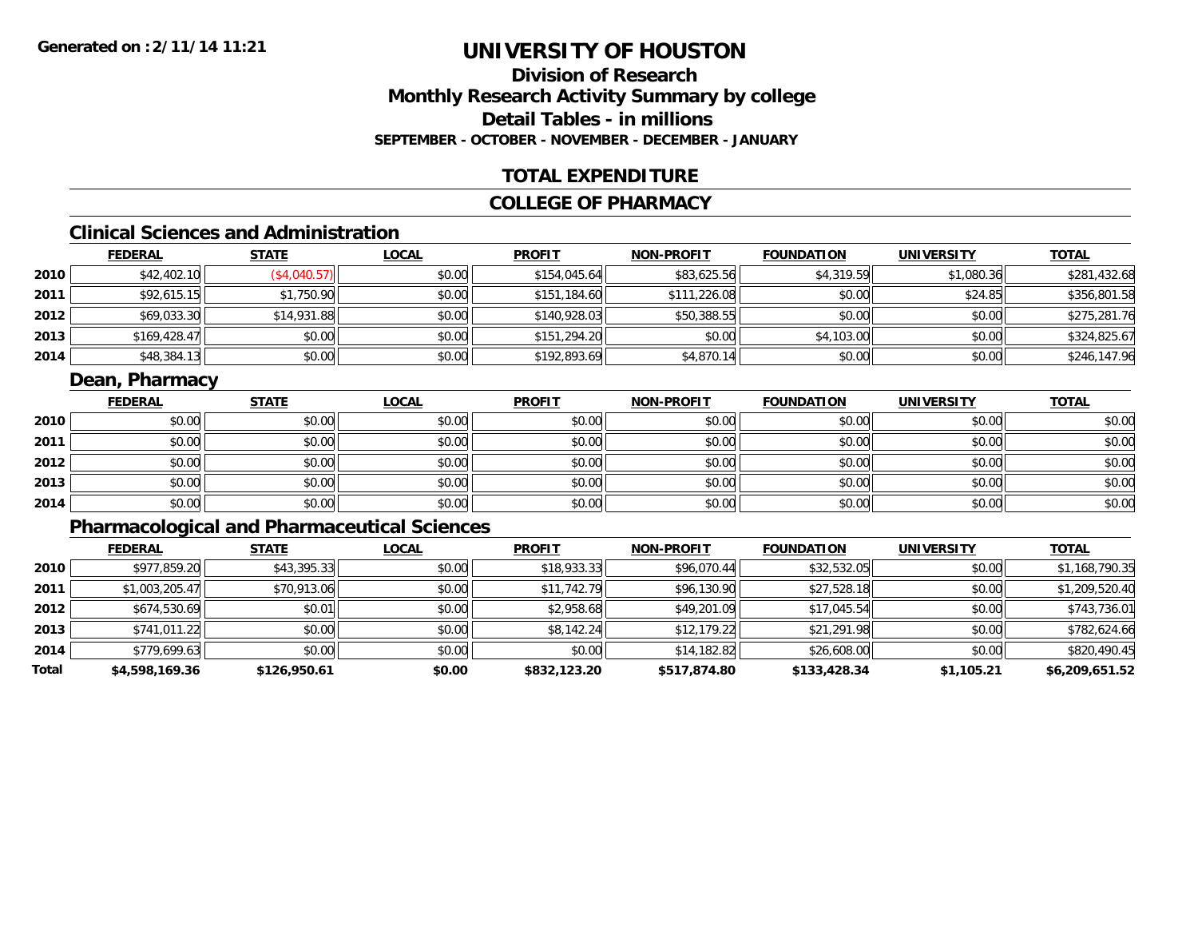**Generated on :2/11/14 11:21**

# UNIVERSITY OF HOUSTON

## Division of Research
## Monthly Research Activity Summary by college
## Detail Tables - in millions
### SEPTEMBER - OCTOBER - NOVEMBER - DECEMBER - JANUARY

## TOTAL EXPENDITURE

## COLLEGE OF PHARMACY

### Clinical Sciences and Administration

| | FEDERAL | STATE | LOCAL | PROFIT | NON-PROFIT | FOUNDATION | UNIVERSITY | TOTAL |
|---|---|---|---|---|---|---|---|---|
| 2010 | $42,402.10 | ($4,040.57) | $0.00 | $154,045.64 | $83,625.56 | $4,319.59 | $1,080.36 | $281,432.68 |
| 2011 | $92,615.15 | $1,750.90 | $0.00 | $151,184.60 | $111,226.08 | $0.00 | $24.85 | $356,801.58 |
| 2012 | $69,033.30 | $14,931.88 | $0.00 | $140,928.03 | $50,388.55 | $0.00 | $0.00 | $275,281.76 |
| 2013 | $169,428.47 | $0.00 | $0.00 | $151,294.20 | $0.00 | $4,103.00 | $0.00 | $324,825.67 |
| 2014 | $48,384.13 | $0.00 | $0.00 | $192,893.69 | $4,870.14 | $0.00 | $0.00 | $246,147.96 |

### Dean, Pharmacy

| | FEDERAL | STATE | LOCAL | PROFIT | NON-PROFIT | FOUNDATION | UNIVERSITY | TOTAL |
|---|---|---|---|---|---|---|---|---|
| 2010 | $0.00 | $0.00 | $0.00 | $0.00 | $0.00 | $0.00 | $0.00 | $0.00 |
| 2011 | $0.00 | $0.00 | $0.00 | $0.00 | $0.00 | $0.00 | $0.00 | $0.00 |
| 2012 | $0.00 | $0.00 | $0.00 | $0.00 | $0.00 | $0.00 | $0.00 | $0.00 |
| 2013 | $0.00 | $0.00 | $0.00 | $0.00 | $0.00 | $0.00 | $0.00 | $0.00 |
| 2014 | $0.00 | $0.00 | $0.00 | $0.00 | $0.00 | $0.00 | $0.00 | $0.00 |

### Pharmacological and Pharmaceutical Sciences

| | FEDERAL | STATE | LOCAL | PROFIT | NON-PROFIT | FOUNDATION | UNIVERSITY | TOTAL |
|---|---|---|---|---|---|---|---|---|
| 2010 | $977,859.20 | $43,395.33 | $0.00 | $18,933.33 | $96,070.44 | $32,532.05 | $0.00 | $1,168,790.35 |
| 2011 | $1,003,205.47 | $70,913.06 | $0.00 | $11,742.79 | $96,130.90 | $27,528.18 | $0.00 | $1,209,520.40 |
| 2012 | $674,530.69 | $0.01 | $0.00 | $2,958.68 | $49,201.09 | $17,045.54 | $0.00 | $743,736.01 |
| 2013 | $741,011.22 | $0.00 | $0.00 | $8,142.24 | $12,179.22 | $21,291.98 | $0.00 | $782,624.66 |
| 2014 | $779,699.63 | $0.00 | $0.00 | $0.00 | $14,182.82 | $26,608.00 | $0.00 | $820,490.45 |
| **Total** | **$4,598,169.36** | **$126,950.61** | **$0.00** | **$832,123.20** | **$517,874.80** | **$133,428.34** | **$1,105.21** | **$6,209,651.52** |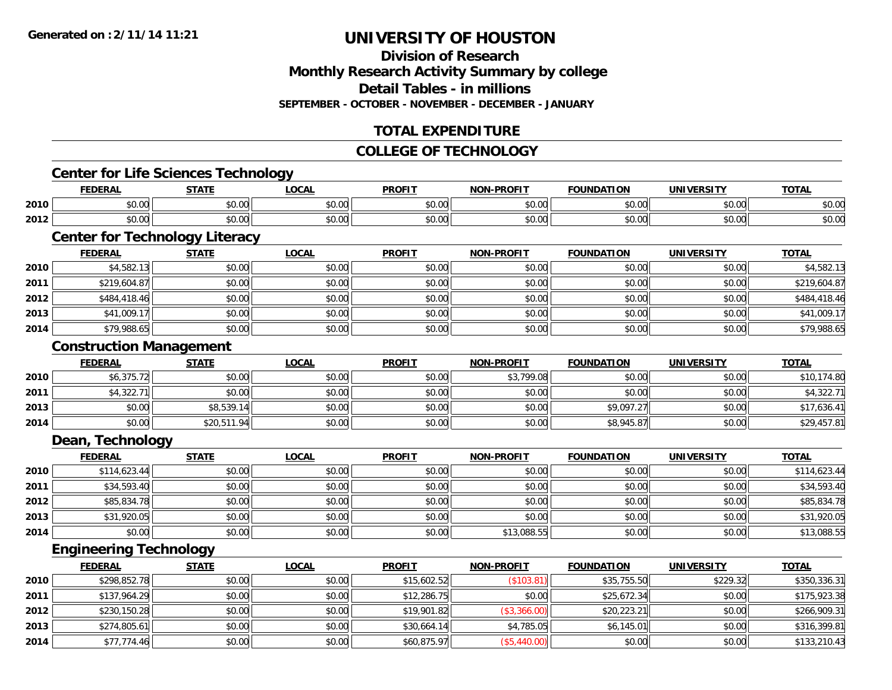# UNIVERSITY OF HOUSTON

## Division of Research
## Monthly Research Activity Summary by college
## Detail Tables - in millions
### SEPTEMBER - OCTOBER - NOVEMBER - DECEMBER - JANUARY

## TOTAL EXPENDITURE

## COLLEGE OF TECHNOLOGY

### Center for Life Sciences Technology

| | FEDERAL | STATE | LOCAL | PROFIT | NON-PROFIT | FOUNDATION | UNIVERSITY | TOTAL |
|---|---|---|---|---|---|---|---|---|
| 2010 | $0.00 | $0.00 | $0.00 | $0.00 | $0.00 | $0.00 | $0.00 | $0.00 |
| 2012 | $0.00 | $0.00 | $0.00 | $0.00 | $0.00 | $0.00 | $0.00 | $0.00 |

### Center for Technology Literacy

| | FEDERAL | STATE | LOCAL | PROFIT | NON-PROFIT | FOUNDATION | UNIVERSITY | TOTAL |
|---|---|---|---|---|---|---|---|---|
| 2010 | $4,582.13 | $0.00 | $0.00 | $0.00 | $0.00 | $0.00 | $0.00 | $4,582.13 |
| 2011 | $219,604.87 | $0.00 | $0.00 | $0.00 | $0.00 | $0.00 | $0.00 | $219,604.87 |
| 2012 | $484,418.46 | $0.00 | $0.00 | $0.00 | $0.00 | $0.00 | $0.00 | $484,418.46 |
| 2013 | $41,009.17 | $0.00 | $0.00 | $0.00 | $0.00 | $0.00 | $0.00 | $41,009.17 |
| 2014 | $79,988.65 | $0.00 | $0.00 | $0.00 | $0.00 | $0.00 | $0.00 | $79,988.65 |

### Construction Management

| | FEDERAL | STATE | LOCAL | PROFIT | NON-PROFIT | FOUNDATION | UNIVERSITY | TOTAL |
|---|---|---|---|---|---|---|---|---|
| 2010 | $6,375.72 | $0.00 | $0.00 | $0.00 | $3,799.08 | $0.00 | $0.00 | $10,174.80 |
| 2011 | $4,322.71 | $0.00 | $0.00 | $0.00 | $0.00 | $0.00 | $0.00 | $4,322.71 |
| 2013 | $0.00 | $8,539.14 | $0.00 | $0.00 | $0.00 | $9,097.27 | $0.00 | $17,636.41 |
| 2014 | $0.00 | $20,511.94 | $0.00 | $0.00 | $0.00 | $8,945.87 | $0.00 | $29,457.81 |

### Dean, Technology

| | FEDERAL | STATE | LOCAL | PROFIT | NON-PROFIT | FOUNDATION | UNIVERSITY | TOTAL |
|---|---|---|---|---|---|---|---|---|
| 2010 | $114,623.44 | $0.00 | $0.00 | $0.00 | $0.00 | $0.00 | $0.00 | $114,623.44 |
| 2011 | $34,593.40 | $0.00 | $0.00 | $0.00 | $0.00 | $0.00 | $0.00 | $34,593.40 |
| 2012 | $85,834.78 | $0.00 | $0.00 | $0.00 | $0.00 | $0.00 | $0.00 | $85,834.78 |
| 2013 | $31,920.05 | $0.00 | $0.00 | $0.00 | $0.00 | $0.00 | $0.00 | $31,920.05 |
| 2014 | $0.00 | $0.00 | $0.00 | $0.00 | $13,088.55 | $0.00 | $0.00 | $13,088.55 |

### Engineering Technology

| | FEDERAL | STATE | LOCAL | PROFIT | NON-PROFIT | FOUNDATION | UNIVERSITY | TOTAL |
|---|---|---|---|---|---|---|---|---|
| 2010 | $298,852.78 | $0.00 | $0.00 | $15,602.52 | ($103.81) | $35,755.50 | $229.32 | $350,336.31 |
| 2011 | $137,964.29 | $0.00 | $0.00 | $12,286.75 | $0.00 | $25,672.34 | $0.00 | $175,923.38 |
| 2012 | $230,150.28 | $0.00 | $0.00 | $19,901.82 | ($3,366.00) | $20,223.21 | $0.00 | $266,909.31 |
| 2013 | $274,805.61 | $0.00 | $0.00 | $30,664.14 | $4,785.05 | $6,145.01 | $0.00 | $316,399.81 |
| 2014 | $77,774.46 | $0.00 | $0.00 | $60,875.97 | ($5,440.00) | $0.00 | $0.00 | $133,210.43 |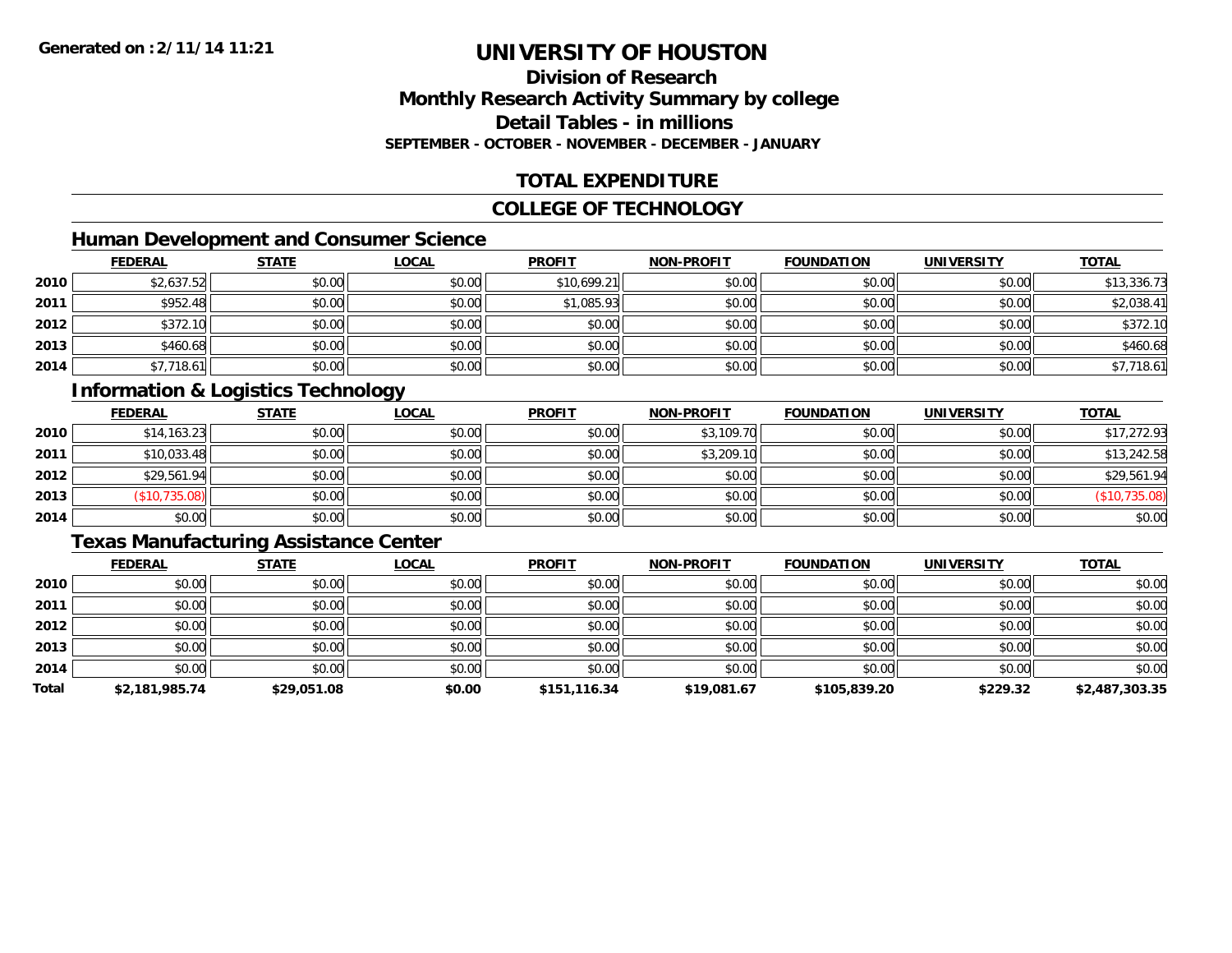# UNIVERSITY OF HOUSTON

## Division of Research
## Monthly Research Activity Summary by college
## Detail Tables - in millions
### SEPTEMBER - OCTOBER - NOVEMBER - DECEMBER - JANUARY

Generated on : 2/11/14 11:21

## TOTAL EXPENDITURE

## COLLEGE OF TECHNOLOGY

### Human Development and Consumer Science

| | FEDERAL | STATE | LOCAL | PROFIT | NON-PROFIT | FOUNDATION | UNIVERSITY | TOTAL |
|---|---|---|---|---|---|---|---|---|
| 2010 | $2,637.52 | $0.00 | $0.00 | $10,699.21 | $0.00 | $0.00 | $0.00 | $13,336.73 |
| 2011 | $952.48 | $0.00 | $0.00 | $1,085.93 | $0.00 | $0.00 | $0.00 | $2,038.41 |
| 2012 | $372.10 | $0.00 | $0.00 | $0.00 | $0.00 | $0.00 | $0.00 | $372.10 |
| 2013 | $460.68 | $0.00 | $0.00 | $0.00 | $0.00 | $0.00 | $0.00 | $460.68 |
| 2014 | $7,718.61 | $0.00 | $0.00 | $0.00 | $0.00 | $0.00 | $0.00 | $7,718.61 |

### Information & Logistics Technology

| | FEDERAL | STATE | LOCAL | PROFIT | NON-PROFIT | FOUNDATION | UNIVERSITY | TOTAL |
|---|---|---|---|---|---|---|---|---|
| 2010 | $14,163.23 | $0.00 | $0.00 | $0.00 | $3,109.70 | $0.00 | $0.00 | $17,272.93 |
| 2011 | $10,033.48 | $0.00 | $0.00 | $0.00 | $3,209.10 | $0.00 | $0.00 | $13,242.58 |
| 2012 | $29,561.94 | $0.00 | $0.00 | $0.00 | $0.00 | $0.00 | $0.00 | $29,561.94 |
| 2013 | ($10,735.08) | $0.00 | $0.00 | $0.00 | $0.00 | $0.00 | $0.00 | ($10,735.08) |
| 2014 | $0.00 | $0.00 | $0.00 | $0.00 | $0.00 | $0.00 | $0.00 | $0.00 |

### Texas Manufacturing Assistance Center

| | FEDERAL | STATE | LOCAL | PROFIT | NON-PROFIT | FOUNDATION | UNIVERSITY | TOTAL |
|---|---|---|---|---|---|---|---|---|
| 2010 | $0.00 | $0.00 | $0.00 | $0.00 | $0.00 | $0.00 | $0.00 | $0.00 |
| 2011 | $0.00 | $0.00 | $0.00 | $0.00 | $0.00 | $0.00 | $0.00 | $0.00 |
| 2012 | $0.00 | $0.00 | $0.00 | $0.00 | $0.00 | $0.00 | $0.00 | $0.00 |
| 2013 | $0.00 | $0.00 | $0.00 | $0.00 | $0.00 | $0.00 | $0.00 | $0.00 |
| 2014 | $0.00 | $0.00 | $0.00 | $0.00 | $0.00 | $0.00 | $0.00 | $0.00 |
| **Total** | **$2,181,985.74** | **$29,051.08** | **$0.00** | **$151,116.34** | **$19,081.67** | **$105,839.20** | **$229.32** | **$2,487,303.35** |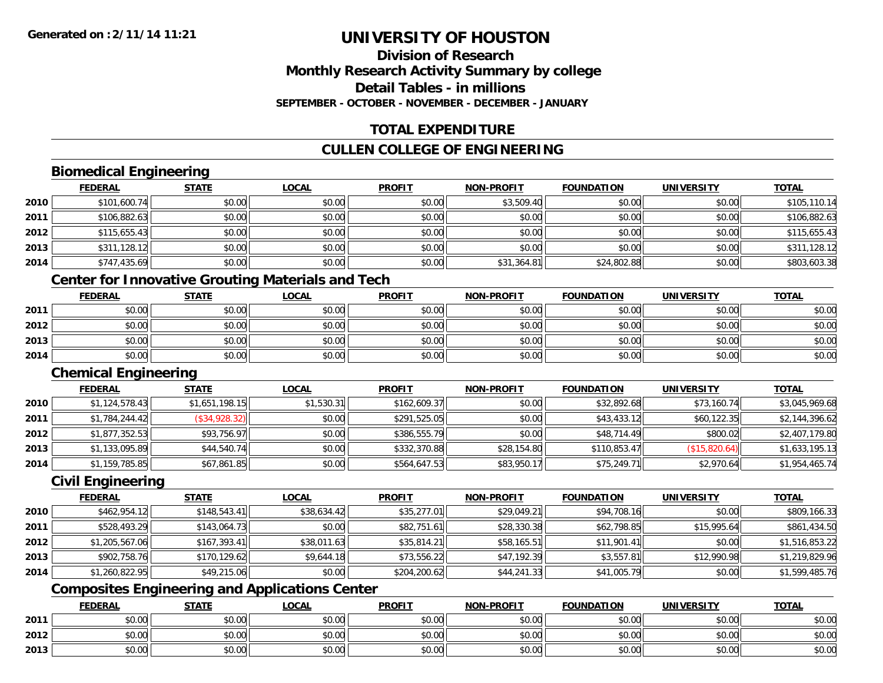# UNIVERSITY OF HOUSTON

## Division of Research
## Monthly Research Activity Summary by college
## Detail Tables - in millions
### SEPTEMBER - OCTOBER - NOVEMBER - DECEMBER - JANUARY

## TOTAL EXPENDITURE

## CULLEN COLLEGE OF ENGINEERING

### Biomedical Engineering

| | FEDERAL | STATE | LOCAL | PROFIT | NON-PROFIT | FOUNDATION | UNIVERSITY | TOTAL |
|---|---|---|---|---|---|---|---|---|
| 2010 | $101,600.74 | $0.00 | $0.00 | $0.00 | $3,509.40 | $0.00 | $0.00 | $105,110.14 |
| 2011 | $106,882.63 | $0.00 | $0.00 | $0.00 | $0.00 | $0.00 | $0.00 | $106,882.63 |
| 2012 | $115,655.43 | $0.00 | $0.00 | $0.00 | $0.00 | $0.00 | $0.00 | $115,655.43 |
| 2013 | $311,128.12 | $0.00 | $0.00 | $0.00 | $0.00 | $0.00 | $0.00 | $311,128.12 |
| 2014 | $747,435.69 | $0.00 | $0.00 | $0.00 | $31,364.81 | $24,802.88 | $0.00 | $803,603.38 |

### Center for Innovative Grouting Materials and Tech

| | FEDERAL | STATE | LOCAL | PROFIT | NON-PROFIT | FOUNDATION | UNIVERSITY | TOTAL |
|---|---|---|---|---|---|---|---|---|
| 2011 | $0.00 | $0.00 | $0.00 | $0.00 | $0.00 | $0.00 | $0.00 | $0.00 |
| 2012 | $0.00 | $0.00 | $0.00 | $0.00 | $0.00 | $0.00 | $0.00 | $0.00 |
| 2013 | $0.00 | $0.00 | $0.00 | $0.00 | $0.00 | $0.00 | $0.00 | $0.00 |
| 2014 | $0.00 | $0.00 | $0.00 | $0.00 | $0.00 | $0.00 | $0.00 | $0.00 |

### Chemical Engineering

| | FEDERAL | STATE | LOCAL | PROFIT | NON-PROFIT | FOUNDATION | UNIVERSITY | TOTAL |
|---|---|---|---|---|---|---|---|---|
| 2010 | $1,124,578.43 | $1,651,198.15 | $1,530.31 | $162,609.37 | $0.00 | $32,892.68 | $73,160.74 | $3,045,969.68 |
| 2011 | $1,784,244.42 | ($34,928.32) | $0.00 | $291,525.05 | $0.00 | $43,433.12 | $60,122.35 | $2,144,396.62 |
| 2012 | $1,877,352.53 | $93,756.97 | $0.00 | $386,555.79 | $0.00 | $48,714.49 | $800.02 | $2,407,179.80 |
| 2013 | $1,133,095.89 | $44,540.74 | $0.00 | $332,370.88 | $28,154.80 | $110,853.47 | ($15,820.64) | $1,633,195.13 |
| 2014 | $1,159,785.85 | $67,861.85 | $0.00 | $564,647.53 | $83,950.17 | $75,249.71 | $2,970.64 | $1,954,465.74 |

### Civil Engineering

| | FEDERAL | STATE | LOCAL | PROFIT | NON-PROFIT | FOUNDATION | UNIVERSITY | TOTAL |
|---|---|---|---|---|---|---|---|---|
| 2010 | $462,954.12 | $148,543.41 | $38,634.42 | $35,277.01 | $29,049.21 | $94,708.16 | $0.00 | $809,166.33 |
| 2011 | $528,493.29 | $143,064.73 | $0.00 | $82,751.61 | $28,330.38 | $62,798.85 | $15,995.64 | $861,434.50 |
| 2012 | $1,205,567.06 | $167,393.41 | $38,011.63 | $35,814.21 | $58,165.51 | $11,901.41 | $0.00 | $1,516,853.22 |
| 2013 | $902,758.76 | $170,129.62 | $9,644.18 | $73,556.22 | $47,192.39 | $3,557.81 | $12,990.98 | $1,219,829.96 |
| 2014 | $1,260,822.95 | $49,215.06 | $0.00 | $204,200.62 | $44,241.33 | $41,005.79 | $0.00 | $1,599,485.76 |

### Composites Engineering and Applications Center

| | FEDERAL | STATE | LOCAL | PROFIT | NON-PROFIT | FOUNDATION | UNIVERSITY | TOTAL |
|---|---|---|---|---|---|---|---|---|
| 2011 | $0.00 | $0.00 | $0.00 | $0.00 | $0.00 | $0.00 | $0.00 | $0.00 |
| 2012 | $0.00 | $0.00 | $0.00 | $0.00 | $0.00 | $0.00 | $0.00 | $0.00 |
| 2013 | $0.00 | $0.00 | $0.00 | $0.00 | $0.00 | $0.00 | $0.00 | $0.00 |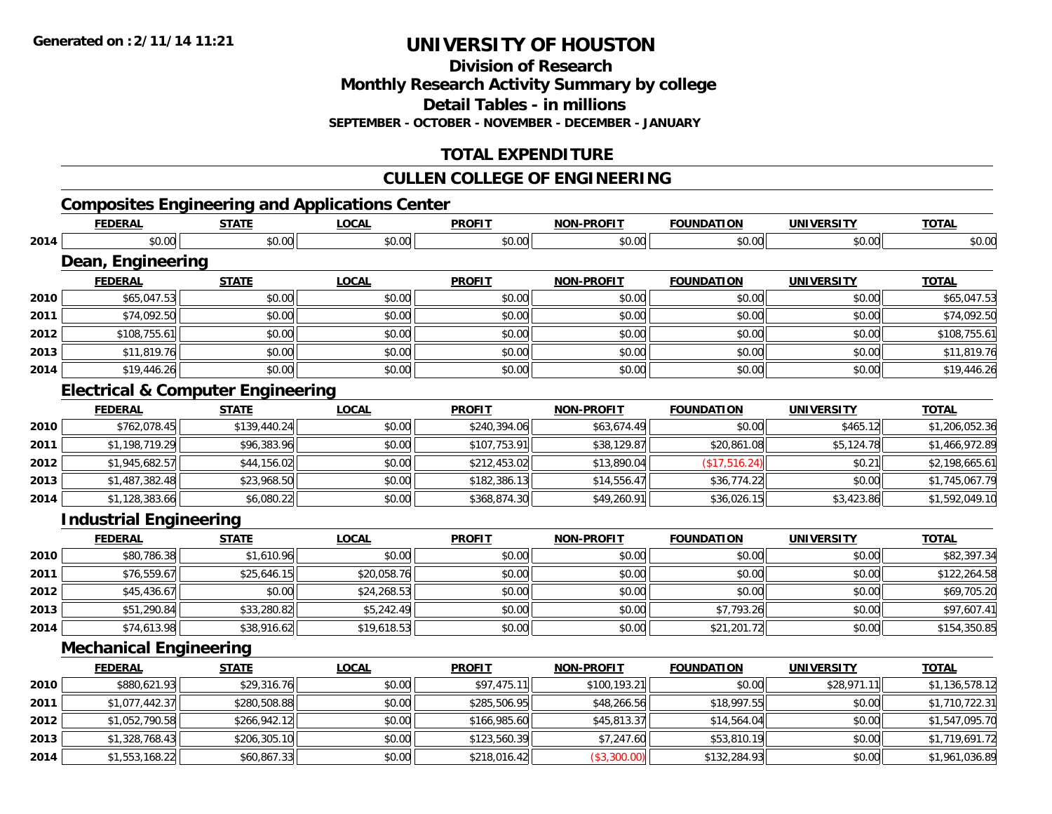Generated on :2/11/14 11:21

# UNIVERSITY OF HOUSTON

## Division of Research
## Monthly Research Activity Summary by college
## Detail Tables - in millions
### SEPTEMBER - OCTOBER - NOVEMBER - DECEMBER - JANUARY

## TOTAL EXPENDITURE

## CULLEN COLLEGE OF ENGINEERING

### Composites Engineering and Applications Center

| | FEDERAL | STATE | LOCAL | PROFIT | NON-PROFIT | FOUNDATION | UNIVERSITY | TOTAL |
|---|---|---|---|---|---|---|---|---|
| 2014 | $0.00 | $0.00 | $0.00 | $0.00 | $0.00 | $0.00 | $0.00 | $0.00 |

### Dean, Engineering

| | FEDERAL | STATE | LOCAL | PROFIT | NON-PROFIT | FOUNDATION | UNIVERSITY | TOTAL |
|---|---|---|---|---|---|---|---|---|
| 2010 | $65,047.53 | $0.00 | $0.00 | $0.00 | $0.00 | $0.00 | $0.00 | $65,047.53 |
| 2011 | $74,092.50 | $0.00 | $0.00 | $0.00 | $0.00 | $0.00 | $0.00 | $74,092.50 |
| 2012 | $108,755.61 | $0.00 | $0.00 | $0.00 | $0.00 | $0.00 | $0.00 | $108,755.61 |
| 2013 | $11,819.76 | $0.00 | $0.00 | $0.00 | $0.00 | $0.00 | $0.00 | $11,819.76 |
| 2014 | $19,446.26 | $0.00 | $0.00 | $0.00 | $0.00 | $0.00 | $0.00 | $19,446.26 |

### Electrical & Computer Engineering

| | FEDERAL | STATE | LOCAL | PROFIT | NON-PROFIT | FOUNDATION | UNIVERSITY | TOTAL |
|---|---|---|---|---|---|---|---|---|
| 2010 | $762,078.45 | $139,440.24 | $0.00 | $240,394.06 | $63,674.49 | $0.00 | $465.12 | $1,206,052.36 |
| 2011 | $1,198,719.29 | $96,383.96 | $0.00 | $107,753.91 | $38,129.87 | $20,861.08 | $5,124.78 | $1,466,972.89 |
| 2012 | $1,945,682.57 | $44,156.02 | $0.00 | $212,453.02 | $13,890.04 | ($17,516.24) | $0.21 | $2,198,665.61 |
| 2013 | $1,487,382.48 | $23,968.50 | $0.00 | $182,386.13 | $14,556.47 | $36,774.22 | $0.00 | $1,745,067.79 |
| 2014 | $1,128,383.66 | $6,080.22 | $0.00 | $368,874.30 | $49,260.91 | $36,026.15 | $3,423.86 | $1,592,049.10 |

### Industrial Engineering

| | FEDERAL | STATE | LOCAL | PROFIT | NON-PROFIT | FOUNDATION | UNIVERSITY | TOTAL |
|---|---|---|---|---|---|---|---|---|
| 2010 | $80,786.38 | $1,610.96 | $0.00 | $0.00 | $0.00 | $0.00 | $0.00 | $82,397.34 |
| 2011 | $76,559.67 | $25,646.15 | $20,058.76 | $0.00 | $0.00 | $0.00 | $0.00 | $122,264.58 |
| 2012 | $45,436.67 | $0.00 | $24,268.53 | $0.00 | $0.00 | $0.00 | $0.00 | $69,705.20 |
| 2013 | $51,290.84 | $33,280.82 | $5,242.49 | $0.00 | $0.00 | $7,793.26 | $0.00 | $97,607.41 |
| 2014 | $74,613.98 | $38,916.62 | $19,618.53 | $0.00 | $0.00 | $21,201.72 | $0.00 | $154,350.85 |

### Mechanical Engineering

| | FEDERAL | STATE | LOCAL | PROFIT | NON-PROFIT | FOUNDATION | UNIVERSITY | TOTAL |
|---|---|---|---|---|---|---|---|---|
| 2010 | $880,621.93 | $29,316.76 | $0.00 | $97,475.11 | $100,193.21 | $0.00 | $28,971.11 | $1,136,578.12 |
| 2011 | $1,077,442.37 | $280,508.88 | $0.00 | $285,506.95 | $48,266.56 | $18,997.55 | $0.00 | $1,710,722.31 |
| 2012 | $1,052,790.58 | $266,942.12 | $0.00 | $166,985.60 | $45,813.37 | $14,564.04 | $0.00 | $1,547,095.70 |
| 2013 | $1,328,768.43 | $206,305.10 | $0.00 | $123,560.39 | $7,247.60 | $53,810.19 | $0.00 | $1,719,691.72 |
| 2014 | $1,553,168.22 | $60,867.33 | $0.00 | $218,016.42 | ($3,300.00) | $132,284.93 | $0.00 | $1,961,036.89 |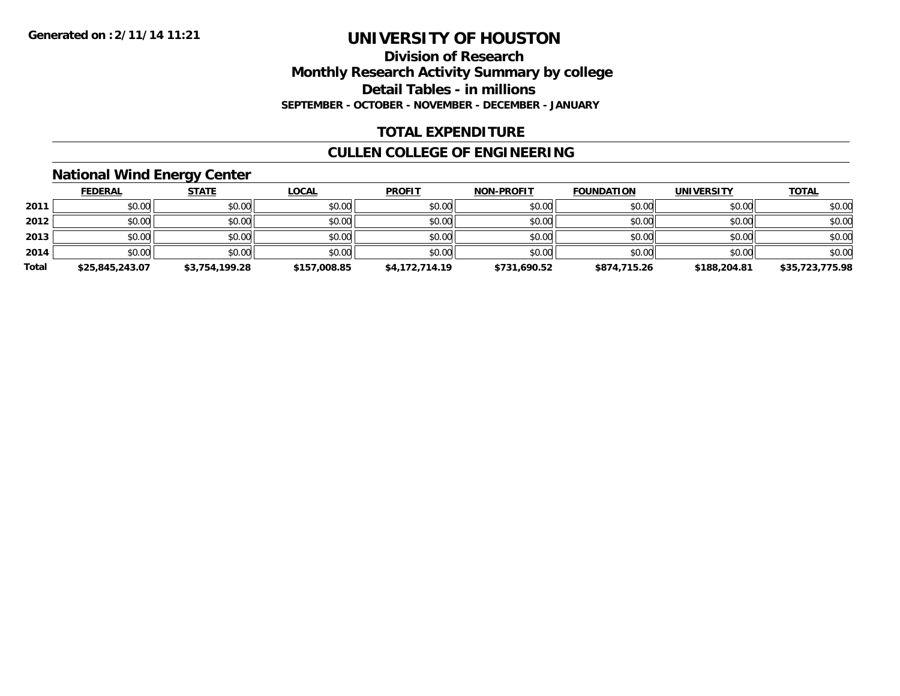Generated on :2/11/14 11:21

# UNIVERSITY OF HOUSTON

## Division of Research
## Monthly Research Activity Summary by college
## Detail Tables - in millions
### SEPTEMBER - OCTOBER - NOVEMBER - DECEMBER - JANUARY

## TOTAL EXPENDITURE

## CULLEN COLLEGE OF ENGINEERING

### National Wind Energy Center

| | FEDERAL | STATE | LOCAL | PROFIT | NON-PROFIT | FOUNDATION | UNIVERSITY | TOTAL |
|---|---|---|---|---|---|---|---|---|
| 2011 | $0.00 | $0.00 | $0.00 | $0.00 | $0.00 | $0.00 | $0.00 | $0.00 |
| 2012 | $0.00 | $0.00 | $0.00 | $0.00 | $0.00 | $0.00 | $0.00 | $0.00 |
| 2013 | $0.00 | $0.00 | $0.00 | $0.00 | $0.00 | $0.00 | $0.00 | $0.00 |
| 2014 | $0.00 | $0.00 | $0.00 | $0.00 | $0.00 | $0.00 | $0.00 | $0.00 |
| **Total** | **$25,845,243.07** | **$3,754,199.28** | **$157,008.85** | **$4,172,714.19** | **$731,690.52** | **$874,715.26** | **$188,204.81** | **$35,723,775.98** |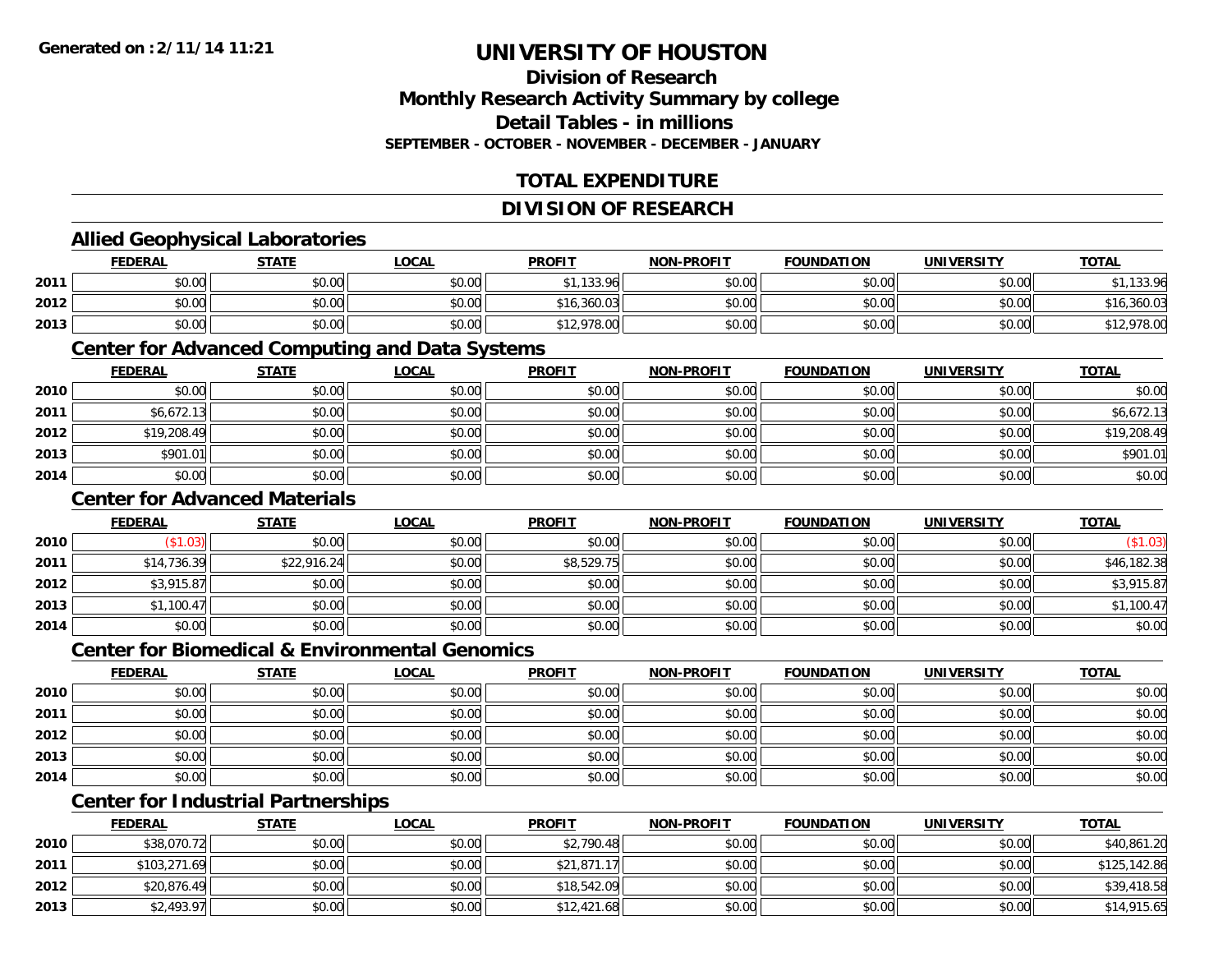Generated on :2/11/14 11:21

# UNIVERSITY OF HOUSTON

## Division of Research
## Monthly Research Activity Summary by college
## Detail Tables - in millions
### SEPTEMBER - OCTOBER - NOVEMBER - DECEMBER - JANUARY

## TOTAL EXPENDITURE

## DIVISION OF RESEARCH

### Allied Geophysical Laboratories

| | FEDERAL | STATE | LOCAL | PROFIT | NON-PROFIT | FOUNDATION | UNIVERSITY | TOTAL |
|---|---|---|---|---|---|---|---|---|
| 2011 | $0.00 | $0.00 | $0.00 | $1,133.96 | $0.00 | $0.00 | $0.00 | $1,133.96 |
| 2012 | $0.00 | $0.00 | $0.00 | $16,360.03 | $0.00 | $0.00 | $0.00 | $16,360.03 |
| 2013 | $0.00 | $0.00 | $0.00 | $12,978.00 | $0.00 | $0.00 | $0.00 | $12,978.00 |

### Center for Advanced Computing and Data Systems

| | FEDERAL | STATE | LOCAL | PROFIT | NON-PROFIT | FOUNDATION | UNIVERSITY | TOTAL |
|---|---|---|---|---|---|---|---|---|
| 2010 | $0.00 | $0.00 | $0.00 | $0.00 | $0.00 | $0.00 | $0.00 | $0.00 |
| 2011 | $6,672.13 | $0.00 | $0.00 | $0.00 | $0.00 | $0.00 | $0.00 | $6,672.13 |
| 2012 | $19,208.49 | $0.00 | $0.00 | $0.00 | $0.00 | $0.00 | $0.00 | $19,208.49 |
| 2013 | $901.01 | $0.00 | $0.00 | $0.00 | $0.00 | $0.00 | $0.00 | $901.01 |
| 2014 | $0.00 | $0.00 | $0.00 | $0.00 | $0.00 | $0.00 | $0.00 | $0.00 |

### Center for Advanced Materials

| | FEDERAL | STATE | LOCAL | PROFIT | NON-PROFIT | FOUNDATION | UNIVERSITY | TOTAL |
|---|---|---|---|---|---|---|---|---|
| 2010 | ($1.03) | $0.00 | $0.00 | $0.00 | $0.00 | $0.00 | $0.00 | ($1.03) |
| 2011 | $14,736.39 | $22,916.24 | $0.00 | $8,529.75 | $0.00 | $0.00 | $0.00 | $46,182.38 |
| 2012 | $3,915.87 | $0.00 | $0.00 | $0.00 | $0.00 | $0.00 | $0.00 | $3,915.87 |
| 2013 | $1,100.47 | $0.00 | $0.00 | $0.00 | $0.00 | $0.00 | $0.00 | $1,100.47 |
| 2014 | $0.00 | $0.00 | $0.00 | $0.00 | $0.00 | $0.00 | $0.00 | $0.00 |

### Center for Biomedical & Environmental Genomics

| | FEDERAL | STATE | LOCAL | PROFIT | NON-PROFIT | FOUNDATION | UNIVERSITY | TOTAL |
|---|---|---|---|---|---|---|---|---|
| 2010 | $0.00 | $0.00 | $0.00 | $0.00 | $0.00 | $0.00 | $0.00 | $0.00 |
| 2011 | $0.00 | $0.00 | $0.00 | $0.00 | $0.00 | $0.00 | $0.00 | $0.00 |
| 2012 | $0.00 | $0.00 | $0.00 | $0.00 | $0.00 | $0.00 | $0.00 | $0.00 |
| 2013 | $0.00 | $0.00 | $0.00 | $0.00 | $0.00 | $0.00 | $0.00 | $0.00 |
| 2014 | $0.00 | $0.00 | $0.00 | $0.00 | $0.00 | $0.00 | $0.00 | $0.00 |

### Center for Industrial Partnerships

| | FEDERAL | STATE | LOCAL | PROFIT | NON-PROFIT | FOUNDATION | UNIVERSITY | TOTAL |
|---|---|---|---|---|---|---|---|---|
| 2010 | $38,070.72 | $0.00 | $0.00 | $2,790.48 | $0.00 | $0.00 | $0.00 | $40,861.20 |
| 2011 | $103,271.69 | $0.00 | $0.00 | $21,871.17 | $0.00 | $0.00 | $0.00 | $125,142.86 |
| 2012 | $20,876.49 | $0.00 | $0.00 | $18,542.09 | $0.00 | $0.00 | $0.00 | $39,418.58 |
| 2013 | $2,493.97 | $0.00 | $0.00 | $12,421.68 | $0.00 | $0.00 | $0.00 | $14,915.65 |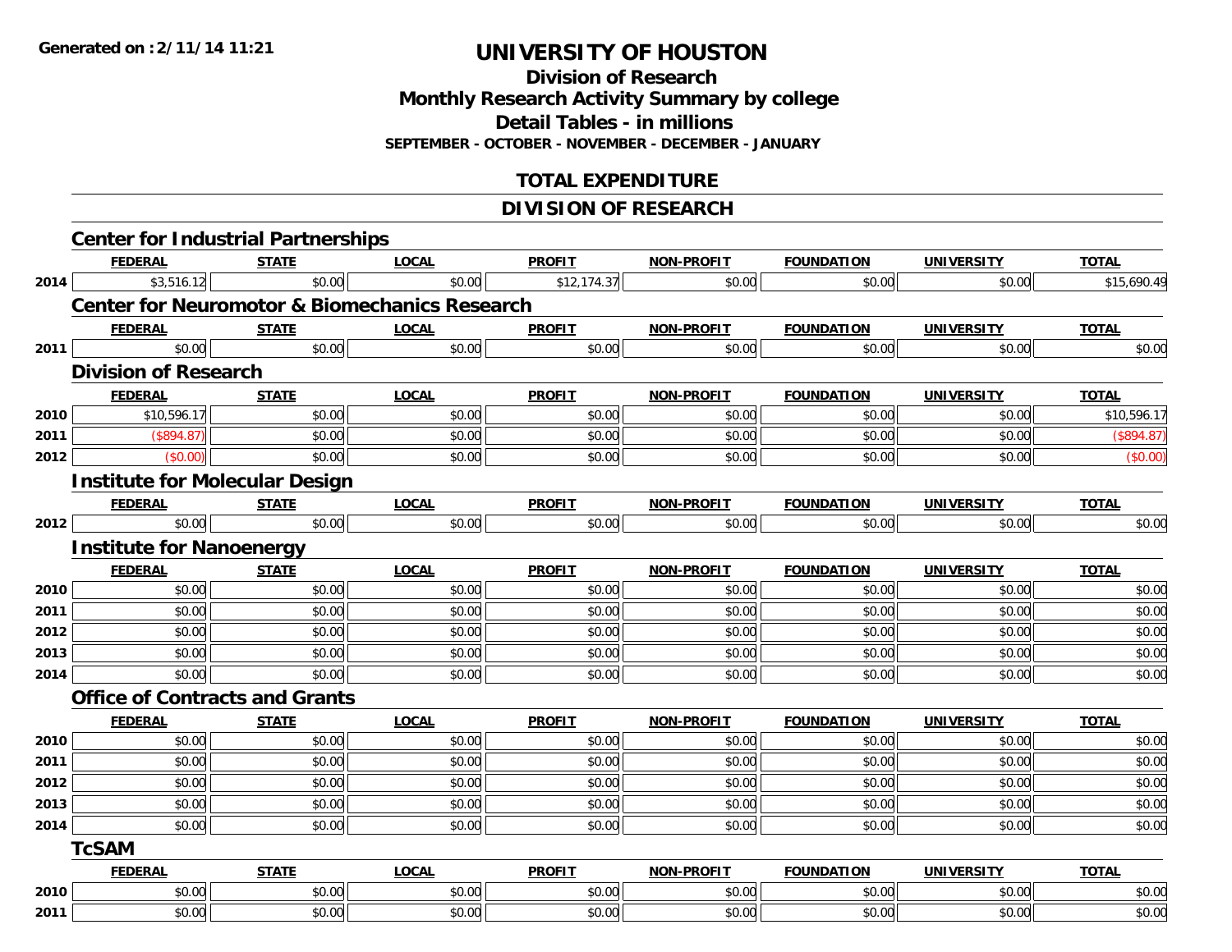Generated on :2/11/14 11:21

# UNIVERSITY OF HOUSTON

## Division of Research
## Monthly Research Activity Summary by college
## Detail Tables - in millions
### SEPTEMBER - OCTOBER - NOVEMBER - DECEMBER - JANUARY

## TOTAL EXPENDITURE

## DIVISION OF RESEARCH

### Center for Industrial Partnerships

| | FEDERAL | STATE | LOCAL | PROFIT | NON-PROFIT | FOUNDATION | UNIVERSITY | TOTAL |
|---|---|---|---|---|---|---|---|---|
| 2014 | $3,516.12 | $0.00 | $0.00 | $12,174.37 | $0.00 | $0.00 | $0.00 | $15,690.49 |

### Center for Neuromotor & Biomechanics Research

| | FEDERAL | STATE | LOCAL | PROFIT | NON-PROFIT | FOUNDATION | UNIVERSITY | TOTAL |
|---|---|---|---|---|---|---|---|---|
| 2011 | $0.00 | $0.00 | $0.00 | $0.00 | $0.00 | $0.00 | $0.00 | $0.00 |

### Division of Research

| | FEDERAL | STATE | LOCAL | PROFIT | NON-PROFIT | FOUNDATION | UNIVERSITY | TOTAL |
|---|---|---|---|---|---|---|---|---|
| 2010 | $10,596.17 | $0.00 | $0.00 | $0.00 | $0.00 | $0.00 | $0.00 | $10,596.17 |
| 2011 | ($894.87) | $0.00 | $0.00 | $0.00 | $0.00 | $0.00 | $0.00 | ($894.87) |
| 2012 | ($0.00) | $0.00 | $0.00 | $0.00 | $0.00 | $0.00 | $0.00 | ($0.00) |

### Institute for Molecular Design

| | FEDERAL | STATE | LOCAL | PROFIT | NON-PROFIT | FOUNDATION | UNIVERSITY | TOTAL |
|---|---|---|---|---|---|---|---|---|
| 2012 | $0.00 | $0.00 | $0.00 | $0.00 | $0.00 | $0.00 | $0.00 | $0.00 |

### Institute for Nanoenergy

| | FEDERAL | STATE | LOCAL | PROFIT | NON-PROFIT | FOUNDATION | UNIVERSITY | TOTAL |
|---|---|---|---|---|---|---|---|---|
| 2010 | $0.00 | $0.00 | $0.00 | $0.00 | $0.00 | $0.00 | $0.00 | $0.00 |
| 2011 | $0.00 | $0.00 | $0.00 | $0.00 | $0.00 | $0.00 | $0.00 | $0.00 |
| 2012 | $0.00 | $0.00 | $0.00 | $0.00 | $0.00 | $0.00 | $0.00 | $0.00 |
| 2013 | $0.00 | $0.00 | $0.00 | $0.00 | $0.00 | $0.00 | $0.00 | $0.00 |
| 2014 | $0.00 | $0.00 | $0.00 | $0.00 | $0.00 | $0.00 | $0.00 | $0.00 |

### Office of Contracts and Grants

| | FEDERAL | STATE | LOCAL | PROFIT | NON-PROFIT | FOUNDATION | UNIVERSITY | TOTAL |
|---|---|---|---|---|---|---|---|---|
| 2010 | $0.00 | $0.00 | $0.00 | $0.00 | $0.00 | $0.00 | $0.00 | $0.00 |
| 2011 | $0.00 | $0.00 | $0.00 | $0.00 | $0.00 | $0.00 | $0.00 | $0.00 |
| 2012 | $0.00 | $0.00 | $0.00 | $0.00 | $0.00 | $0.00 | $0.00 | $0.00 |
| 2013 | $0.00 | $0.00 | $0.00 | $0.00 | $0.00 | $0.00 | $0.00 | $0.00 |
| 2014 | $0.00 | $0.00 | $0.00 | $0.00 | $0.00 | $0.00 | $0.00 | $0.00 |

### TcSAM

| | FEDERAL | STATE | LOCAL | PROFIT | NON-PROFIT | FOUNDATION | UNIVERSITY | TOTAL |
|---|---|---|---|---|---|---|---|---|
| 2010 | $0.00 | $0.00 | $0.00 | $0.00 | $0.00 | $0.00 | $0.00 | $0.00 |
| 2011 | $0.00 | $0.00 | $0.00 | $0.00 | $0.00 | $0.00 | $0.00 | $0.00 |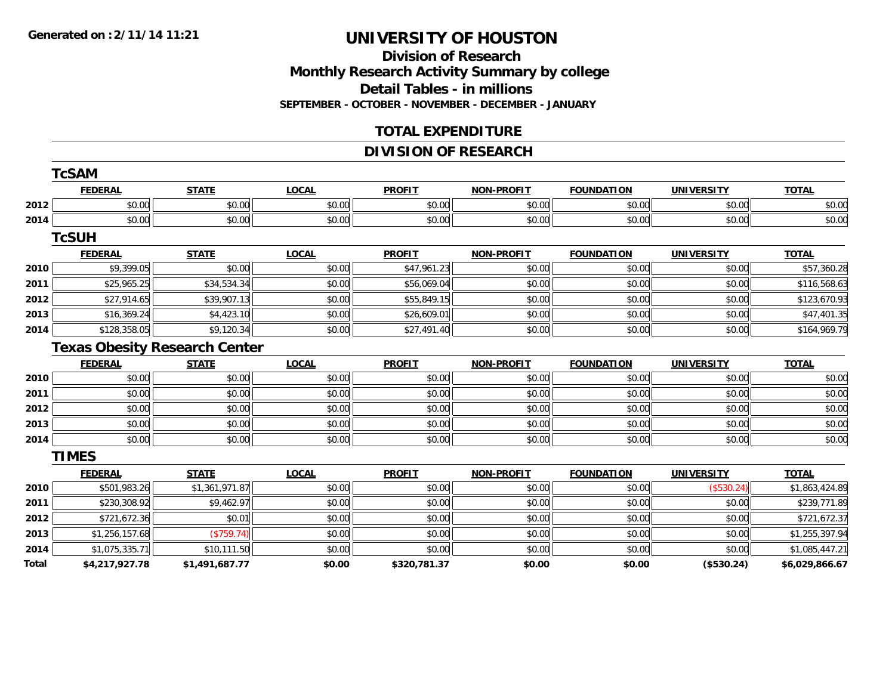**Generated on :2/11/14 11:21**

# UNIVERSITY OF HOUSTON

## Division of Research
## Monthly Research Activity Summary by college
## Detail Tables - in millions
### SEPTEMBER - OCTOBER - NOVEMBER - DECEMBER - JANUARY

## TOTAL EXPENDITURE

## DIVISION OF RESEARCH

### TcSAM

| | FEDERAL | STATE | LOCAL | PROFIT | NON-PROFIT | FOUNDATION | UNIVERSITY | TOTAL |
|---|---|---|---|---|---|---|---|---|
| 2012 | $0.00 | $0.00 | $0.00 | $0.00 | $0.00 | $0.00 | $0.00 | $0.00 |
| 2014 | $0.00 | $0.00 | $0.00 | $0.00 | $0.00 | $0.00 | $0.00 | $0.00 |

### TcSUH

| | FEDERAL | STATE | LOCAL | PROFIT | NON-PROFIT | FOUNDATION | UNIVERSITY | TOTAL |
|---|---|---|---|---|---|---|---|---|
| 2010 | $9,399.05 | $0.00 | $0.00 | $47,961.23 | $0.00 | $0.00 | $0.00 | $57,360.28 |
| 2011 | $25,965.25 | $34,534.34 | $0.00 | $56,069.04 | $0.00 | $0.00 | $0.00 | $116,568.63 |
| 2012 | $27,914.65 | $39,907.13 | $0.00 | $55,849.15 | $0.00 | $0.00 | $0.00 | $123,670.93 |
| 2013 | $16,369.24 | $4,423.10 | $0.00 | $26,609.01 | $0.00 | $0.00 | $0.00 | $47,401.35 |
| 2014 | $128,358.05 | $9,120.34 | $0.00 | $27,491.40 | $0.00 | $0.00 | $0.00 | $164,969.79 |

### Texas Obesity Research Center

| | FEDERAL | STATE | LOCAL | PROFIT | NON-PROFIT | FOUNDATION | UNIVERSITY | TOTAL |
|---|---|---|---|---|---|---|---|---|
| 2010 | $0.00 | $0.00 | $0.00 | $0.00 | $0.00 | $0.00 | $0.00 | $0.00 |
| 2011 | $0.00 | $0.00 | $0.00 | $0.00 | $0.00 | $0.00 | $0.00 | $0.00 |
| 2012 | $0.00 | $0.00 | $0.00 | $0.00 | $0.00 | $0.00 | $0.00 | $0.00 |
| 2013 | $0.00 | $0.00 | $0.00 | $0.00 | $0.00 | $0.00 | $0.00 | $0.00 |
| 2014 | $0.00 | $0.00 | $0.00 | $0.00 | $0.00 | $0.00 | $0.00 | $0.00 |

### TIMES

| | FEDERAL | STATE | LOCAL | PROFIT | NON-PROFIT | FOUNDATION | UNIVERSITY | TOTAL |
|---|---|---|---|---|---|---|---|---|
| 2010 | $501,983.26 | $1,361,971.87 | $0.00 | $0.00 | $0.00 | $0.00 | ($530.24) | $1,863,424.89 |
| 2011 | $230,308.92 | $9,462.97 | $0.00 | $0.00 | $0.00 | $0.00 | $0.00 | $239,771.89 |
| 2012 | $721,672.36 | $0.01 | $0.00 | $0.00 | $0.00 | $0.00 | $0.00 | $721,672.37 |
| 2013 | $1,256,157.68 | ($759.74) | $0.00 | $0.00 | $0.00 | $0.00 | $0.00 | $1,255,397.94 |
| 2014 | $1,075,335.71 | $10,111.50 | $0.00 | $0.00 | $0.00 | $0.00 | $0.00 | $1,085,447.21 |
| **Total** | **$4,217,927.78** | **$1,491,687.77** | **$0.00** | **$320,781.37** | **$0.00** | **$0.00** | **($530.24)** | **$6,029,866.67** |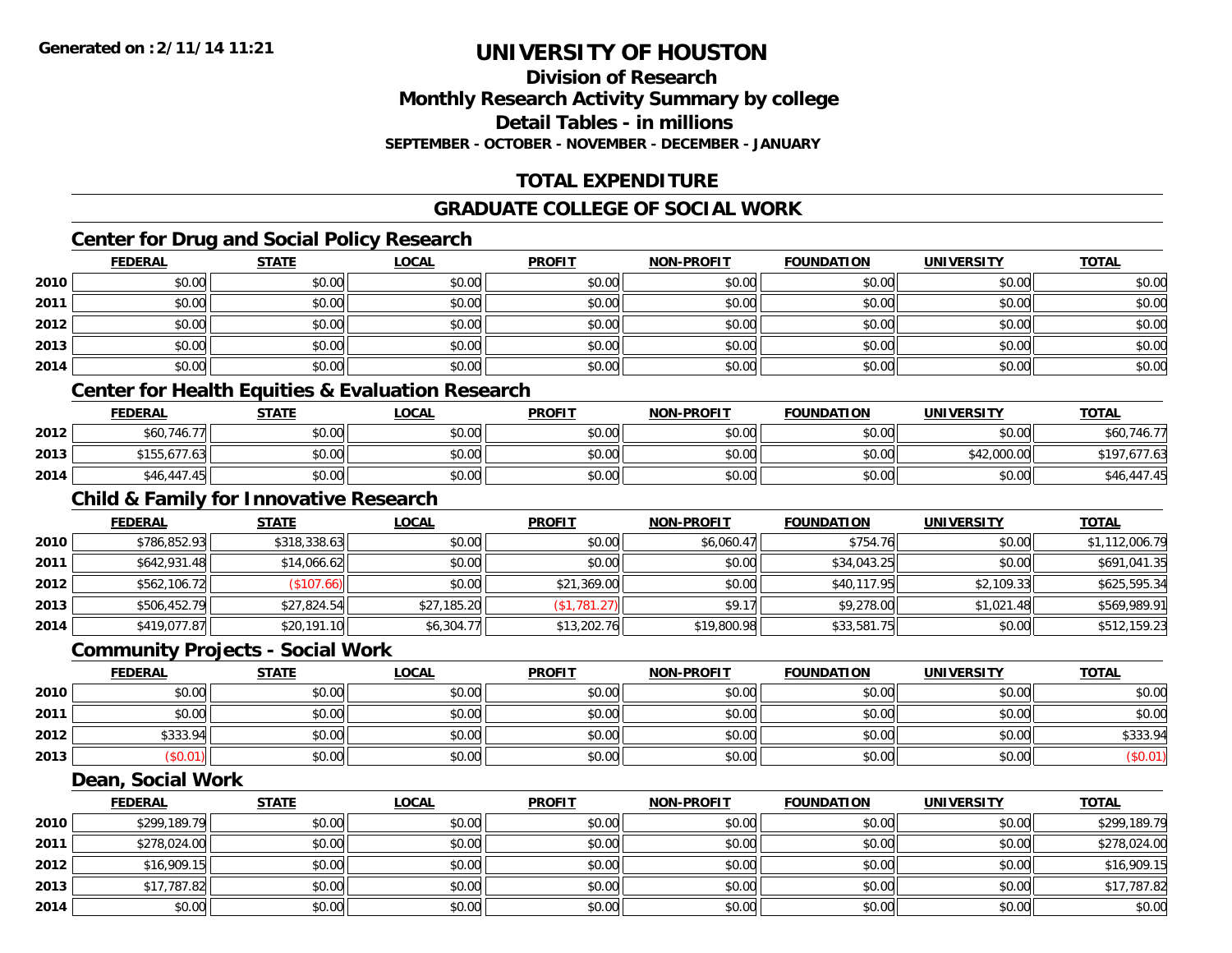**Generated on :2/11/14 11:21**

# UNIVERSITY OF HOUSTON

## Division of Research
## Monthly Research Activity Summary by college
## Detail Tables - in millions
### SEPTEMBER - OCTOBER - NOVEMBER - DECEMBER - JANUARY

## TOTAL EXPENDITURE

## GRADUATE COLLEGE OF SOCIAL WORK

### Center for Drug and Social Policy Research

| | FEDERAL | STATE | LOCAL | PROFIT | NON-PROFIT | FOUNDATION | UNIVERSITY | TOTAL |
|---|---|---|---|---|---|---|---|---|
| 2010 | $0.00 | $0.00 | $0.00 | $0.00 | $0.00 | $0.00 | $0.00 | $0.00 |
| 2011 | $0.00 | $0.00 | $0.00 | $0.00 | $0.00 | $0.00 | $0.00 | $0.00 |
| 2012 | $0.00 | $0.00 | $0.00 | $0.00 | $0.00 | $0.00 | $0.00 | $0.00 |
| 2013 | $0.00 | $0.00 | $0.00 | $0.00 | $0.00 | $0.00 | $0.00 | $0.00 |
| 2014 | $0.00 | $0.00 | $0.00 | $0.00 | $0.00 | $0.00 | $0.00 | $0.00 |

### Center for Health Equities & Evaluation Research

| | FEDERAL | STATE | LOCAL | PROFIT | NON-PROFIT | FOUNDATION | UNIVERSITY | TOTAL |
|---|---|---|---|---|---|---|---|---|
| 2012 | $60,746.77 | $0.00 | $0.00 | $0.00 | $0.00 | $0.00 | $0.00 | $60,746.77 |
| 2013 | $155,677.63 | $0.00 | $0.00 | $0.00 | $0.00 | $0.00 | $42,000.00 | $197,677.63 |
| 2014 | $46,447.45 | $0.00 | $0.00 | $0.00 | $0.00 | $0.00 | $0.00 | $46,447.45 |

### Child & Family for Innovative Research

| | FEDERAL | STATE | LOCAL | PROFIT | NON-PROFIT | FOUNDATION | UNIVERSITY | TOTAL |
|---|---|---|---|---|---|---|---|---|
| 2010 | $786,852.93 | $318,338.63 | $0.00 | $0.00 | $6,060.47 | $754.76 | $0.00 | $1,112,006.79 |
| 2011 | $642,931.48 | $14,066.62 | $0.00 | $0.00 | $0.00 | $34,043.25 | $0.00 | $691,041.35 |
| 2012 | $562,106.72 | ($107.66) | $0.00 | $21,369.00 | $0.00 | $40,117.95 | $2,109.33 | $625,595.34 |
| 2013 | $506,452.79 | $27,824.54 | $27,185.20 | ($1,781.27) | $9.17 | $9,278.00 | $1,021.48 | $569,989.91 |
| 2014 | $419,077.87 | $20,191.10 | $6,304.77 | $13,202.76 | $19,800.98 | $33,581.75 | $0.00 | $512,159.23 |

### Community Projects - Social Work

| | FEDERAL | STATE | LOCAL | PROFIT | NON-PROFIT | FOUNDATION | UNIVERSITY | TOTAL |
|---|---|---|---|---|---|---|---|---|
| 2010 | $0.00 | $0.00 | $0.00 | $0.00 | $0.00 | $0.00 | $0.00 | $0.00 |
| 2011 | $0.00 | $0.00 | $0.00 | $0.00 | $0.00 | $0.00 | $0.00 | $0.00 |
| 2012 | $333.94 | $0.00 | $0.00 | $0.00 | $0.00 | $0.00 | $0.00 | $333.94 |
| 2013 | ($0.01) | $0.00 | $0.00 | $0.00 | $0.00 | $0.00 | $0.00 | ($0.01) |

### Dean, Social Work

| | FEDERAL | STATE | LOCAL | PROFIT | NON-PROFIT | FOUNDATION | UNIVERSITY | TOTAL |
|---|---|---|---|---|---|---|---|---|
| 2010 | $299,189.79 | $0.00 | $0.00 | $0.00 | $0.00 | $0.00 | $0.00 | $299,189.79 |
| 2011 | $278,024.00 | $0.00 | $0.00 | $0.00 | $0.00 | $0.00 | $0.00 | $278,024.00 |
| 2012 | $16,909.15 | $0.00 | $0.00 | $0.00 | $0.00 | $0.00 | $0.00 | $16,909.15 |
| 2013 | $17,787.82 | $0.00 | $0.00 | $0.00 | $0.00 | $0.00 | $0.00 | $17,787.82 |
| 2014 | $0.00 | $0.00 | $0.00 | $0.00 | $0.00 | $0.00 | $0.00 | $0.00 |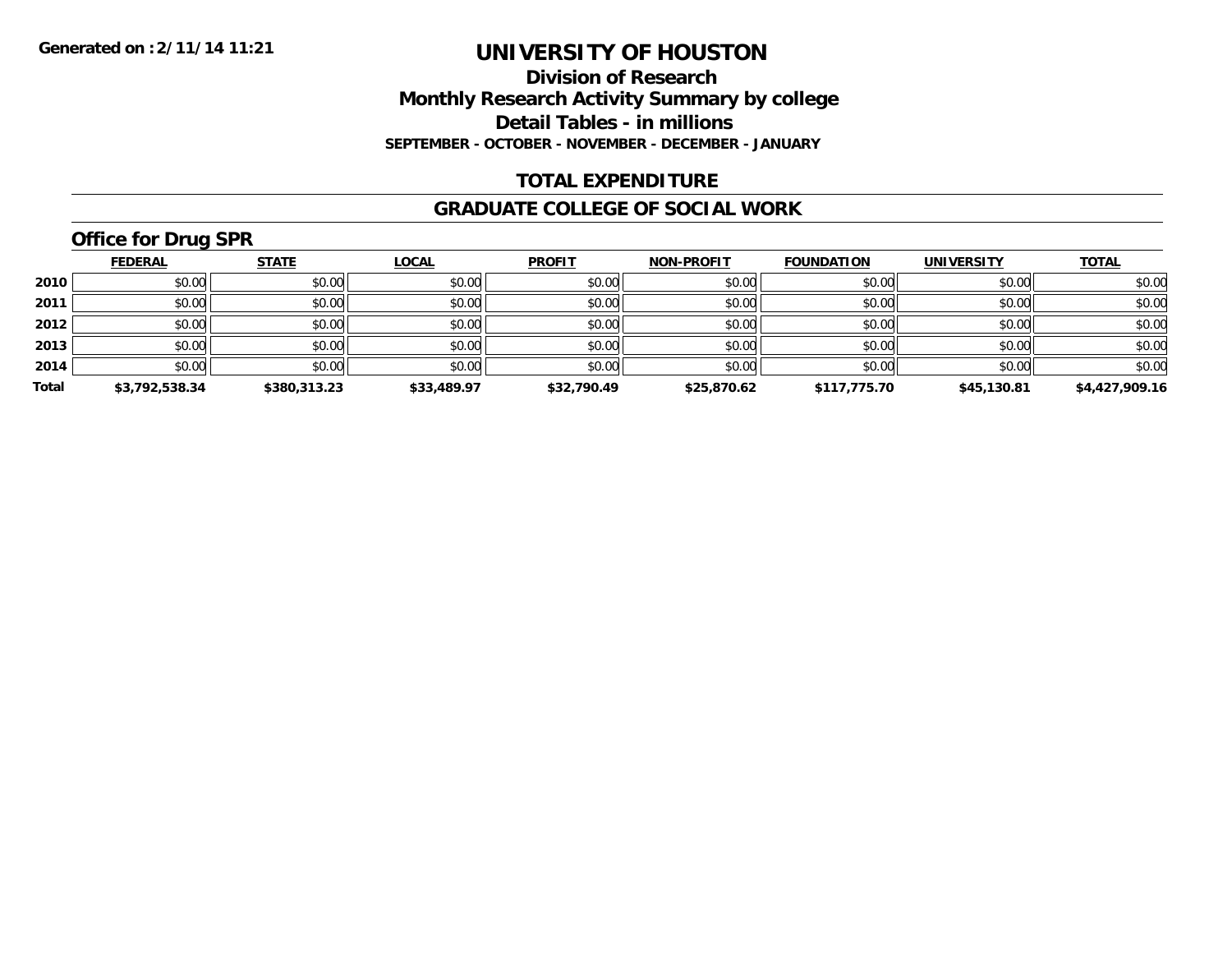Generated on :2/11/14 11:21

# UNIVERSITY OF HOUSTON

## Division of Research

## Monthly Research Activity Summary by college

## Detail Tables - in millions

**SEPTEMBER - OCTOBER - NOVEMBER - DECEMBER - JANUARY**

## TOTAL EXPENDITURE

## GRADUATE COLLEGE OF SOCIAL WORK

### Office for Drug SPR

| | FEDERAL | STATE | LOCAL | PROFIT | NON-PROFIT | FOUNDATION | UNIVERSITY | TOTAL |
|---|---|---|---|---|---|---|---|---|
| 2010 | $0.00 | $0.00 | $0.00 | $0.00 | $0.00 | $0.00 | $0.00 | $0.00 |
| 2011 | $0.00 | $0.00 | $0.00 | $0.00 | $0.00 | $0.00 | $0.00 | $0.00 |
| 2012 | $0.00 | $0.00 | $0.00 | $0.00 | $0.00 | $0.00 | $0.00 | $0.00 |
| 2013 | $0.00 | $0.00 | $0.00 | $0.00 | $0.00 | $0.00 | $0.00 | $0.00 |
| 2014 | $0.00 | $0.00 | $0.00 | $0.00 | $0.00 | $0.00 | $0.00 | $0.00 |
| **Total** | **$3,792,538.34** | **$380,313.23** | **$33,489.97** | **$32,790.49** | **$25,870.62** | **$117,775.70** | **$45,130.81** | **$4,427,909.16** |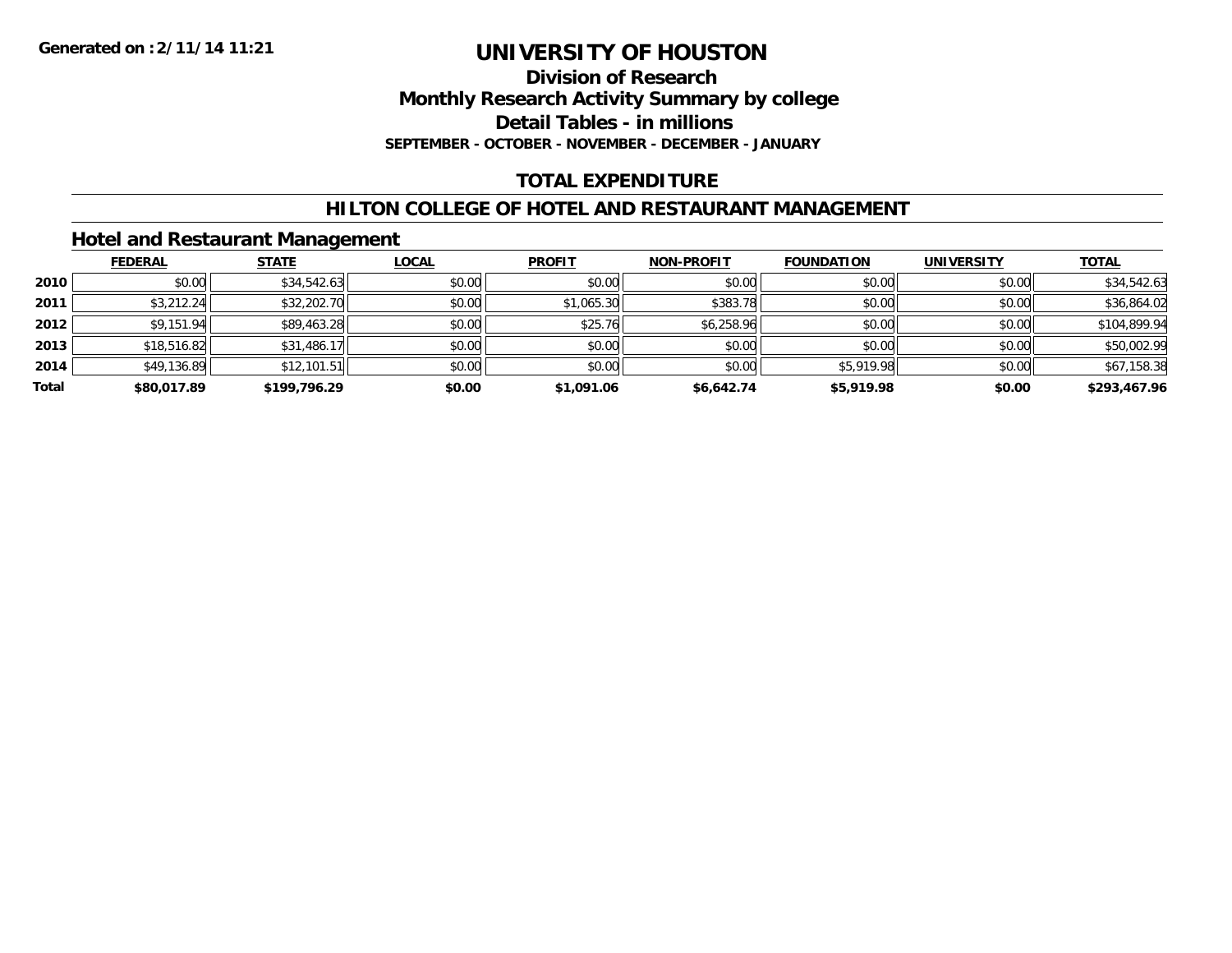**Generated on :2/11/14 11:21**

# UNIVERSITY OF HOUSTON

## Division of Research
## Monthly Research Activity Summary by college
## Detail Tables - in millions
**SEPTEMBER - OCTOBER - NOVEMBER - DECEMBER - JANUARY**

## TOTAL EXPENDITURE

## HILTON COLLEGE OF HOTEL AND RESTAURANT MANAGEMENT

### Hotel and Restaurant Management

| | FEDERAL | STATE | LOCAL | PROFIT | NON-PROFIT | FOUNDATION | UNIVERSITY | TOTAL |
|---|---|---|---|---|---|---|---|---|
| 2010 | $0.00 | $34,542.63 | $0.00 | $0.00 | $0.00 | $0.00 | $0.00 | $34,542.63 |
| 2011 | $3,212.24 | $32,202.70 | $0.00 | $1,065.30 | $383.78 | $0.00 | $0.00 | $36,864.02 |
| 2012 | $9,151.94 | $89,463.28 | $0.00 | $25.76 | $6,258.96 | $0.00 | $0.00 | $104,899.94 |
| 2013 | $18,516.82 | $31,486.17 | $0.00 | $0.00 | $0.00 | $0.00 | $0.00 | $50,002.99 |
| 2014 | $49,136.89 | $12,101.51 | $0.00 | $0.00 | $0.00 | $5,919.98 | $0.00 | $67,158.38 |
| **Total** | **$80,017.89** | **$199,796.29** | **$0.00** | **$1,091.06** | **$6,642.74** | **$5,919.98** | **$0.00** | **$293,467.96** |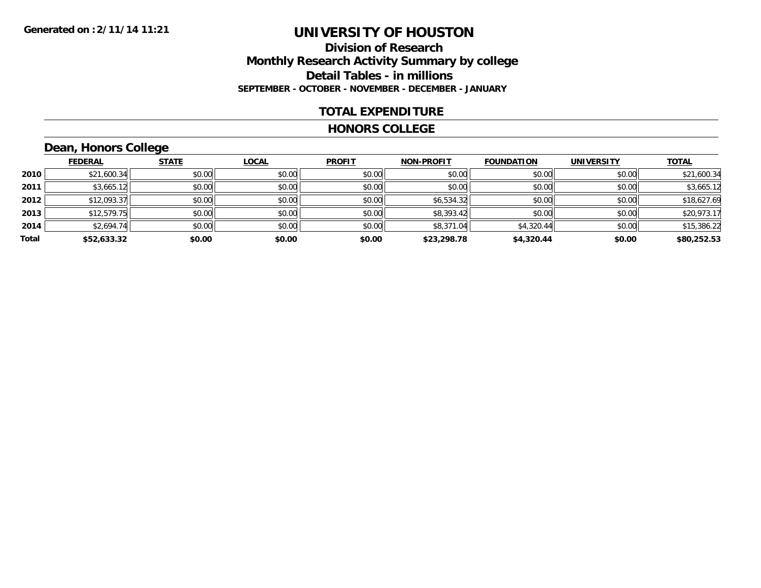Generated on :2/11/14 11:21

# UNIVERSITY OF HOUSTON

## Division of Research
## Monthly Research Activity Summary by college
## Detail Tables - in millions
### SEPTEMBER - OCTOBER - NOVEMBER - DECEMBER - JANUARY

## TOTAL EXPENDITURE

## HONORS COLLEGE

### Dean, Honors College

| | FEDERAL | STATE | LOCAL | PROFIT | NON-PROFIT | FOUNDATION | UNIVERSITY | TOTAL |
|---|---|---|---|---|---|---|---|---|
| 2010 | $21,600.34 | $0.00 | $0.00 | $0.00 | $0.00 | $0.00 | $0.00 | $21,600.34 |
| 2011 | $3,665.12 | $0.00 | $0.00 | $0.00 | $0.00 | $0.00 | $0.00 | $3,665.12 |
| 2012 | $12,093.37 | $0.00 | $0.00 | $0.00 | $6,534.32 | $0.00 | $0.00 | $18,627.69 |
| 2013 | $12,579.75 | $0.00 | $0.00 | $0.00 | $8,393.42 | $0.00 | $0.00 | $20,973.17 |
| 2014 | $2,694.74 | $0.00 | $0.00 | $0.00 | $8,371.04 | $4,320.44 | $0.00 | $15,386.22 |
| **Total** | **$52,633.32** | **$0.00** | **$0.00** | **$0.00** | **$23,298.78** | **$4,320.44** | **$0.00** | **$80,252.53** |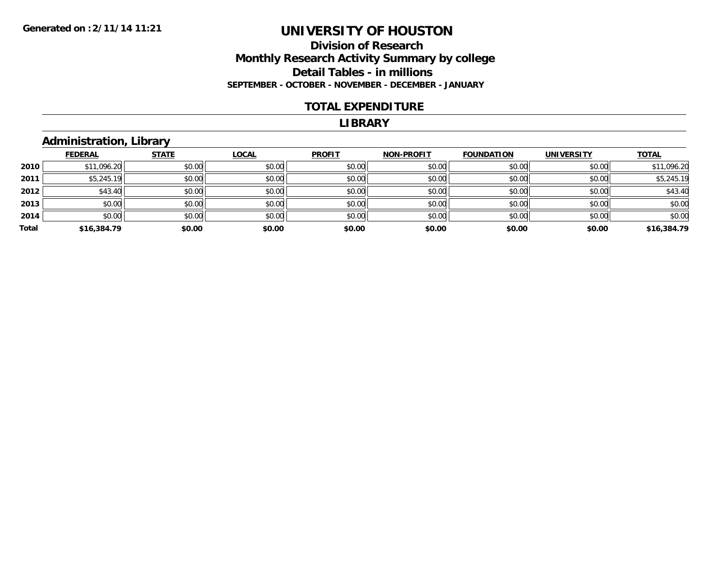# UNIVERSITY OF HOUSTON

## Division of Research
## Monthly Research Activity Summary by college
## Detail Tables - in millions
### SEPTEMBER - OCTOBER - NOVEMBER - DECEMBER - JANUARY

Generated on : 2/11/14 11:21

## TOTAL EXPENDITURE

## LIBRARY

### Administration, Library

| | FEDERAL | STATE | LOCAL | PROFIT | NON-PROFIT | FOUNDATION | UNIVERSITY | TOTAL |
|---|---|---|---|---|---|---|---|---|
| 2010 | $11,096.20 | $0.00 | $0.00 | $0.00 | $0.00 | $0.00 | $0.00 | $11,096.20 |
| 2011 | $5,245.19 | $0.00 | $0.00 | $0.00 | $0.00 | $0.00 | $0.00 | $5,245.19 |
| 2012 | $43.40 | $0.00 | $0.00 | $0.00 | $0.00 | $0.00 | $0.00 | $43.40 |
| 2013 | $0.00 | $0.00 | $0.00 | $0.00 | $0.00 | $0.00 | $0.00 | $0.00 |
| 2014 | $0.00 | $0.00 | $0.00 | $0.00 | $0.00 | $0.00 | $0.00 | $0.00 |
| **Total** | **$16,384.79** | **$0.00** | **$0.00** | **$0.00** | **$0.00** | **$0.00** | **$0.00** | **$16,384.79** |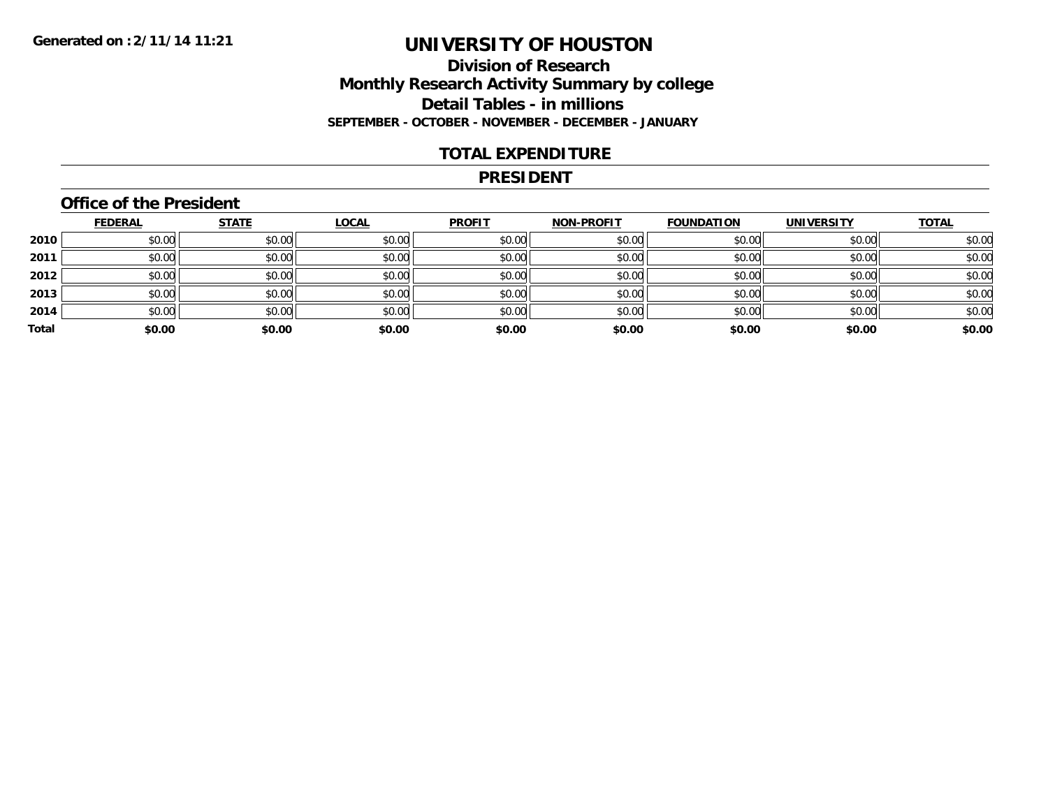Generated on :2/11/14 11:21

# UNIVERSITY OF HOUSTON

## Division of Research
## Monthly Research Activity Summary by college
## Detail Tables - in millions
### SEPTEMBER - OCTOBER - NOVEMBER - DECEMBER - JANUARY

## TOTAL EXPENDITURE

## PRESIDENT

### Office of the President

| | FEDERAL | STATE | LOCAL | PROFIT | NON-PROFIT | FOUNDATION | UNIVERSITY | TOTAL |
|---|---|---|---|---|---|---|---|---|
| 2010 | $0.00 | $0.00 | $0.00 | $0.00 | $0.00 | $0.00 | $0.00 | $0.00 |
| 2011 | $0.00 | $0.00 | $0.00 | $0.00 | $0.00 | $0.00 | $0.00 | $0.00 |
| 2012 | $0.00 | $0.00 | $0.00 | $0.00 | $0.00 | $0.00 | $0.00 | $0.00 |
| 2013 | $0.00 | $0.00 | $0.00 | $0.00 | $0.00 | $0.00 | $0.00 | $0.00 |
| 2014 | $0.00 | $0.00 | $0.00 | $0.00 | $0.00 | $0.00 | $0.00 | $0.00 |
| **Total** | **$0.00** | **$0.00** | **$0.00** | **$0.00** | **$0.00** | **$0.00** | **$0.00** | **$0.00** |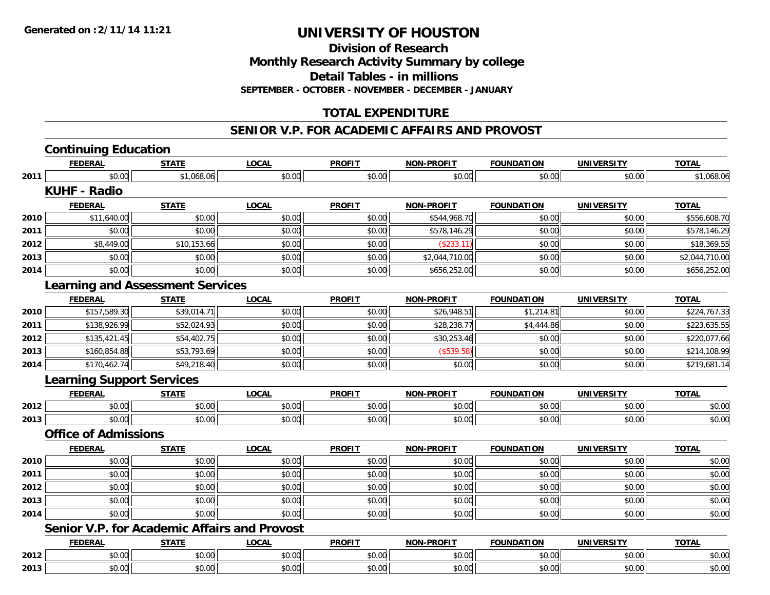# UNIVERSITY OF HOUSTON

## Division of Research
## Monthly Research Activity Summary by college
## Detail Tables - in millions
### SEPTEMBER - OCTOBER - NOVEMBER - DECEMBER - JANUARY

## TOTAL EXPENDITURE

## SENIOR V.P. FOR ACADEMIC AFFAIRS AND PROVOST

### Continuing Education

| | FEDERAL | STATE | LOCAL | PROFIT | NON-PROFIT | FOUNDATION | UNIVERSITY | TOTAL |
|---|---|---|---|---|---|---|---|---|
| 2011 | $0.00 | $1,068.06 | $0.00 | $0.00 | $0.00 | $0.00 | $0.00 | $1,068.06 |

### KUHF - Radio

| | FEDERAL | STATE | LOCAL | PROFIT | NON-PROFIT | FOUNDATION | UNIVERSITY | TOTAL |
|---|---|---|---|---|---|---|---|---|
| 2010 | $11,640.00 | $0.00 | $0.00 | $0.00 | $544,968.70 | $0.00 | $0.00 | $556,608.70 |
| 2011 | $0.00 | $0.00 | $0.00 | $0.00 | $578,146.29 | $0.00 | $0.00 | $578,146.29 |
| 2012 | $8,449.00 | $10,153.66 | $0.00 | $0.00 | ($233.11) | $0.00 | $0.00 | $18,369.55 |
| 2013 | $0.00 | $0.00 | $0.00 | $0.00 | $2,044,710.00 | $0.00 | $0.00 | $2,044,710.00 |
| 2014 | $0.00 | $0.00 | $0.00 | $0.00 | $656,252.00 | $0.00 | $0.00 | $656,252.00 |

### Learning and Assessment Services

| | FEDERAL | STATE | LOCAL | PROFIT | NON-PROFIT | FOUNDATION | UNIVERSITY | TOTAL |
|---|---|---|---|---|---|---|---|---|
| 2010 | $157,589.30 | $39,014.71 | $0.00 | $0.00 | $26,948.51 | $1,214.81 | $0.00 | $224,767.33 |
| 2011 | $138,926.99 | $52,024.93 | $0.00 | $0.00 | $28,238.77 | $4,444.86 | $0.00 | $223,635.55 |
| 2012 | $135,421.45 | $54,402.75 | $0.00 | $0.00 | $30,253.46 | $0.00 | $0.00 | $220,077.66 |
| 2013 | $160,854.88 | $53,793.69 | $0.00 | $0.00 | ($539.58) | $0.00 | $0.00 | $214,108.99 |
| 2014 | $170,462.74 | $49,218.40 | $0.00 | $0.00 | $0.00 | $0.00 | $0.00 | $219,681.14 |

### Learning Support Services

| | FEDERAL | STATE | LOCAL | PROFIT | NON-PROFIT | FOUNDATION | UNIVERSITY | TOTAL |
|---|---|---|---|---|---|---|---|---|
| 2012 | $0.00 | $0.00 | $0.00 | $0.00 | $0.00 | $0.00 | $0.00 | $0.00 |
| 2013 | $0.00 | $0.00 | $0.00 | $0.00 | $0.00 | $0.00 | $0.00 | $0.00 |

### Office of Admissions

| | FEDERAL | STATE | LOCAL | PROFIT | NON-PROFIT | FOUNDATION | UNIVERSITY | TOTAL |
|---|---|---|---|---|---|---|---|---|
| 2010 | $0.00 | $0.00 | $0.00 | $0.00 | $0.00 | $0.00 | $0.00 | $0.00 |
| 2011 | $0.00 | $0.00 | $0.00 | $0.00 | $0.00 | $0.00 | $0.00 | $0.00 |
| 2012 | $0.00 | $0.00 | $0.00 | $0.00 | $0.00 | $0.00 | $0.00 | $0.00 |
| 2013 | $0.00 | $0.00 | $0.00 | $0.00 | $0.00 | $0.00 | $0.00 | $0.00 |
| 2014 | $0.00 | $0.00 | $0.00 | $0.00 | $0.00 | $0.00 | $0.00 | $0.00 |

### Senior V.P. for Academic Affairs and Provost

| | FEDERAL | STATE | LOCAL | PROFIT | NON-PROFIT | FOUNDATION | UNIVERSITY | TOTAL |
|---|---|---|---|---|---|---|---|---|
| 2012 | $0.00 | $0.00 | $0.00 | $0.00 | $0.00 | $0.00 | $0.00 | $0.00 |
| 2013 | $0.00 | $0.00 | $0.00 | $0.00 | $0.00 | $0.00 | $0.00 | $0.00 |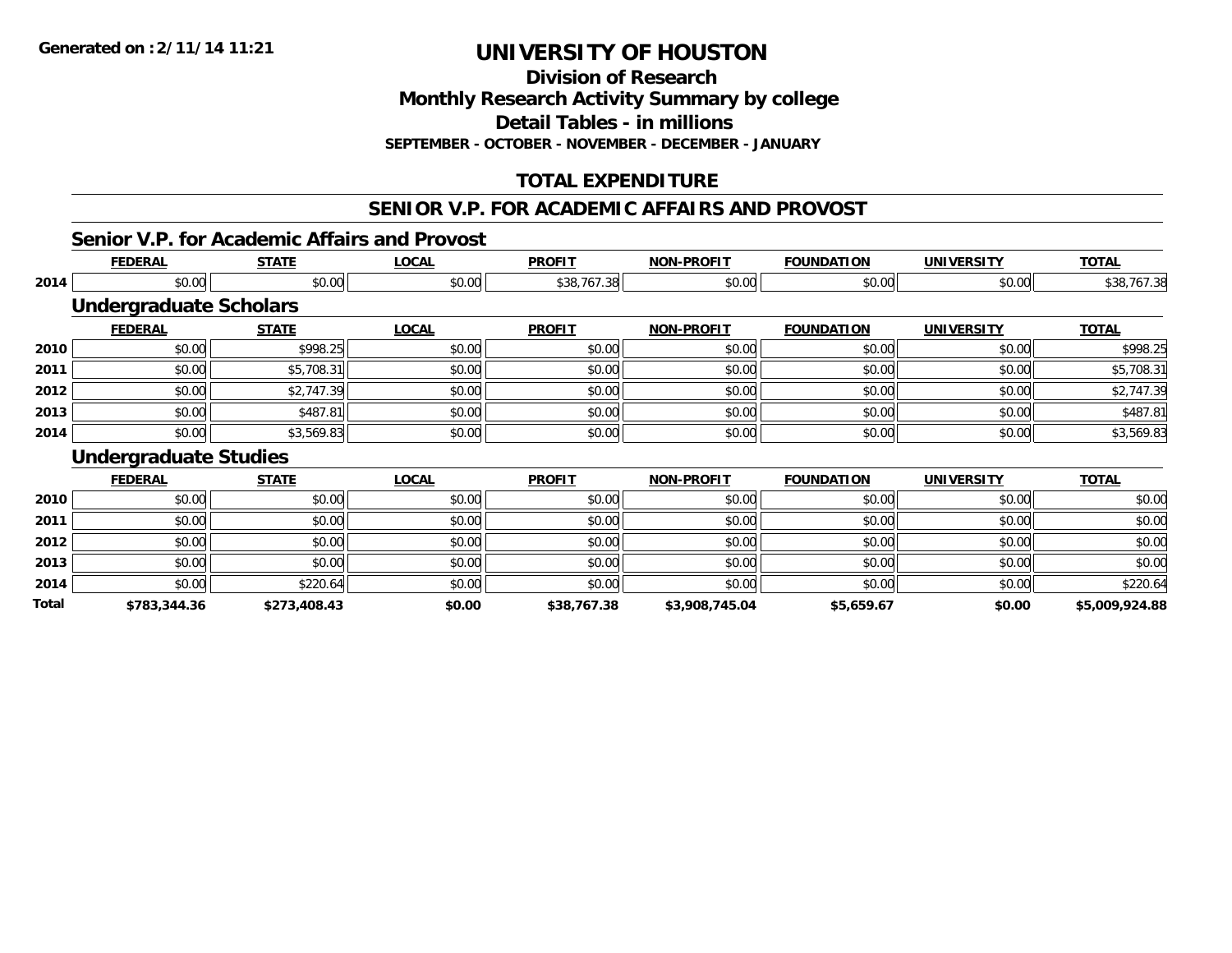**Generated on :2/11/14 11:21**

# UNIVERSITY OF HOUSTON

## Division of Research
## Monthly Research Activity Summary by college
## Detail Tables - in millions
### SEPTEMBER - OCTOBER - NOVEMBER - DECEMBER - JANUARY

## TOTAL EXPENDITURE

## SENIOR V.P. FOR ACADEMIC AFFAIRS AND PROVOST

### Senior V.P. for Academic Affairs and Provost

| | FEDERAL | STATE | LOCAL | PROFIT | NON-PROFIT | FOUNDATION | UNIVERSITY | TOTAL |
|---|---|---|---|---|---|---|---|---|
| 2014 | $0.00 | $0.00 | $0.00 | $38,767.38 | $0.00 | $0.00 | $0.00 | $38,767.38 |

### Undergraduate Scholars

| | FEDERAL | STATE | LOCAL | PROFIT | NON-PROFIT | FOUNDATION | UNIVERSITY | TOTAL |
|---|---|---|---|---|---|---|---|---|
| 2010 | $0.00 | $998.25 | $0.00 | $0.00 | $0.00 | $0.00 | $0.00 | $998.25 |
| 2011 | $0.00 | $5,708.31 | $0.00 | $0.00 | $0.00 | $0.00 | $0.00 | $5,708.31 |
| 2012 | $0.00 | $2,747.39 | $0.00 | $0.00 | $0.00 | $0.00 | $0.00 | $2,747.39 |
| 2013 | $0.00 | $487.81 | $0.00 | $0.00 | $0.00 | $0.00 | $0.00 | $487.81 |
| 2014 | $0.00 | $3,569.83 | $0.00 | $0.00 | $0.00 | $0.00 | $0.00 | $3,569.83 |

### Undergraduate Studies

| | FEDERAL | STATE | LOCAL | PROFIT | NON-PROFIT | FOUNDATION | UNIVERSITY | TOTAL |
|---|---|---|---|---|---|---|---|---|
| 2010 | $0.00 | $0.00 | $0.00 | $0.00 | $0.00 | $0.00 | $0.00 | $0.00 |
| 2011 | $0.00 | $0.00 | $0.00 | $0.00 | $0.00 | $0.00 | $0.00 | $0.00 |
| 2012 | $0.00 | $0.00 | $0.00 | $0.00 | $0.00 | $0.00 | $0.00 | $0.00 |
| 2013 | $0.00 | $0.00 | $0.00 | $0.00 | $0.00 | $0.00 | $0.00 | $0.00 |
| 2014 | $0.00 | $220.64 | $0.00 | $0.00 | $0.00 | $0.00 | $0.00 | $220.64 |
| **Total** | **$783,344.36** | **$273,408.43** | **$0.00** | **$38,767.38** | **$3,908,745.04** | **$5,659.67** | **$0.00** | **$5,009,924.88** |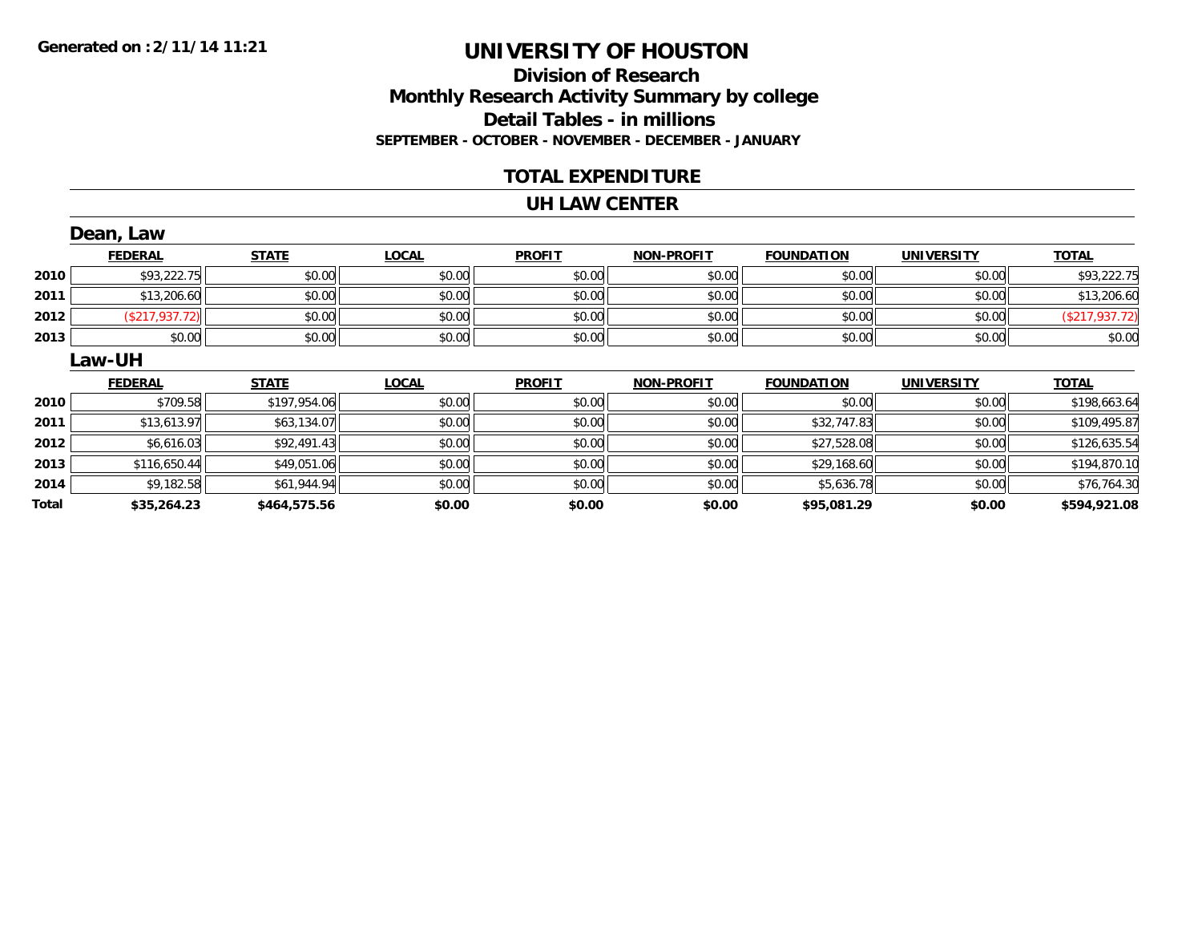Generated on :2/11/14 11:21

# UNIVERSITY OF HOUSTON

## Division of Research
## Monthly Research Activity Summary by college
## Detail Tables - in millions
### SEPTEMBER - OCTOBER - NOVEMBER - DECEMBER - JANUARY

## TOTAL EXPENDITURE

## UH LAW CENTER

### Dean, Law

| | FEDERAL | STATE | LOCAL | PROFIT | NON-PROFIT | FOUNDATION | UNIVERSITY | TOTAL |
|---|---|---|---|---|---|---|---|---|
| 2010 | $93,222.75 | $0.00 | $0.00 | $0.00 | $0.00 | $0.00 | $0.00 | $93,222.75 |
| 2011 | $13,206.60 | $0.00 | $0.00 | $0.00 | $0.00 | $0.00 | $0.00 | $13,206.60 |
| 2012 | ($217,937.72) | $0.00 | $0.00 | $0.00 | $0.00 | $0.00 | $0.00 | ($217,937.72) |
| 2013 | $0.00 | $0.00 | $0.00 | $0.00 | $0.00 | $0.00 | $0.00 | $0.00 |

### Law-UH

| | FEDERAL | STATE | LOCAL | PROFIT | NON-PROFIT | FOUNDATION | UNIVERSITY | TOTAL |
|---|---|---|---|---|---|---|---|---|
| 2010 | $709.58 | $197,954.06 | $0.00 | $0.00 | $0.00 | $0.00 | $0.00 | $198,663.64 |
| 2011 | $13,613.97 | $63,134.07 | $0.00 | $0.00 | $0.00 | $32,747.83 | $0.00 | $109,495.87 |
| 2012 | $6,616.03 | $92,491.43 | $0.00 | $0.00 | $0.00 | $27,528.08 | $0.00 | $126,635.54 |
| 2013 | $116,650.44 | $49,051.06 | $0.00 | $0.00 | $0.00 | $29,168.60 | $0.00 | $194,870.10 |
| 2014 | $9,182.58 | $61,944.94 | $0.00 | $0.00 | $0.00 | $5,636.78 | $0.00 | $76,764.30 |
| **Total** | **$35,264.23** | **$464,575.56** | **$0.00** | **$0.00** | **$0.00** | **$95,081.29** | **$0.00** | **$594,921.08** |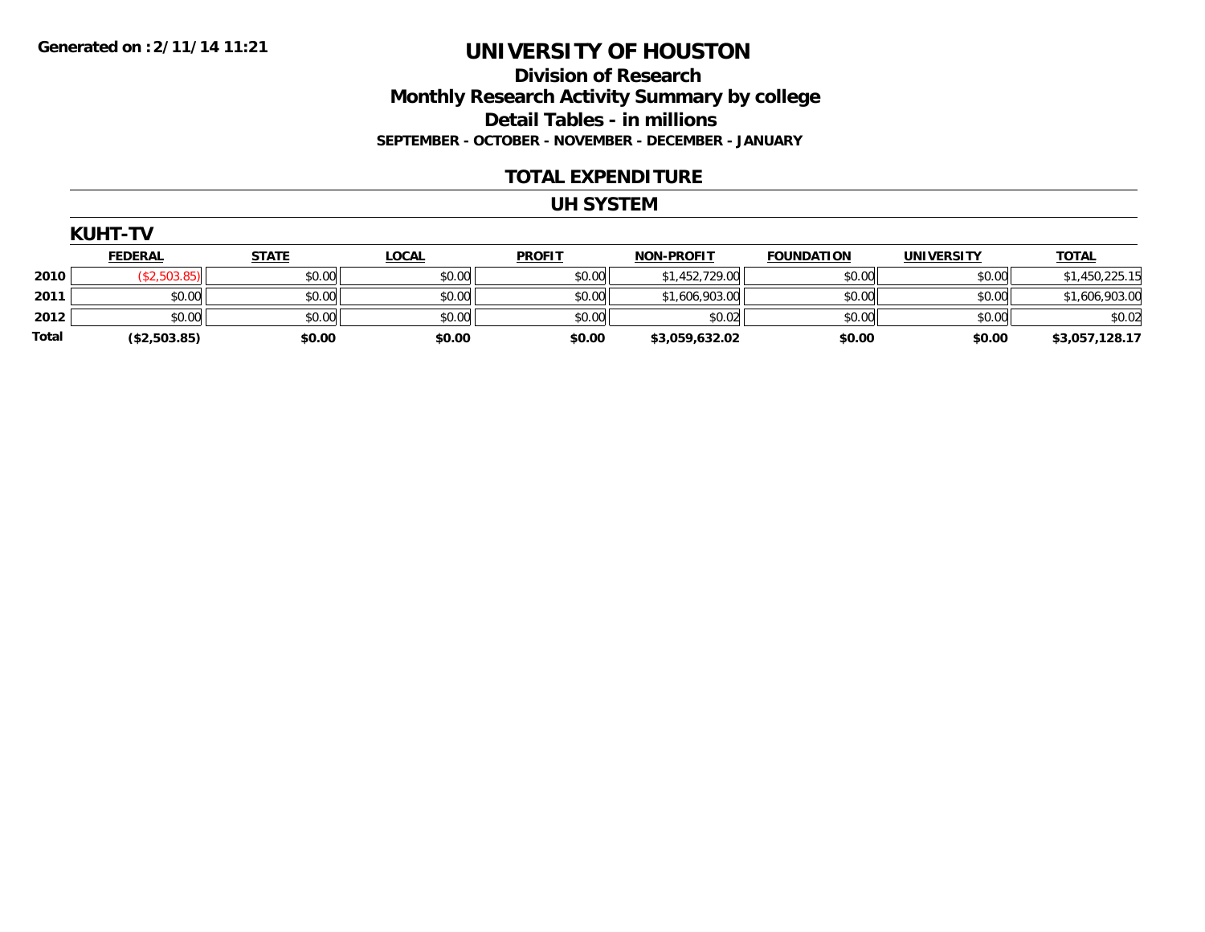Generated on :2/11/14 11:21

# UNIVERSITY OF HOUSTON

## Division of Research
## Monthly Research Activity Summary by college
## Detail Tables - in millions

**SEPTEMBER - OCTOBER - NOVEMBER - DECEMBER - JANUARY**

## TOTAL EXPENDITURE

## UH SYSTEM

### KUHT-TV

| | FEDERAL | STATE | LOCAL | PROFIT | NON-PROFIT | FOUNDATION | UNIVERSITY | TOTAL |
|---|---|---|---|---|---|---|---|---|
| 2010 | ($2,503.85) | $0.00 | $0.00 | $0.00 | $1,452,729.00 | $0.00 | $0.00 | $1,450,225.15 |
| 2011 | $0.00 | $0.00 | $0.00 | $0.00 | $1,606,903.00 | $0.00 | $0.00 | $1,606,903.00 |
| 2012 | $0.00 | $0.00 | $0.00 | $0.00 | $0.02 | $0.00 | $0.00 | $0.02 |
| **Total** | **($2,503.85)** | **$0.00** | **$0.00** | **$0.00** | **$3,059,632.02** | **$0.00** | **$0.00** | **$3,057,128.17** |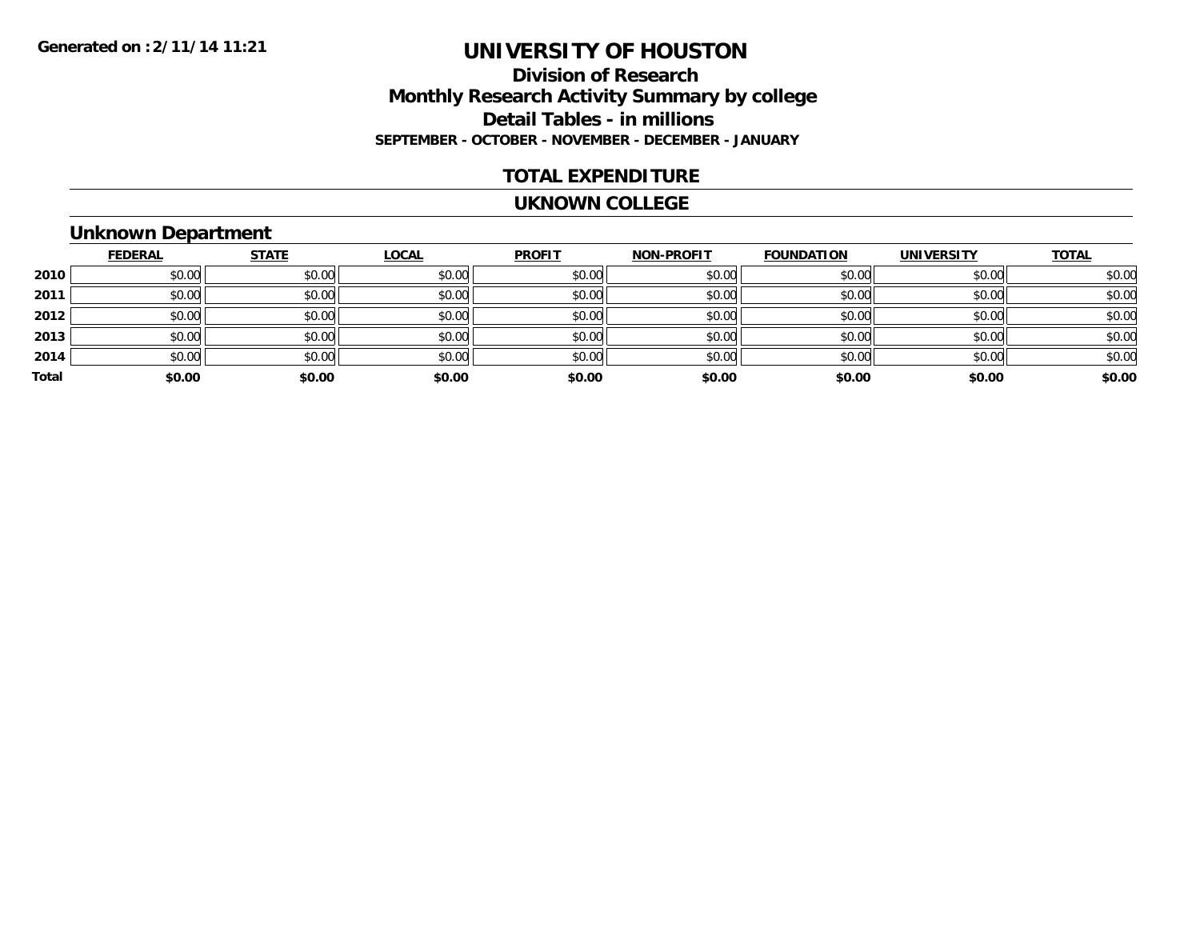# UNIVERSITY OF HOUSTON

## Division of Research
## Monthly Research Activity Summary by college
## Detail Tables - in millions
### SEPTEMBER - OCTOBER - NOVEMBER - DECEMBER - JANUARY

### TOTAL EXPENDITURE

### UKNOWN COLLEGE

### Unknown Department

| | FEDERAL | STATE | LOCAL | PROFIT | NON-PROFIT | FOUNDATION | UNIVERSITY | TOTAL |
|---|---|---|---|---|---|---|---|---|
| 2010 | $0.00 | $0.00 | $0.00 | $0.00 | $0.00 | $0.00 | $0.00 | $0.00 |
| 2011 | $0.00 | $0.00 | $0.00 | $0.00 | $0.00 | $0.00 | $0.00 | $0.00 |
| 2012 | $0.00 | $0.00 | $0.00 | $0.00 | $0.00 | $0.00 | $0.00 | $0.00 |
| 2013 | $0.00 | $0.00 | $0.00 | $0.00 | $0.00 | $0.00 | $0.00 | $0.00 |
| 2014 | $0.00 | $0.00 | $0.00 | $0.00 | $0.00 | $0.00 | $0.00 | $0.00 |
| **Total** | **$0.00** | **$0.00** | **$0.00** | **$0.00** | **$0.00** | **$0.00** | **$0.00** | **$0.00** |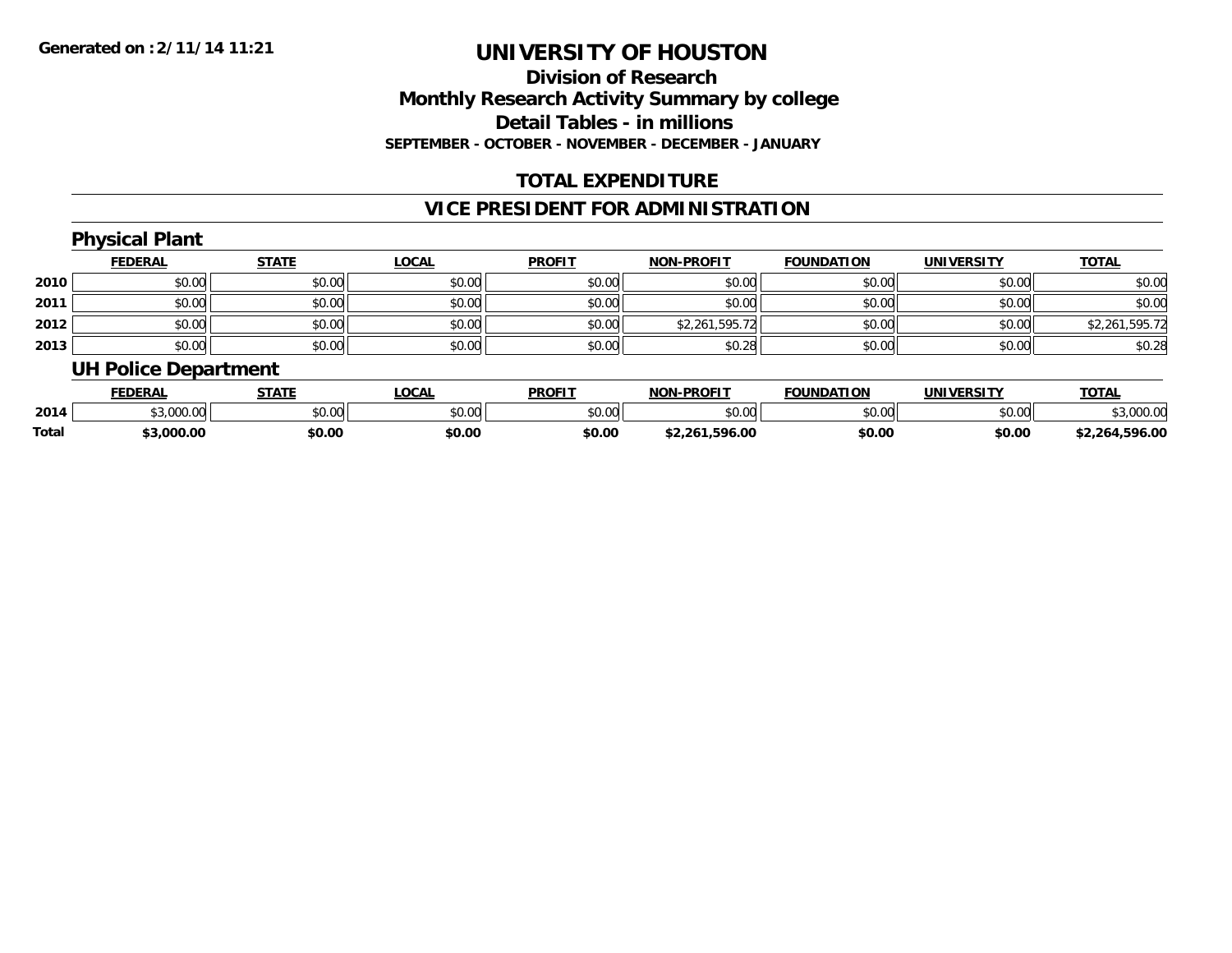Generated on :2/11/14 11:21

# UNIVERSITY OF HOUSTON

## Division of Research
## Monthly Research Activity Summary by college
## Detail Tables - in millions
### SEPTEMBER - OCTOBER - NOVEMBER - DECEMBER - JANUARY

## TOTAL EXPENDITURE

## VICE PRESIDENT FOR ADMINISTRATION

### Physical Plant

| | FEDERAL | STATE | LOCAL | PROFIT | NON-PROFIT | FOUNDATION | UNIVERSITY | TOTAL |
|---|---|---|---|---|---|---|---|---|
| 2010 | $0.00 | $0.00 | $0.00 | $0.00 | $0.00 | $0.00 | $0.00 | $0.00 |
| 2011 | $0.00 | $0.00 | $0.00 | $0.00 | $0.00 | $0.00 | $0.00 | $0.00 |
| 2012 | $0.00 | $0.00 | $0.00 | $0.00 | $2,261,595.72 | $0.00 | $0.00 | $2,261,595.72 |
| 2013 | $0.00 | $0.00 | $0.00 | $0.00 | $0.28 | $0.00 | $0.00 | $0.28 |

### UH Police Department

| | FEDERAL | STATE | LOCAL | PROFIT | NON-PROFIT | FOUNDATION | UNIVERSITY | TOTAL |
|---|---|---|---|---|---|---|---|---|
| 2014 | $3,000.00 | $0.00 | $0.00 | $0.00 | $0.00 | $0.00 | $0.00 | $3,000.00 |
| **Total** | **$3,000.00** | **$0.00** | **$0.00** | **$0.00** | **$2,261,596.00** | **$0.00** | **$0.00** | **$2,264,596.00** |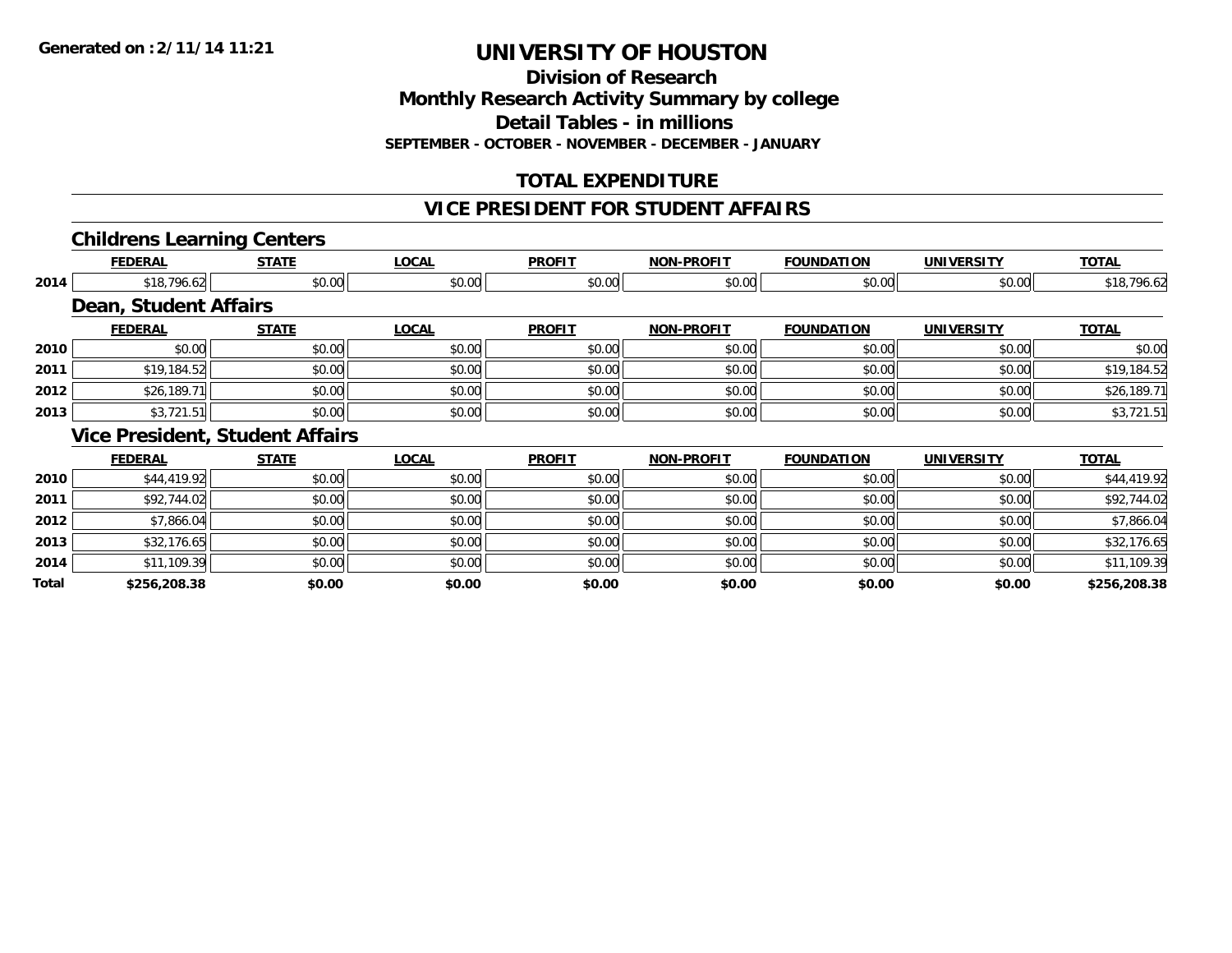**Generated on :2/11/14 11:21**

# UNIVERSITY OF HOUSTON

## Division of Research
## Monthly Research Activity Summary by college
## Detail Tables - in millions
### SEPTEMBER - OCTOBER - NOVEMBER - DECEMBER - JANUARY

## TOTAL EXPENDITURE

## VICE PRESIDENT FOR STUDENT AFFAIRS

### Childrens Learning Centers

| | FEDERAL | STATE | LOCAL | PROFIT | NON-PROFIT | FOUNDATION | UNIVERSITY | TOTAL |
|---|---|---|---|---|---|---|---|---|
| 2014 | $18,796.62 | $0.00 | $0.00 | $0.00 | $0.00 | $0.00 | $0.00 | $18,796.62 |

### Dean, Student Affairs

| | FEDERAL | STATE | LOCAL | PROFIT | NON-PROFIT | FOUNDATION | UNIVERSITY | TOTAL |
|---|---|---|---|---|---|---|---|---|
| 2010 | $0.00 | $0.00 | $0.00 | $0.00 | $0.00 | $0.00 | $0.00 | $0.00 |
| 2011 | $19,184.52 | $0.00 | $0.00 | $0.00 | $0.00 | $0.00 | $0.00 | $19,184.52 |
| 2012 | $26,189.71 | $0.00 | $0.00 | $0.00 | $0.00 | $0.00 | $0.00 | $26,189.71 |
| 2013 | $3,721.51 | $0.00 | $0.00 | $0.00 | $0.00 | $0.00 | $0.00 | $3,721.51 |

### Vice President, Student Affairs

| | FEDERAL | STATE | LOCAL | PROFIT | NON-PROFIT | FOUNDATION | UNIVERSITY | TOTAL |
|---|---|---|---|---|---|---|---|---|
| 2010 | $44,419.92 | $0.00 | $0.00 | $0.00 | $0.00 | $0.00 | $0.00 | $44,419.92 |
| 2011 | $92,744.02 | $0.00 | $0.00 | $0.00 | $0.00 | $0.00 | $0.00 | $92,744.02 |
| 2012 | $7,866.04 | $0.00 | $0.00 | $0.00 | $0.00 | $0.00 | $0.00 | $7,866.04 |
| 2013 | $32,176.65 | $0.00 | $0.00 | $0.00 | $0.00 | $0.00 | $0.00 | $32,176.65 |
| 2014 | $11,109.39 | $0.00 | $0.00 | $0.00 | $0.00 | $0.00 | $0.00 | $11,109.39 |
| **Total** | **$256,208.38** | **$0.00** | **$0.00** | **$0.00** | **$0.00** | **$0.00** | **$0.00** | **$256,208.38** |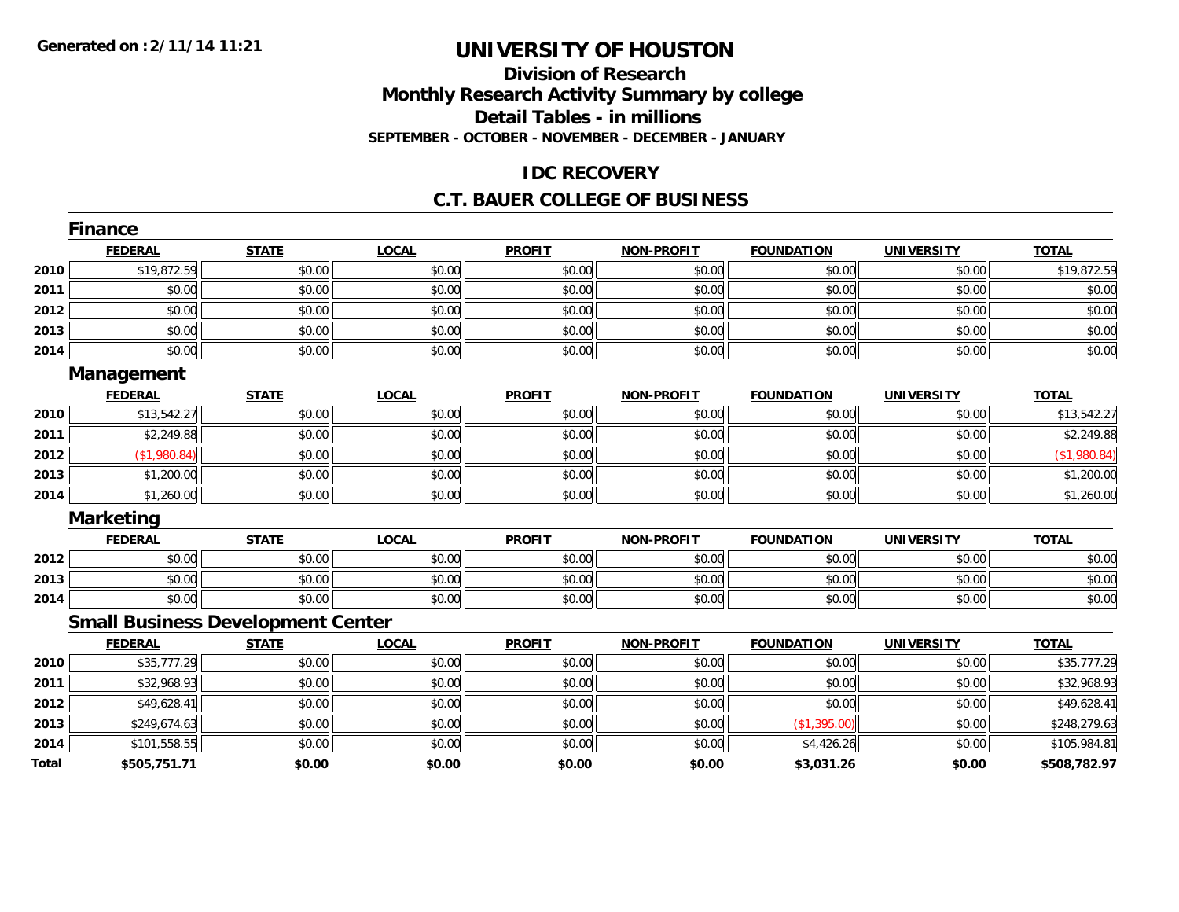# UNIVERSITY OF HOUSTON

## Division of Research
## Monthly Research Activity Summary by college
## Detail Tables - in millions
### SEPTEMBER - OCTOBER - NOVEMBER - DECEMBER - JANUARY

## IDC RECOVERY

## C.T. BAUER COLLEGE OF BUSINESS

### Finance

| | FEDERAL | STATE | LOCAL | PROFIT | NON-PROFIT | FOUNDATION | UNIVERSITY | TOTAL |
|---|---|---|---|---|---|---|---|---|
| 2010 | $19,872.59 | $0.00 | $0.00 | $0.00 | $0.00 | $0.00 | $0.00 | $19,872.59 |
| 2011 | $0.00 | $0.00 | $0.00 | $0.00 | $0.00 | $0.00 | $0.00 | $0.00 |
| 2012 | $0.00 | $0.00 | $0.00 | $0.00 | $0.00 | $0.00 | $0.00 | $0.00 |
| 2013 | $0.00 | $0.00 | $0.00 | $0.00 | $0.00 | $0.00 | $0.00 | $0.00 |
| 2014 | $0.00 | $0.00 | $0.00 | $0.00 | $0.00 | $0.00 | $0.00 | $0.00 |

### Management

| | FEDERAL | STATE | LOCAL | PROFIT | NON-PROFIT | FOUNDATION | UNIVERSITY | TOTAL |
|---|---|---|---|---|---|---|---|---|
| 2010 | $13,542.27 | $0.00 | $0.00 | $0.00 | $0.00 | $0.00 | $0.00 | $13,542.27 |
| 2011 | $2,249.88 | $0.00 | $0.00 | $0.00 | $0.00 | $0.00 | $0.00 | $2,249.88 |
| 2012 | ($1,980.84) | $0.00 | $0.00 | $0.00 | $0.00 | $0.00 | $0.00 | ($1,980.84) |
| 2013 | $1,200.00 | $0.00 | $0.00 | $0.00 | $0.00 | $0.00 | $0.00 | $1,200.00 |
| 2014 | $1,260.00 | $0.00 | $0.00 | $0.00 | $0.00 | $0.00 | $0.00 | $1,260.00 |

### Marketing

| | FEDERAL | STATE | LOCAL | PROFIT | NON-PROFIT | FOUNDATION | UNIVERSITY | TOTAL |
|---|---|---|---|---|---|---|---|---|
| 2012 | $0.00 | $0.00 | $0.00 | $0.00 | $0.00 | $0.00 | $0.00 | $0.00 |
| 2013 | $0.00 | $0.00 | $0.00 | $0.00 | $0.00 | $0.00 | $0.00 | $0.00 |
| 2014 | $0.00 | $0.00 | $0.00 | $0.00 | $0.00 | $0.00 | $0.00 | $0.00 |

### Small Business Development Center

| | FEDERAL | STATE | LOCAL | PROFIT | NON-PROFIT | FOUNDATION | UNIVERSITY | TOTAL |
|---|---|---|---|---|---|---|---|---|
| 2010 | $35,777.29 | $0.00 | $0.00 | $0.00 | $0.00 | $0.00 | $0.00 | $35,777.29 |
| 2011 | $32,968.93 | $0.00 | $0.00 | $0.00 | $0.00 | $0.00 | $0.00 | $32,968.93 |
| 2012 | $49,628.41 | $0.00 | $0.00 | $0.00 | $0.00 | $0.00 | $0.00 | $49,628.41 |
| 2013 | $249,674.63 | $0.00 | $0.00 | $0.00 | $0.00 | ($1,395.00) | $0.00 | $248,279.63 |
| 2014 | $101,558.55 | $0.00 | $0.00 | $0.00 | $0.00 | $4,426.26 | $0.00 | $105,984.81 |
| **Total** | **$505,751.71** | **$0.00** | **$0.00** | **$0.00** | **$0.00** | **$3,031.26** | **$0.00** | **$508,782.97** |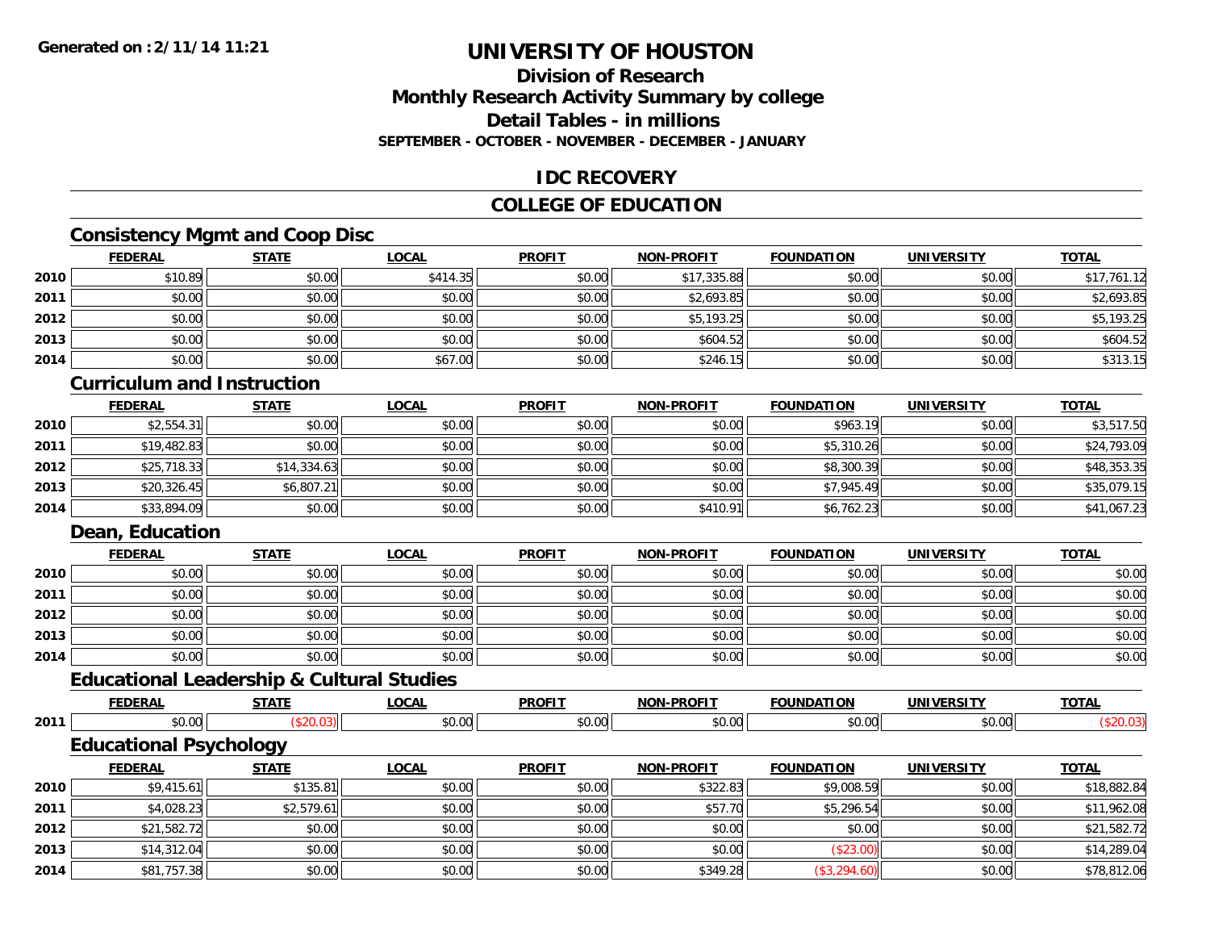**Generated on :2/11/14 11:21**

# UNIVERSITY OF HOUSTON

## Division of Research
## Monthly Research Activity Summary by college
## Detail Tables - in millions
### SEPTEMBER - OCTOBER - NOVEMBER - DECEMBER - JANUARY

## IDC RECOVERY

## COLLEGE OF EDUCATION

### Consistency Mgmt and Coop Disc

| | FEDERAL | STATE | LOCAL | PROFIT | NON-PROFIT | FOUNDATION | UNIVERSITY | TOTAL |
|---|---|---|---|---|---|---|---|---|
| 2010 | $10.89 | $0.00 | $414.35 | $0.00 | $17,335.88 | $0.00 | $0.00 | $17,761.12 |
| 2011 | $0.00 | $0.00 | $0.00 | $0.00 | $2,693.85 | $0.00 | $0.00 | $2,693.85 |
| 2012 | $0.00 | $0.00 | $0.00 | $0.00 | $5,193.25 | $0.00 | $0.00 | $5,193.25 |
| 2013 | $0.00 | $0.00 | $0.00 | $0.00 | $604.52 | $0.00 | $0.00 | $604.52 |
| 2014 | $0.00 | $0.00 | $67.00 | $0.00 | $246.15 | $0.00 | $0.00 | $313.15 |

### Curriculum and Instruction

| | FEDERAL | STATE | LOCAL | PROFIT | NON-PROFIT | FOUNDATION | UNIVERSITY | TOTAL |
|---|---|---|---|---|---|---|---|---|
| 2010 | $2,554.31 | $0.00 | $0.00 | $0.00 | $0.00 | $963.19 | $0.00 | $3,517.50 |
| 2011 | $19,482.83 | $0.00 | $0.00 | $0.00 | $0.00 | $5,310.26 | $0.00 | $24,793.09 |
| 2012 | $25,718.33 | $14,334.63 | $0.00 | $0.00 | $0.00 | $8,300.39 | $0.00 | $48,353.35 |
| 2013 | $20,326.45 | $6,807.21 | $0.00 | $0.00 | $0.00 | $7,945.49 | $0.00 | $35,079.15 |
| 2014 | $33,894.09 | $0.00 | $0.00 | $0.00 | $410.91 | $6,762.23 | $0.00 | $41,067.23 |

### Dean, Education

| | FEDERAL | STATE | LOCAL | PROFIT | NON-PROFIT | FOUNDATION | UNIVERSITY | TOTAL |
|---|---|---|---|---|---|---|---|---|
| 2010 | $0.00 | $0.00 | $0.00 | $0.00 | $0.00 | $0.00 | $0.00 | $0.00 |
| 2011 | $0.00 | $0.00 | $0.00 | $0.00 | $0.00 | $0.00 | $0.00 | $0.00 |
| 2012 | $0.00 | $0.00 | $0.00 | $0.00 | $0.00 | $0.00 | $0.00 | $0.00 |
| 2013 | $0.00 | $0.00 | $0.00 | $0.00 | $0.00 | $0.00 | $0.00 | $0.00 |
| 2014 | $0.00 | $0.00 | $0.00 | $0.00 | $0.00 | $0.00 | $0.00 | $0.00 |

### Educational Leadership & Cultural Studies

| | FEDERAL | STATE | LOCAL | PROFIT | NON-PROFIT | FOUNDATION | UNIVERSITY | TOTAL |
|---|---|---|---|---|---|---|---|---|
| 2011 | $0.00 | ($20.03) | $0.00 | $0.00 | $0.00 | $0.00 | $0.00 | ($20.03) |

### Educational Psychology

| | FEDERAL | STATE | LOCAL | PROFIT | NON-PROFIT | FOUNDATION | UNIVERSITY | TOTAL |
|---|---|---|---|---|---|---|---|---|
| 2010 | $9,415.61 | $135.81 | $0.00 | $0.00 | $322.83 | $9,008.59 | $0.00 | $18,882.84 |
| 2011 | $4,028.23 | $2,579.61 | $0.00 | $0.00 | $57.70 | $5,296.54 | $0.00 | $11,962.08 |
| 2012 | $21,582.72 | $0.00 | $0.00 | $0.00 | $0.00 | $0.00 | $0.00 | $21,582.72 |
| 2013 | $14,312.04 | $0.00 | $0.00 | $0.00 | $0.00 | ($23.00) | $0.00 | $14,289.04 |
| 2014 | $81,757.38 | $0.00 | $0.00 | $0.00 | $349.28 | ($3,294.60) | $0.00 | $78,812.06 |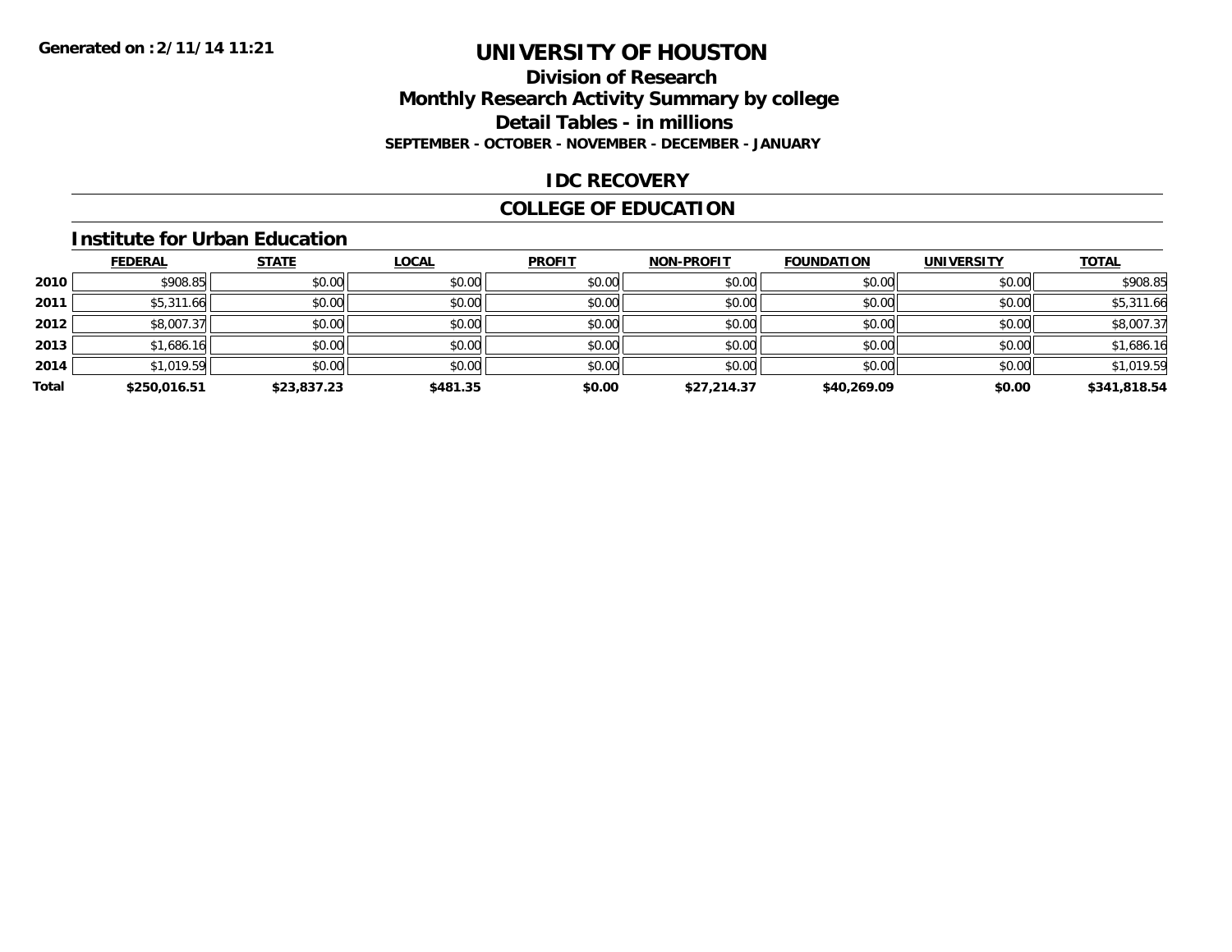**Generated on :2/11/14 11:21**

# UNIVERSITY OF HOUSTON

## Division of Research
## Monthly Research Activity Summary by college
## Detail Tables - in millions
### SEPTEMBER - OCTOBER - NOVEMBER - DECEMBER - JANUARY

## IDC RECOVERY

## COLLEGE OF EDUCATION

### Institute for Urban Education

| | FEDERAL | STATE | LOCAL | PROFIT | NON-PROFIT | FOUNDATION | UNIVERSITY | TOTAL |
|---|---|---|---|---|---|---|---|---|
| 2010 | $908.85 | $0.00 | $0.00 | $0.00 | $0.00 | $0.00 | $0.00 | $908.85 |
| 2011 | $5,311.66 | $0.00 | $0.00 | $0.00 | $0.00 | $0.00 | $0.00 | $5,311.66 |
| 2012 | $8,007.37 | $0.00 | $0.00 | $0.00 | $0.00 | $0.00 | $0.00 | $8,007.37 |
| 2013 | $1,686.16 | $0.00 | $0.00 | $0.00 | $0.00 | $0.00 | $0.00 | $1,686.16 |
| 2014 | $1,019.59 | $0.00 | $0.00 | $0.00 | $0.00 | $0.00 | $0.00 | $1,019.59 |
| **Total** | **$250,016.51** | **$23,837.23** | **$481.35** | **$0.00** | **$27,214.37** | **$40,269.09** | **$0.00** | **$341,818.54** |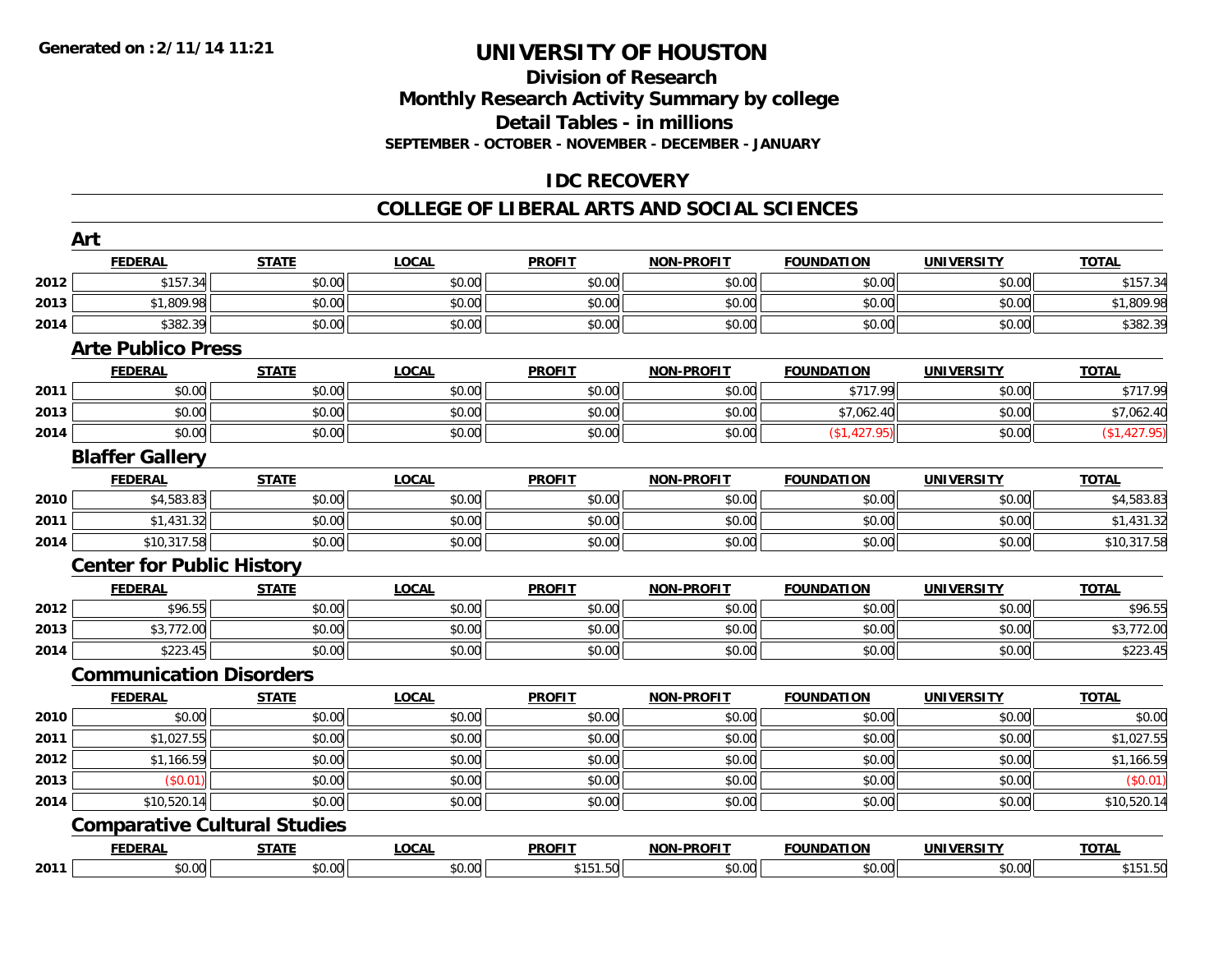# UNIVERSITY OF HOUSTON

## Division of Research
## Monthly Research Activity Summary by college
## Detail Tables - in millions
### SEPTEMBER - OCTOBER - NOVEMBER - DECEMBER - JANUARY

Generated on : 2/11/14 11:21

## IDC RECOVERY

## COLLEGE OF LIBERAL ARTS AND SOCIAL SCIENCES

### Art

| | FEDERAL | STATE | LOCAL | PROFIT | NON-PROFIT | FOUNDATION | UNIVERSITY | TOTAL |
|---|---|---|---|---|---|---|---|---|
| 2012 | $157.34 | $0.00 | $0.00 | $0.00 | $0.00 | $0.00 | $0.00 | $157.34 |
| 2013 | $1,809.98 | $0.00 | $0.00 | $0.00 | $0.00 | $0.00 | $0.00 | $1,809.98 |
| 2014 | $382.39 | $0.00 | $0.00 | $0.00 | $0.00 | $0.00 | $0.00 | $382.39 |

### Arte Publico Press

| | FEDERAL | STATE | LOCAL | PROFIT | NON-PROFIT | FOUNDATION | UNIVERSITY | TOTAL |
|---|---|---|---|---|---|---|---|---|
| 2011 | $0.00 | $0.00 | $0.00 | $0.00 | $0.00 | $717.99 | $0.00 | $717.99 |
| 2013 | $0.00 | $0.00 | $0.00 | $0.00 | $0.00 | $7,062.40 | $0.00 | $7,062.40 |
| 2014 | $0.00 | $0.00 | $0.00 | $0.00 | $0.00 | ($1,427.95) | $0.00 | ($1,427.95) |

### Blaffer Gallery

| | FEDERAL | STATE | LOCAL | PROFIT | NON-PROFIT | FOUNDATION | UNIVERSITY | TOTAL |
|---|---|---|---|---|---|---|---|---|
| 2010 | $4,583.83 | $0.00 | $0.00 | $0.00 | $0.00 | $0.00 | $0.00 | $4,583.83 |
| 2011 | $1,431.32 | $0.00 | $0.00 | $0.00 | $0.00 | $0.00 | $0.00 | $1,431.32 |
| 2014 | $10,317.58 | $0.00 | $0.00 | $0.00 | $0.00 | $0.00 | $0.00 | $10,317.58 |

### Center for Public History

| | FEDERAL | STATE | LOCAL | PROFIT | NON-PROFIT | FOUNDATION | UNIVERSITY | TOTAL |
|---|---|---|---|---|---|---|---|---|
| 2012 | $96.55 | $0.00 | $0.00 | $0.00 | $0.00 | $0.00 | $0.00 | $96.55 |
| 2013 | $3,772.00 | $0.00 | $0.00 | $0.00 | $0.00 | $0.00 | $0.00 | $3,772.00 |
| 2014 | $223.45 | $0.00 | $0.00 | $0.00 | $0.00 | $0.00 | $0.00 | $223.45 |

### Communication Disorders

| | FEDERAL | STATE | LOCAL | PROFIT | NON-PROFIT | FOUNDATION | UNIVERSITY | TOTAL |
|---|---|---|---|---|---|---|---|---|
| 2010 | $0.00 | $0.00 | $0.00 | $0.00 | $0.00 | $0.00 | $0.00 | $0.00 |
| 2011 | $1,027.55 | $0.00 | $0.00 | $0.00 | $0.00 | $0.00 | $0.00 | $1,027.55 |
| 2012 | $1,166.59 | $0.00 | $0.00 | $0.00 | $0.00 | $0.00 | $0.00 | $1,166.59 |
| 2013 | ($0.01) | $0.00 | $0.00 | $0.00 | $0.00 | $0.00 | $0.00 | ($0.01) |
| 2014 | $10,520.14 | $0.00 | $0.00 | $0.00 | $0.00 | $0.00 | $0.00 | $10,520.14 |

### Comparative Cultural Studies

| | FEDERAL | STATE | LOCAL | PROFIT | NON-PROFIT | FOUNDATION | UNIVERSITY | TOTAL |
|---|---|---|---|---|---|---|---|---|
| 2011 | $0.00 | $0.00 | $0.00 | $151.50 | $0.00 | $0.00 | $0.00 | $151.50 |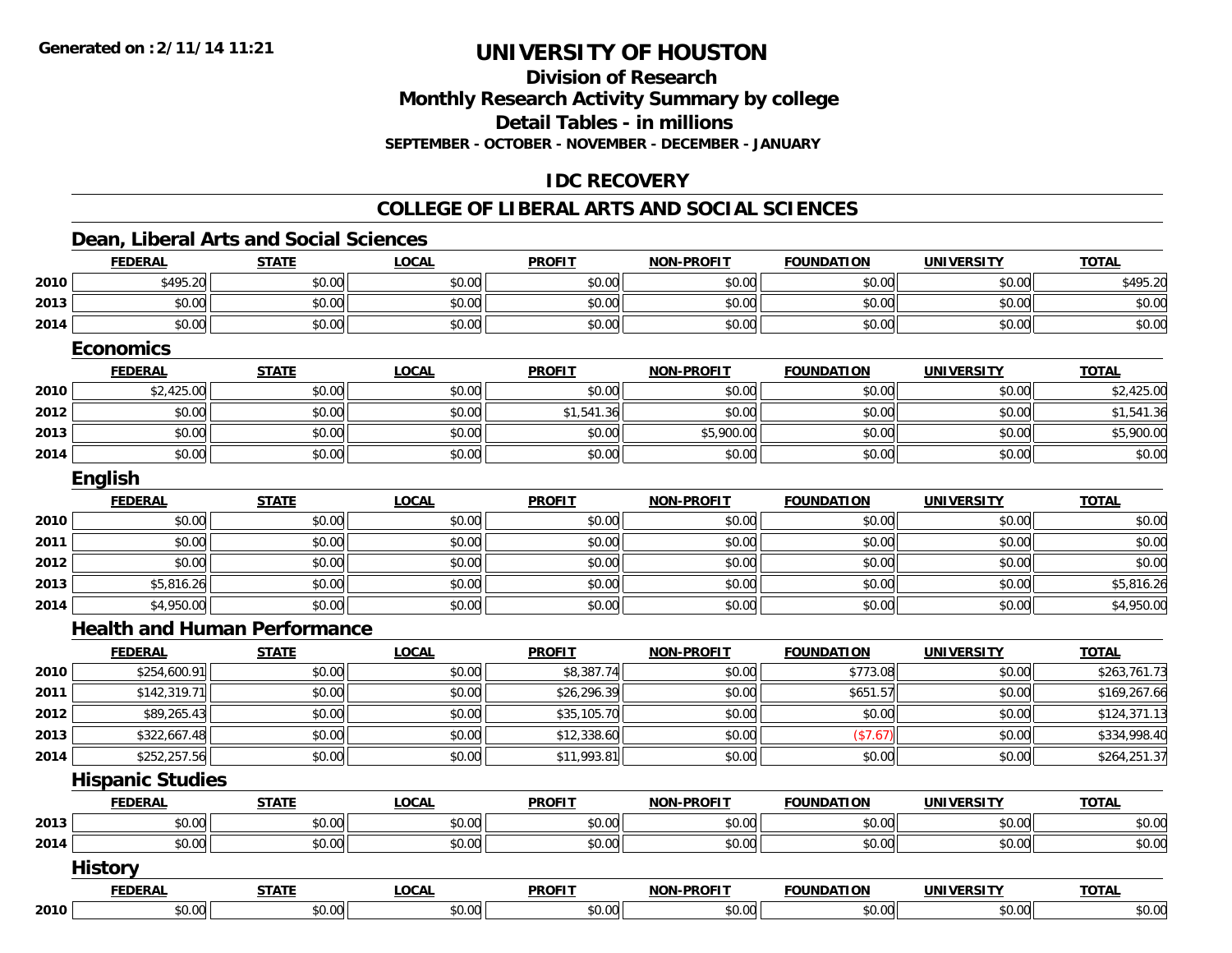# UNIVERSITY OF HOUSTON

## Division of Research

## Monthly Research Activity Summary by college

## Detail Tables - in millions

**SEPTEMBER - OCTOBER - NOVEMBER - DECEMBER - JANUARY**

## IDC RECOVERY

## COLLEGE OF LIBERAL ARTS AND SOCIAL SCIENCES

### Dean, Liberal Arts and Social Sciences

| | FEDERAL | STATE | LOCAL | PROFIT | NON-PROFIT | FOUNDATION | UNIVERSITY | TOTAL |
|---|---|---|---|---|---|---|---|---|
| 2010 | $495.20 | $0.00 | $0.00 | $0.00 | $0.00 | $0.00 | $0.00 | $495.20 |
| 2013 | $0.00 | $0.00 | $0.00 | $0.00 | $0.00 | $0.00 | $0.00 | $0.00 |
| 2014 | $0.00 | $0.00 | $0.00 | $0.00 | $0.00 | $0.00 | $0.00 | $0.00 |

### Economics

| | FEDERAL | STATE | LOCAL | PROFIT | NON-PROFIT | FOUNDATION | UNIVERSITY | TOTAL |
|---|---|---|---|---|---|---|---|---|
| 2010 | $2,425.00 | $0.00 | $0.00 | $0.00 | $0.00 | $0.00 | $0.00 | $2,425.00 |
| 2012 | $0.00 | $0.00 | $0.00 | $1,541.36 | $0.00 | $0.00 | $0.00 | $1,541.36 |
| 2013 | $0.00 | $0.00 | $0.00 | $0.00 | $5,900.00 | $0.00 | $0.00 | $5,900.00 |
| 2014 | $0.00 | $0.00 | $0.00 | $0.00 | $0.00 | $0.00 | $0.00 | $0.00 |

### English

| | FEDERAL | STATE | LOCAL | PROFIT | NON-PROFIT | FOUNDATION | UNIVERSITY | TOTAL |
|---|---|---|---|---|---|---|---|---|
| 2010 | $0.00 | $0.00 | $0.00 | $0.00 | $0.00 | $0.00 | $0.00 | $0.00 |
| 2011 | $0.00 | $0.00 | $0.00 | $0.00 | $0.00 | $0.00 | $0.00 | $0.00 |
| 2012 | $0.00 | $0.00 | $0.00 | $0.00 | $0.00 | $0.00 | $0.00 | $0.00 |
| 2013 | $5,816.26 | $0.00 | $0.00 | $0.00 | $0.00 | $0.00 | $0.00 | $5,816.26 |
| 2014 | $4,950.00 | $0.00 | $0.00 | $0.00 | $0.00 | $0.00 | $0.00 | $4,950.00 |

### Health and Human Performance

| | FEDERAL | STATE | LOCAL | PROFIT | NON-PROFIT | FOUNDATION | UNIVERSITY | TOTAL |
|---|---|---|---|---|---|---|---|---|
| 2010 | $254,600.91 | $0.00 | $0.00 | $8,387.74 | $0.00 | $773.08 | $0.00 | $263,761.73 |
| 2011 | $142,319.71 | $0.00 | $0.00 | $26,296.39 | $0.00 | $651.57 | $0.00 | $169,267.66 |
| 2012 | $89,265.43 | $0.00 | $0.00 | $35,105.70 | $0.00 | $0.00 | $0.00 | $124,371.13 |
| 2013 | $322,667.48 | $0.00 | $0.00 | $12,338.60 | $0.00 | ($7.67) | $0.00 | $334,998.40 |
| 2014 | $252,257.56 | $0.00 | $0.00 | $11,993.81 | $0.00 | $0.00 | $0.00 | $264,251.37 |

### Hispanic Studies

| | FEDERAL | STATE | LOCAL | PROFIT | NON-PROFIT | FOUNDATION | UNIVERSITY | TOTAL |
|---|---|---|---|---|---|---|---|---|
| 2013 | $0.00 | $0.00 | $0.00 | $0.00 | $0.00 | $0.00 | $0.00 | $0.00 |
| 2014 | $0.00 | $0.00 | $0.00 | $0.00 | $0.00 | $0.00 | $0.00 | $0.00 |

### History

| | FEDERAL | STATE | LOCAL | PROFIT | NON-PROFIT | FOUNDATION | UNIVERSITY | TOTAL |
|---|---|---|---|---|---|---|---|---|
| 2010 | $0.00 | $0.00 | $0.00 | $0.00 | $0.00 | $0.00 | $0.00 | $0.00 |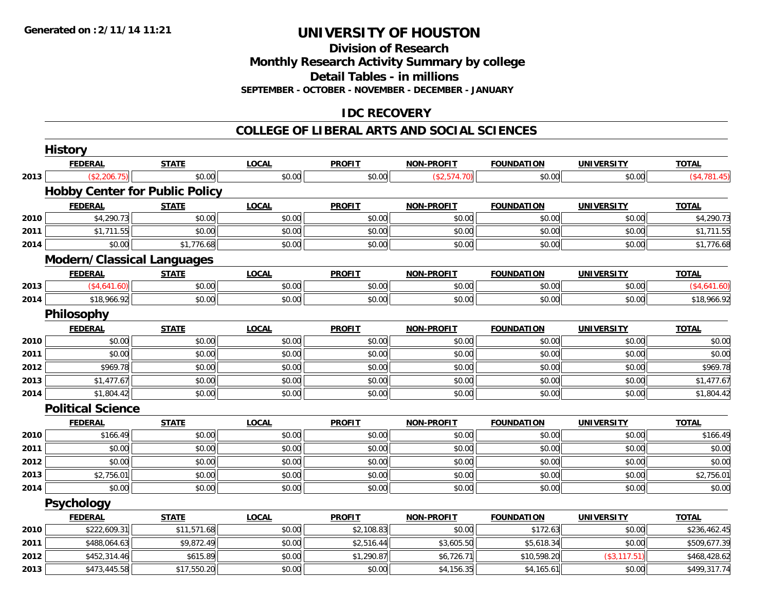Generated on :2/11/14 11:21

# UNIVERSITY OF HOUSTON

## Division of Research
## Monthly Research Activity Summary by college
## Detail Tables - in millions
### SEPTEMBER - OCTOBER - NOVEMBER - DECEMBER - JANUARY

## IDC RECOVERY

## COLLEGE OF LIBERAL ARTS AND SOCIAL SCIENCES

### History

| | FEDERAL | STATE | LOCAL | PROFIT | NON-PROFIT | FOUNDATION | UNIVERSITY | TOTAL |
|---|---|---|---|---|---|---|---|---|
| 2013 | ($2,206.75) | $0.00 | $0.00 | $0.00 | ($2,574.70) | $0.00 | $0.00 | ($4,781.45) |

### Hobby Center for Public Policy

| | FEDERAL | STATE | LOCAL | PROFIT | NON-PROFIT | FOUNDATION | UNIVERSITY | TOTAL |
|---|---|---|---|---|---|---|---|---|
| 2010 | $4,290.73 | $0.00 | $0.00 | $0.00 | $0.00 | $0.00 | $0.00 | $4,290.73 |
| 2011 | $1,711.55 | $0.00 | $0.00 | $0.00 | $0.00 | $0.00 | $0.00 | $1,711.55 |
| 2014 | $0.00 | $1,776.68 | $0.00 | $0.00 | $0.00 | $0.00 | $0.00 | $1,776.68 |

### Modern/Classical Languages

| | FEDERAL | STATE | LOCAL | PROFIT | NON-PROFIT | FOUNDATION | UNIVERSITY | TOTAL |
|---|---|---|---|---|---|---|---|---|
| 2013 | ($4,641.60) | $0.00 | $0.00 | $0.00 | $0.00 | $0.00 | $0.00 | ($4,641.60) |
| 2014 | $18,966.92 | $0.00 | $0.00 | $0.00 | $0.00 | $0.00 | $0.00 | $18,966.92 |

### Philosophy

| | FEDERAL | STATE | LOCAL | PROFIT | NON-PROFIT | FOUNDATION | UNIVERSITY | TOTAL |
|---|---|---|---|---|---|---|---|---|
| 2010 | $0.00 | $0.00 | $0.00 | $0.00 | $0.00 | $0.00 | $0.00 | $0.00 |
| 2011 | $0.00 | $0.00 | $0.00 | $0.00 | $0.00 | $0.00 | $0.00 | $0.00 |
| 2012 | $969.78 | $0.00 | $0.00 | $0.00 | $0.00 | $0.00 | $0.00 | $969.78 |
| 2013 | $1,477.67 | $0.00 | $0.00 | $0.00 | $0.00 | $0.00 | $0.00 | $1,477.67 |
| 2014 | $1,804.42 | $0.00 | $0.00 | $0.00 | $0.00 | $0.00 | $0.00 | $1,804.42 |

### Political Science

| | FEDERAL | STATE | LOCAL | PROFIT | NON-PROFIT | FOUNDATION | UNIVERSITY | TOTAL |
|---|---|---|---|---|---|---|---|---|
| 2010 | $166.49 | $0.00 | $0.00 | $0.00 | $0.00 | $0.00 | $0.00 | $166.49 |
| 2011 | $0.00 | $0.00 | $0.00 | $0.00 | $0.00 | $0.00 | $0.00 | $0.00 |
| 2012 | $0.00 | $0.00 | $0.00 | $0.00 | $0.00 | $0.00 | $0.00 | $0.00 |
| 2013 | $2,756.01 | $0.00 | $0.00 | $0.00 | $0.00 | $0.00 | $0.00 | $2,756.01 |
| 2014 | $0.00 | $0.00 | $0.00 | $0.00 | $0.00 | $0.00 | $0.00 | $0.00 |

### Psychology

| | FEDERAL | STATE | LOCAL | PROFIT | NON-PROFIT | FOUNDATION | UNIVERSITY | TOTAL |
|---|---|---|---|---|---|---|---|---|
| 2010 | $222,609.31 | $11,571.68 | $0.00 | $2,108.83 | $0.00 | $172.63 | $0.00 | $236,462.45 |
| 2011 | $488,064.63 | $9,872.49 | $0.00 | $2,516.44 | $3,605.50 | $5,618.34 | $0.00 | $509,677.39 |
| 2012 | $452,314.46 | $615.89 | $0.00 | $1,290.87 | $6,726.71 | $10,598.20 | ($3,117.51) | $468,428.62 |
| 2013 | $473,445.58 | $17,550.20 | $0.00 | $0.00 | $4,156.35 | $4,165.61 | $0.00 | $499,317.74 |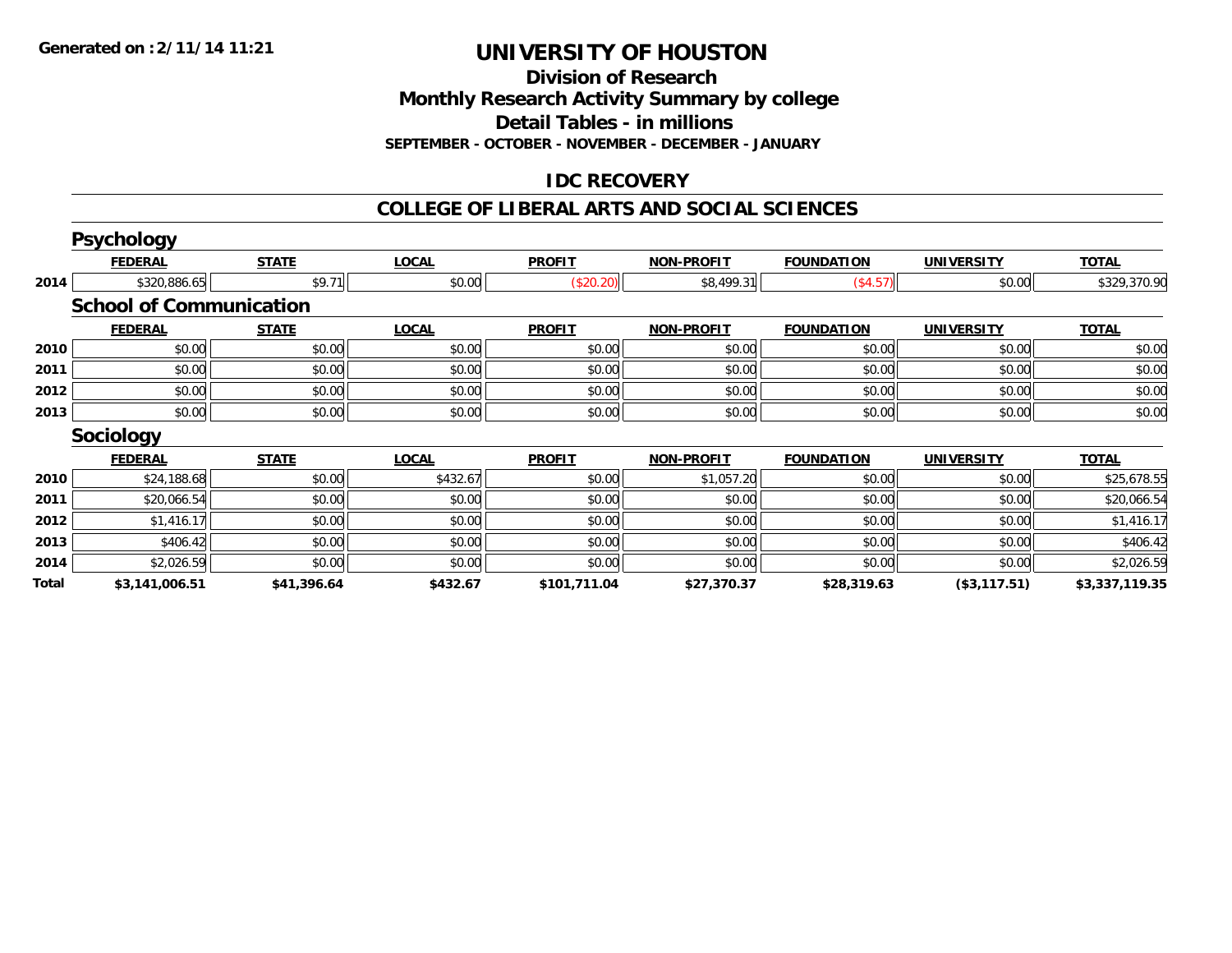# UNIVERSITY OF HOUSTON

## Division of Research
## Monthly Research Activity Summary by college
## Detail Tables - in millions
### SEPTEMBER - OCTOBER - NOVEMBER - DECEMBER - JANUARY

Generated on :2/11/14 11:21

## IDC RECOVERY

## COLLEGE OF LIBERAL ARTS AND SOCIAL SCIENCES

### Psychology

| | FEDERAL | STATE | LOCAL | PROFIT | NON-PROFIT | FOUNDATION | UNIVERSITY | TOTAL |
|---|---|---|---|---|---|---|---|---|
| 2014 | $320,886.65 | $9.71 | $0.00 | ($20.20) | $8,499.31 | ($4.57) | $0.00 | $329,370.90 |

### School of Communication

| | FEDERAL | STATE | LOCAL | PROFIT | NON-PROFIT | FOUNDATION | UNIVERSITY | TOTAL |
|---|---|---|---|---|---|---|---|---|
| 2010 | $0.00 | $0.00 | $0.00 | $0.00 | $0.00 | $0.00 | $0.00 | $0.00 |
| 2011 | $0.00 | $0.00 | $0.00 | $0.00 | $0.00 | $0.00 | $0.00 | $0.00 |
| 2012 | $0.00 | $0.00 | $0.00 | $0.00 | $0.00 | $0.00 | $0.00 | $0.00 |
| 2013 | $0.00 | $0.00 | $0.00 | $0.00 | $0.00 | $0.00 | $0.00 | $0.00 |

### Sociology

| | FEDERAL | STATE | LOCAL | PROFIT | NON-PROFIT | FOUNDATION | UNIVERSITY | TOTAL |
|---|---|---|---|---|---|---|---|---|
| 2010 | $24,188.68 | $0.00 | $432.67 | $0.00 | $1,057.20 | $0.00 | $0.00 | $25,678.55 |
| 2011 | $20,066.54 | $0.00 | $0.00 | $0.00 | $0.00 | $0.00 | $0.00 | $20,066.54 |
| 2012 | $1,416.17 | $0.00 | $0.00 | $0.00 | $0.00 | $0.00 | $0.00 | $1,416.17 |
| 2013 | $406.42 | $0.00 | $0.00 | $0.00 | $0.00 | $0.00 | $0.00 | $406.42 |
| 2014 | $2,026.59 | $0.00 | $0.00 | $0.00 | $0.00 | $0.00 | $0.00 | $2,026.59 |
| **Total** | **$3,141,006.51** | **$41,396.64** | **$432.67** | **$101,711.04** | **$27,370.37** | **$28,319.63** | **($3,117.51)** | **$3,337,119.35** |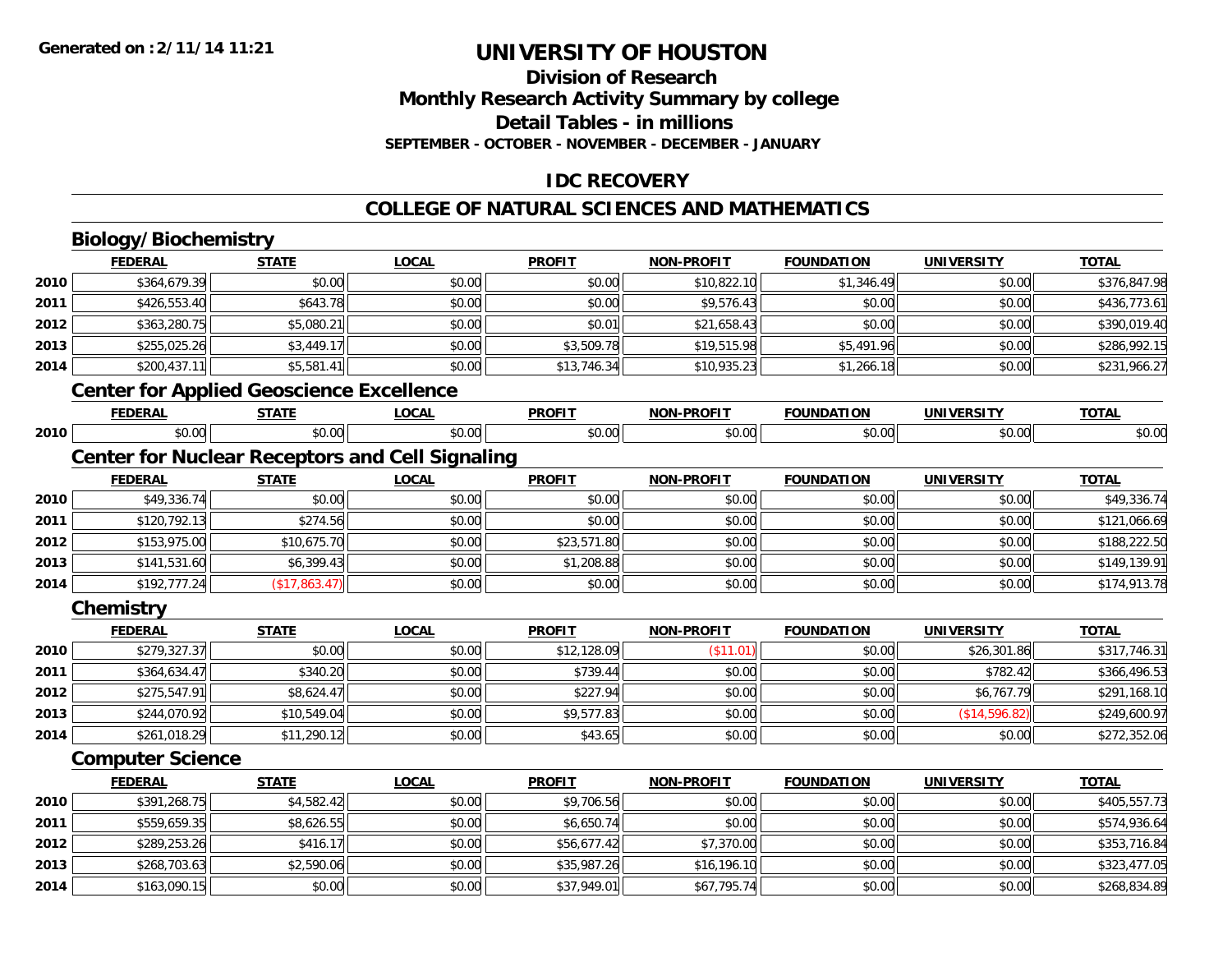# UNIVERSITY OF HOUSTON

## Division of Research

## Monthly Research Activity Summary by college

## Detail Tables - in millions

**SEPTEMBER - OCTOBER - NOVEMBER - DECEMBER - JANUARY**

## IDC RECOVERY

## COLLEGE OF NATURAL SCIENCES AND MATHEMATICS

### Biology/Biochemistry

| | FEDERAL | STATE | LOCAL | PROFIT | NON-PROFIT | FOUNDATION | UNIVERSITY | TOTAL |
|---|---|---|---|---|---|---|---|---|
| 2010 | $364,679.39 | $0.00 | $0.00 | $0.00 | $10,822.10 | $1,346.49 | $0.00 | $376,847.98 |
| 2011 | $426,553.40 | $643.78 | $0.00 | $0.00 | $9,576.43 | $0.00 | $0.00 | $436,773.61 |
| 2012 | $363,280.75 | $5,080.21 | $0.00 | $0.01 | $21,658.43 | $0.00 | $0.00 | $390,019.40 |
| 2013 | $255,025.26 | $3,449.17 | $0.00 | $3,509.78 | $19,515.98 | $5,491.96 | $0.00 | $286,992.15 |
| 2014 | $200,437.11 | $5,581.41 | $0.00 | $13,746.34 | $10,935.23 | $1,266.18 | $0.00 | $231,966.27 |

### Center for Applied Geoscience Excellence

| | FEDERAL | STATE | LOCAL | PROFIT | NON-PROFIT | FOUNDATION | UNIVERSITY | TOTAL |
|---|---|---|---|---|---|---|---|---|
| 2010 | $0.00 | $0.00 | $0.00 | $0.00 | $0.00 | $0.00 | $0.00 | $0.00 |

### Center for Nuclear Receptors and Cell Signaling

| | FEDERAL | STATE | LOCAL | PROFIT | NON-PROFIT | FOUNDATION | UNIVERSITY | TOTAL |
|---|---|---|---|---|---|---|---|---|
| 2010 | $49,336.74 | $0.00 | $0.00 | $0.00 | $0.00 | $0.00 | $0.00 | $49,336.74 |
| 2011 | $120,792.13 | $274.56 | $0.00 | $0.00 | $0.00 | $0.00 | $0.00 | $121,066.69 |
| 2012 | $153,975.00 | $10,675.70 | $0.00 | $23,571.80 | $0.00 | $0.00 | $0.00 | $188,222.50 |
| 2013 | $141,531.60 | $6,399.43 | $0.00 | $1,208.88 | $0.00 | $0.00 | $0.00 | $149,139.91 |
| 2014 | $192,777.24 | ($17,863.47) | $0.00 | $0.00 | $0.00 | $0.00 | $0.00 | $174,913.78 |

### Chemistry

| | FEDERAL | STATE | LOCAL | PROFIT | NON-PROFIT | FOUNDATION | UNIVERSITY | TOTAL |
|---|---|---|---|---|---|---|---|---|
| 2010 | $279,327.37 | $0.00 | $0.00 | $12,128.09 | ($11.01) | $0.00 | $26,301.86 | $317,746.31 |
| 2011 | $364,634.47 | $340.20 | $0.00 | $739.44 | $0.00 | $0.00 | $782.42 | $366,496.53 |
| 2012 | $275,547.91 | $8,624.47 | $0.00 | $227.94 | $0.00 | $0.00 | $6,767.79 | $291,168.10 |
| 2013 | $244,070.92 | $10,549.04 | $0.00 | $9,577.83 | $0.00 | $0.00 | ($14,596.82) | $249,600.97 |
| 2014 | $261,018.29 | $11,290.12 | $0.00 | $43.65 | $0.00 | $0.00 | $0.00 | $272,352.06 |

### Computer Science

| | FEDERAL | STATE | LOCAL | PROFIT | NON-PROFIT | FOUNDATION | UNIVERSITY | TOTAL |
|---|---|---|---|---|---|---|---|---|
| 2010 | $391,268.75 | $4,582.42 | $0.00 | $9,706.56 | $0.00 | $0.00 | $0.00 | $405,557.73 |
| 2011 | $559,659.35 | $8,626.55 | $0.00 | $6,650.74 | $0.00 | $0.00 | $0.00 | $574,936.64 |
| 2012 | $289,253.26 | $416.17 | $0.00 | $56,677.42 | $7,370.00 | $0.00 | $0.00 | $353,716.84 |
| 2013 | $268,703.63 | $2,590.06 | $0.00 | $35,987.26 | $16,196.10 | $0.00 | $0.00 | $323,477.05 |
| 2014 | $163,090.15 | $0.00 | $0.00 | $37,949.01 | $67,795.74 | $0.00 | $0.00 | $268,834.89 |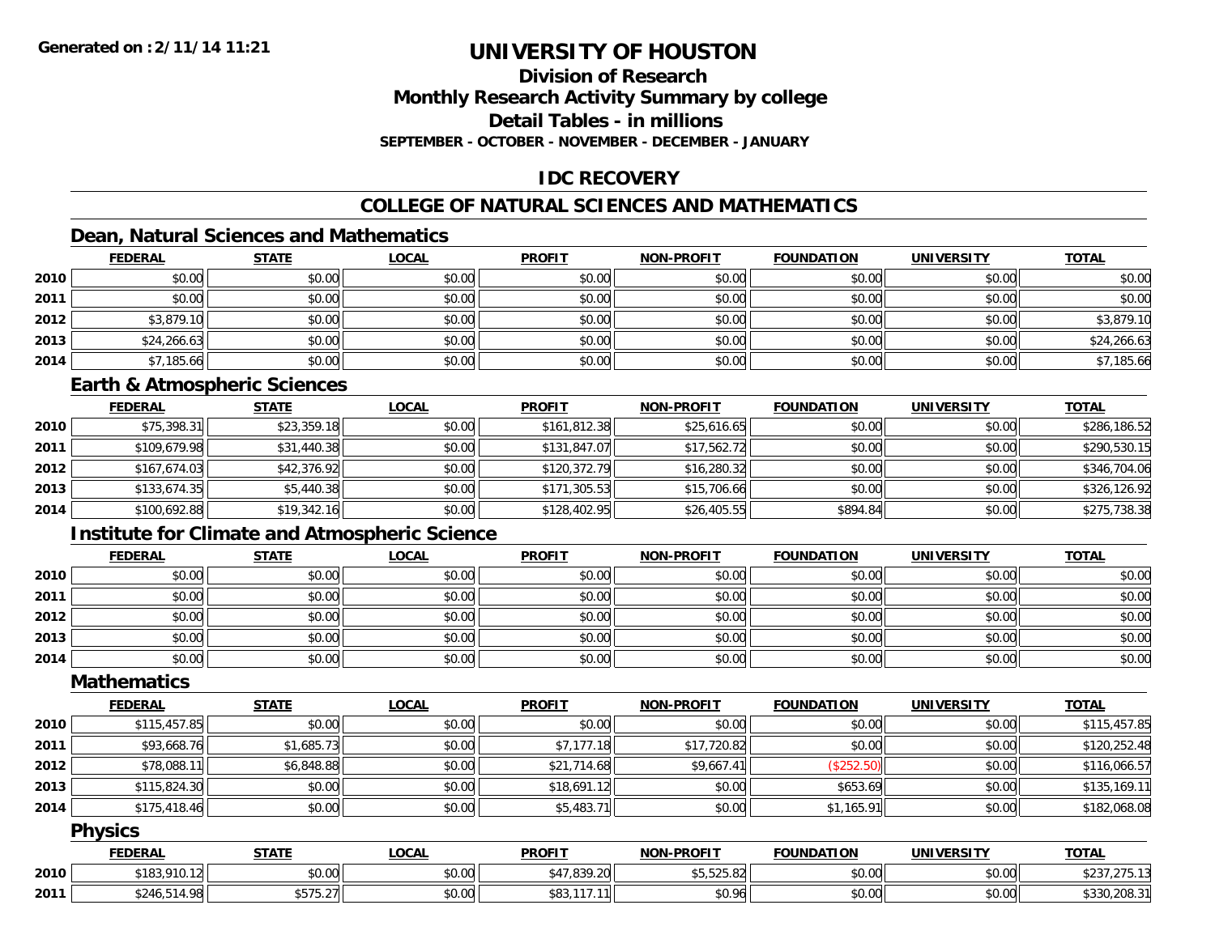**Generated on :2/11/14 11:21**

# UNIVERSITY OF HOUSTON

## Division of Research
## Monthly Research Activity Summary by college
## Detail Tables - in millions
### SEPTEMBER - OCTOBER - NOVEMBER - DECEMBER - JANUARY

## IDC RECOVERY

## COLLEGE OF NATURAL SCIENCES AND MATHEMATICS

### Dean, Natural Sciences and Mathematics

| | FEDERAL | STATE | LOCAL | PROFIT | NON-PROFIT | FOUNDATION | UNIVERSITY | TOTAL |
|---|---|---|---|---|---|---|---|---|
| 2010 | $0.00 | $0.00 | $0.00 | $0.00 | $0.00 | $0.00 | $0.00 | $0.00 |
| 2011 | $0.00 | $0.00 | $0.00 | $0.00 | $0.00 | $0.00 | $0.00 | $0.00 |
| 2012 | $3,879.10 | $0.00 | $0.00 | $0.00 | $0.00 | $0.00 | $0.00 | $3,879.10 |
| 2013 | $24,266.63 | $0.00 | $0.00 | $0.00 | $0.00 | $0.00 | $0.00 | $24,266.63 |
| 2014 | $7,185.66 | $0.00 | $0.00 | $0.00 | $0.00 | $0.00 | $0.00 | $7,185.66 |

### Earth & Atmospheric Sciences

| | FEDERAL | STATE | LOCAL | PROFIT | NON-PROFIT | FOUNDATION | UNIVERSITY | TOTAL |
|---|---|---|---|---|---|---|---|---|
| 2010 | $75,398.31 | $23,359.18 | $0.00 | $161,812.38 | $25,616.65 | $0.00 | $0.00 | $286,186.52 |
| 2011 | $109,679.98 | $31,440.38 | $0.00 | $131,847.07 | $17,562.72 | $0.00 | $0.00 | $290,530.15 |
| 2012 | $167,674.03 | $42,376.92 | $0.00 | $120,372.79 | $16,280.32 | $0.00 | $0.00 | $346,704.06 |
| 2013 | $133,674.35 | $5,440.38 | $0.00 | $171,305.53 | $15,706.66 | $0.00 | $0.00 | $326,126.92 |
| 2014 | $100,692.88 | $19,342.16 | $0.00 | $128,402.95 | $26,405.55 | $894.84 | $0.00 | $275,738.38 |

### Institute for Climate and Atmospheric Science

| | FEDERAL | STATE | LOCAL | PROFIT | NON-PROFIT | FOUNDATION | UNIVERSITY | TOTAL |
|---|---|---|---|---|---|---|---|---|
| 2010 | $0.00 | $0.00 | $0.00 | $0.00 | $0.00 | $0.00 | $0.00 | $0.00 |
| 2011 | $0.00 | $0.00 | $0.00 | $0.00 | $0.00 | $0.00 | $0.00 | $0.00 |
| 2012 | $0.00 | $0.00 | $0.00 | $0.00 | $0.00 | $0.00 | $0.00 | $0.00 |
| 2013 | $0.00 | $0.00 | $0.00 | $0.00 | $0.00 | $0.00 | $0.00 | $0.00 |
| 2014 | $0.00 | $0.00 | $0.00 | $0.00 | $0.00 | $0.00 | $0.00 | $0.00 |

### Mathematics

| | FEDERAL | STATE | LOCAL | PROFIT | NON-PROFIT | FOUNDATION | UNIVERSITY | TOTAL |
|---|---|---|---|---|---|---|---|---|
| 2010 | $115,457.85 | $0.00 | $0.00 | $0.00 | $0.00 | $0.00 | $0.00 | $115,457.85 |
| 2011 | $93,668.76 | $1,685.73 | $0.00 | $7,177.18 | $17,720.82 | $0.00 | $0.00 | $120,252.48 |
| 2012 | $78,088.11 | $6,848.88 | $0.00 | $21,714.68 | $9,667.41 | ($252.50) | $0.00 | $116,066.57 |
| 2013 | $115,824.30 | $0.00 | $0.00 | $18,691.12 | $0.00 | $653.69 | $0.00 | $135,169.11 |
| 2014 | $175,418.46 | $0.00 | $0.00 | $5,483.71 | $0.00 | $1,165.91 | $0.00 | $182,068.08 |

### Physics

| | FEDERAL | STATE | LOCAL | PROFIT | NON-PROFIT | FOUNDATION | UNIVERSITY | TOTAL |
|---|---|---|---|---|---|---|---|---|
| 2010 | $183,910.12 | $0.00 | $0.00 | $47,839.20 | $5,525.82 | $0.00 | $0.00 | $237,275.13 |
| 2011 | $246,514.98 | $575.27 | $0.00 | $83,117.11 | $0.96 | $0.00 | $0.00 | $330,208.31 |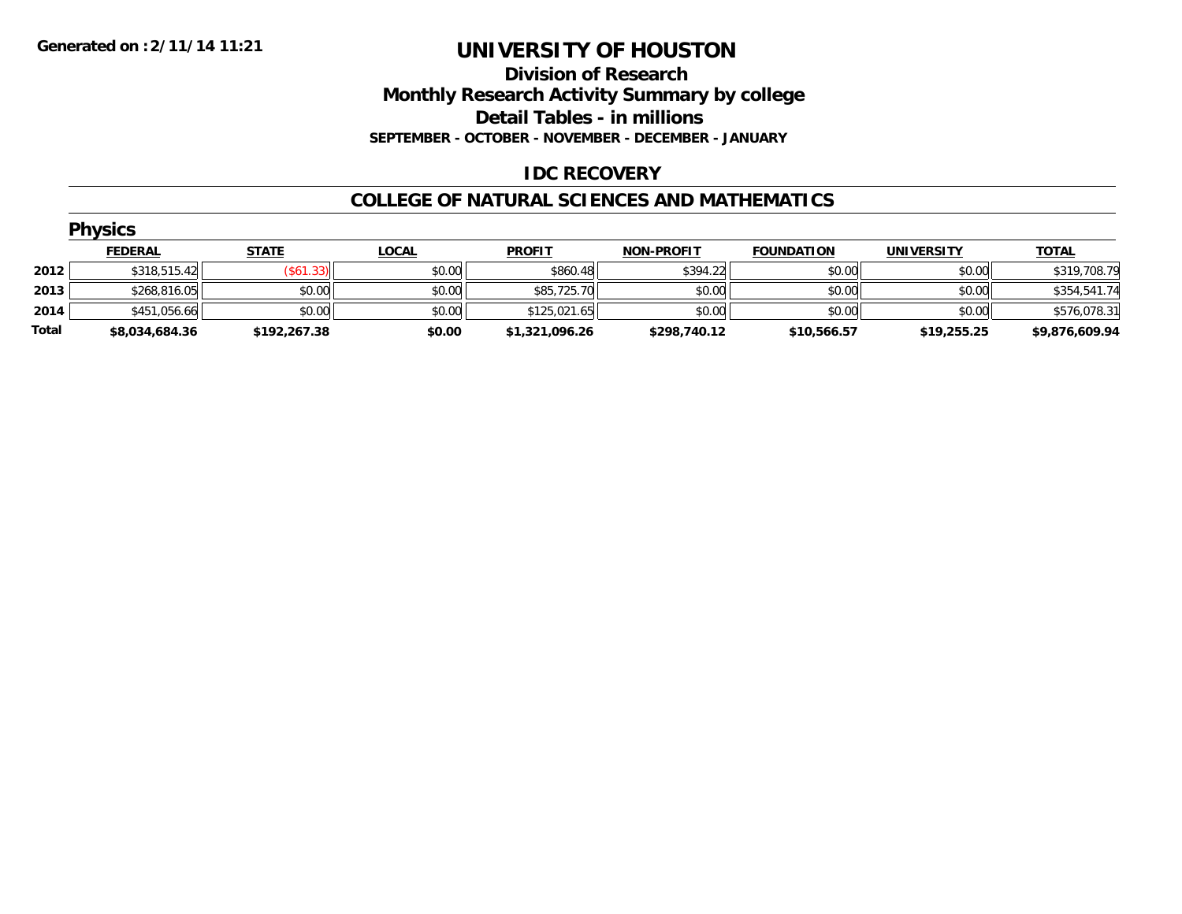**Generated on :2/11/14 11:21**

# UNIVERSITY OF HOUSTON

## Division of Research
## Monthly Research Activity Summary by college
## Detail Tables - in millions
### SEPTEMBER - OCTOBER - NOVEMBER - DECEMBER - JANUARY

## IDC RECOVERY

## COLLEGE OF NATURAL SCIENCES AND MATHEMATICS

### Physics

| | FEDERAL | STATE | LOCAL | PROFIT | NON-PROFIT | FOUNDATION | UNIVERSITY | TOTAL |
|---|---|---|---|---|---|---|---|---|
| **2012** | $318,515.42 | ($61.33) | $0.00 | $860.48 | $394.22 | $0.00 | $0.00 | $319,708.79 |
| **2013** | $268,816.05 | $0.00 | $0.00 | $85,725.70 | $0.00 | $0.00 | $0.00 | $354,541.74 |
| **2014** | $451,056.66 | $0.00 | $0.00 | $125,021.65 | $0.00 | $0.00 | $0.00 | $576,078.31 |
| **Total** | **$8,034,684.36** | **$192,267.38** | **$0.00** | **$1,321,096.26** | **$298,740.12** | **$10,566.57** | **$19,255.25** | **$9,876,609.94** |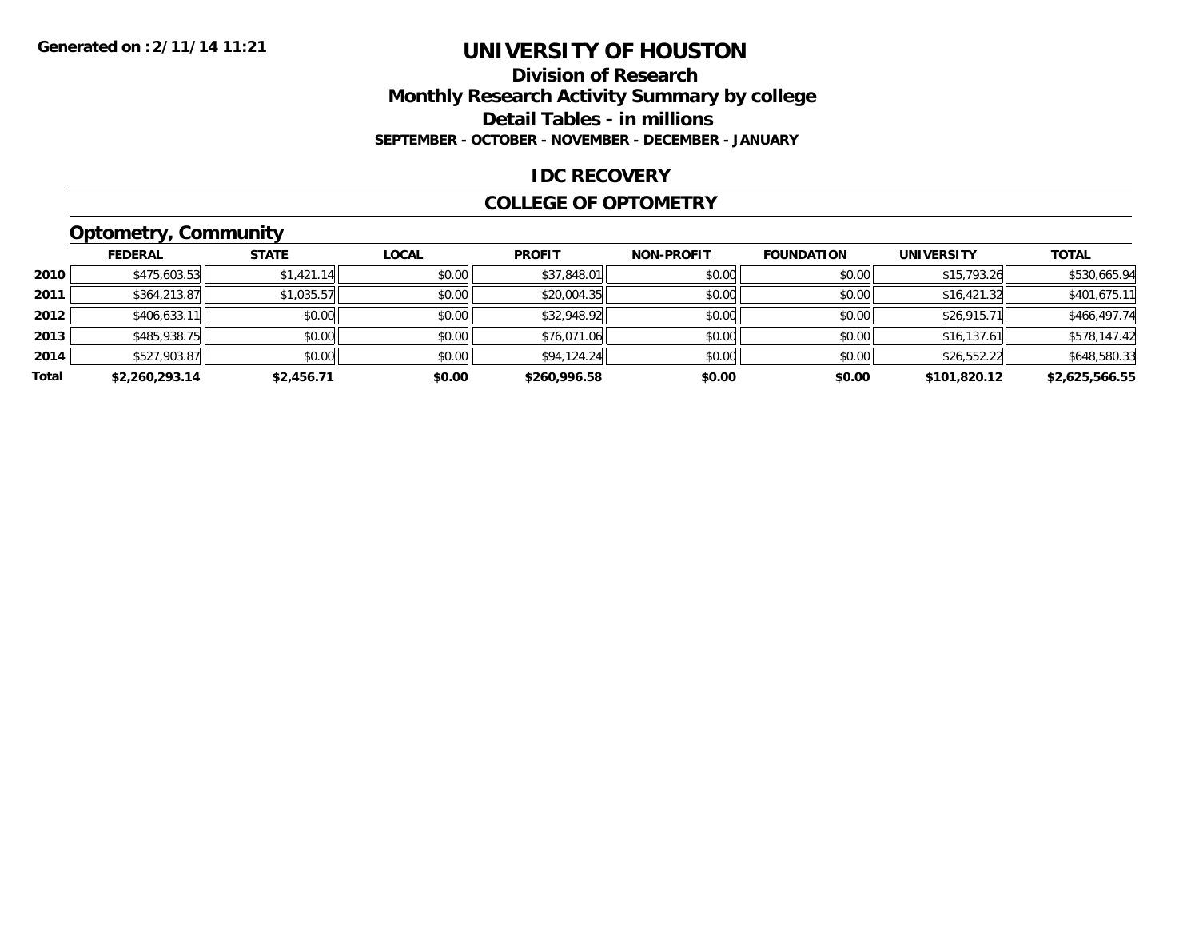Generated on :2/11/14 11:21

# UNIVERSITY OF HOUSTON

## Division of Research
## Monthly Research Activity Summary by college
## Detail Tables - in millions
### SEPTEMBER - OCTOBER - NOVEMBER - DECEMBER - JANUARY

## IDC RECOVERY

## COLLEGE OF OPTOMETRY

### Optometry, Community

| | FEDERAL | STATE | LOCAL | PROFIT | NON-PROFIT | FOUNDATION | UNIVERSITY | TOTAL |
|---|---|---|---|---|---|---|---|---|
| 2010 | $475,603.53 | $1,421.14 | $0.00 | $37,848.01 | $0.00 | $0.00 | $15,793.26 | $530,665.94 |
| 2011 | $364,213.87 | $1,035.57 | $0.00 | $20,004.35 | $0.00 | $0.00 | $16,421.32 | $401,675.11 |
| 2012 | $406,633.11 | $0.00 | $0.00 | $32,948.92 | $0.00 | $0.00 | $26,915.71 | $466,497.74 |
| 2013 | $485,938.75 | $0.00 | $0.00 | $76,071.06 | $0.00 | $0.00 | $16,137.61 | $578,147.42 |
| 2014 | $527,903.87 | $0.00 | $0.00 | $94,124.24 | $0.00 | $0.00 | $26,552.22 | $648,580.33 |
| **Total** | **$2,260,293.14** | **$2,456.71** | **$0.00** | **$260,996.58** | **$0.00** | **$0.00** | **$101,820.12** | **$2,625,566.55** |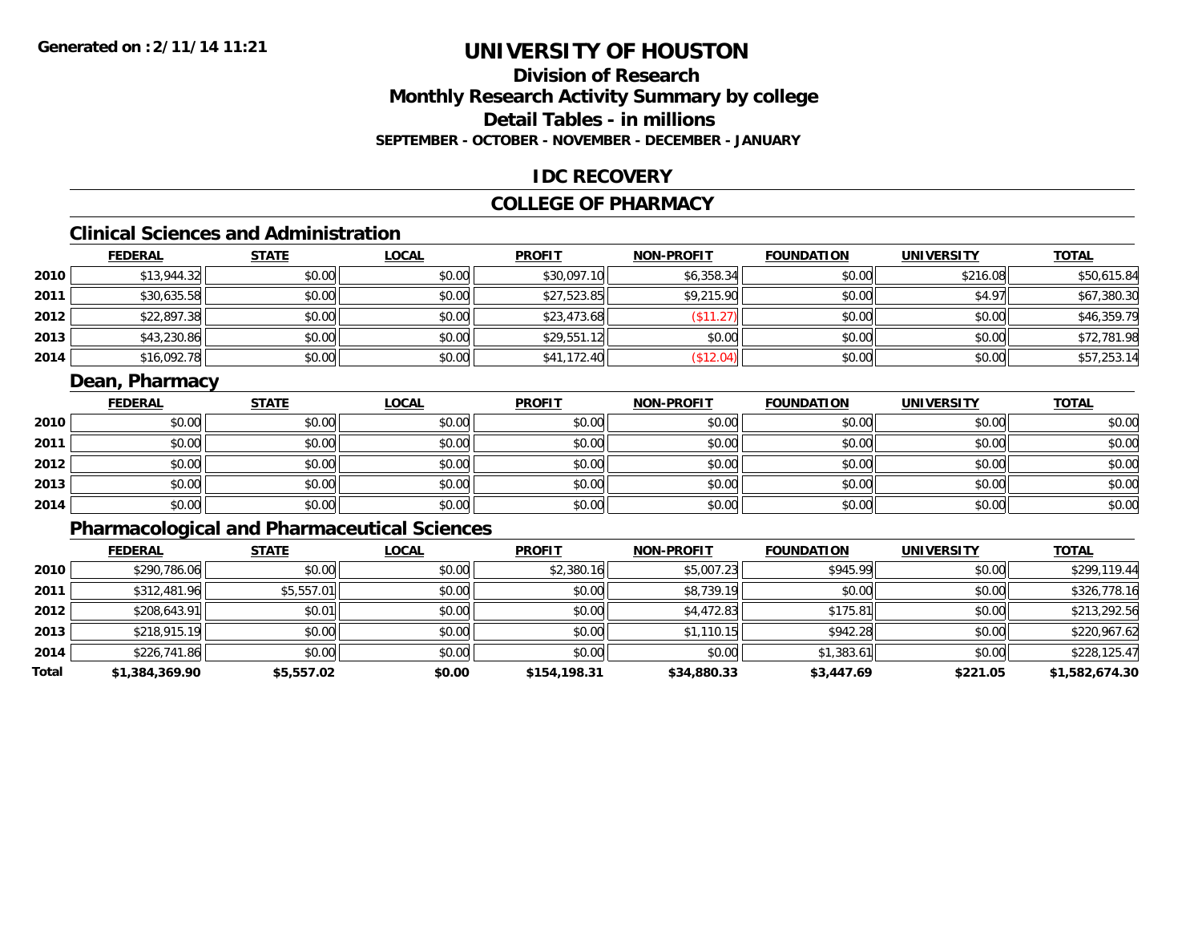**Generated on :2/11/14 11:21**

# UNIVERSITY OF HOUSTON

## Division of Research
## Monthly Research Activity Summary by college
## Detail Tables - in millions
### SEPTEMBER - OCTOBER - NOVEMBER - DECEMBER - JANUARY

## IDC RECOVERY

## COLLEGE OF PHARMACY

### Clinical Sciences and Administration

| | FEDERAL | STATE | LOCAL | PROFIT | NON-PROFIT | FOUNDATION | UNIVERSITY | TOTAL |
|---|---|---|---|---|---|---|---|---|
| 2010 | $13,944.32 | $0.00 | $0.00 | $30,097.10 | $6,358.34 | $0.00 | $216.08 | $50,615.84 |
| 2011 | $30,635.58 | $0.00 | $0.00 | $27,523.85 | $9,215.90 | $0.00 | $4.97 | $67,380.30 |
| 2012 | $22,897.38 | $0.00 | $0.00 | $23,473.68 | ($11.27) | $0.00 | $0.00 | $46,359.79 |
| 2013 | $43,230.86 | $0.00 | $0.00 | $29,551.12 | $0.00 | $0.00 | $0.00 | $72,781.98 |
| 2014 | $16,092.78 | $0.00 | $0.00 | $41,172.40 | ($12.04) | $0.00 | $0.00 | $57,253.14 |

### Dean, Pharmacy

| | FEDERAL | STATE | LOCAL | PROFIT | NON-PROFIT | FOUNDATION | UNIVERSITY | TOTAL |
|---|---|---|---|---|---|---|---|---|
| 2010 | $0.00 | $0.00 | $0.00 | $0.00 | $0.00 | $0.00 | $0.00 | $0.00 |
| 2011 | $0.00 | $0.00 | $0.00 | $0.00 | $0.00 | $0.00 | $0.00 | $0.00 |
| 2012 | $0.00 | $0.00 | $0.00 | $0.00 | $0.00 | $0.00 | $0.00 | $0.00 |
| 2013 | $0.00 | $0.00 | $0.00 | $0.00 | $0.00 | $0.00 | $0.00 | $0.00 |
| 2014 | $0.00 | $0.00 | $0.00 | $0.00 | $0.00 | $0.00 | $0.00 | $0.00 |

### Pharmacological and Pharmaceutical Sciences

| | FEDERAL | STATE | LOCAL | PROFIT | NON-PROFIT | FOUNDATION | UNIVERSITY | TOTAL |
|---|---|---|---|---|---|---|---|---|
| 2010 | $290,786.06 | $0.00 | $0.00 | $2,380.16 | $5,007.23 | $945.99 | $0.00 | $299,119.44 |
| 2011 | $312,481.96 | $5,557.01 | $0.00 | $0.00 | $8,739.19 | $0.00 | $0.00 | $326,778.16 |
| 2012 | $208,643.91 | $0.01 | $0.00 | $0.00 | $4,472.83 | $175.81 | $0.00 | $213,292.56 |
| 2013 | $218,915.19 | $0.00 | $0.00 | $0.00 | $1,110.15 | $942.28 | $0.00 | $220,967.62 |
| 2014 | $226,741.86 | $0.00 | $0.00 | $0.00 | $0.00 | $1,383.61 | $0.00 | $228,125.47 |
| **Total** | **$1,384,369.90** | **$5,557.02** | **$0.00** | **$154,198.31** | **$34,880.33** | **$3,447.69** | **$221.05** | **$1,582,674.30** |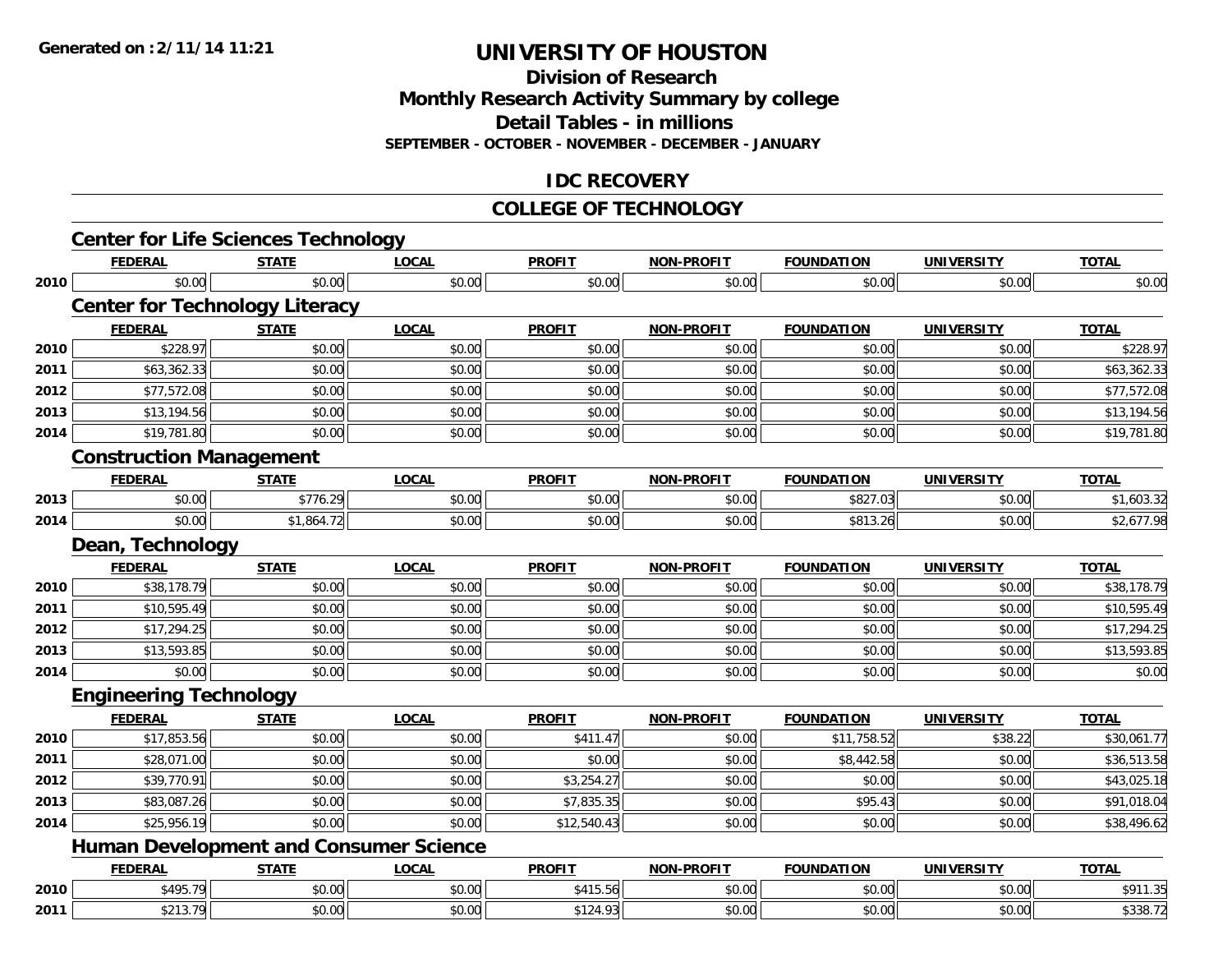Generated on :2/11/14 11:21

# UNIVERSITY OF HOUSTON

## Division of Research
## Monthly Research Activity Summary by college
## Detail Tables - in millions
### SEPTEMBER - OCTOBER - NOVEMBER - DECEMBER - JANUARY

## IDC RECOVERY

## COLLEGE OF TECHNOLOGY

### Center for Life Sciences Technology

| | FEDERAL | STATE | LOCAL | PROFIT | NON-PROFIT | FOUNDATION | UNIVERSITY | TOTAL |
|---|---|---|---|---|---|---|---|---|
| 2010 | $0.00 | $0.00 | $0.00 | $0.00 | $0.00 | $0.00 | $0.00 | $0.00 |

### Center for Technology Literacy

| | FEDERAL | STATE | LOCAL | PROFIT | NON-PROFIT | FOUNDATION | UNIVERSITY | TOTAL |
|---|---|---|---|---|---|---|---|---|
| 2010 | $228.97 | $0.00 | $0.00 | $0.00 | $0.00 | $0.00 | $0.00 | $228.97 |
| 2011 | $63,362.33 | $0.00 | $0.00 | $0.00 | $0.00 | $0.00 | $0.00 | $63,362.33 |
| 2012 | $77,572.08 | $0.00 | $0.00 | $0.00 | $0.00 | $0.00 | $0.00 | $77,572.08 |
| 2013 | $13,194.56 | $0.00 | $0.00 | $0.00 | $0.00 | $0.00 | $0.00 | $13,194.56 |
| 2014 | $19,781.80 | $0.00 | $0.00 | $0.00 | $0.00 | $0.00 | $0.00 | $19,781.80 |

### Construction Management

| | FEDERAL | STATE | LOCAL | PROFIT | NON-PROFIT | FOUNDATION | UNIVERSITY | TOTAL |
|---|---|---|---|---|---|---|---|---|
| 2013 | $0.00 | $776.29 | $0.00 | $0.00 | $0.00 | $827.03 | $0.00 | $1,603.32 |
| 2014 | $0.00 | $1,864.72 | $0.00 | $0.00 | $0.00 | $813.26 | $0.00 | $2,677.98 |

### Dean, Technology

| | FEDERAL | STATE | LOCAL | PROFIT | NON-PROFIT | FOUNDATION | UNIVERSITY | TOTAL |
|---|---|---|---|---|---|---|---|---|
| 2010 | $38,178.79 | $0.00 | $0.00 | $0.00 | $0.00 | $0.00 | $0.00 | $38,178.79 |
| 2011 | $10,595.49 | $0.00 | $0.00 | $0.00 | $0.00 | $0.00 | $0.00 | $10,595.49 |
| 2012 | $17,294.25 | $0.00 | $0.00 | $0.00 | $0.00 | $0.00 | $0.00 | $17,294.25 |
| 2013 | $13,593.85 | $0.00 | $0.00 | $0.00 | $0.00 | $0.00 | $0.00 | $13,593.85 |
| 2014 | $0.00 | $0.00 | $0.00 | $0.00 | $0.00 | $0.00 | $0.00 | $0.00 |

### Engineering Technology

| | FEDERAL | STATE | LOCAL | PROFIT | NON-PROFIT | FOUNDATION | UNIVERSITY | TOTAL |
|---|---|---|---|---|---|---|---|---|
| 2010 | $17,853.56 | $0.00 | $0.00 | $411.47 | $0.00 | $11,758.52 | $38.22 | $30,061.77 |
| 2011 | $28,071.00 | $0.00 | $0.00 | $0.00 | $0.00 | $8,442.58 | $0.00 | $36,513.58 |
| 2012 | $39,770.91 | $0.00 | $0.00 | $3,254.27 | $0.00 | $0.00 | $0.00 | $43,025.18 |
| 2013 | $83,087.26 | $0.00 | $0.00 | $7,835.35 | $0.00 | $95.43 | $0.00 | $91,018.04 |
| 2014 | $25,956.19 | $0.00 | $0.00 | $12,540.43 | $0.00 | $0.00 | $0.00 | $38,496.62 |

### Human Development and Consumer Science

| | FEDERAL | STATE | LOCAL | PROFIT | NON-PROFIT | FOUNDATION | UNIVERSITY | TOTAL |
|---|---|---|---|---|---|---|---|---|
| 2010 | $495.79 | $0.00 | $0.00 | $415.56 | $0.00 | $0.00 | $0.00 | $911.35 |
| 2011 | $213.79 | $0.00 | $0.00 | $124.93 | $0.00 | $0.00 | $0.00 | $338.72 |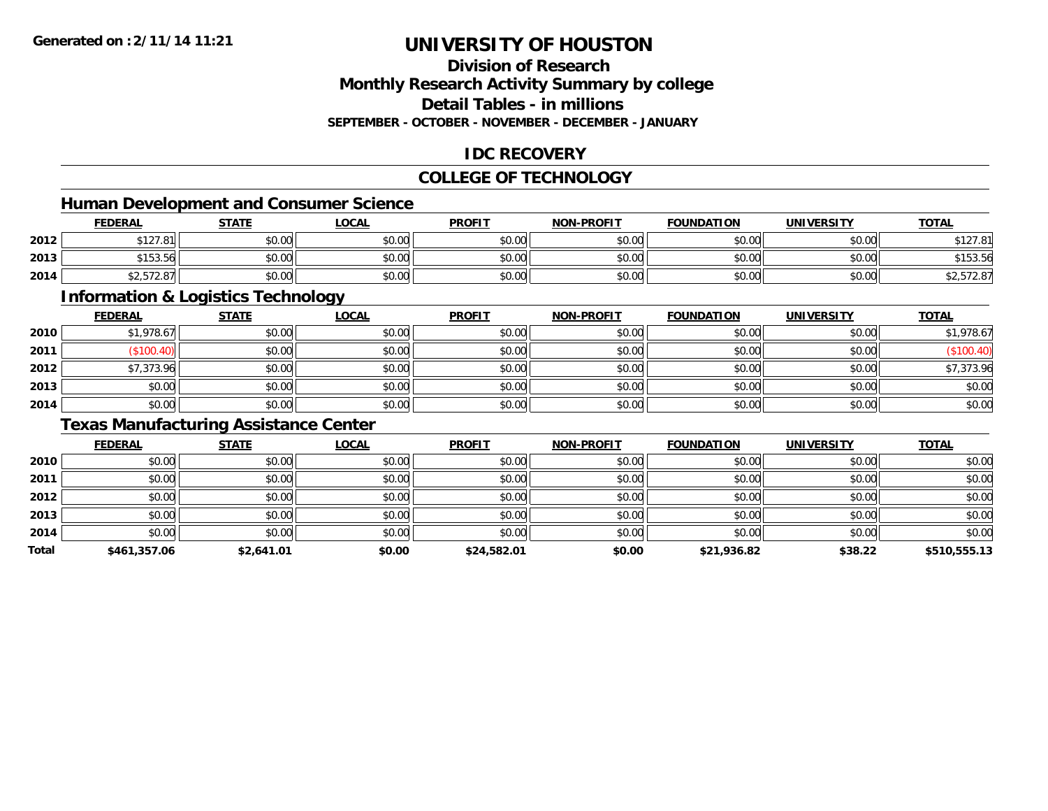# UNIVERSITY OF HOUSTON

## Division of Research

## Monthly Research Activity Summary by college

## Detail Tables - in millions

**SEPTEMBER - OCTOBER - NOVEMBER - DECEMBER - JANUARY**

**Generated on : 2/11/14 11:21**

## IDC RECOVERY

## COLLEGE OF TECHNOLOGY

### Human Development and Consumer Science

| | FEDERAL | STATE | LOCAL | PROFIT | NON-PROFIT | FOUNDATION | UNIVERSITY | TOTAL |
|---|---|---|---|---|---|---|---|---|
| 2012 | $127.81 | $0.00 | $0.00 | $0.00 | $0.00 | $0.00 | $0.00 | $127.81 |
| 2013 | $153.56 | $0.00 | $0.00 | $0.00 | $0.00 | $0.00 | $0.00 | $153.56 |
| 2014 | $2,572.87 | $0.00 | $0.00 | $0.00 | $0.00 | $0.00 | $0.00 | $2,572.87 |

### Information & Logistics Technology

| | FEDERAL | STATE | LOCAL | PROFIT | NON-PROFIT | FOUNDATION | UNIVERSITY | TOTAL |
|---|---|---|---|---|---|---|---|---|
| 2010 | $1,978.67 | $0.00 | $0.00 | $0.00 | $0.00 | $0.00 | $0.00 | $1,978.67 |
| 2011 | ($100.40) | $0.00 | $0.00 | $0.00 | $0.00 | $0.00 | $0.00 | ($100.40) |
| 2012 | $7,373.96 | $0.00 | $0.00 | $0.00 | $0.00 | $0.00 | $0.00 | $7,373.96 |
| 2013 | $0.00 | $0.00 | $0.00 | $0.00 | $0.00 | $0.00 | $0.00 | $0.00 |
| 2014 | $0.00 | $0.00 | $0.00 | $0.00 | $0.00 | $0.00 | $0.00 | $0.00 |

### Texas Manufacturing Assistance Center

| | FEDERAL | STATE | LOCAL | PROFIT | NON-PROFIT | FOUNDATION | UNIVERSITY | TOTAL |
|---|---|---|---|---|---|---|---|---|
| 2010 | $0.00 | $0.00 | $0.00 | $0.00 | $0.00 | $0.00 | $0.00 | $0.00 |
| 2011 | $0.00 | $0.00 | $0.00 | $0.00 | $0.00 | $0.00 | $0.00 | $0.00 |
| 2012 | $0.00 | $0.00 | $0.00 | $0.00 | $0.00 | $0.00 | $0.00 | $0.00 |
| 2013 | $0.00 | $0.00 | $0.00 | $0.00 | $0.00 | $0.00 | $0.00 | $0.00 |
| 2014 | $0.00 | $0.00 | $0.00 | $0.00 | $0.00 | $0.00 | $0.00 | $0.00 |
| **Total** | **$461,357.06** | **$2,641.01** | **$0.00** | **$24,582.01** | **$0.00** | **$21,936.82** | **$38.22** | **$510,555.13** |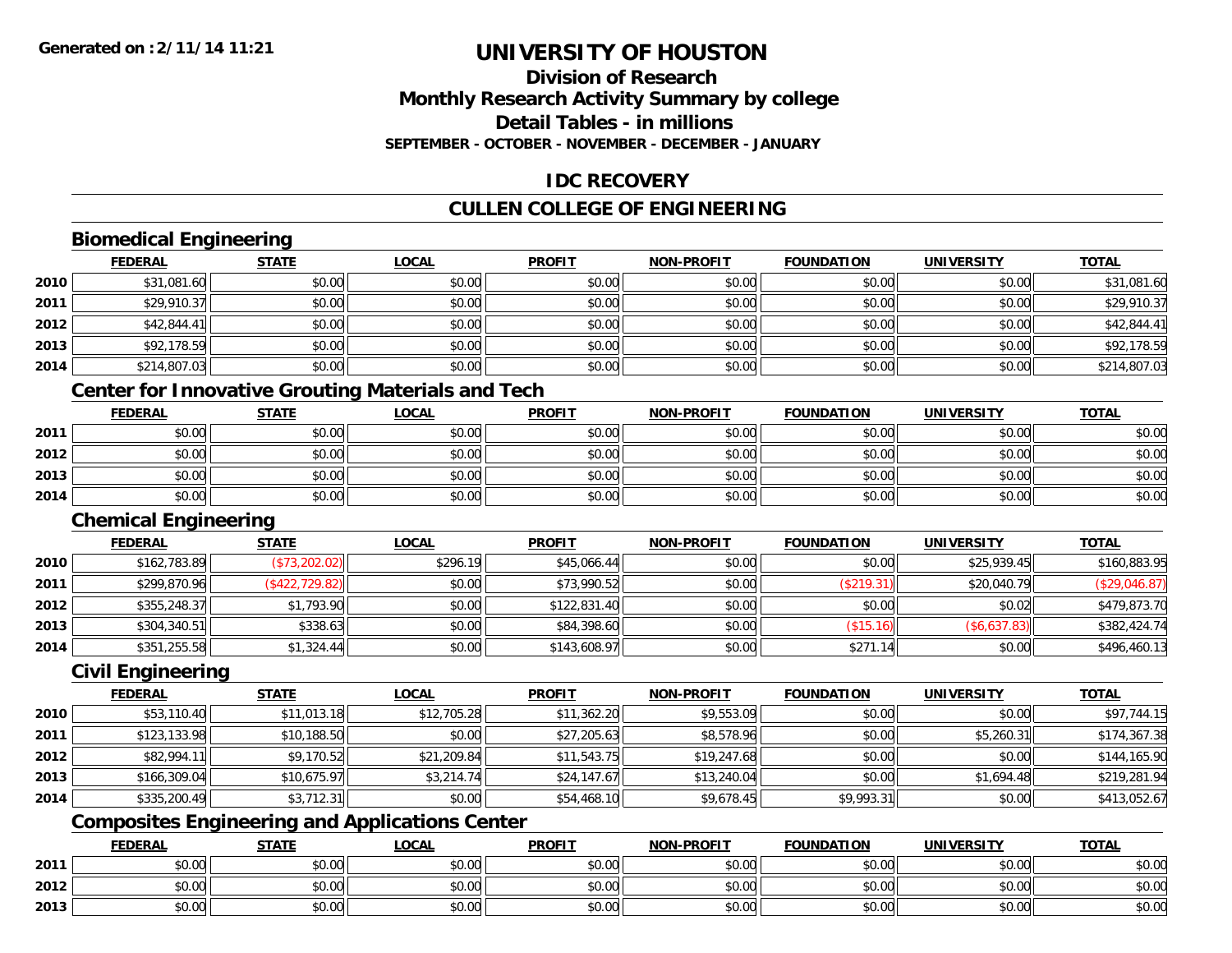**Generated on :2/11/14 11:21**

# UNIVERSITY OF HOUSTON

## Division of Research
## Monthly Research Activity Summary by college
## Detail Tables - in millions
### SEPTEMBER - OCTOBER - NOVEMBER - DECEMBER - JANUARY

## IDC RECOVERY

## CULLEN COLLEGE OF ENGINEERING

### Biomedical Engineering

| | FEDERAL | STATE | LOCAL | PROFIT | NON-PROFIT | FOUNDATION | UNIVERSITY | TOTAL |
|---|---|---|---|---|---|---|---|---|
| 2010 | $31,081.60 | $0.00 | $0.00 | $0.00 | $0.00 | $0.00 | $0.00 | $31,081.60 |
| 2011 | $29,910.37 | $0.00 | $0.00 | $0.00 | $0.00 | $0.00 | $0.00 | $29,910.37 |
| 2012 | $42,844.41 | $0.00 | $0.00 | $0.00 | $0.00 | $0.00 | $0.00 | $42,844.41 |
| 2013 | $92,178.59 | $0.00 | $0.00 | $0.00 | $0.00 | $0.00 | $0.00 | $92,178.59 |
| 2014 | $214,807.03 | $0.00 | $0.00 | $0.00 | $0.00 | $0.00 | $0.00 | $214,807.03 |

### Center for Innovative Grouting Materials and Tech

| | FEDERAL | STATE | LOCAL | PROFIT | NON-PROFIT | FOUNDATION | UNIVERSITY | TOTAL |
|---|---|---|---|---|---|---|---|---|
| 2011 | $0.00 | $0.00 | $0.00 | $0.00 | $0.00 | $0.00 | $0.00 | $0.00 |
| 2012 | $0.00 | $0.00 | $0.00 | $0.00 | $0.00 | $0.00 | $0.00 | $0.00 |
| 2013 | $0.00 | $0.00 | $0.00 | $0.00 | $0.00 | $0.00 | $0.00 | $0.00 |
| 2014 | $0.00 | $0.00 | $0.00 | $0.00 | $0.00 | $0.00 | $0.00 | $0.00 |

### Chemical Engineering

| | FEDERAL | STATE | LOCAL | PROFIT | NON-PROFIT | FOUNDATION | UNIVERSITY | TOTAL |
|---|---|---|---|---|---|---|---|---|
| 2010 | $162,783.89 | ($73,202.02) | $296.19 | $45,066.44 | $0.00 | $0.00 | $25,939.45 | $160,883.95 |
| 2011 | $299,870.96 | ($422,729.82) | $0.00 | $73,990.52 | $0.00 | ($219.31) | $20,040.79 | ($29,046.87) |
| 2012 | $355,248.37 | $1,793.90 | $0.00 | $122,831.40 | $0.00 | $0.00 | $0.02 | $479,873.70 |
| 2013 | $304,340.51 | $338.63 | $0.00 | $84,398.60 | $0.00 | ($15.16) | ($6,637.83) | $382,424.74 |
| 2014 | $351,255.58 | $1,324.44 | $0.00 | $143,608.97 | $0.00 | $271.14 | $0.00 | $496,460.13 |

### Civil Engineering

| | FEDERAL | STATE | LOCAL | PROFIT | NON-PROFIT | FOUNDATION | UNIVERSITY | TOTAL |
|---|---|---|---|---|---|---|---|---|
| 2010 | $53,110.40 | $11,013.18 | $12,705.28 | $11,362.20 | $9,553.09 | $0.00 | $0.00 | $97,744.15 |
| 2011 | $123,133.98 | $10,188.50 | $0.00 | $27,205.63 | $8,578.96 | $0.00 | $5,260.31 | $174,367.38 |
| 2012 | $82,994.11 | $9,170.52 | $21,209.84 | $11,543.75 | $19,247.68 | $0.00 | $0.00 | $144,165.90 |
| 2013 | $166,309.04 | $10,675.97 | $3,214.74 | $24,147.67 | $13,240.04 | $0.00 | $1,694.48 | $219,281.94 |
| 2014 | $335,200.49 | $3,712.31 | $0.00 | $54,468.10 | $9,678.45 | $9,993.31 | $0.00 | $413,052.67 |

### Composites Engineering and Applications Center

| | FEDERAL | STATE | LOCAL | PROFIT | NON-PROFIT | FOUNDATION | UNIVERSITY | TOTAL |
|---|---|---|---|---|---|---|---|---|
| 2011 | $0.00 | $0.00 | $0.00 | $0.00 | $0.00 | $0.00 | $0.00 | $0.00 |
| 2012 | $0.00 | $0.00 | $0.00 | $0.00 | $0.00 | $0.00 | $0.00 | $0.00 |
| 2013 | $0.00 | $0.00 | $0.00 | $0.00 | $0.00 | $0.00 | $0.00 | $0.00 |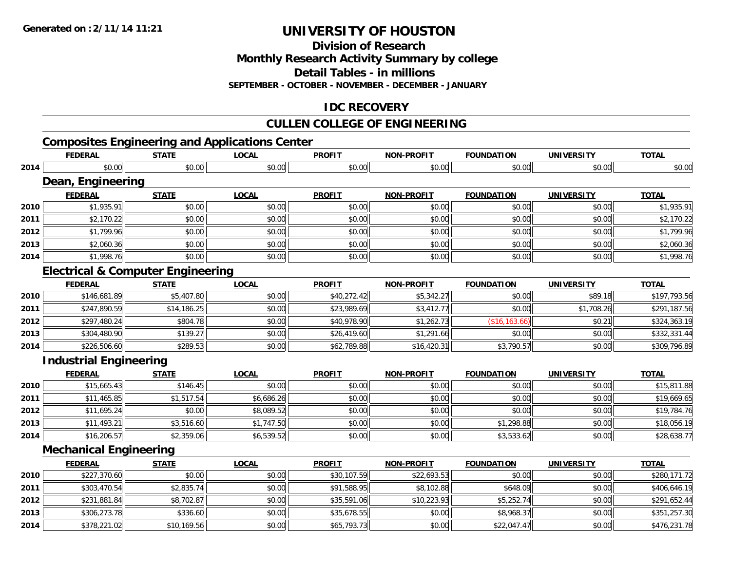# UNIVERSITY OF HOUSTON

## Division of Research
## Monthly Research Activity Summary by college
## Detail Tables - in millions
### SEPTEMBER - OCTOBER - NOVEMBER - DECEMBER - JANUARY

## IDC RECOVERY

## CULLEN COLLEGE OF ENGINEERING

### Composites Engineering and Applications Center

| | FEDERAL | STATE | LOCAL | PROFIT | NON-PROFIT | FOUNDATION | UNIVERSITY | TOTAL |
|---|---|---|---|---|---|---|---|---|
| 2014 | $0.00 | $0.00 | $0.00 | $0.00 | $0.00 | $0.00 | $0.00 | $0.00 |

### Dean, Engineering

| | FEDERAL | STATE | LOCAL | PROFIT | NON-PROFIT | FOUNDATION | UNIVERSITY | TOTAL |
|---|---|---|---|---|---|---|---|---|
| 2010 | $1,935.91 | $0.00 | $0.00 | $0.00 | $0.00 | $0.00 | $0.00 | $1,935.91 |
| 2011 | $2,170.22 | $0.00 | $0.00 | $0.00 | $0.00 | $0.00 | $0.00 | $2,170.22 |
| 2012 | $1,799.96 | $0.00 | $0.00 | $0.00 | $0.00 | $0.00 | $0.00 | $1,799.96 |
| 2013 | $2,060.36 | $0.00 | $0.00 | $0.00 | $0.00 | $0.00 | $0.00 | $2,060.36 |
| 2014 | $1,998.76 | $0.00 | $0.00 | $0.00 | $0.00 | $0.00 | $0.00 | $1,998.76 |

### Electrical & Computer Engineering

| | FEDERAL | STATE | LOCAL | PROFIT | NON-PROFIT | FOUNDATION | UNIVERSITY | TOTAL |
|---|---|---|---|---|---|---|---|---|
| 2010 | $146,681.89 | $5,407.80 | $0.00 | $40,272.42 | $5,342.27 | $0.00 | $89.18 | $197,793.56 |
| 2011 | $247,890.59 | $14,186.25 | $0.00 | $23,989.69 | $3,412.77 | $0.00 | $1,708.26 | $291,187.56 |
| 2012 | $297,480.24 | $804.78 | $0.00 | $40,978.90 | $1,262.73 | ($16,163.66) | $0.21 | $324,363.19 |
| 2013 | $304,480.90 | $139.27 | $0.00 | $26,419.60 | $1,291.66 | $0.00 | $0.00 | $332,331.44 |
| 2014 | $226,506.60 | $289.53 | $0.00 | $62,789.88 | $16,420.31 | $3,790.57 | $0.00 | $309,796.89 |

### Industrial Engineering

| | FEDERAL | STATE | LOCAL | PROFIT | NON-PROFIT | FOUNDATION | UNIVERSITY | TOTAL |
|---|---|---|---|---|---|---|---|---|
| 2010 | $15,665.43 | $146.45 | $0.00 | $0.00 | $0.00 | $0.00 | $0.00 | $15,811.88 |
| 2011 | $11,465.85 | $1,517.54 | $6,686.26 | $0.00 | $0.00 | $0.00 | $0.00 | $19,669.65 |
| 2012 | $11,695.24 | $0.00 | $8,089.52 | $0.00 | $0.00 | $0.00 | $0.00 | $19,784.76 |
| 2013 | $11,493.21 | $3,516.60 | $1,747.50 | $0.00 | $0.00 | $1,298.88 | $0.00 | $18,056.19 |
| 2014 | $16,206.57 | $2,359.06 | $6,539.52 | $0.00 | $0.00 | $3,533.62 | $0.00 | $28,638.77 |

### Mechanical Engineering

| | FEDERAL | STATE | LOCAL | PROFIT | NON-PROFIT | FOUNDATION | UNIVERSITY | TOTAL |
|---|---|---|---|---|---|---|---|---|
| 2010 | $227,370.60 | $0.00 | $0.00 | $30,107.59 | $22,693.53 | $0.00 | $0.00 | $280,171.72 |
| 2011 | $303,470.54 | $2,835.74 | $0.00 | $91,588.95 | $8,102.88 | $648.09 | $0.00 | $406,646.19 |
| 2012 | $231,881.84 | $8,702.87 | $0.00 | $35,591.06 | $10,223.93 | $5,252.74 | $0.00 | $291,652.44 |
| 2013 | $306,273.78 | $336.60 | $0.00 | $35,678.55 | $0.00 | $8,968.37 | $0.00 | $351,257.30 |
| 2014 | $378,221.02 | $10,169.56 | $0.00 | $65,793.73 | $0.00 | $22,047.47 | $0.00 | $476,231.78 |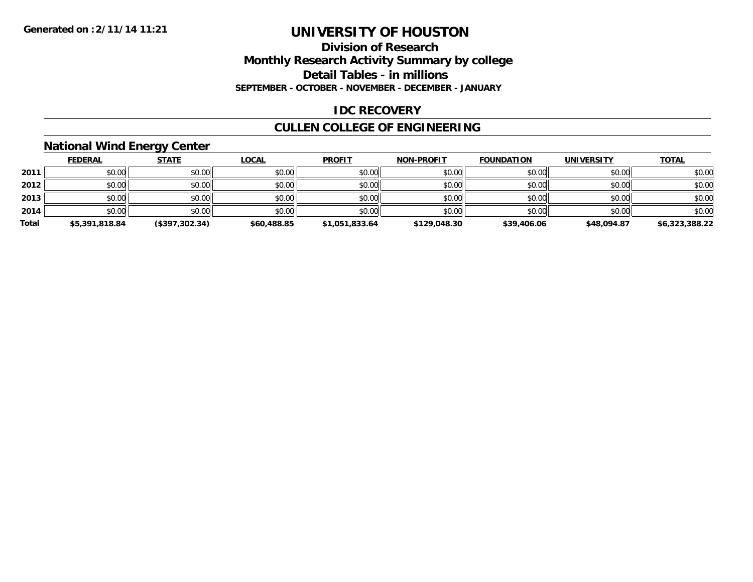# UNIVERSITY OF HOUSTON

## Division of Research

## Monthly Research Activity Summary by college

## Detail Tables - in millions

**SEPTEMBER - OCTOBER - NOVEMBER - DECEMBER - JANUARY**

**Generated on : 2/11/14 11:21**

## IDC RECOVERY

## CULLEN COLLEGE OF ENGINEERING

### National Wind Energy Center

| | FEDERAL | STATE | LOCAL | PROFIT | NON-PROFIT | FOUNDATION | UNIVERSITY | TOTAL |
|---|---|---|---|---|---|---|---|---|
| **2011** | $0.00 | $0.00 | $0.00 | $0.00 | $0.00 | $0.00 | $0.00 | $0.00 |
| **2012** | $0.00 | $0.00 | $0.00 | $0.00 | $0.00 | $0.00 | $0.00 | $0.00 |
| **2013** | $0.00 | $0.00 | $0.00 | $0.00 | $0.00 | $0.00 | $0.00 | $0.00 |
| **2014** | $0.00 | $0.00 | $0.00 | $0.00 | $0.00 | $0.00 | $0.00 | $0.00 |
| **Total** | **$5,391,818.84** | **($397,302.34)** | **$60,488.85** | **$1,051,833.64** | **$129,048.30** | **$39,406.06** | **$48,094.87** | **$6,323,388.22** |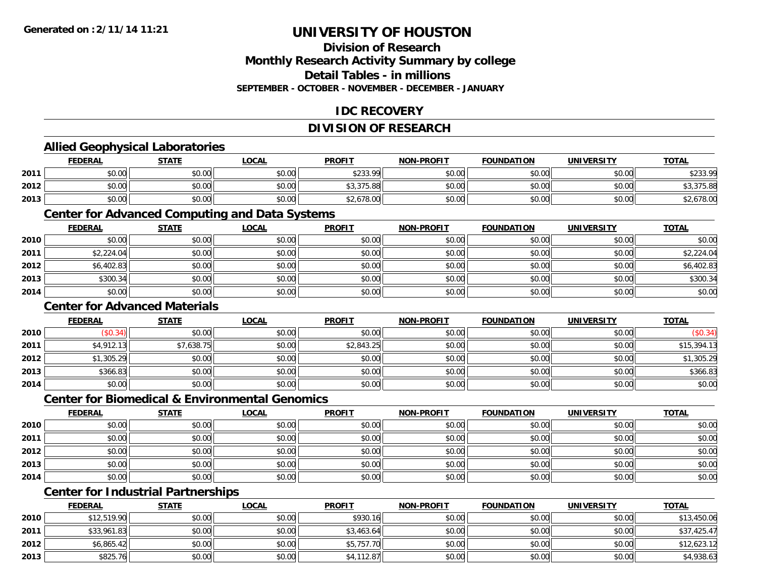**Generated on :2/11/14 11:21**

# UNIVERSITY OF HOUSTON

## Division of Research
## Monthly Research Activity Summary by college
## Detail Tables - in millions
### SEPTEMBER - OCTOBER - NOVEMBER - DECEMBER - JANUARY

## IDC RECOVERY

## DIVISION OF RESEARCH

### Allied Geophysical Laboratories

| | FEDERAL | STATE | LOCAL | PROFIT | NON-PROFIT | FOUNDATION | UNIVERSITY | TOTAL |
|---|---|---|---|---|---|---|---|---|
| 2011 | $0.00 | $0.00 | $0.00 | $233.99 | $0.00 | $0.00 | $0.00 | $233.99 |
| 2012 | $0.00 | $0.00 | $0.00 | $3,375.88 | $0.00 | $0.00 | $0.00 | $3,375.88 |
| 2013 | $0.00 | $0.00 | $0.00 | $2,678.00 | $0.00 | $0.00 | $0.00 | $2,678.00 |

### Center for Advanced Computing and Data Systems

| | FEDERAL | STATE | LOCAL | PROFIT | NON-PROFIT | FOUNDATION | UNIVERSITY | TOTAL |
|---|---|---|---|---|---|---|---|---|
| 2010 | $0.00 | $0.00 | $0.00 | $0.00 | $0.00 | $0.00 | $0.00 | $0.00 |
| 2011 | $2,224.04 | $0.00 | $0.00 | $0.00 | $0.00 | $0.00 | $0.00 | $2,224.04 |
| 2012 | $6,402.83 | $0.00 | $0.00 | $0.00 | $0.00 | $0.00 | $0.00 | $6,402.83 |
| 2013 | $300.34 | $0.00 | $0.00 | $0.00 | $0.00 | $0.00 | $0.00 | $300.34 |
| 2014 | $0.00 | $0.00 | $0.00 | $0.00 | $0.00 | $0.00 | $0.00 | $0.00 |

### Center for Advanced Materials

| | FEDERAL | STATE | LOCAL | PROFIT | NON-PROFIT | FOUNDATION | UNIVERSITY | TOTAL |
|---|---|---|---|---|---|---|---|---|
| 2010 | ($0.34) | $0.00 | $0.00 | $0.00 | $0.00 | $0.00 | $0.00 | ($0.34) |
| 2011 | $4,912.13 | $7,638.75 | $0.00 | $2,843.25 | $0.00 | $0.00 | $0.00 | $15,394.13 |
| 2012 | $1,305.29 | $0.00 | $0.00 | $0.00 | $0.00 | $0.00 | $0.00 | $1,305.29 |
| 2013 | $366.83 | $0.00 | $0.00 | $0.00 | $0.00 | $0.00 | $0.00 | $366.83 |
| 2014 | $0.00 | $0.00 | $0.00 | $0.00 | $0.00 | $0.00 | $0.00 | $0.00 |

### Center for Biomedical & Environmental Genomics

| | FEDERAL | STATE | LOCAL | PROFIT | NON-PROFIT | FOUNDATION | UNIVERSITY | TOTAL |
|---|---|---|---|---|---|---|---|---|
| 2010 | $0.00 | $0.00 | $0.00 | $0.00 | $0.00 | $0.00 | $0.00 | $0.00 |
| 2011 | $0.00 | $0.00 | $0.00 | $0.00 | $0.00 | $0.00 | $0.00 | $0.00 |
| 2012 | $0.00 | $0.00 | $0.00 | $0.00 | $0.00 | $0.00 | $0.00 | $0.00 |
| 2013 | $0.00 | $0.00 | $0.00 | $0.00 | $0.00 | $0.00 | $0.00 | $0.00 |
| 2014 | $0.00 | $0.00 | $0.00 | $0.00 | $0.00 | $0.00 | $0.00 | $0.00 |

### Center for Industrial Partnerships

| | FEDERAL | STATE | LOCAL | PROFIT | NON-PROFIT | FOUNDATION | UNIVERSITY | TOTAL |
|---|---|---|---|---|---|---|---|---|
| 2010 | $12,519.90 | $0.00 | $0.00 | $930.16 | $0.00 | $0.00 | $0.00 | $13,450.06 |
| 2011 | $33,961.83 | $0.00 | $0.00 | $3,463.64 | $0.00 | $0.00 | $0.00 | $37,425.47 |
| 2012 | $6,865.42 | $0.00 | $0.00 | $5,757.70 | $0.00 | $0.00 | $0.00 | $12,623.12 |
| 2013 | $825.76 | $0.00 | $0.00 | $4,112.87 | $0.00 | $0.00 | $0.00 | $4,938.63 |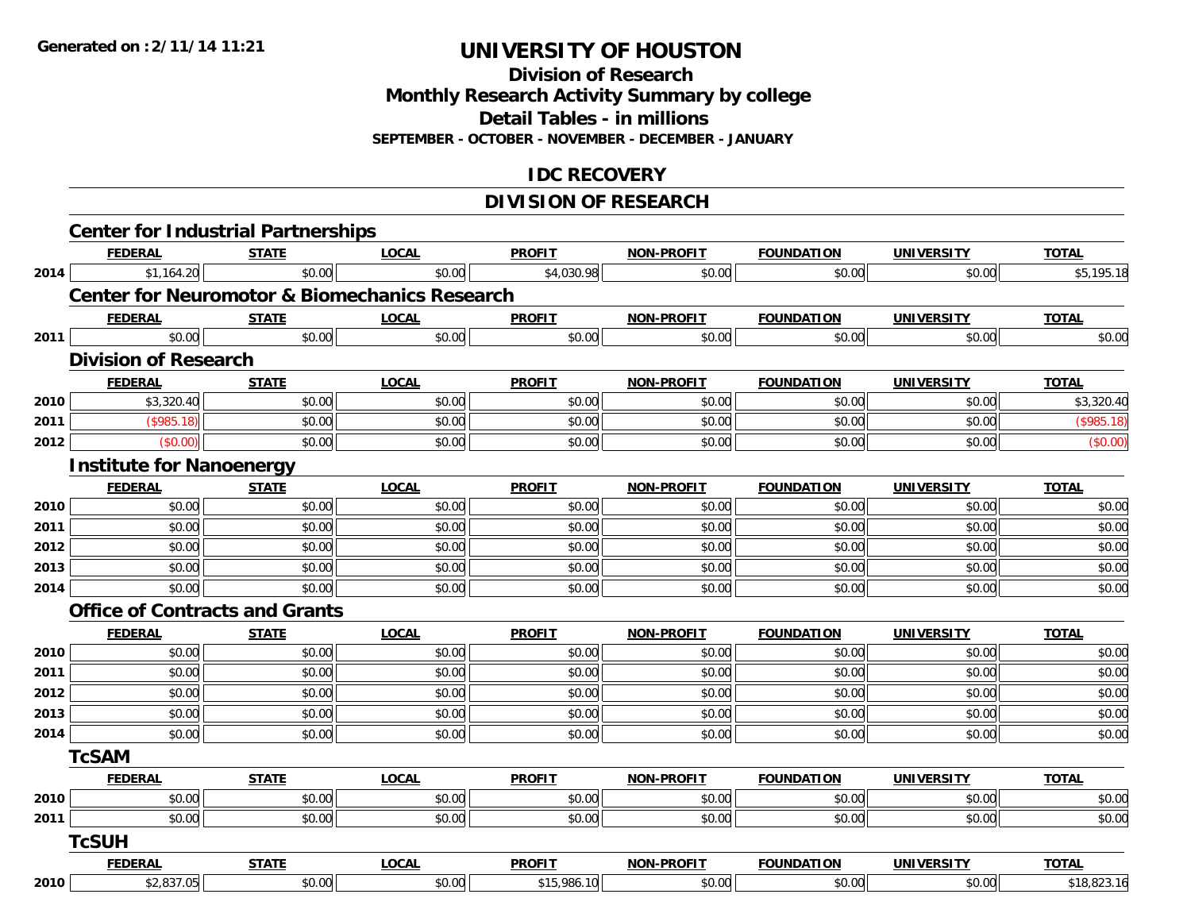**Generated on :2/11/14 11:21**

# UNIVERSITY OF HOUSTON

## Division of Research
## Monthly Research Activity Summary by college
## Detail Tables - in millions
### SEPTEMBER - OCTOBER - NOVEMBER - DECEMBER - JANUARY

## IDC RECOVERY

## DIVISION OF RESEARCH

### Center for Industrial Partnerships

| | FEDERAL | STATE | LOCAL | PROFIT | NON-PROFIT | FOUNDATION | UNIVERSITY | TOTAL |
|---|---|---|---|---|---|---|---|---|
| 2014 | $1,164.20 | $0.00 | $0.00 | $4,030.98 | $0.00 | $0.00 | $0.00 | $5,195.18 |

### Center for Neuromotor & Biomechanics Research

| | FEDERAL | STATE | LOCAL | PROFIT | NON-PROFIT | FOUNDATION | UNIVERSITY | TOTAL |
|---|---|---|---|---|---|---|---|---|
| 2011 | $0.00 | $0.00 | $0.00 | $0.00 | $0.00 | $0.00 | $0.00 | $0.00 |

### Division of Research

| | FEDERAL | STATE | LOCAL | PROFIT | NON-PROFIT | FOUNDATION | UNIVERSITY | TOTAL |
|---|---|---|---|---|---|---|---|---|
| 2010 | $3,320.40 | $0.00 | $0.00 | $0.00 | $0.00 | $0.00 | $0.00 | $3,320.40 |
| 2011 | ($985.18) | $0.00 | $0.00 | $0.00 | $0.00 | $0.00 | $0.00 | ($985.18) |
| 2012 | ($0.00) | $0.00 | $0.00 | $0.00 | $0.00 | $0.00 | $0.00 | ($0.00) |

### Institute for Nanoenergy

| | FEDERAL | STATE | LOCAL | PROFIT | NON-PROFIT | FOUNDATION | UNIVERSITY | TOTAL |
|---|---|---|---|---|---|---|---|---|
| 2010 | $0.00 | $0.00 | $0.00 | $0.00 | $0.00 | $0.00 | $0.00 | $0.00 |
| 2011 | $0.00 | $0.00 | $0.00 | $0.00 | $0.00 | $0.00 | $0.00 | $0.00 |
| 2012 | $0.00 | $0.00 | $0.00 | $0.00 | $0.00 | $0.00 | $0.00 | $0.00 |
| 2013 | $0.00 | $0.00 | $0.00 | $0.00 | $0.00 | $0.00 | $0.00 | $0.00 |
| 2014 | $0.00 | $0.00 | $0.00 | $0.00 | $0.00 | $0.00 | $0.00 | $0.00 |

### Office of Contracts and Grants

| | FEDERAL | STATE | LOCAL | PROFIT | NON-PROFIT | FOUNDATION | UNIVERSITY | TOTAL |
|---|---|---|---|---|---|---|---|---|
| 2010 | $0.00 | $0.00 | $0.00 | $0.00 | $0.00 | $0.00 | $0.00 | $0.00 |
| 2011 | $0.00 | $0.00 | $0.00 | $0.00 | $0.00 | $0.00 | $0.00 | $0.00 |
| 2012 | $0.00 | $0.00 | $0.00 | $0.00 | $0.00 | $0.00 | $0.00 | $0.00 |
| 2013 | $0.00 | $0.00 | $0.00 | $0.00 | $0.00 | $0.00 | $0.00 | $0.00 |
| 2014 | $0.00 | $0.00 | $0.00 | $0.00 | $0.00 | $0.00 | $0.00 | $0.00 |

### TcSAM

| | FEDERAL | STATE | LOCAL | PROFIT | NON-PROFIT | FOUNDATION | UNIVERSITY | TOTAL |
|---|---|---|---|---|---|---|---|---|
| 2010 | $0.00 | $0.00 | $0.00 | $0.00 | $0.00 | $0.00 | $0.00 | $0.00 |
| 2011 | $0.00 | $0.00 | $0.00 | $0.00 | $0.00 | $0.00 | $0.00 | $0.00 |

### TcSUH

| | FEDERAL | STATE | LOCAL | PROFIT | NON-PROFIT | FOUNDATION | UNIVERSITY | TOTAL |
|---|---|---|---|---|---|---|---|---|
| 2010 | $2,837.05 | $0.00 | $0.00 | $15,986.10 | $0.00 | $0.00 | $0.00 | $18,823.16 |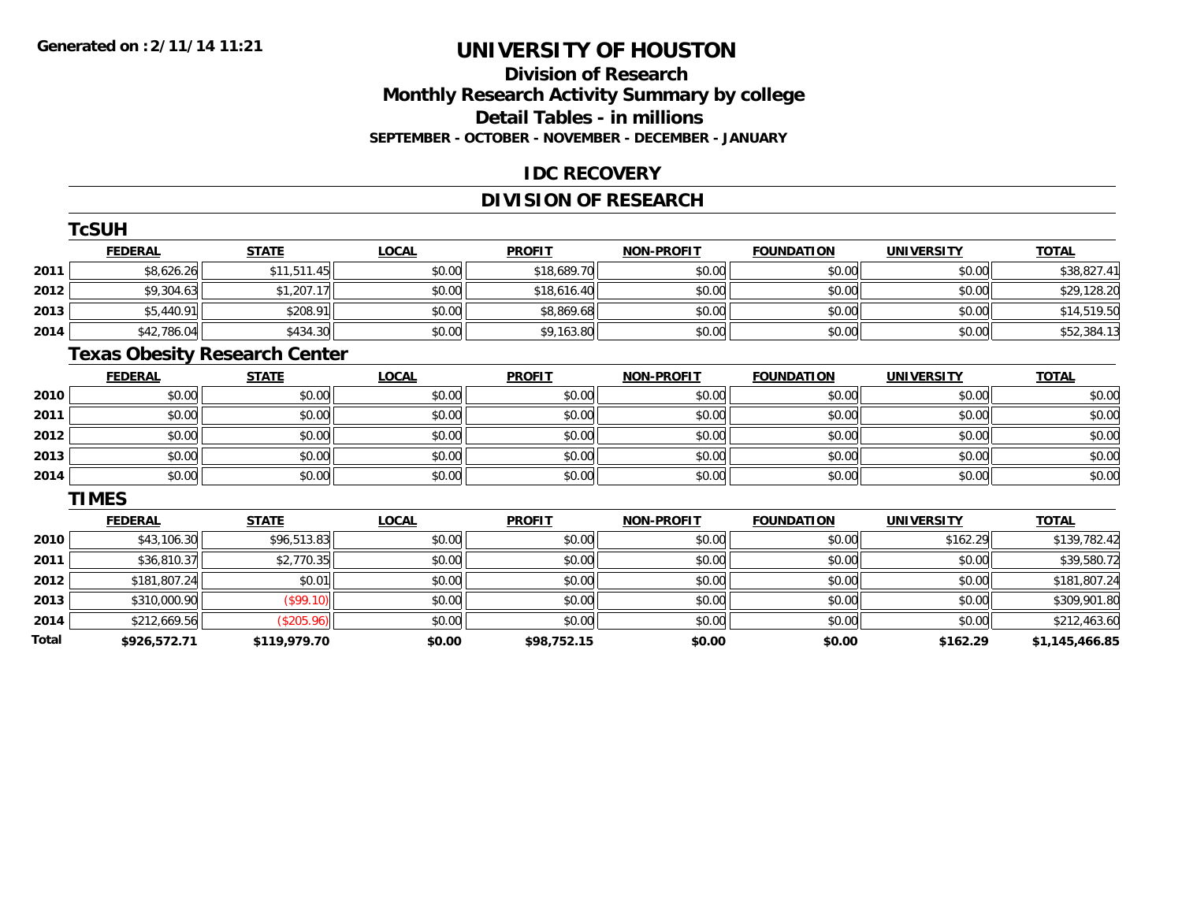**Generated on :2/11/14 11:21**

# UNIVERSITY OF HOUSTON

## Division of Research
## Monthly Research Activity Summary by college
## Detail Tables - in millions
### SEPTEMBER - OCTOBER - NOVEMBER - DECEMBER - JANUARY

## IDC RECOVERY

## DIVISION OF RESEARCH

### TcSUH

| | FEDERAL | STATE | LOCAL | PROFIT | NON-PROFIT | FOUNDATION | UNIVERSITY | TOTAL |
|---|---|---|---|---|---|---|---|---|
| 2011 | $8,626.26 | $11,511.45 | $0.00 | $18,689.70 | $0.00 | $0.00 | $0.00 | $38,827.41 |
| 2012 | $9,304.63 | $1,207.17 | $0.00 | $18,616.40 | $0.00 | $0.00 | $0.00 | $29,128.20 |
| 2013 | $5,440.91 | $208.91 | $0.00 | $8,869.68 | $0.00 | $0.00 | $0.00 | $14,519.50 |
| 2014 | $42,786.04 | $434.30 | $0.00 | $9,163.80 | $0.00 | $0.00 | $0.00 | $52,384.13 |

### Texas Obesity Research Center

| | FEDERAL | STATE | LOCAL | PROFIT | NON-PROFIT | FOUNDATION | UNIVERSITY | TOTAL |
|---|---|---|---|---|---|---|---|---|
| 2010 | $0.00 | $0.00 | $0.00 | $0.00 | $0.00 | $0.00 | $0.00 | $0.00 |
| 2011 | $0.00 | $0.00 | $0.00 | $0.00 | $0.00 | $0.00 | $0.00 | $0.00 |
| 2012 | $0.00 | $0.00 | $0.00 | $0.00 | $0.00 | $0.00 | $0.00 | $0.00 |
| 2013 | $0.00 | $0.00 | $0.00 | $0.00 | $0.00 | $0.00 | $0.00 | $0.00 |
| 2014 | $0.00 | $0.00 | $0.00 | $0.00 | $0.00 | $0.00 | $0.00 | $0.00 |

### TIMES

| | FEDERAL | STATE | LOCAL | PROFIT | NON-PROFIT | FOUNDATION | UNIVERSITY | TOTAL |
|---|---|---|---|---|---|---|---|---|
| 2010 | $43,106.30 | $96,513.83 | $0.00 | $0.00 | $0.00 | $0.00 | $162.29 | $139,782.42 |
| 2011 | $36,810.37 | $2,770.35 | $0.00 | $0.00 | $0.00 | $0.00 | $0.00 | $39,580.72 |
| 2012 | $181,807.24 | $0.01 | $0.00 | $0.00 | $0.00 | $0.00 | $0.00 | $181,807.24 |
| 2013 | $310,000.90 | ($99.10) | $0.00 | $0.00 | $0.00 | $0.00 | $0.00 | $309,901.80 |
| 2014 | $212,669.56 | ($205.96) | $0.00 | $0.00 | $0.00 | $0.00 | $0.00 | $212,463.60 |
| **Total** | **$926,572.71** | **$119,979.70** | **$0.00** | **$98,752.15** | **$0.00** | **$0.00** | **$162.29** | **$1,145,466.85** |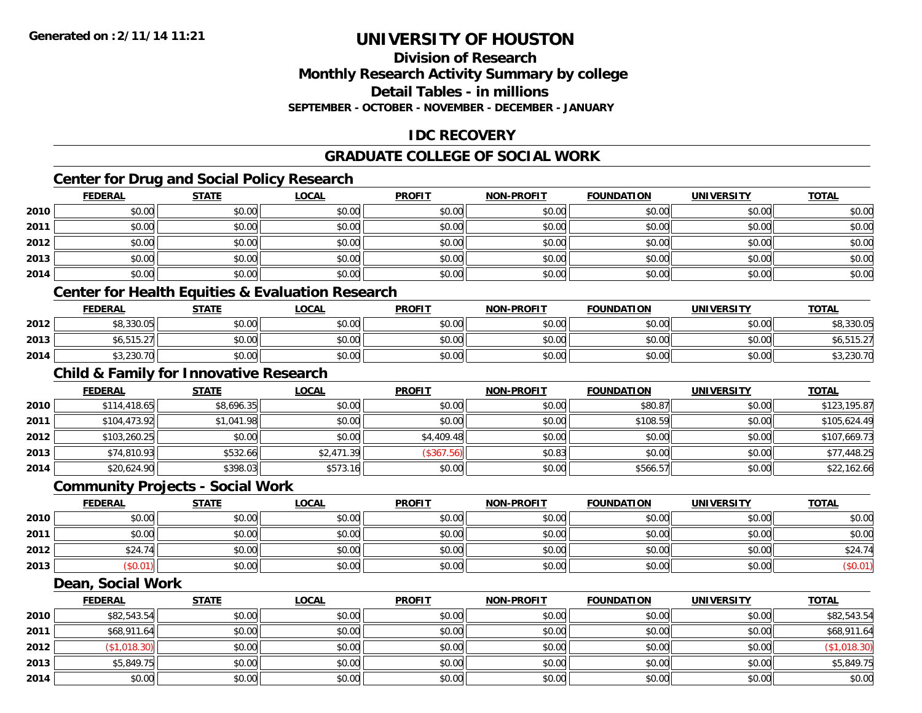**Generated on :2/11/14 11:21**

# UNIVERSITY OF HOUSTON

## Division of Research
## Monthly Research Activity Summary by college
## Detail Tables - in millions
### SEPTEMBER - OCTOBER - NOVEMBER - DECEMBER - JANUARY

## IDC RECOVERY

## GRADUATE COLLEGE OF SOCIAL WORK

### Center for Drug and Social Policy Research

| | FEDERAL | STATE | LOCAL | PROFIT | NON-PROFIT | FOUNDATION | UNIVERSITY | TOTAL |
|---|---|---|---|---|---|---|---|---|
| 2010 | $0.00 | $0.00 | $0.00 | $0.00 | $0.00 | $0.00 | $0.00 | $0.00 |
| 2011 | $0.00 | $0.00 | $0.00 | $0.00 | $0.00 | $0.00 | $0.00 | $0.00 |
| 2012 | $0.00 | $0.00 | $0.00 | $0.00 | $0.00 | $0.00 | $0.00 | $0.00 |
| 2013 | $0.00 | $0.00 | $0.00 | $0.00 | $0.00 | $0.00 | $0.00 | $0.00 |
| 2014 | $0.00 | $0.00 | $0.00 | $0.00 | $0.00 | $0.00 | $0.00 | $0.00 |

### Center for Health Equities & Evaluation Research

| | FEDERAL | STATE | LOCAL | PROFIT | NON-PROFIT | FOUNDATION | UNIVERSITY | TOTAL |
|---|---|---|---|---|---|---|---|---|
| 2012 | $8,330.05 | $0.00 | $0.00 | $0.00 | $0.00 | $0.00 | $0.00 | $8,330.05 |
| 2013 | $6,515.27 | $0.00 | $0.00 | $0.00 | $0.00 | $0.00 | $0.00 | $6,515.27 |
| 2014 | $3,230.70 | $0.00 | $0.00 | $0.00 | $0.00 | $0.00 | $0.00 | $3,230.70 |

### Child & Family for Innovative Research

| | FEDERAL | STATE | LOCAL | PROFIT | NON-PROFIT | FOUNDATION | UNIVERSITY | TOTAL |
|---|---|---|---|---|---|---|---|---|
| 2010 | $114,418.65 | $8,696.35 | $0.00 | $0.00 | $0.00 | $80.87 | $0.00 | $123,195.87 |
| 2011 | $104,473.92 | $1,041.98 | $0.00 | $0.00 | $0.00 | $108.59 | $0.00 | $105,624.49 |
| 2012 | $103,260.25 | $0.00 | $0.00 | $4,409.48 | $0.00 | $0.00 | $0.00 | $107,669.73 |
| 2013 | $74,810.93 | $532.66 | $2,471.39 | ($367.56) | $0.83 | $0.00 | $0.00 | $77,448.25 |
| 2014 | $20,624.90 | $398.03 | $573.16 | $0.00 | $0.00 | $566.57 | $0.00 | $22,162.66 |

### Community Projects - Social Work

| | FEDERAL | STATE | LOCAL | PROFIT | NON-PROFIT | FOUNDATION | UNIVERSITY | TOTAL |
|---|---|---|---|---|---|---|---|---|
| 2010 | $0.00 | $0.00 | $0.00 | $0.00 | $0.00 | $0.00 | $0.00 | $0.00 |
| 2011 | $0.00 | $0.00 | $0.00 | $0.00 | $0.00 | $0.00 | $0.00 | $0.00 |
| 2012 | $24.74 | $0.00 | $0.00 | $0.00 | $0.00 | $0.00 | $0.00 | $24.74 |
| 2013 | ($0.01) | $0.00 | $0.00 | $0.00 | $0.00 | $0.00 | $0.00 | ($0.01) |

### Dean, Social Work

| | FEDERAL | STATE | LOCAL | PROFIT | NON-PROFIT | FOUNDATION | UNIVERSITY | TOTAL |
|---|---|---|---|---|---|---|---|---|
| 2010 | $82,543.54 | $0.00 | $0.00 | $0.00 | $0.00 | $0.00 | $0.00 | $82,543.54 |
| 2011 | $68,911.64 | $0.00 | $0.00 | $0.00 | $0.00 | $0.00 | $0.00 | $68,911.64 |
| 2012 | ($1,018.30) | $0.00 | $0.00 | $0.00 | $0.00 | $0.00 | $0.00 | ($1,018.30) |
| 2013 | $5,849.75 | $0.00 | $0.00 | $0.00 | $0.00 | $0.00 | $0.00 | $5,849.75 |
| 2014 | $0.00 | $0.00 | $0.00 | $0.00 | $0.00 | $0.00 | $0.00 | $0.00 |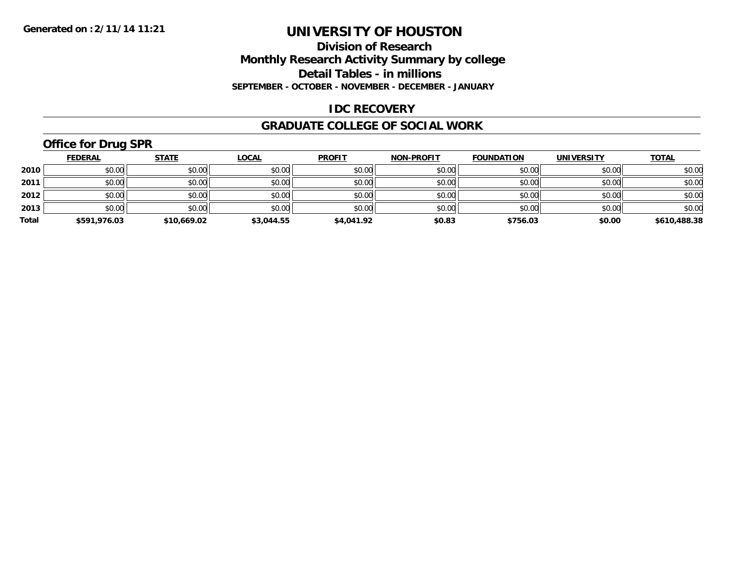# UNIVERSITY OF HOUSTON

## Division of Research

## Monthly Research Activity Summary by college

## Detail Tables - in millions

**SEPTEMBER - OCTOBER - NOVEMBER - DECEMBER - JANUARY**

## IDC RECOVERY

## GRADUATE COLLEGE OF SOCIAL WORK

### Office for Drug SPR

| | FEDERAL | STATE | LOCAL | PROFIT | NON-PROFIT | FOUNDATION | UNIVERSITY | TOTAL |
|---|---|---|---|---|---|---|---|---|
| 2010 | $0.00 | $0.00 | $0.00 | $0.00 | $0.00 | $0.00 | $0.00 | $0.00 |
| 2011 | $0.00 | $0.00 | $0.00 | $0.00 | $0.00 | $0.00 | $0.00 | $0.00 |
| 2012 | $0.00 | $0.00 | $0.00 | $0.00 | $0.00 | $0.00 | $0.00 | $0.00 |
| 2013 | $0.00 | $0.00 | $0.00 | $0.00 | $0.00 | $0.00 | $0.00 | $0.00 |
| **Total** | **$591,976.03** | **$10,669.02** | **$3,044.55** | **$4,041.92** | **$0.83** | **$756.03** | **$0.00** | **$610,488.38** |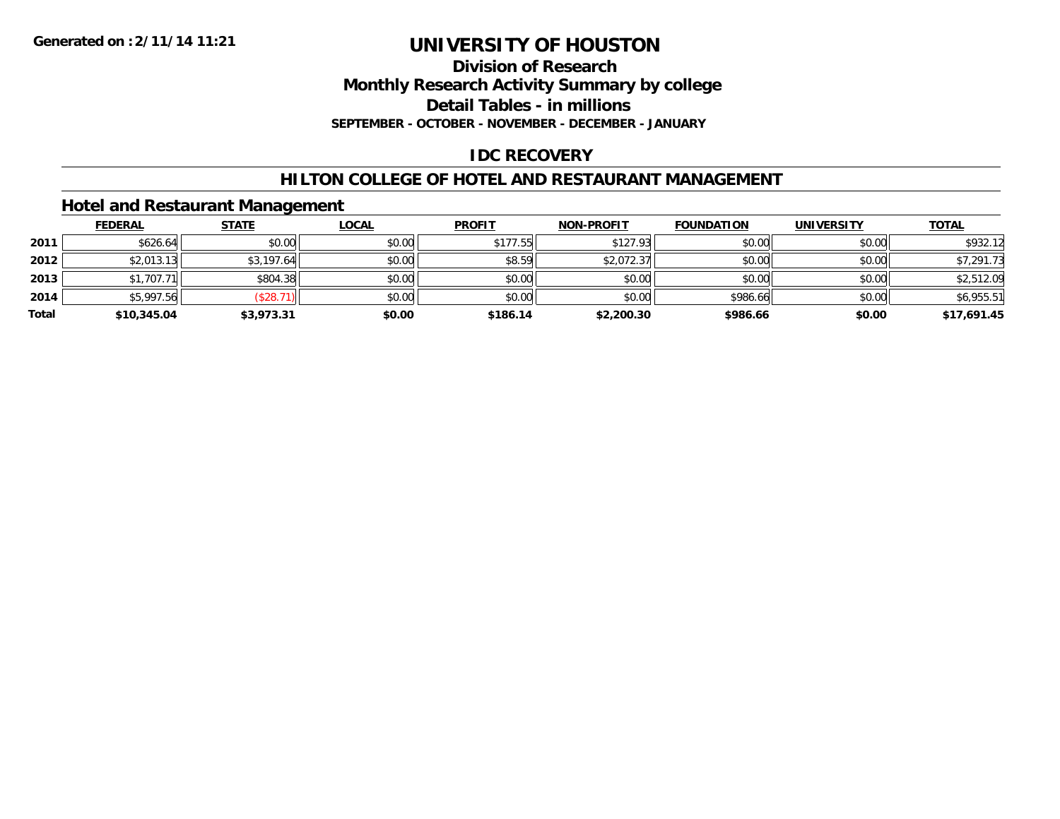**Generated on :2/11/14 11:21**

# UNIVERSITY OF HOUSTON

## Division of Research
## Monthly Research Activity Summary by college
## Detail Tables - in millions
### SEPTEMBER - OCTOBER - NOVEMBER - DECEMBER - JANUARY

## IDC RECOVERY

## HILTON COLLEGE OF HOTEL AND RESTAURANT MANAGEMENT

### Hotel and Restaurant Management

| | FEDERAL | STATE | LOCAL | PROFIT | NON-PROFIT | FOUNDATION | UNIVERSITY | TOTAL |
|---|---|---|---|---|---|---|---|---|
| 2011 | $626.64 | $0.00 | $0.00 | $177.55 | $127.93 | $0.00 | $0.00 | $932.12 |
| 2012 | $2,013.13 | $3,197.64 | $0.00 | $8.59 | $2,072.37 | $0.00 | $0.00 | $7,291.73 |
| 2013 | $1,707.71 | $804.38 | $0.00 | $0.00 | $0.00 | $0.00 | $0.00 | $2,512.09 |
| 2014 | $5,997.56 | ($28.71) | $0.00 | $0.00 | $0.00 | $986.66 | $0.00 | $6,955.51 |
| **Total** | **$10,345.04** | **$3,973.31** | **$0.00** | **$186.14** | **$2,200.30** | **$986.66** | **$0.00** | **$17,691.45** |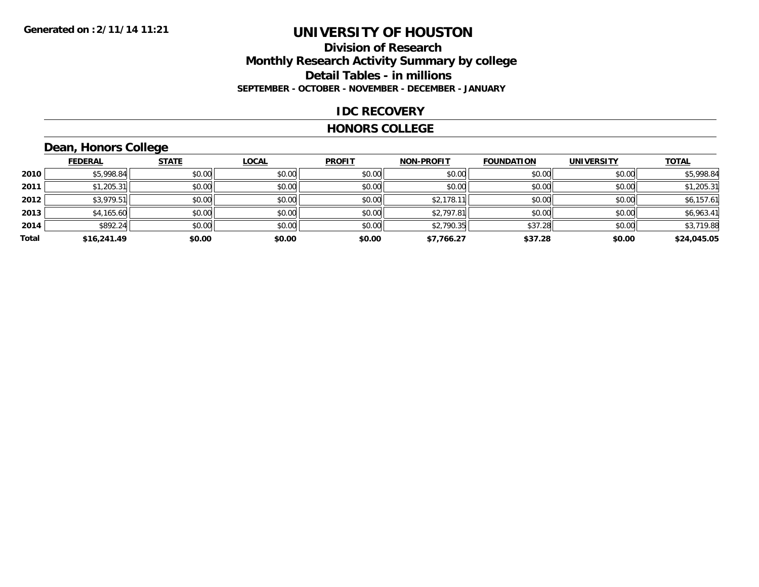Generated on :2/11/14 11:21

# UNIVERSITY OF HOUSTON

## Division of Research
## Monthly Research Activity Summary by college
## Detail Tables - in millions
### SEPTEMBER - OCTOBER - NOVEMBER - DECEMBER - JANUARY

### IDC RECOVERY

### HONORS COLLEGE

### Dean, Honors College

| | FEDERAL | STATE | LOCAL | PROFIT | NON-PROFIT | FOUNDATION | UNIVERSITY | TOTAL |
|---|---|---|---|---|---|---|---|---|
| 2010 | $5,998.84 | $0.00 | $0.00 | $0.00 | $0.00 | $0.00 | $0.00 | $5,998.84 |
| 2011 | $1,205.31 | $0.00 | $0.00 | $0.00 | $0.00 | $0.00 | $0.00 | $1,205.31 |
| 2012 | $3,979.51 | $0.00 | $0.00 | $0.00 | $2,178.11 | $0.00 | $0.00 | $6,157.61 |
| 2013 | $4,165.60 | $0.00 | $0.00 | $0.00 | $2,797.81 | $0.00 | $0.00 | $6,963.41 |
| 2014 | $892.24 | $0.00 | $0.00 | $0.00 | $2,790.35 | $37.28 | $0.00 | $3,719.88 |
| **Total** | **$16,241.49** | **$0.00** | **$0.00** | **$0.00** | **$7,766.27** | **$37.28** | **$0.00** | **$24,045.05** |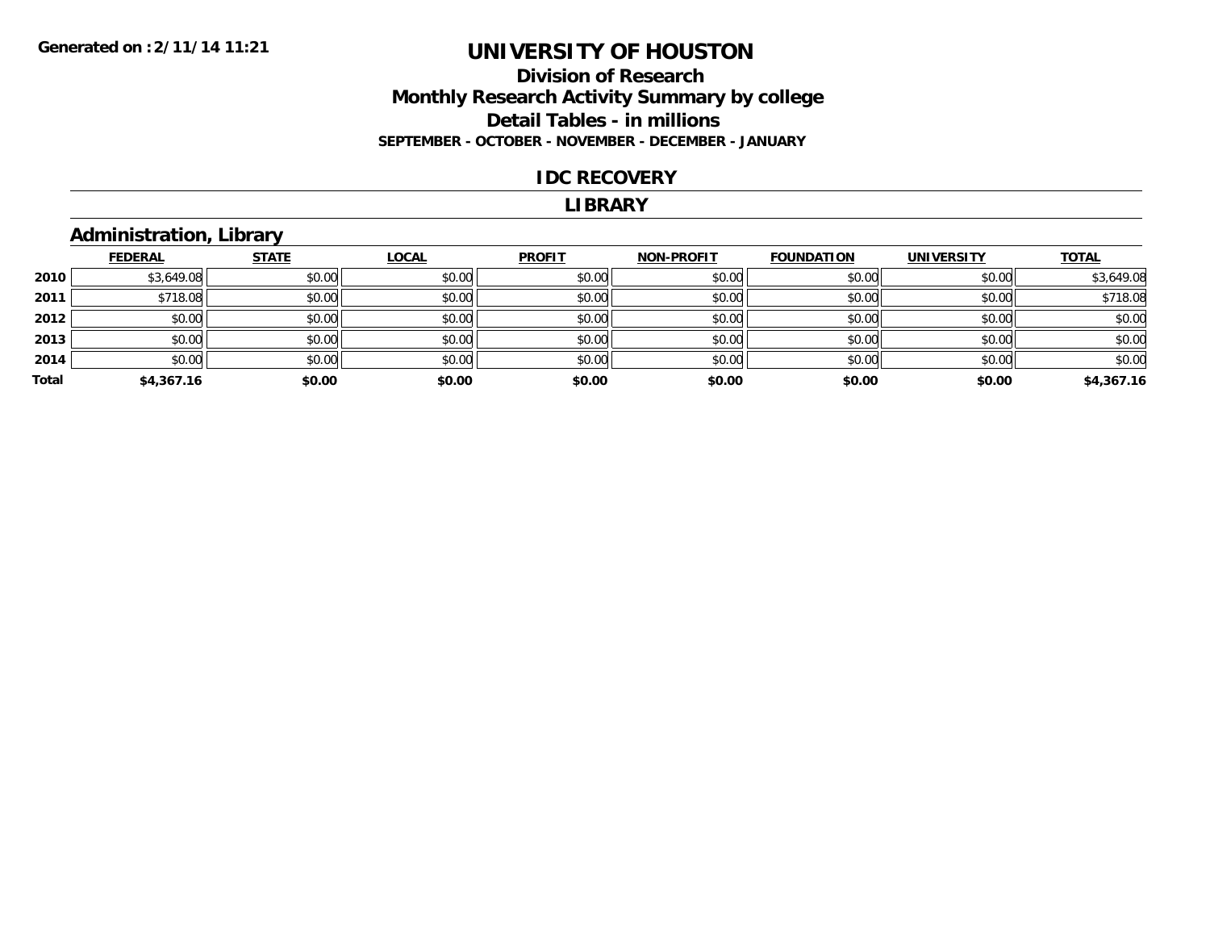**Generated on :2/11/14 11:21**

# UNIVERSITY OF HOUSTON

## Division of Research
## Monthly Research Activity Summary by college
## Detail Tables - in millions
### SEPTEMBER - OCTOBER - NOVEMBER - DECEMBER - JANUARY

## IDC RECOVERY

## LIBRARY

### Administration, Library

| | FEDERAL | STATE | LOCAL | PROFIT | NON-PROFIT | FOUNDATION | UNIVERSITY | TOTAL |
|---|---|---|---|---|---|---|---|---|
| 2010 | $3,649.08 | $0.00 | $0.00 | $0.00 | $0.00 | $0.00 | $0.00 | $3,649.08 |
| 2011 | $718.08 | $0.00 | $0.00 | $0.00 | $0.00 | $0.00 | $0.00 | $718.08 |
| 2012 | $0.00 | $0.00 | $0.00 | $0.00 | $0.00 | $0.00 | $0.00 | $0.00 |
| 2013 | $0.00 | $0.00 | $0.00 | $0.00 | $0.00 | $0.00 | $0.00 | $0.00 |
| 2014 | $0.00 | $0.00 | $0.00 | $0.00 | $0.00 | $0.00 | $0.00 | $0.00 |
| **Total** | **$4,367.16** | **$0.00** | **$0.00** | **$0.00** | **$0.00** | **$0.00** | **$0.00** | **$4,367.16** |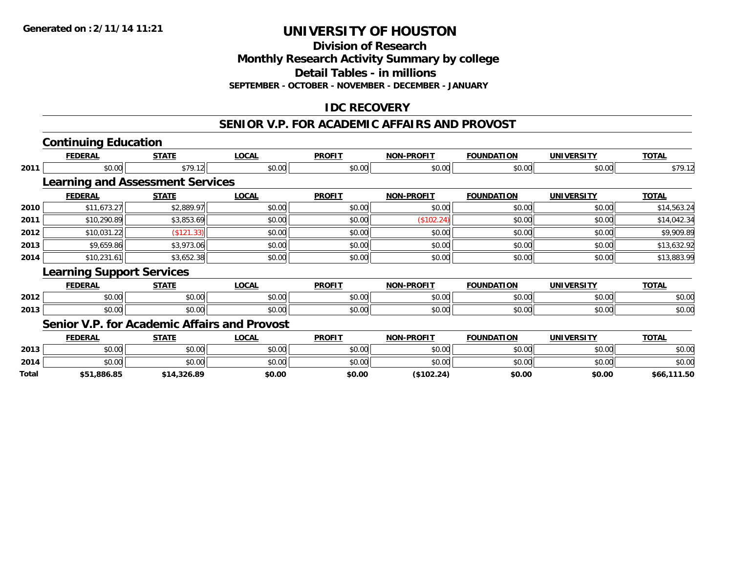Generated on :2/11/14 11:21

# UNIVERSITY OF HOUSTON

## Division of Research
## Monthly Research Activity Summary by college
## Detail Tables - in millions
### SEPTEMBER - OCTOBER - NOVEMBER - DECEMBER - JANUARY

## IDC RECOVERY

## SENIOR V.P. FOR ACADEMIC AFFAIRS AND PROVOST

### Continuing Education

| | FEDERAL | STATE | LOCAL | PROFIT | NON-PROFIT | FOUNDATION | UNIVERSITY | TOTAL |
|---|---|---|---|---|---|---|---|---|
| 2011 | $0.00 | $79.12 | $0.00 | $0.00 | $0.00 | $0.00 | $0.00 | $79.12 |

### Learning and Assessment Services

| | FEDERAL | STATE | LOCAL | PROFIT | NON-PROFIT | FOUNDATION | UNIVERSITY | TOTAL |
|---|---|---|---|---|---|---|---|---|
| 2010 | $11,673.27 | $2,889.97 | $0.00 | $0.00 | $0.00 | $0.00 | $0.00 | $14,563.24 |
| 2011 | $10,290.89 | $3,853.69 | $0.00 | $0.00 | ($102.24) | $0.00 | $0.00 | $14,042.34 |
| 2012 | $10,031.22 | ($121.33) | $0.00 | $0.00 | $0.00 | $0.00 | $0.00 | $9,909.89 |
| 2013 | $9,659.86 | $3,973.06 | $0.00 | $0.00 | $0.00 | $0.00 | $0.00 | $13,632.92 |
| 2014 | $10,231.61 | $3,652.38 | $0.00 | $0.00 | $0.00 | $0.00 | $0.00 | $13,883.99 |

### Learning Support Services

| | FEDERAL | STATE | LOCAL | PROFIT | NON-PROFIT | FOUNDATION | UNIVERSITY | TOTAL |
|---|---|---|---|---|---|---|---|---|
| 2012 | $0.00 | $0.00 | $0.00 | $0.00 | $0.00 | $0.00 | $0.00 | $0.00 |
| 2013 | $0.00 | $0.00 | $0.00 | $0.00 | $0.00 | $0.00 | $0.00 | $0.00 |

### Senior V.P. for Academic Affairs and Provost

| | FEDERAL | STATE | LOCAL | PROFIT | NON-PROFIT | FOUNDATION | UNIVERSITY | TOTAL |
|---|---|---|---|---|---|---|---|---|
| 2013 | $0.00 | $0.00 | $0.00 | $0.00 | $0.00 | $0.00 | $0.00 | $0.00 |
| 2014 | $0.00 | $0.00 | $0.00 | $0.00 | $0.00 | $0.00 | $0.00 | $0.00 |
| **Total** | **$51,886.85** | **$14,326.89** | **$0.00** | **$0.00** | **($102.24)** | **$0.00** | **$0.00** | **$66,111.50** |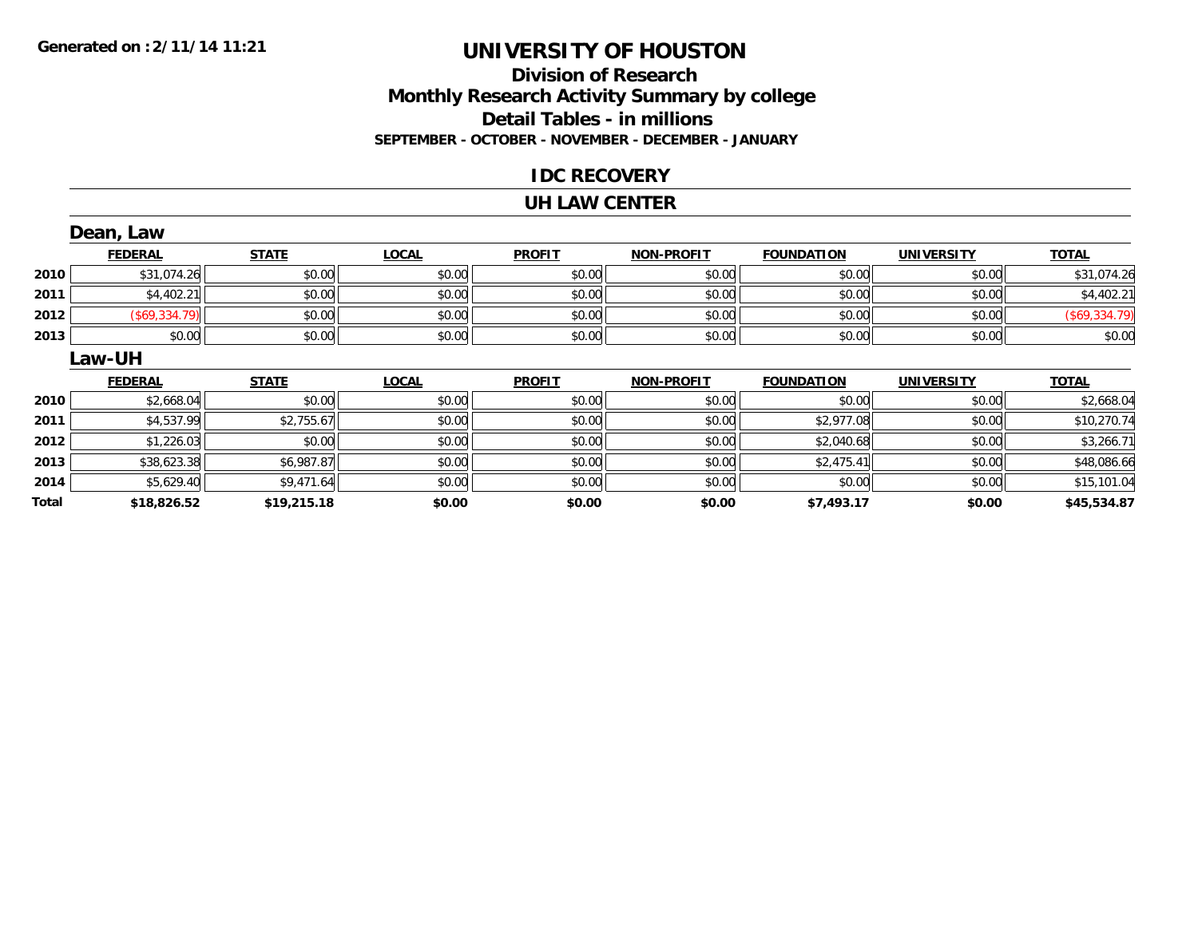**Generated on :2/11/14 11:21**

# UNIVERSITY OF HOUSTON

## Division of Research
## Monthly Research Activity Summary by college
## Detail Tables - in millions
### SEPTEMBER - OCTOBER - NOVEMBER - DECEMBER - JANUARY

## IDC RECOVERY

## UH LAW CENTER

### Dean, Law

| | FEDERAL | STATE | LOCAL | PROFIT | NON-PROFIT | FOUNDATION | UNIVERSITY | TOTAL |
|---|---|---|---|---|---|---|---|---|
| 2010 | $31,074.26 | $0.00 | $0.00 | $0.00 | $0.00 | $0.00 | $0.00 | $31,074.26 |
| 2011 | $4,402.21 | $0.00 | $0.00 | $0.00 | $0.00 | $0.00 | $0.00 | $4,402.21 |
| 2012 | ($69,334.79) | $0.00 | $0.00 | $0.00 | $0.00 | $0.00 | $0.00 | ($69,334.79) |
| 2013 | $0.00 | $0.00 | $0.00 | $0.00 | $0.00 | $0.00 | $0.00 | $0.00 |

### Law-UH

| | FEDERAL | STATE | LOCAL | PROFIT | NON-PROFIT | FOUNDATION | UNIVERSITY | TOTAL |
|---|---|---|---|---|---|---|---|---|
| 2010 | $2,668.04 | $0.00 | $0.00 | $0.00 | $0.00 | $0.00 | $0.00 | $2,668.04 |
| 2011 | $4,537.99 | $2,755.67 | $0.00 | $0.00 | $0.00 | $2,977.08 | $0.00 | $10,270.74 |
| 2012 | $1,226.03 | $0.00 | $0.00 | $0.00 | $0.00 | $2,040.68 | $0.00 | $3,266.71 |
| 2013 | $38,623.38 | $6,987.87 | $0.00 | $0.00 | $0.00 | $2,475.41 | $0.00 | $48,086.66 |
| 2014 | $5,629.40 | $9,471.64 | $0.00 | $0.00 | $0.00 | $0.00 | $0.00 | $15,101.04 |
| **Total** | **$18,826.52** | **$19,215.18** | **$0.00** | **$0.00** | **$0.00** | **$7,493.17** | **$0.00** | **$45,534.87** |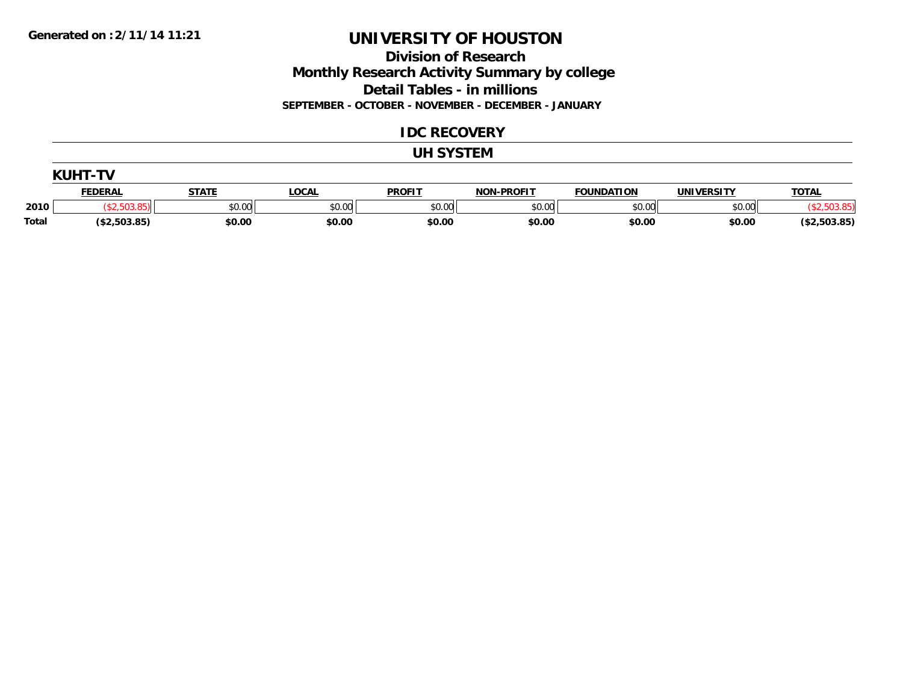Generated on :2/11/14 11:21

# UNIVERSITY OF HOUSTON

## Division of Research

## Monthly Research Activity Summary by college

## Detail Tables - in millions

**SEPTEMBER - OCTOBER - NOVEMBER - DECEMBER - JANUARY**

## IDC RECOVERY

## UH SYSTEM

### KUHT-TV

| | FEDERAL | STATE | LOCAL | PROFIT | NON-PROFIT | FOUNDATION | UNIVERSITY | TOTAL |
|---|---|---|---|---|---|---|---|---|
| 2010 | ($2,503.85) | $0.00 | $0.00 | $0.00 | $0.00 | $0.00 | $0.00 | ($2,503.85) |
| **Total** | **($2,503.85)** | **$0.00** | **$0.00** | **$0.00** | **$0.00** | **$0.00** | **$0.00** | **($2,503.85)** |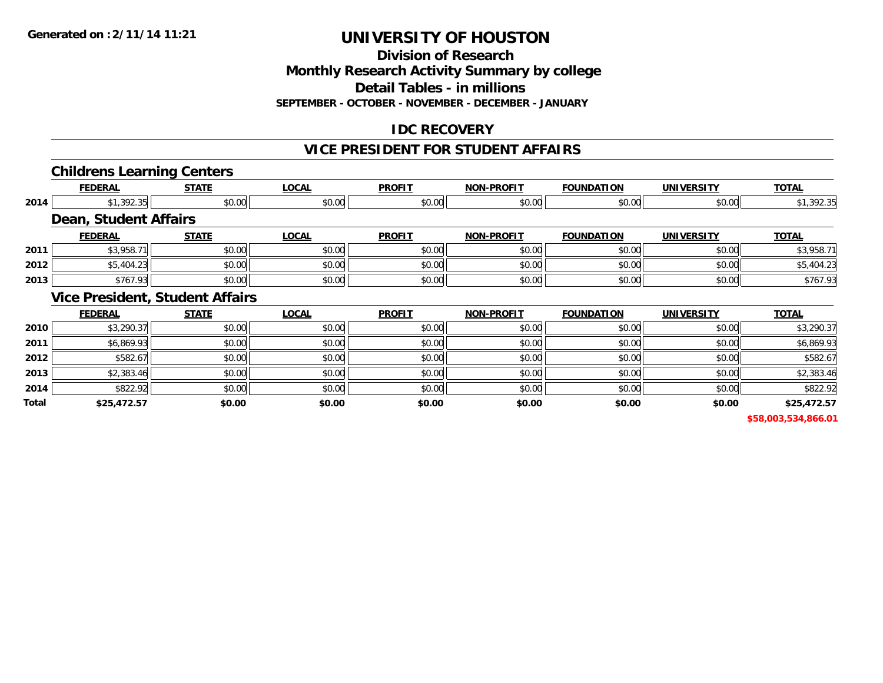**Generated on :2/11/14 11:21**

# UNIVERSITY OF HOUSTON

## Division of Research
## Monthly Research Activity Summary by college
## Detail Tables - in millions
### SEPTEMBER - OCTOBER - NOVEMBER - DECEMBER - JANUARY

## IDC RECOVERY

## VICE PRESIDENT FOR STUDENT AFFAIRS

### Childrens Learning Centers

| | FEDERAL | STATE | LOCAL | PROFIT | NON-PROFIT | FOUNDATION | UNIVERSITY | TOTAL |
|---|---|---|---|---|---|---|---|---|
| 2014 | $1,392.35 | $0.00 | $0.00 | $0.00 | $0.00 | $0.00 | $0.00 | $1,392.35 |

### Dean, Student Affairs

| | FEDERAL | STATE | LOCAL | PROFIT | NON-PROFIT | FOUNDATION | UNIVERSITY | TOTAL |
|---|---|---|---|---|---|---|---|---|
| 2011 | $3,958.71 | $0.00 | $0.00 | $0.00 | $0.00 | $0.00 | $0.00 | $3,958.71 |
| 2012 | $5,404.23 | $0.00 | $0.00 | $0.00 | $0.00 | $0.00 | $0.00 | $5,404.23 |
| 2013 | $767.93 | $0.00 | $0.00 | $0.00 | $0.00 | $0.00 | $0.00 | $767.93 |

### Vice President, Student Affairs

| | FEDERAL | STATE | LOCAL | PROFIT | NON-PROFIT | FOUNDATION | UNIVERSITY | TOTAL |
|---|---|---|---|---|---|---|---|---|
| 2010 | $3,290.37 | $0.00 | $0.00 | $0.00 | $0.00 | $0.00 | $0.00 | $3,290.37 |
| 2011 | $6,869.93 | $0.00 | $0.00 | $0.00 | $0.00 | $0.00 | $0.00 | $6,869.93 |
| 2012 | $582.67 | $0.00 | $0.00 | $0.00 | $0.00 | $0.00 | $0.00 | $582.67 |
| 2013 | $2,383.46 | $0.00 | $0.00 | $0.00 | $0.00 | $0.00 | $0.00 | $2,383.46 |
| 2014 | $822.92 | $0.00 | $0.00 | $0.00 | $0.00 | $0.00 | $0.00 | $822.92 |
| **Total** | **$25,472.57** | **$0.00** | **$0.00** | **$0.00** | **$0.00** | **$0.00** | **$0.00** | **$25,472.57** |

**$58,003,534,866.01**